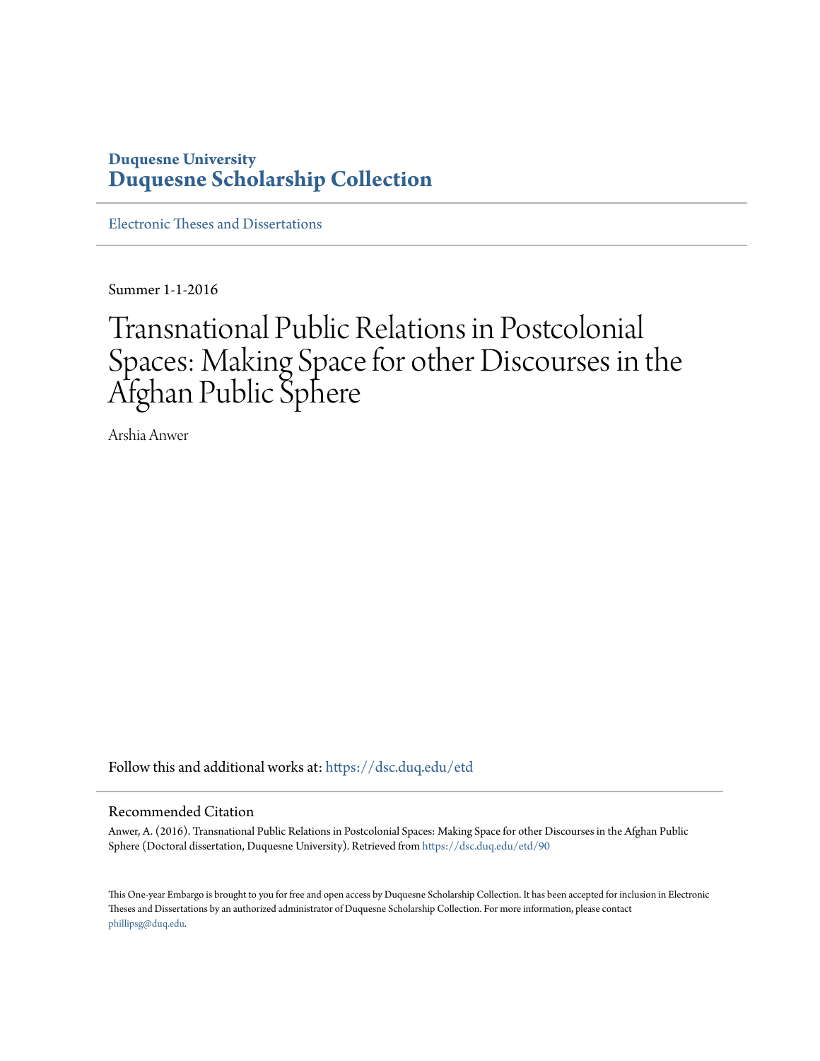**Duquesne University**
**Duquesne Scholarship Collection**

Electronic Theses and Dissertations

Summer 1-1-2016

# Transnational Public Relations in Postcolonial Spaces: Making Space for other Discourses in the Afghan Public Sphere

Arshia Anwer

Follow this and additional works at: https://dsc.duq.edu/etd

## Recommended Citation

Anwer, A. (2016). Transnational Public Relations in Postcolonial Spaces: Making Space for other Discourses in the Afghan Public Sphere (Doctoral dissertation, Duquesne University). Retrieved from https://dsc.duq.edu/etd/90

This One-year Embargo is brought to you for free and open access by Duquesne Scholarship Collection. It has been accepted for inclusion in Electronic Theses and Dissertations by an authorized administrator of Duquesne Scholarship Collection. For more information, please contact phillipsg@duq.edu.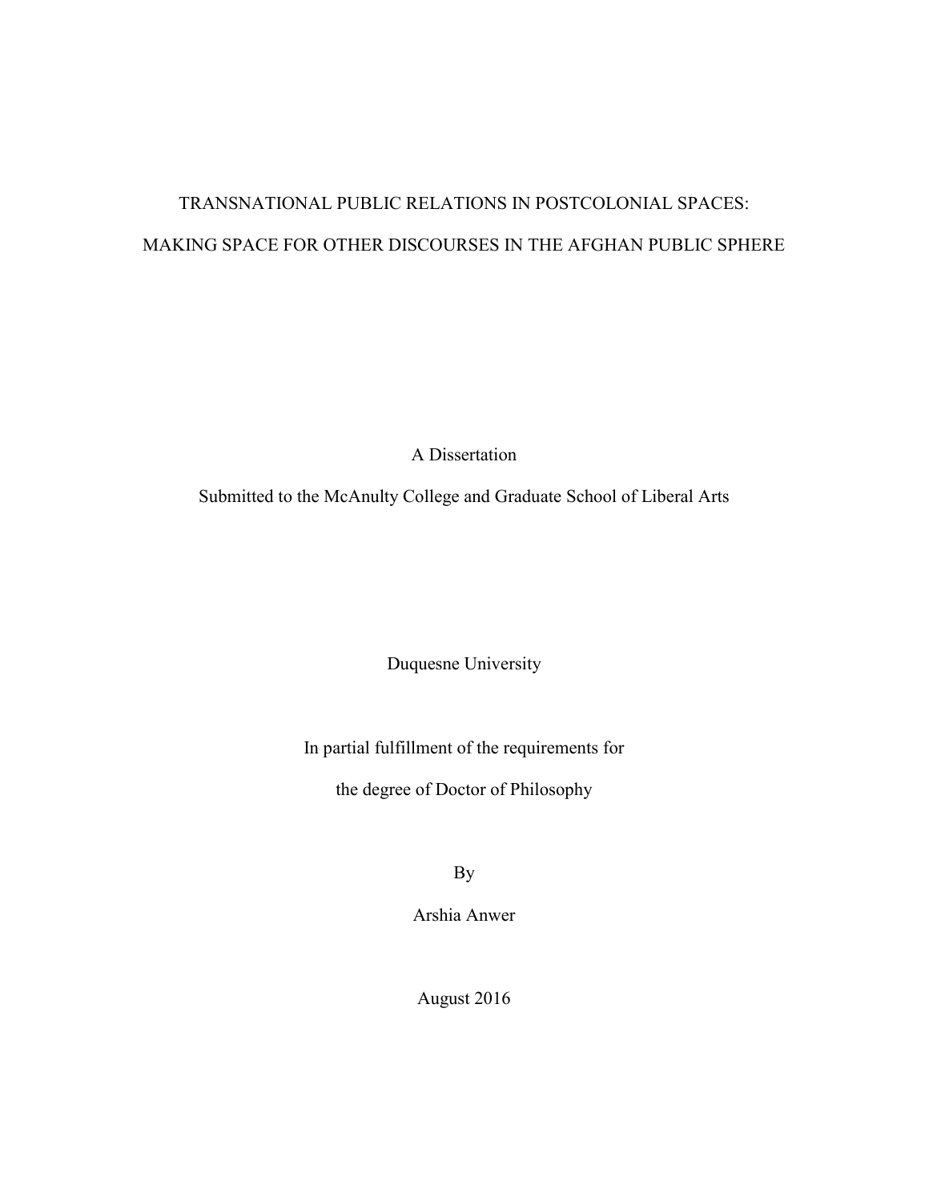# TRANSNATIONAL PUBLIC RELATIONS IN POSTCOLONIAL SPACES:

# MAKING SPACE FOR OTHER DISCOURSES IN THE AFGHAN PUBLIC SPHERE

A Dissertation

Submitted to the McAnulty College and Graduate School of Liberal Arts

Duquesne University

In partial fulfillment of the requirements for

the degree of Doctor of Philosophy

By

Arshia Anwer

August 2016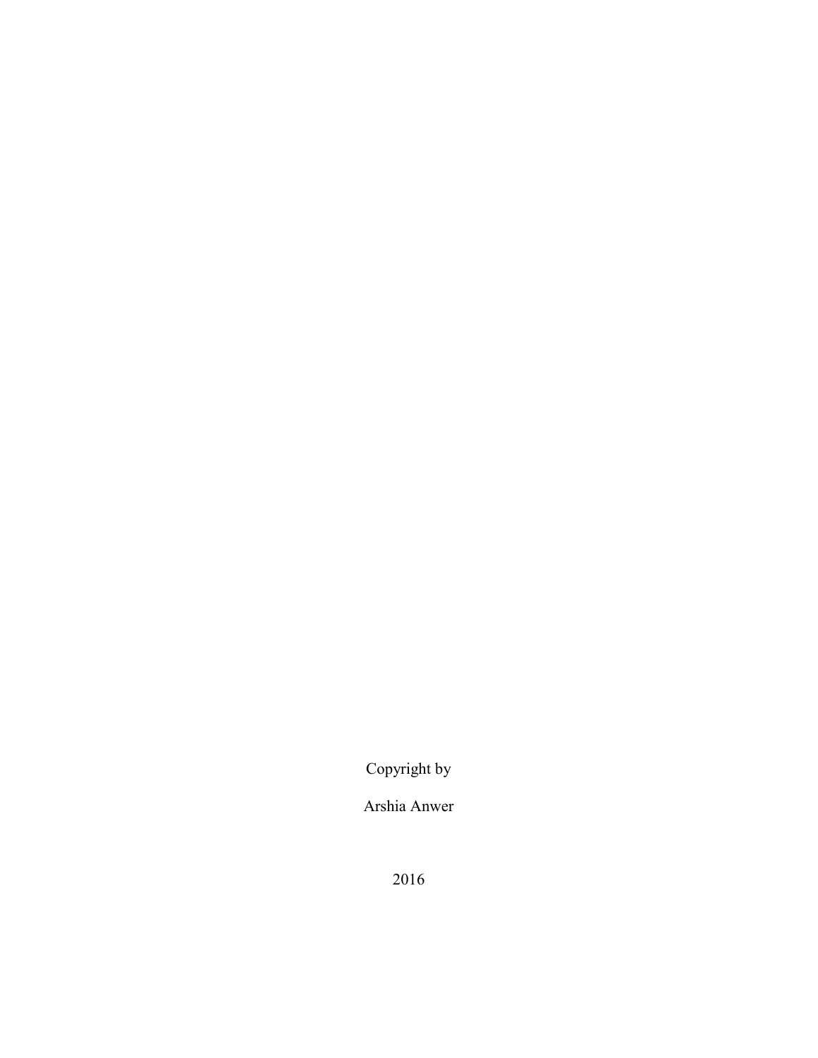Copyright by

Arshia Anwer

2016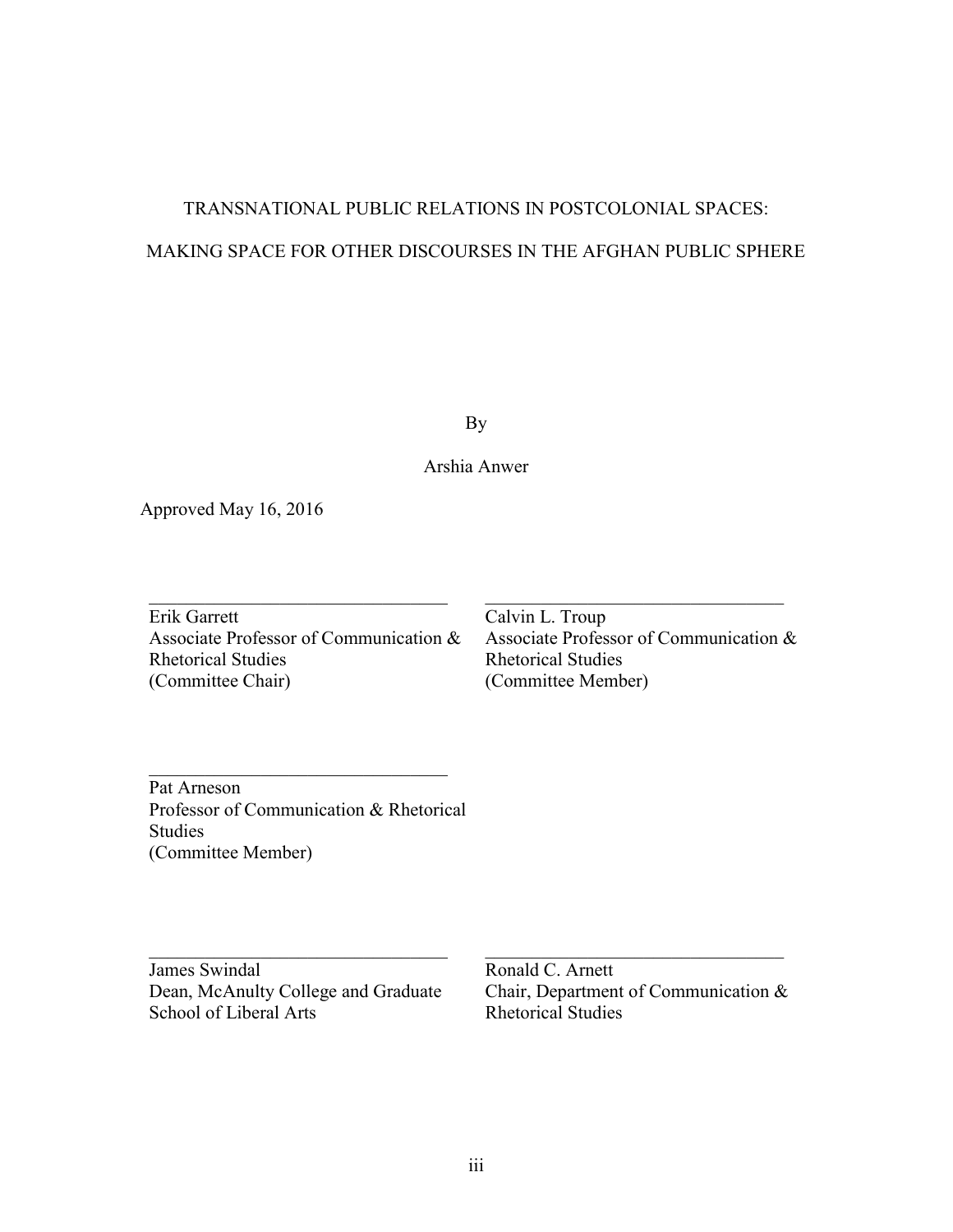TRANSNATIONAL PUBLIC RELATIONS IN POSTCOLONIAL SPACES:

MAKING SPACE FOR OTHER DISCOURSES IN THE AFGHAN PUBLIC SPHERE

By

Arshia Anwer

Approved May 16, 2016

Erik Garrett
Associate Professor of Communication & Rhetorical Studies
(Committee Chair)

Calvin L. Troup
Associate Professor of Communication & Rhetorical Studies
(Committee Member)

Pat Arneson
Professor of Communication & Rhetorical Studies
(Committee Member)

James Swindal
Dean, McAnulty College and Graduate School of Liberal Arts

Ronald C. Arnett
Chair, Department of Communication & Rhetorical Studies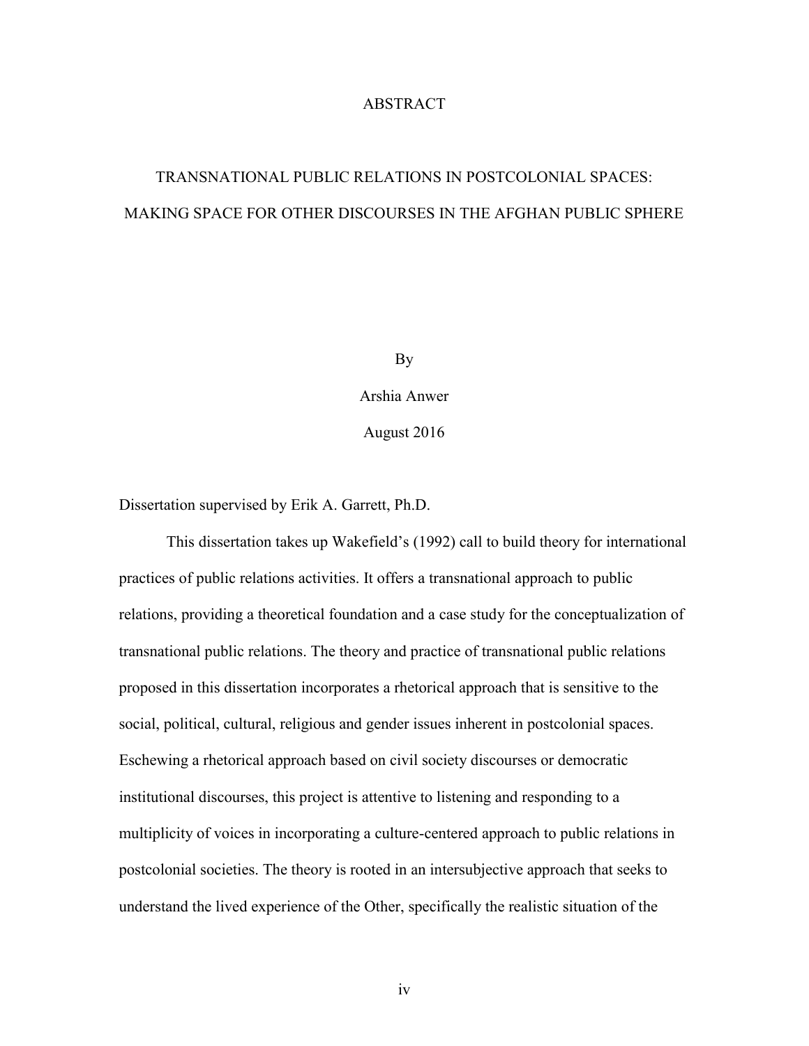# ABSTRACT

## TRANSNATIONAL PUBLIC RELATIONS IN POSTCOLONIAL SPACES: MAKING SPACE FOR OTHER DISCOURSES IN THE AFGHAN PUBLIC SPHERE

By

Arshia Anwer

August 2016

Dissertation supervised by Erik A. Garrett, Ph.D.

This dissertation takes up Wakefield's (1992) call to build theory for international practices of public relations activities. It offers a transnational approach to public relations, providing a theoretical foundation and a case study for the conceptualization of transnational public relations. The theory and practice of transnational public relations proposed in this dissertation incorporates a rhetorical approach that is sensitive to the social, political, cultural, religious and gender issues inherent in postcolonial spaces. Eschewing a rhetorical approach based on civil society discourses or democratic institutional discourses, this project is attentive to listening and responding to a multiplicity of voices in incorporating a culture-centered approach to public relations in postcolonial societies. The theory is rooted in an intersubjective approach that seeks to understand the lived experience of the Other, specifically the realistic situation of the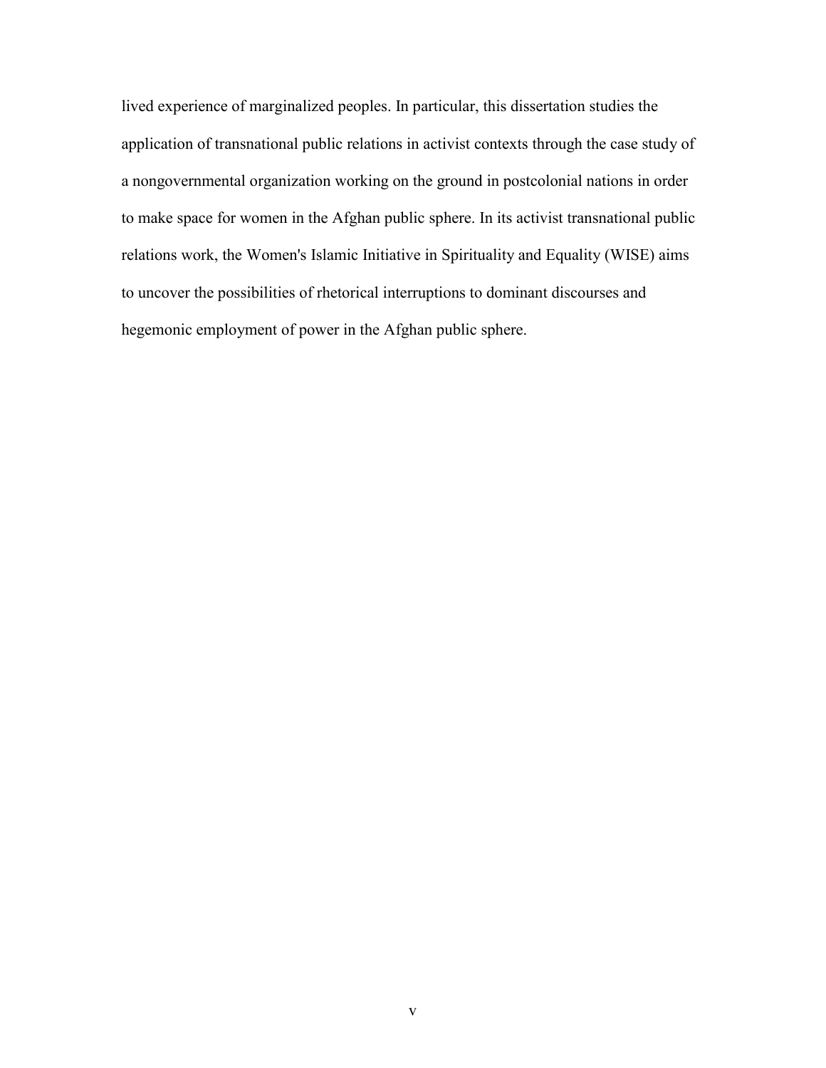lived experience of marginalized peoples. In particular, this dissertation studies the application of transnational public relations in activist contexts through the case study of a nongovernmental organization working on the ground in postcolonial nations in order to make space for women in the Afghan public sphere. In its activist transnational public relations work, the Women's Islamic Initiative in Spirituality and Equality (WISE) aims to uncover the possibilities of rhetorical interruptions to dominant discourses and hegemonic employment of power in the Afghan public sphere.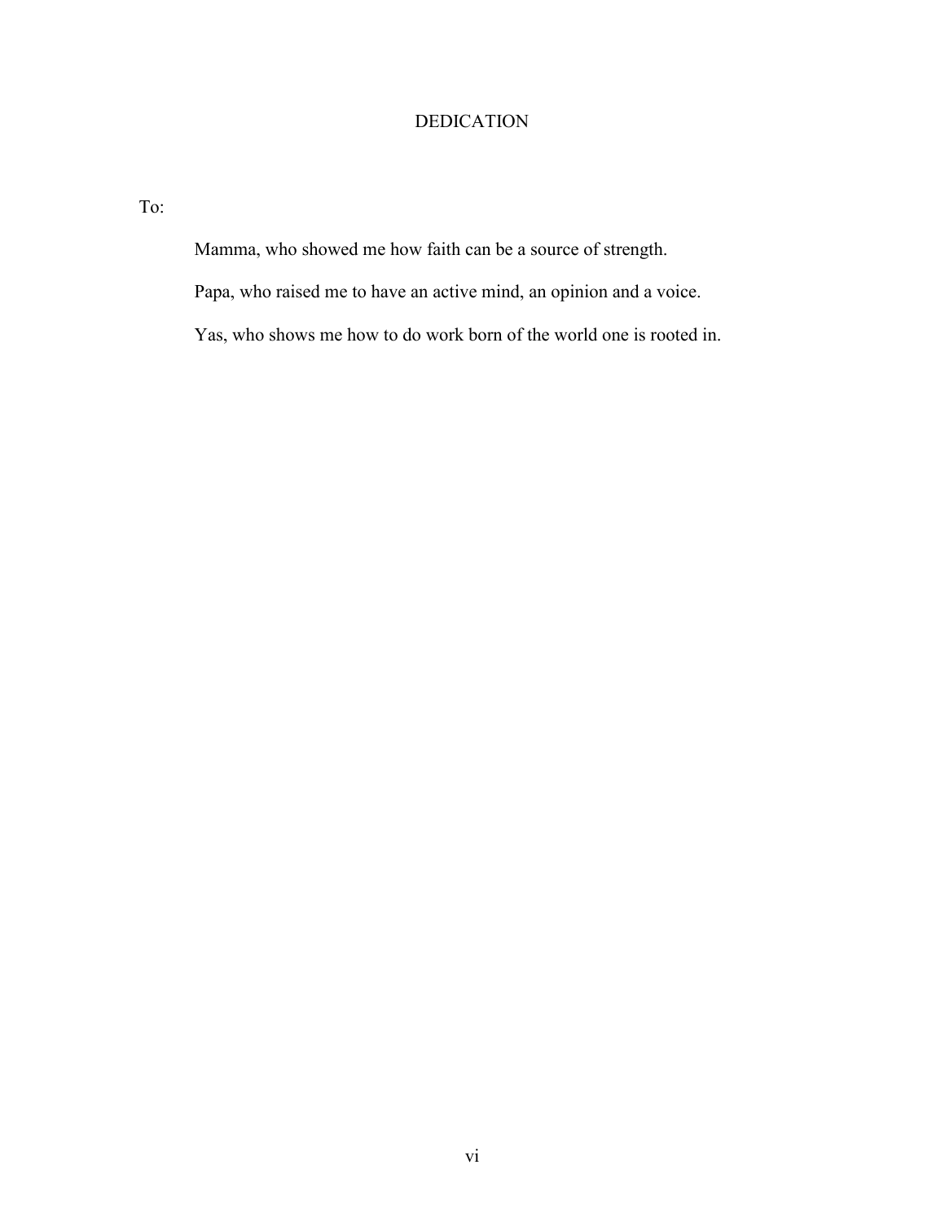# DEDICATION

To:

Mamma, who showed me how faith can be a source of strength.

Papa, who raised me to have an active mind, an opinion and a voice.

Yas, who shows me how to do work born of the world one is rooted in.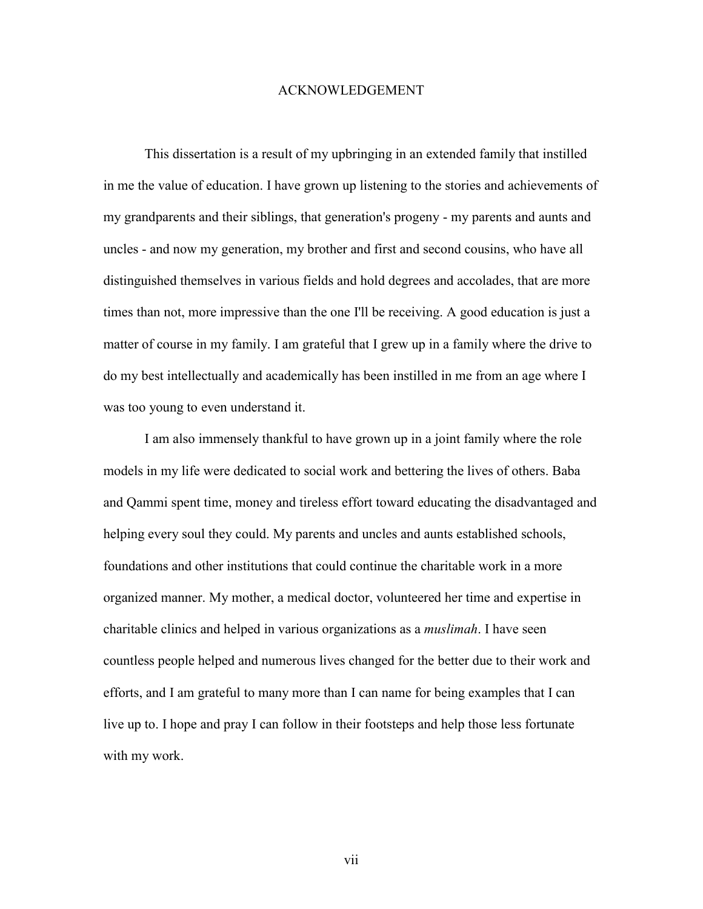# ACKNOWLEDGEMENT

This dissertation is a result of my upbringing in an extended family that instilled in me the value of education. I have grown up listening to the stories and achievements of my grandparents and their siblings, that generation's progeny - my parents and aunts and uncles - and now my generation, my brother and first and second cousins, who have all distinguished themselves in various fields and hold degrees and accolades, that are more times than not, more impressive than the one I'll be receiving. A good education is just a matter of course in my family. I am grateful that I grew up in a family where the drive to do my best intellectually and academically has been instilled in me from an age where I was too young to even understand it.

I am also immensely thankful to have grown up in a joint family where the role models in my life were dedicated to social work and bettering the lives of others. Baba and Qammi spent time, money and tireless effort toward educating the disadvantaged and helping every soul they could. My parents and uncles and aunts established schools, foundations and other institutions that could continue the charitable work in a more organized manner. My mother, a medical doctor, volunteered her time and expertise in charitable clinics and helped in various organizations as a *muslimah*. I have seen countless people helped and numerous lives changed for the better due to their work and efforts, and I am grateful to many more than I can name for being examples that I can live up to. I hope and pray I can follow in their footsteps and help those less fortunate with my work.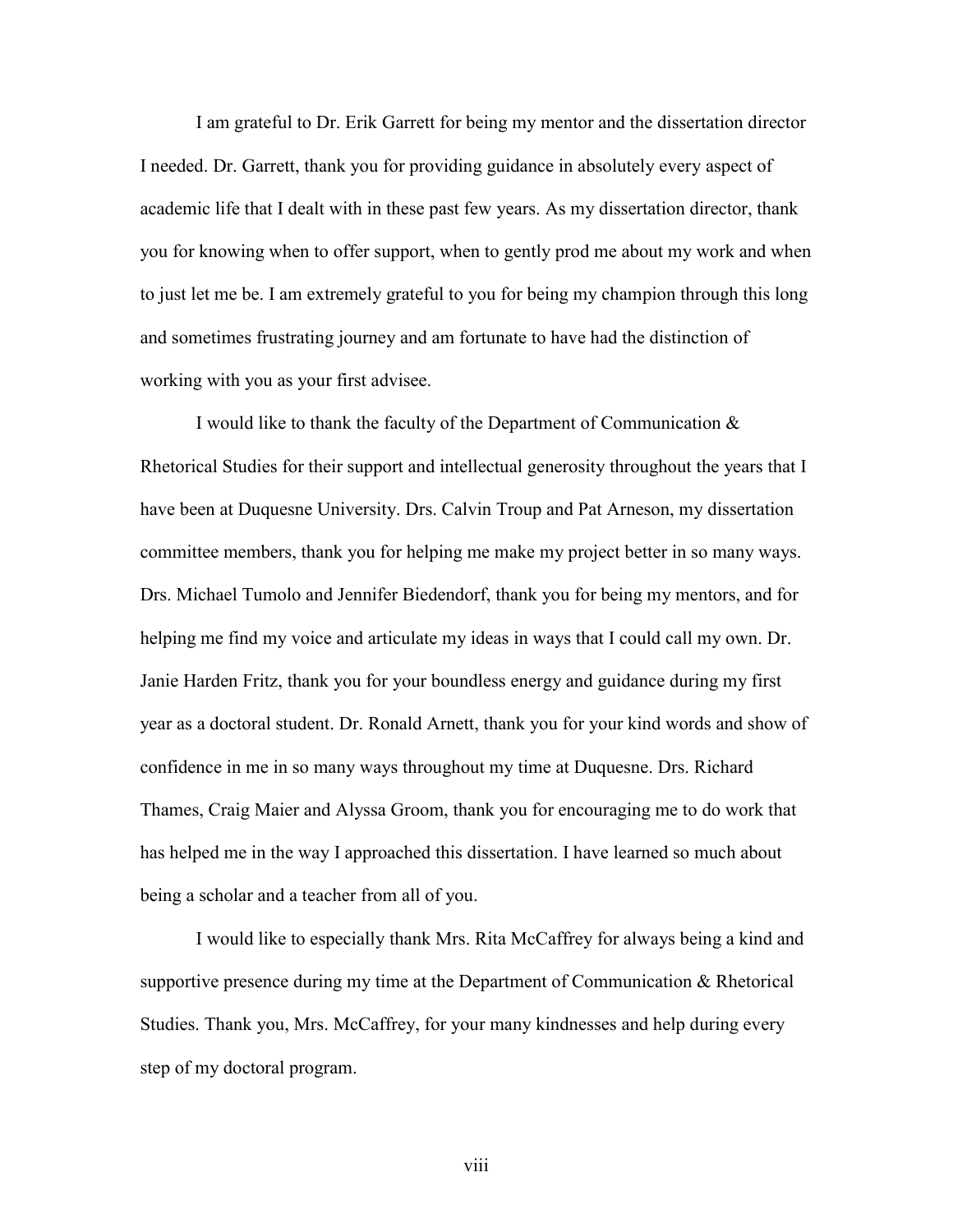I am grateful to Dr. Erik Garrett for being my mentor and the dissertation director I needed. Dr. Garrett, thank you for providing guidance in absolutely every aspect of academic life that I dealt with in these past few years. As my dissertation director, thank you for knowing when to offer support, when to gently prod me about my work and when to just let me be. I am extremely grateful to you for being my champion through this long and sometimes frustrating journey and am fortunate to have had the distinction of working with you as your first advisee.

I would like to thank the faculty of the Department of Communication & Rhetorical Studies for their support and intellectual generosity throughout the years that I have been at Duquesne University. Drs. Calvin Troup and Pat Arneson, my dissertation committee members, thank you for helping me make my project better in so many ways. Drs. Michael Tumolo and Jennifer Biedendorf, thank you for being my mentors, and for helping me find my voice and articulate my ideas in ways that I could call my own. Dr. Janie Harden Fritz, thank you for your boundless energy and guidance during my first year as a doctoral student. Dr. Ronald Arnett, thank you for your kind words and show of confidence in me in so many ways throughout my time at Duquesne. Drs. Richard Thames, Craig Maier and Alyssa Groom, thank you for encouraging me to do work that has helped me in the way I approached this dissertation. I have learned so much about being a scholar and a teacher from all of you.

I would like to especially thank Mrs. Rita McCaffrey for always being a kind and supportive presence during my time at the Department of Communication & Rhetorical Studies. Thank you, Mrs. McCaffrey, for your many kindnesses and help during every step of my doctoral program.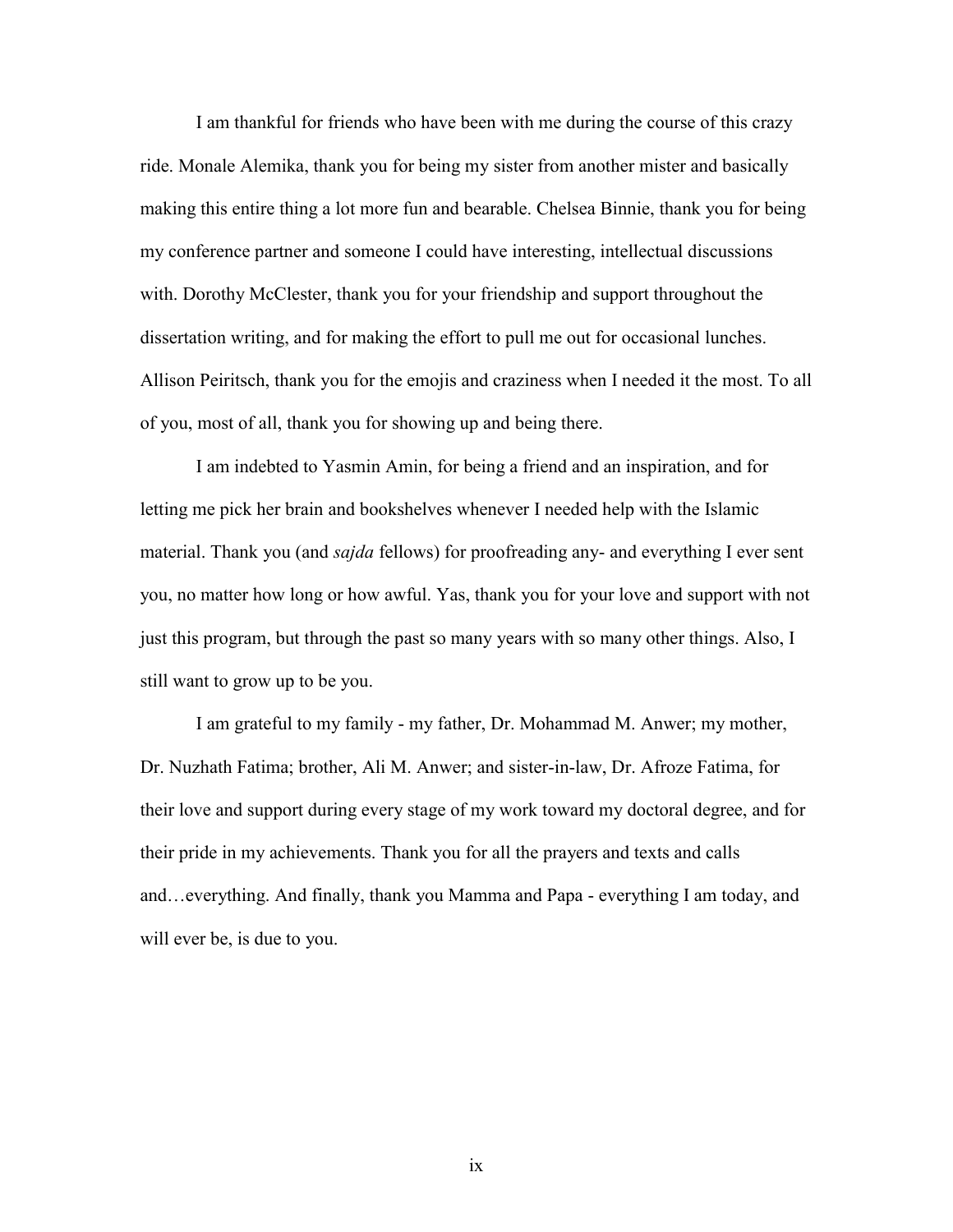I am thankful for friends who have been with me during the course of this crazy ride. Monale Alemika, thank you for being my sister from another mister and basically making this entire thing a lot more fun and bearable. Chelsea Binnie, thank you for being my conference partner and someone I could have interesting, intellectual discussions with. Dorothy McClester, thank you for your friendship and support throughout the dissertation writing, and for making the effort to pull me out for occasional lunches. Allison Peiritsch, thank you for the emojis and craziness when I needed it the most. To all of you, most of all, thank you for showing up and being there.

I am indebted to Yasmin Amin, for being a friend and an inspiration, and for letting me pick her brain and bookshelves whenever I needed help with the Islamic material. Thank you (and *sajda* fellows) for proofreading any- and everything I ever sent you, no matter how long or how awful. Yas, thank you for your love and support with not just this program, but through the past so many years with so many other things. Also, I still want to grow up to be you.

I am grateful to my family - my father, Dr. Mohammad M. Anwer; my mother, Dr. Nuzhath Fatima; brother, Ali M. Anwer; and sister-in-law, Dr. Afroze Fatima, for their love and support during every stage of my work toward my doctoral degree, and for their pride in my achievements. Thank you for all the prayers and texts and calls and…everything. And finally, thank you Mamma and Papa - everything I am today, and will ever be, is due to you.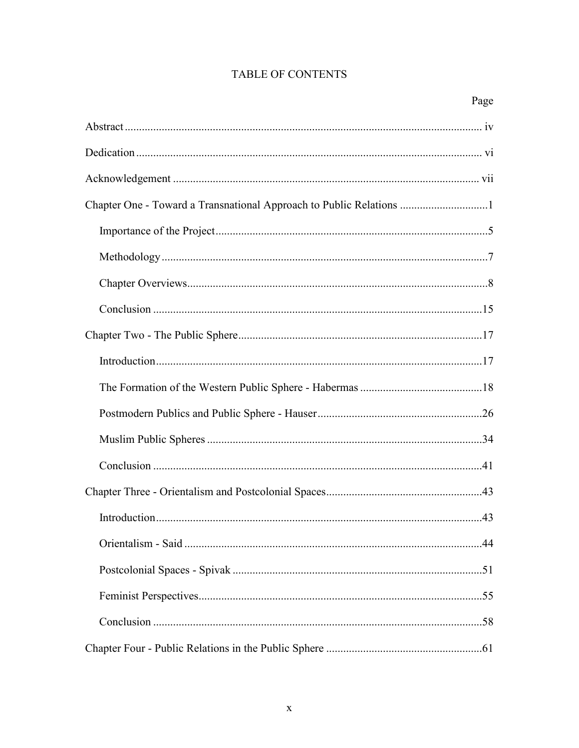# TABLE OF CONTENTS

Page

Abstract ... iv

Dedication ... vi

Acknowledgement ... vii

Chapter One - Toward a Transnational Approach to Public Relations ... 1

- Importance of the Project ... 5
- Methodology ... 7
- Chapter Overviews ... 8
- Conclusion ... 15

Chapter Two - The Public Sphere ... 17

- Introduction ... 17
- The Formation of the Western Public Sphere - Habermas ... 18
- Postmodern Publics and Public Sphere - Hauser ... 26
- Muslim Public Spheres ... 34
- Conclusion ... 41

Chapter Three - Orientalism and Postcolonial Spaces ... 43

- Introduction ... 43
- Orientalism - Said ... 44
- Postcolonial Spaces - Spivak ... 51
- Feminist Perspectives ... 55
- Conclusion ... 58

Chapter Four - Public Relations in the Public Sphere ... 61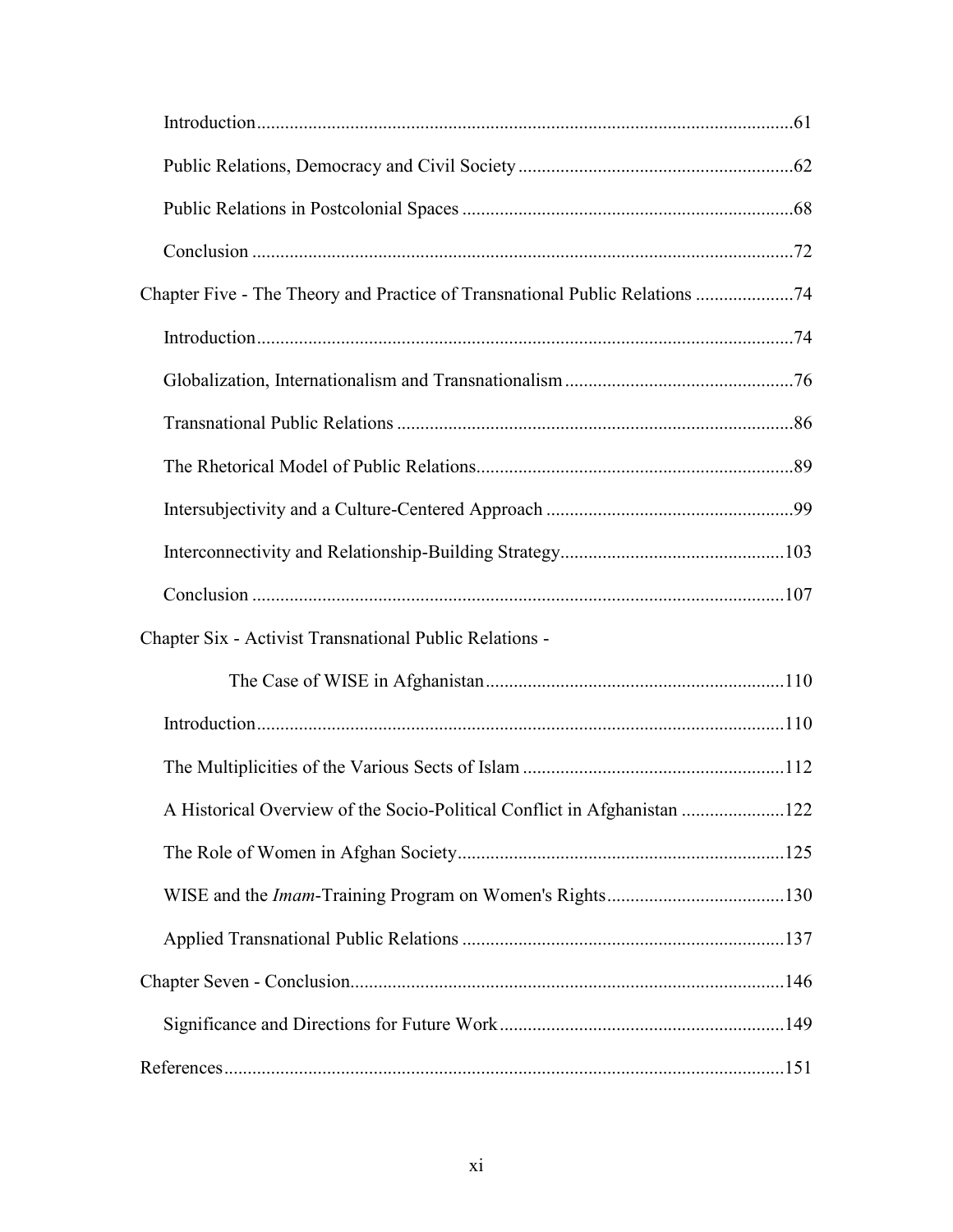Introduction ..................................................................................................61

Public Relations, Democracy and Civil Society ..........................................................62

Public Relations in Postcolonial Spaces ......................................................................68

Conclusion ..................................................................................................................72

Chapter Five - The Theory and Practice of Transnational Public Relations .....................74

Introduction ..................................................................................................74

Globalization, Internationalism and Transnationalism ................................................76

Transnational Public Relations ....................................................................................86

The Rhetorical Model of Public Relations ...................................................................89

Intersubjectivity and a Culture-Centered Approach ....................................................99

Interconnectivity and Relationship-Building Strategy ................................................103

Conclusion ..................................................................................................................107

Chapter Six - Activist Transnational Public Relations -

The Case of WISE in Afghanistan ..............................................................110

Introduction ..................................................................................................110

The Multiplicities of the Various Sects of Islam .......................................................112

A Historical Overview of the Socio-Political Conflict in Afghanistan .....................122

The Role of Women in Afghan Society .....................................................................125

WISE and the *Imam*-Training Program on Women's Rights .....................................130

Applied Transnational Public Relations ....................................................................137

Chapter Seven - Conclusion ............................................................................................146

Significance and Directions for Future Work ............................................................149

References ......................................................................................................................151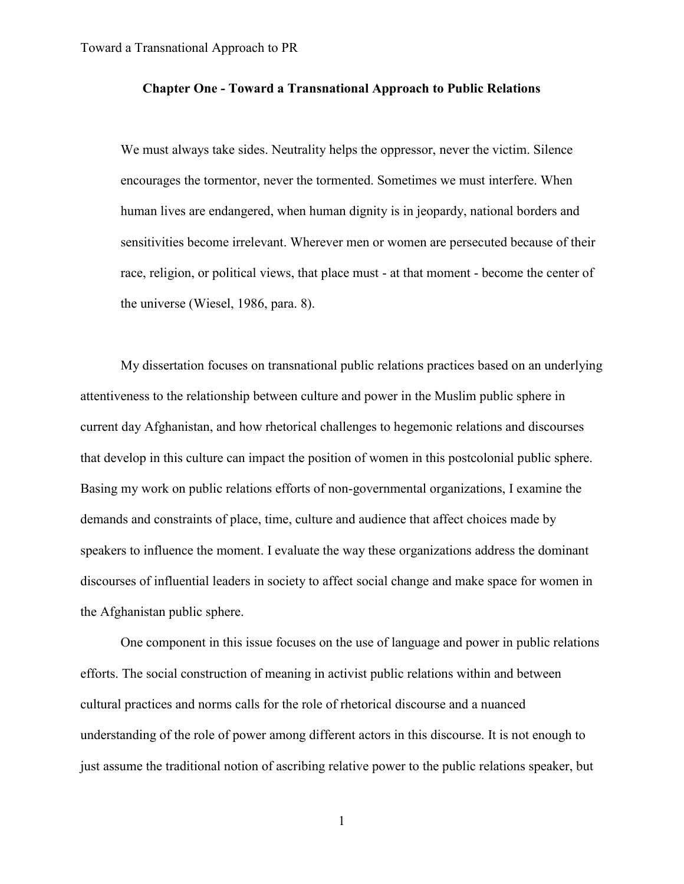## Chapter One - Toward a Transnational Approach to Public Relations

> We must always take sides. Neutrality helps the oppressor, never the victim. Silence encourages the tormentor, never the tormented. Sometimes we must interfere. When human lives are endangered, when human dignity is in jeopardy, national borders and sensitivities become irrelevant. Wherever men or women are persecuted because of their race, religion, or political views, that place must - at that moment - become the center of the universe (Wiesel, 1986, para. 8).

My dissertation focuses on transnational public relations practices based on an underlying attentiveness to the relationship between culture and power in the Muslim public sphere in current day Afghanistan, and how rhetorical challenges to hegemonic relations and discourses that develop in this culture can impact the position of women in this postcolonial public sphere. Basing my work on public relations efforts of non-governmental organizations, I examine the demands and constraints of place, time, culture and audience that affect choices made by speakers to influence the moment. I evaluate the way these organizations address the dominant discourses of influential leaders in society to affect social change and make space for women in the Afghanistan public sphere.

One component in this issue focuses on the use of language and power in public relations efforts. The social construction of meaning in activist public relations within and between cultural practices and norms calls for the role of rhetorical discourse and a nuanced understanding of the role of power among different actors in this discourse. It is not enough to just assume the traditional notion of ascribing relative power to the public relations speaker, but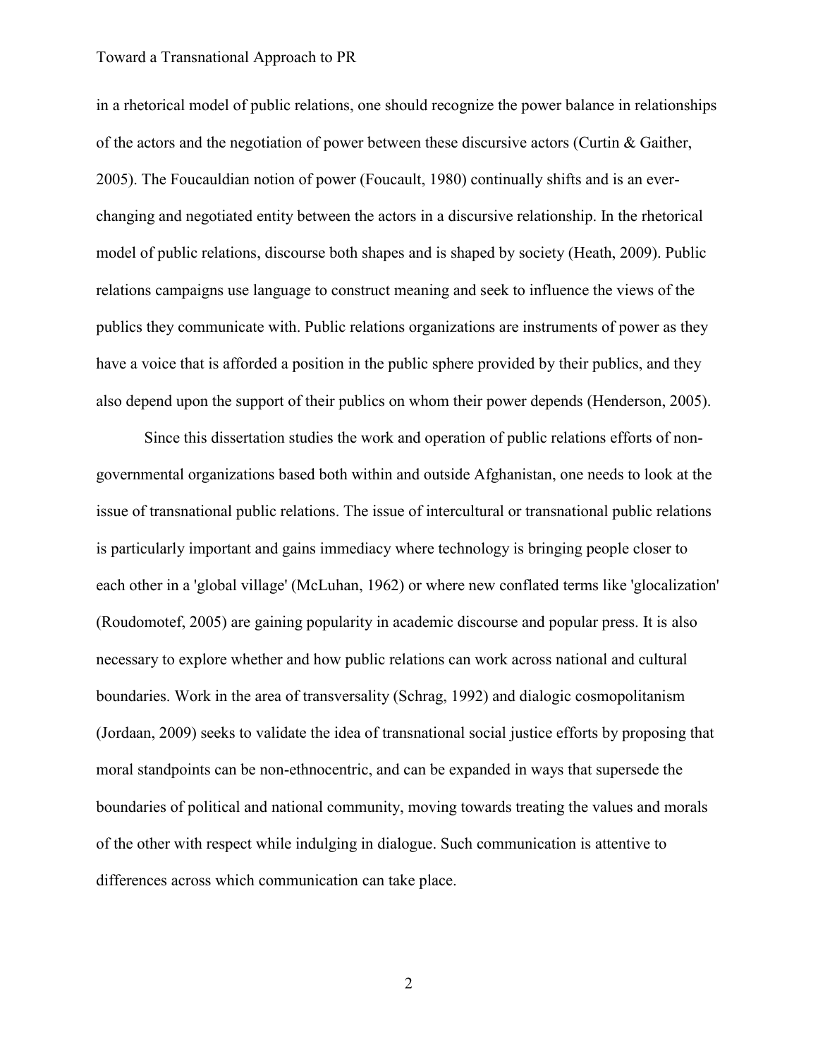in a rhetorical model of public relations, one should recognize the power balance in relationships of the actors and the negotiation of power between these discursive actors (Curtin & Gaither, 2005). The Foucauldian notion of power (Foucault, 1980) continually shifts and is an ever-changing and negotiated entity between the actors in a discursive relationship. In the rhetorical model of public relations, discourse both shapes and is shaped by society (Heath, 2009). Public relations campaigns use language to construct meaning and seek to influence the views of the publics they communicate with. Public relations organizations are instruments of power as they have a voice that is afforded a position in the public sphere provided by their publics, and they also depend upon the support of their publics on whom their power depends (Henderson, 2005).

Since this dissertation studies the work and operation of public relations efforts of non-governmental organizations based both within and outside Afghanistan, one needs to look at the issue of transnational public relations. The issue of intercultural or transnational public relations is particularly important and gains immediacy where technology is bringing people closer to each other in a 'global village' (McLuhan, 1962) or where new conflated terms like 'glocalization' (Roudomotef, 2005) are gaining popularity in academic discourse and popular press. It is also necessary to explore whether and how public relations can work across national and cultural boundaries. Work in the area of transversality (Schrag, 1992) and dialogic cosmopolitanism (Jordaan, 2009) seeks to validate the idea of transnational social justice efforts by proposing that moral standpoints can be non-ethnocentric, and can be expanded in ways that supersede the boundaries of political and national community, moving towards treating the values and morals of the other with respect while indulging in dialogue. Such communication is attentive to differences across which communication can take place.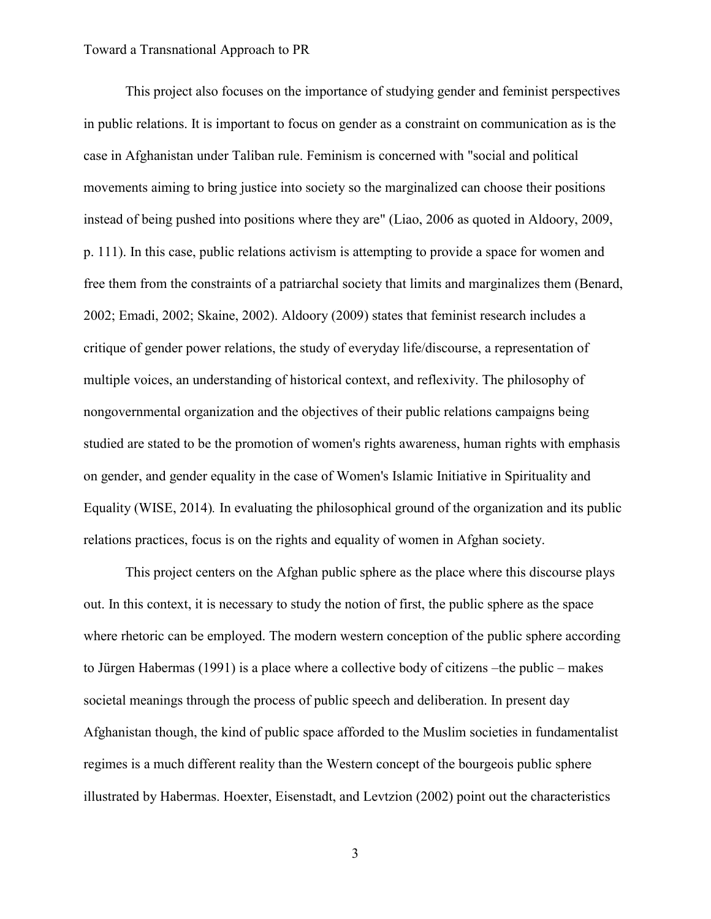This project also focuses on the importance of studying gender and feminist perspectives in public relations. It is important to focus on gender as a constraint on communication as is the case in Afghanistan under Taliban rule. Feminism is concerned with "social and political movements aiming to bring justice into society so the marginalized can choose their positions instead of being pushed into positions where they are" (Liao, 2006 as quoted in Aldoory, 2009, p. 111). In this case, public relations activism is attempting to provide a space for women and free them from the constraints of a patriarchal society that limits and marginalizes them (Benard, 2002; Emadi, 2002; Skaine, 2002). Aldoory (2009) states that feminist research includes a critique of gender power relations, the study of everyday life/discourse, a representation of multiple voices, an understanding of historical context, and reflexivity. The philosophy of nongovernmental organization and the objectives of their public relations campaigns being studied are stated to be the promotion of women's rights awareness, human rights with emphasis on gender, and gender equality in the case of Women's Islamic Initiative in Spirituality and Equality (WISE, 2014). In evaluating the philosophical ground of the organization and its public relations practices, focus is on the rights and equality of women in Afghan society.

This project centers on the Afghan public sphere as the place where this discourse plays out. In this context, it is necessary to study the notion of first, the public sphere as the space where rhetoric can be employed. The modern western conception of the public sphere according to Jürgen Habermas (1991) is a place where a collective body of citizens –the public – makes societal meanings through the process of public speech and deliberation. In present day Afghanistan though, the kind of public space afforded to the Muslim societies in fundamentalist regimes is a much different reality than the Western concept of the bourgeois public sphere illustrated by Habermas. Hoexter, Eisenstadt, and Levtzion (2002) point out the characteristics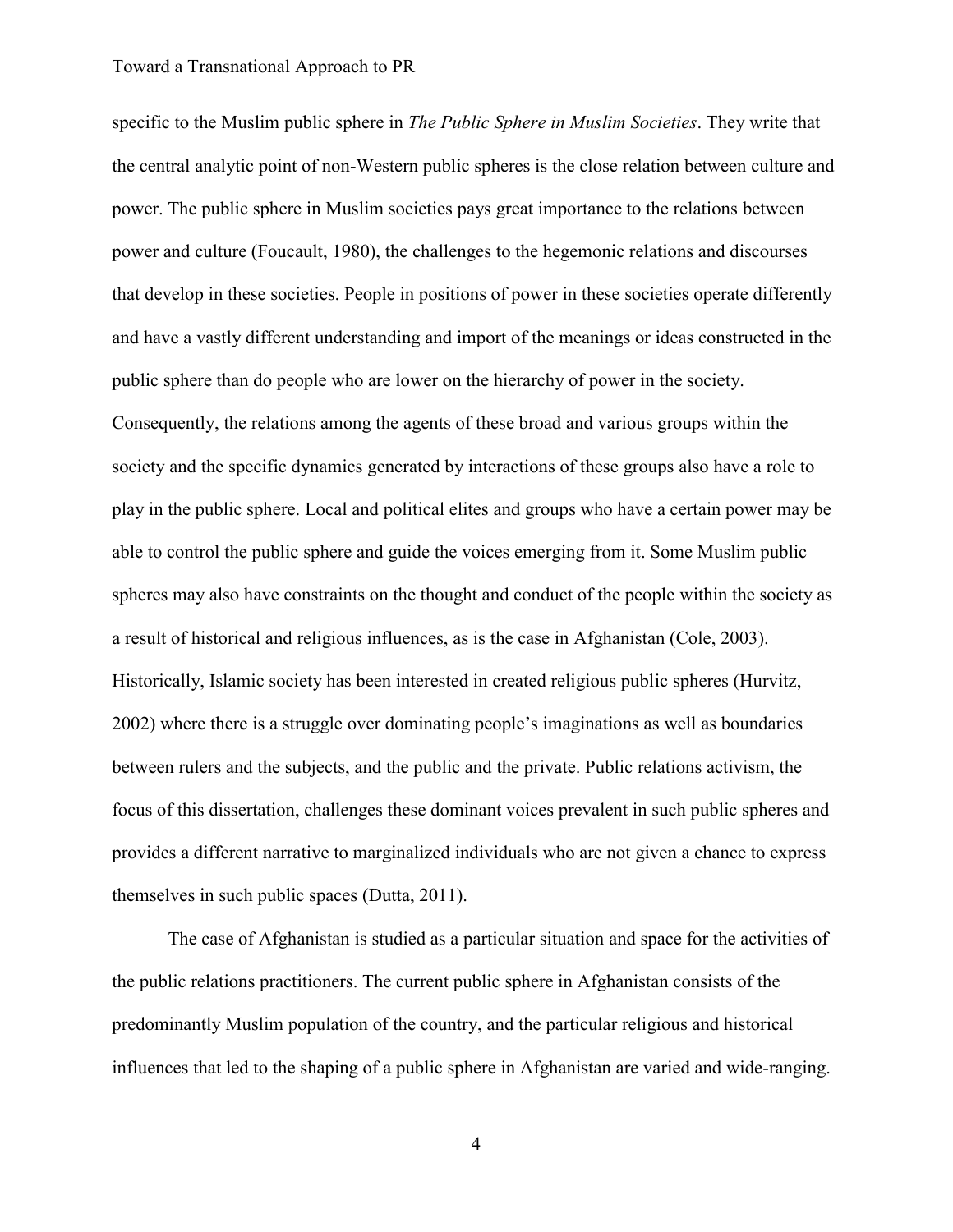specific to the Muslim public sphere in *The Public Sphere in Muslim Societies*. They write that the central analytic point of non-Western public spheres is the close relation between culture and power. The public sphere in Muslim societies pays great importance to the relations between power and culture (Foucault, 1980), the challenges to the hegemonic relations and discourses that develop in these societies. People in positions of power in these societies operate differently and have a vastly different understanding and import of the meanings or ideas constructed in the public sphere than do people who are lower on the hierarchy of power in the society. Consequently, the relations among the agents of these broad and various groups within the society and the specific dynamics generated by interactions of these groups also have a role to play in the public sphere. Local and political elites and groups who have a certain power may be able to control the public sphere and guide the voices emerging from it. Some Muslim public spheres may also have constraints on the thought and conduct of the people within the society as a result of historical and religious influences, as is the case in Afghanistan (Cole, 2003). Historically, Islamic society has been interested in created religious public spheres (Hurvitz, 2002) where there is a struggle over dominating people's imaginations as well as boundaries between rulers and the subjects, and the public and the private. Public relations activism, the focus of this dissertation, challenges these dominant voices prevalent in such public spheres and provides a different narrative to marginalized individuals who are not given a chance to express themselves in such public spaces (Dutta, 2011).

The case of Afghanistan is studied as a particular situation and space for the activities of the public relations practitioners. The current public sphere in Afghanistan consists of the predominantly Muslim population of the country, and the particular religious and historical influences that led to the shaping of a public sphere in Afghanistan are varied and wide-ranging.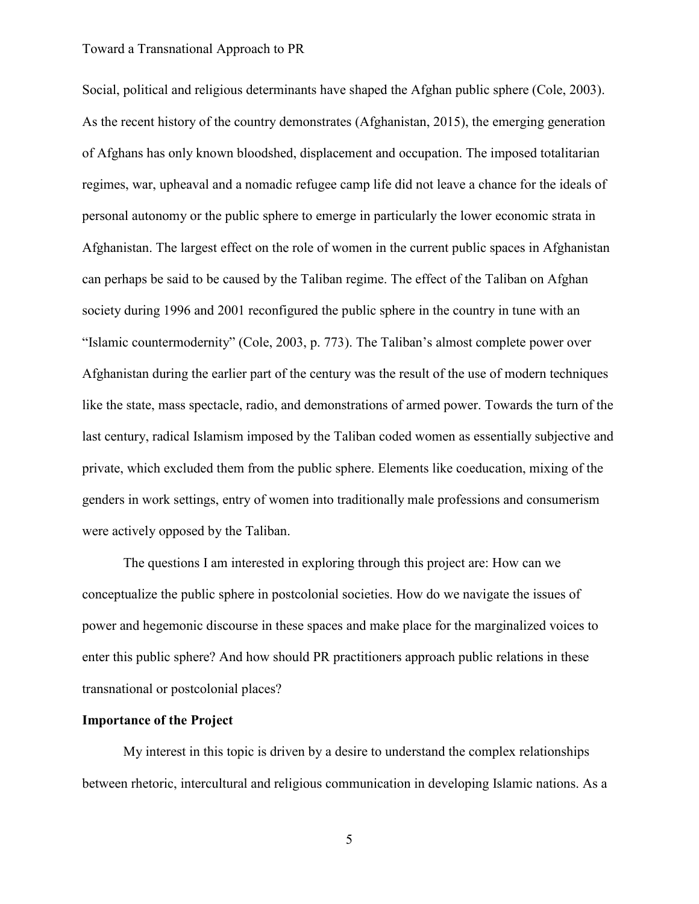Social, political and religious determinants have shaped the Afghan public sphere (Cole, 2003). As the recent history of the country demonstrates (Afghanistan, 2015), the emerging generation of Afghans has only known bloodshed, displacement and occupation. The imposed totalitarian regimes, war, upheaval and a nomadic refugee camp life did not leave a chance for the ideals of personal autonomy or the public sphere to emerge in particularly the lower economic strata in Afghanistan. The largest effect on the role of women in the current public spaces in Afghanistan can perhaps be said to be caused by the Taliban regime. The effect of the Taliban on Afghan society during 1996 and 2001 reconfigured the public sphere in the country in tune with an "Islamic countermodernity" (Cole, 2003, p. 773). The Taliban's almost complete power over Afghanistan during the earlier part of the century was the result of the use of modern techniques like the state, mass spectacle, radio, and demonstrations of armed power. Towards the turn of the last century, radical Islamism imposed by the Taliban coded women as essentially subjective and private, which excluded them from the public sphere. Elements like coeducation, mixing of the genders in work settings, entry of women into traditionally male professions and consumerism were actively opposed by the Taliban.

The questions I am interested in exploring through this project are: How can we conceptualize the public sphere in postcolonial societies. How do we navigate the issues of power and hegemonic discourse in these spaces and make place for the marginalized voices to enter this public sphere? And how should PR practitioners approach public relations in these transnational or postcolonial places?

**Importance of the Project**

My interest in this topic is driven by a desire to understand the complex relationships between rhetoric, intercultural and religious communication in developing Islamic nations. As a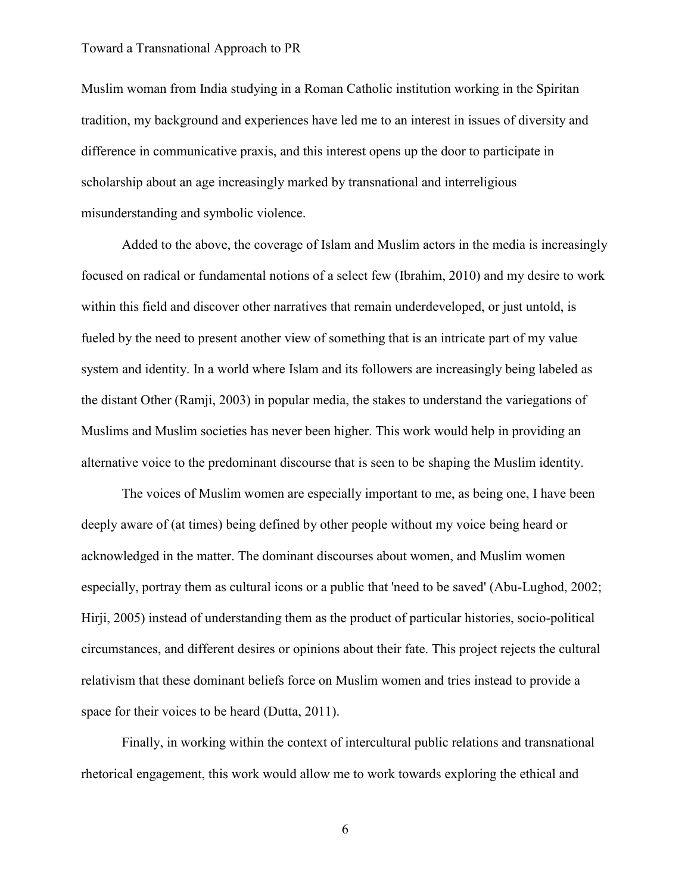Muslim woman from India studying in a Roman Catholic institution working in the Spiritan tradition, my background and experiences have led me to an interest in issues of diversity and difference in communicative praxis, and this interest opens up the door to participate in scholarship about an age increasingly marked by transnational and interreligious misunderstanding and symbolic violence.

Added to the above, the coverage of Islam and Muslim actors in the media is increasingly focused on radical or fundamental notions of a select few (Ibrahim, 2010) and my desire to work within this field and discover other narratives that remain underdeveloped, or just untold, is fueled by the need to present another view of something that is an intricate part of my value system and identity. In a world where Islam and its followers are increasingly being labeled as the distant Other (Ramji, 2003) in popular media, the stakes to understand the variegations of Muslims and Muslim societies has never been higher. This work would help in providing an alternative voice to the predominant discourse that is seen to be shaping the Muslim identity.

The voices of Muslim women are especially important to me, as being one, I have been deeply aware of (at times) being defined by other people without my voice being heard or acknowledged in the matter. The dominant discourses about women, and Muslim women especially, portray them as cultural icons or a public that 'need to be saved' (Abu-Lughod, 2002; Hirji, 2005) instead of understanding them as the product of particular histories, socio-political circumstances, and different desires or opinions about their fate. This project rejects the cultural relativism that these dominant beliefs force on Muslim women and tries instead to provide a space for their voices to be heard (Dutta, 2011).

Finally, in working within the context of intercultural public relations and transnational rhetorical engagement, this work would allow me to work towards exploring the ethical and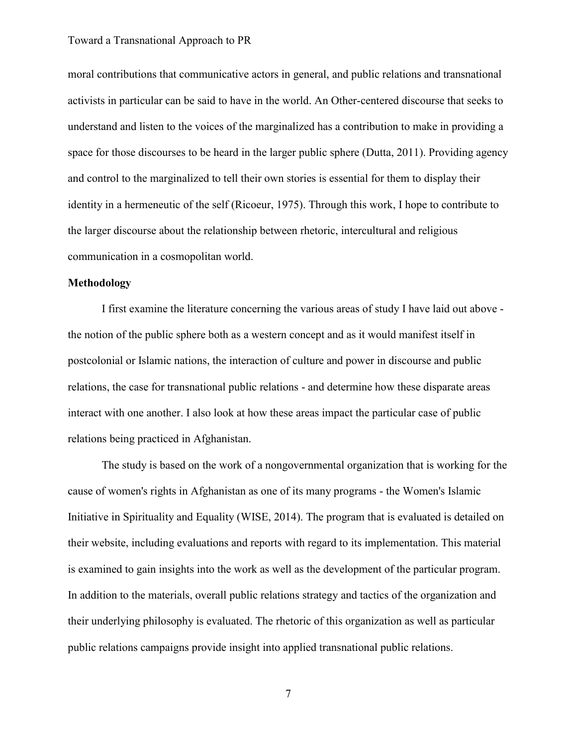moral contributions that communicative actors in general, and public relations and transnational activists in particular can be said to have in the world. An Other-centered discourse that seeks to understand and listen to the voices of the marginalized has a contribution to make in providing a space for those discourses to be heard in the larger public sphere (Dutta, 2011). Providing agency and control to the marginalized to tell their own stories is essential for them to display their identity in a hermeneutic of the self (Ricoeur, 1975). Through this work, I hope to contribute to the larger discourse about the relationship between rhetoric, intercultural and religious communication in a cosmopolitan world.

**Methodology**

I first examine the literature concerning the various areas of study I have laid out above - the notion of the public sphere both as a western concept and as it would manifest itself in postcolonial or Islamic nations, the interaction of culture and power in discourse and public relations, the case for transnational public relations - and determine how these disparate areas interact with one another. I also look at how these areas impact the particular case of public relations being practiced in Afghanistan.

The study is based on the work of a nongovernmental organization that is working for the cause of women's rights in Afghanistan as one of its many programs - the Women's Islamic Initiative in Spirituality and Equality (WISE, 2014). The program that is evaluated is detailed on their website, including evaluations and reports with regard to its implementation. This material is examined to gain insights into the work as well as the development of the particular program. In addition to the materials, overall public relations strategy and tactics of the organization and their underlying philosophy is evaluated. The rhetoric of this organization as well as particular public relations campaigns provide insight into applied transnational public relations.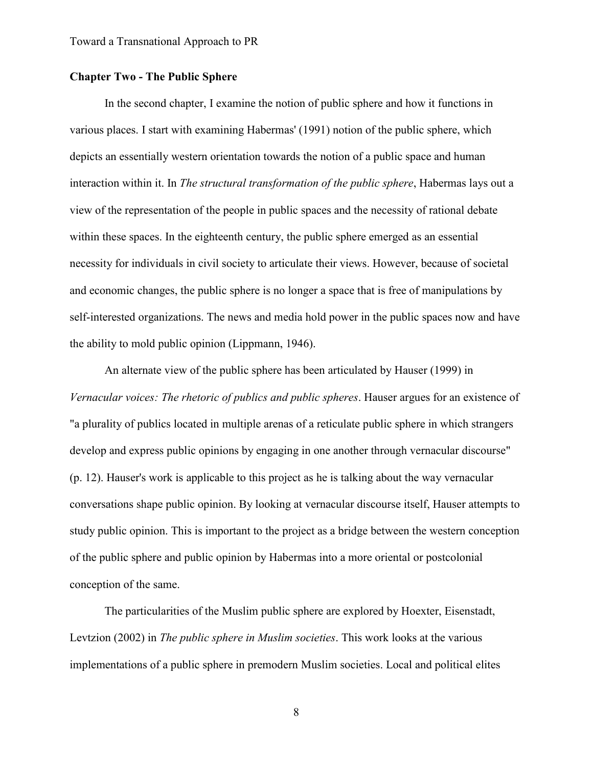## Chapter Two - The Public Sphere

In the second chapter, I examine the notion of public sphere and how it functions in various places. I start with examining Habermas' (1991) notion of the public sphere, which depicts an essentially western orientation towards the notion of a public space and human interaction within it. In *The structural transformation of the public sphere*, Habermas lays out a view of the representation of the people in public spaces and the necessity of rational debate within these spaces. In the eighteenth century, the public sphere emerged as an essential necessity for individuals in civil society to articulate their views. However, because of societal and economic changes, the public sphere is no longer a space that is free of manipulations by self-interested organizations. The news and media hold power in the public spaces now and have the ability to mold public opinion (Lippmann, 1946).

An alternate view of the public sphere has been articulated by Hauser (1999) in *Vernacular voices: The rhetoric of publics and public spheres*. Hauser argues for an existence of "a plurality of publics located in multiple arenas of a reticulate public sphere in which strangers develop and express public opinions by engaging in one another through vernacular discourse" (p. 12). Hauser's work is applicable to this project as he is talking about the way vernacular conversations shape public opinion. By looking at vernacular discourse itself, Hauser attempts to study public opinion. This is important to the project as a bridge between the western conception of the public sphere and public opinion by Habermas into a more oriental or postcolonial conception of the same.

The particularities of the Muslim public sphere are explored by Hoexter, Eisenstadt, Levtzion (2002) in *The public sphere in Muslim societies*. This work looks at the various implementations of a public sphere in premodern Muslim societies. Local and political elites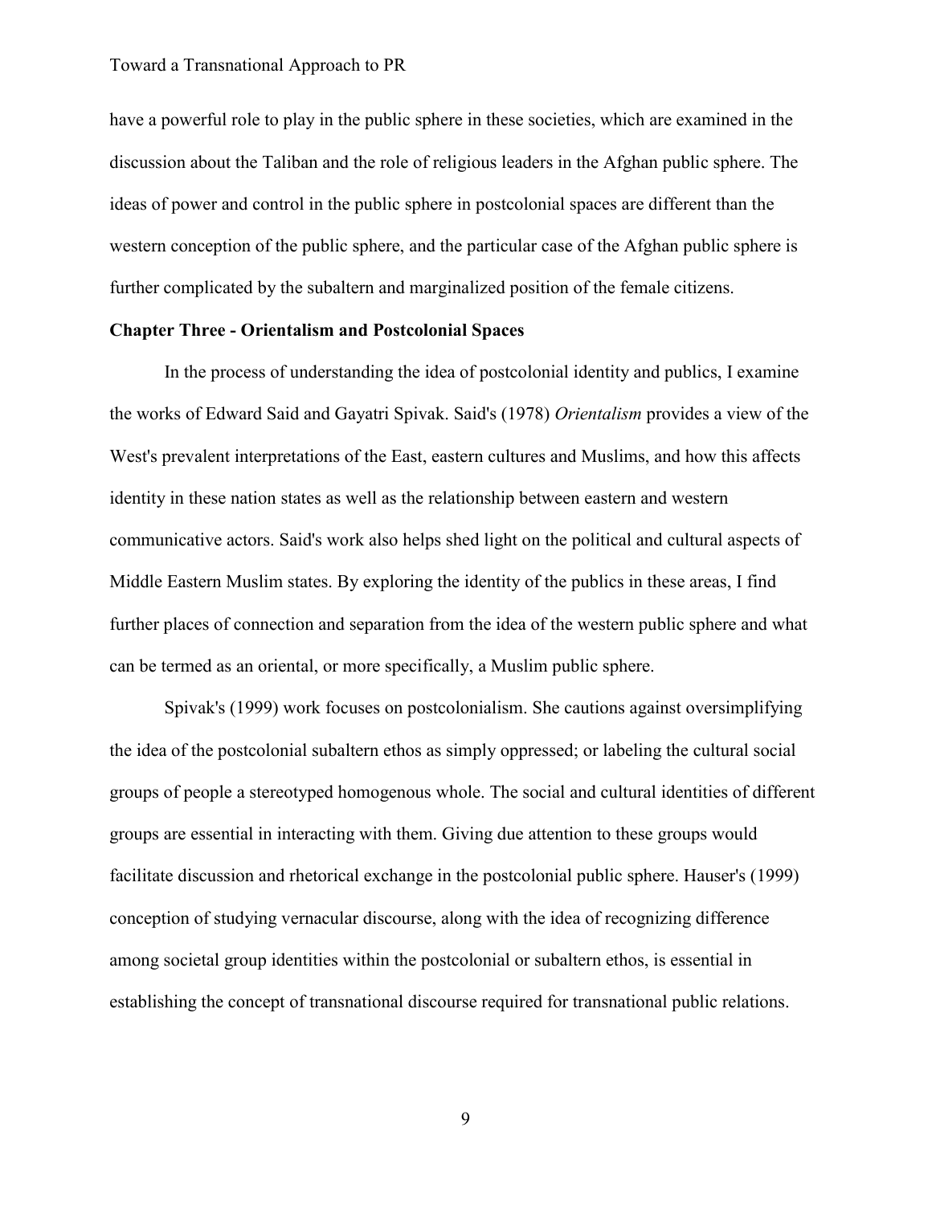have a powerful role to play in the public sphere in these societies, which are examined in the discussion about the Taliban and the role of religious leaders in the Afghan public sphere. The ideas of power and control in the public sphere in postcolonial spaces are different than the western conception of the public sphere, and the particular case of the Afghan public sphere is further complicated by the subaltern and marginalized position of the female citizens.

## Chapter Three - Orientalism and Postcolonial Spaces

In the process of understanding the idea of postcolonial identity and publics, I examine the works of Edward Said and Gayatri Spivak. Said's (1978) *Orientalism* provides a view of the West's prevalent interpretations of the East, eastern cultures and Muslims, and how this affects identity in these nation states as well as the relationship between eastern and western communicative actors. Said's work also helps shed light on the political and cultural aspects of Middle Eastern Muslim states. By exploring the identity of the publics in these areas, I find further places of connection and separation from the idea of the western public sphere and what can be termed as an oriental, or more specifically, a Muslim public sphere.

Spivak's (1999) work focuses on postcolonialism. She cautions against oversimplifying the idea of the postcolonial subaltern ethos as simply oppressed; or labeling the cultural social groups of people a stereotyped homogenous whole. The social and cultural identities of different groups are essential in interacting with them. Giving due attention to these groups would facilitate discussion and rhetorical exchange in the postcolonial public sphere. Hauser's (1999) conception of studying vernacular discourse, along with the idea of recognizing difference among societal group identities within the postcolonial or subaltern ethos, is essential in establishing the concept of transnational discourse required for transnational public relations.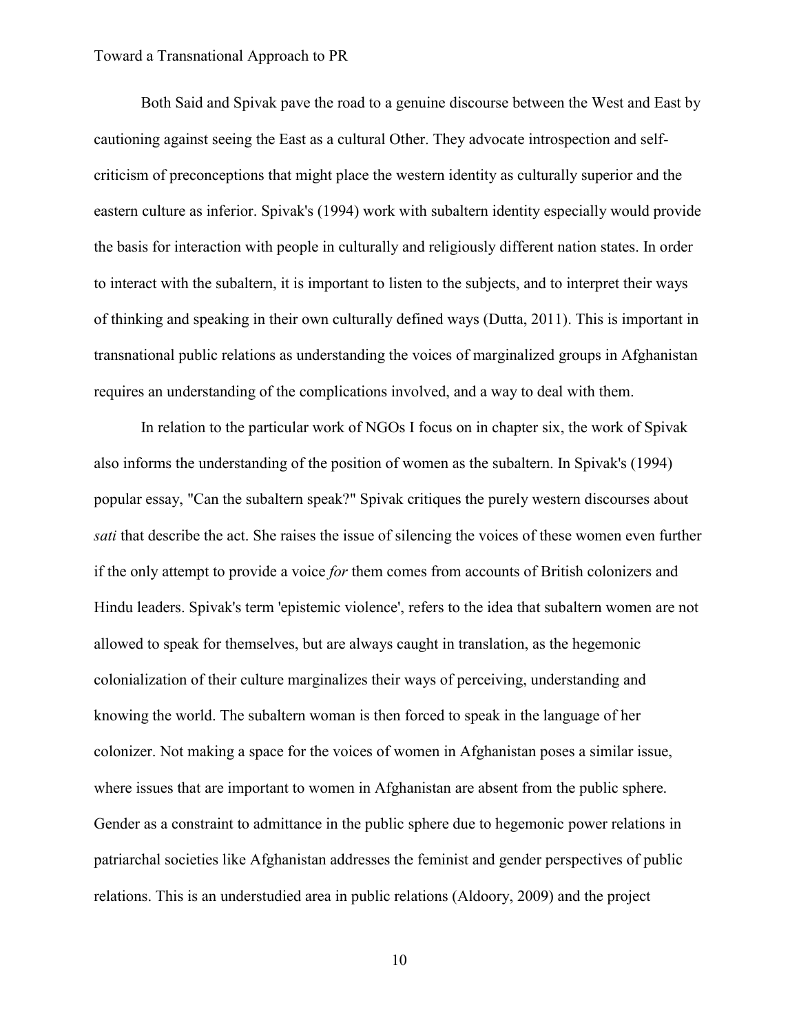Both Said and Spivak pave the road to a genuine discourse between the West and East by cautioning against seeing the East as a cultural Other. They advocate introspection and self-criticism of preconceptions that might place the western identity as culturally superior and the eastern culture as inferior. Spivak's (1994) work with subaltern identity especially would provide the basis for interaction with people in culturally and religiously different nation states. In order to interact with the subaltern, it is important to listen to the subjects, and to interpret their ways of thinking and speaking in their own culturally defined ways (Dutta, 2011). This is important in transnational public relations as understanding the voices of marginalized groups in Afghanistan requires an understanding of the complications involved, and a way to deal with them.

In relation to the particular work of NGOs I focus on in chapter six, the work of Spivak also informs the understanding of the position of women as the subaltern. In Spivak's (1994) popular essay, "Can the subaltern speak?" Spivak critiques the purely western discourses about *sati* that describe the act. She raises the issue of silencing the voices of these women even further if the only attempt to provide a voice *for* them comes from accounts of British colonizers and Hindu leaders. Spivak's term 'epistemic violence', refers to the idea that subaltern women are not allowed to speak for themselves, but are always caught in translation, as the hegemonic colonialization of their culture marginalizes their ways of perceiving, understanding and knowing the world. The subaltern woman is then forced to speak in the language of her colonizer. Not making a space for the voices of women in Afghanistan poses a similar issue, where issues that are important to women in Afghanistan are absent from the public sphere. Gender as a constraint to admittance in the public sphere due to hegemonic power relations in patriarchal societies like Afghanistan addresses the feminist and gender perspectives of public relations. This is an understudied area in public relations (Aldoory, 2009) and the project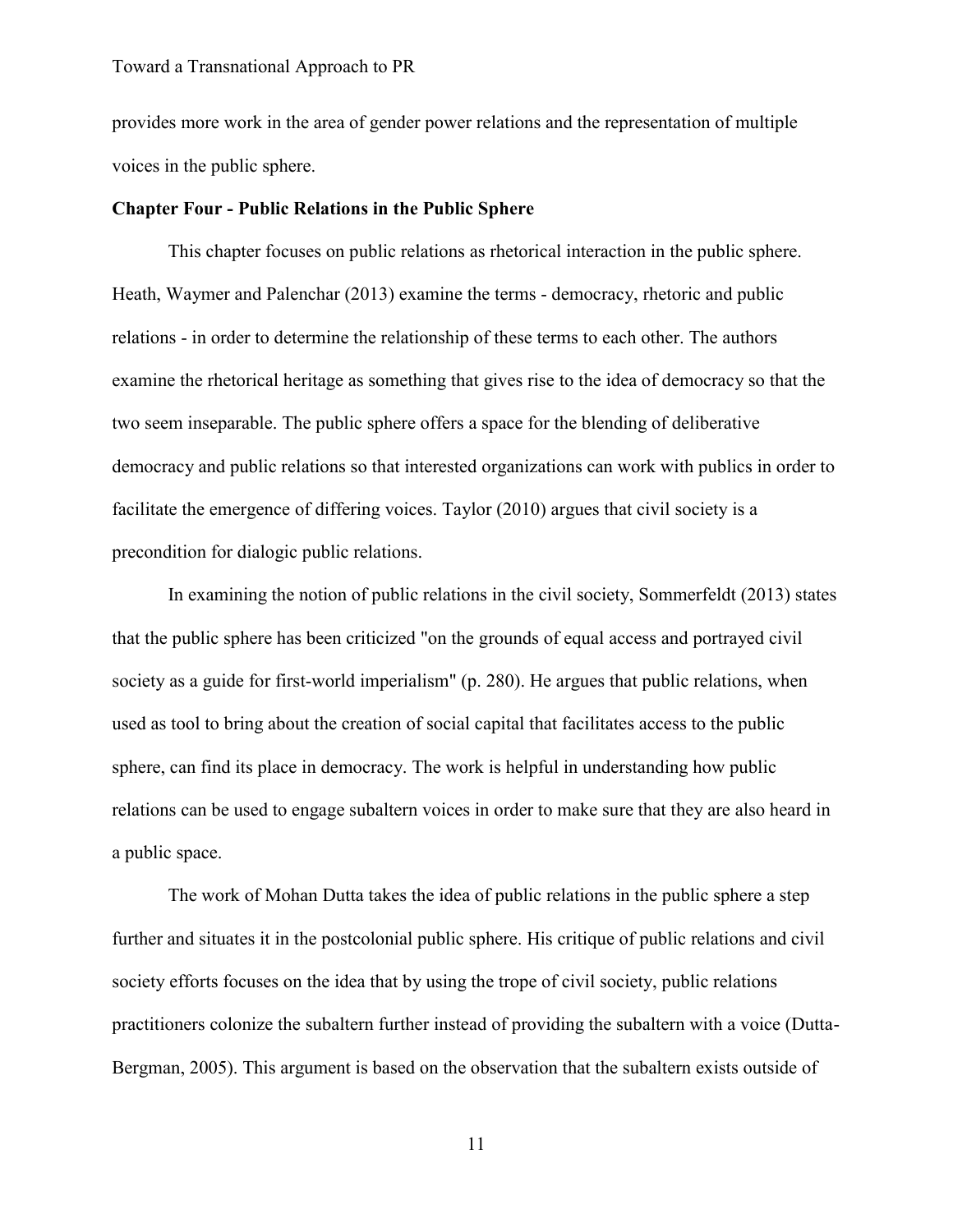provides more work in the area of gender power relations and the representation of multiple voices in the public sphere.

**Chapter Four - Public Relations in the Public Sphere**

This chapter focuses on public relations as rhetorical interaction in the public sphere. Heath, Waymer and Palenchar (2013) examine the terms - democracy, rhetoric and public relations - in order to determine the relationship of these terms to each other. The authors examine the rhetorical heritage as something that gives rise to the idea of democracy so that the two seem inseparable. The public sphere offers a space for the blending of deliberative democracy and public relations so that interested organizations can work with publics in order to facilitate the emergence of differing voices. Taylor (2010) argues that civil society is a precondition for dialogic public relations.

In examining the notion of public relations in the civil society, Sommerfeldt (2013) states that the public sphere has been criticized "on the grounds of equal access and portrayed civil society as a guide for first-world imperialism" (p. 280). He argues that public relations, when used as tool to bring about the creation of social capital that facilitates access to the public sphere, can find its place in democracy. The work is helpful in understanding how public relations can be used to engage subaltern voices in order to make sure that they are also heard in a public space.

The work of Mohan Dutta takes the idea of public relations in the public sphere a step further and situates it in the postcolonial public sphere. His critique of public relations and civil society efforts focuses on the idea that by using the trope of civil society, public relations practitioners colonize the subaltern further instead of providing the subaltern with a voice (Dutta-Bergman, 2005). This argument is based on the observation that the subaltern exists outside of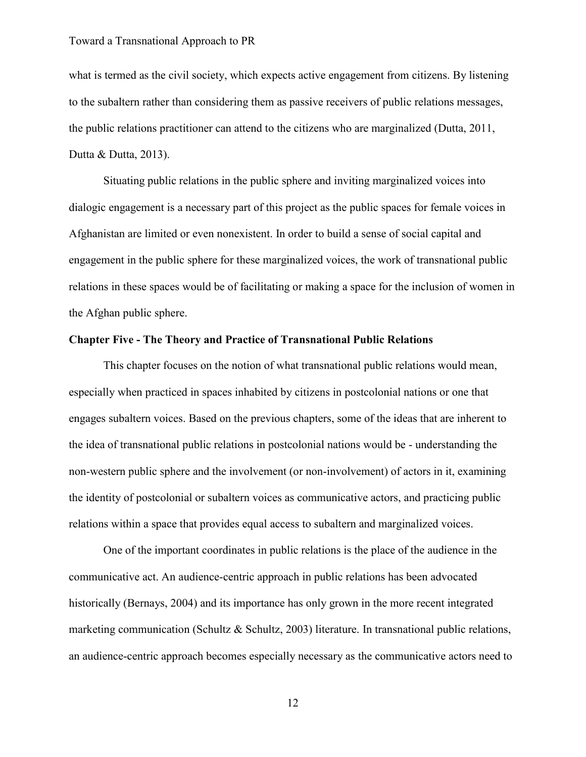what is termed as the civil society, which expects active engagement from citizens. By listening to the subaltern rather than considering them as passive receivers of public relations messages, the public relations practitioner can attend to the citizens who are marginalized (Dutta, 2011, Dutta & Dutta, 2013).

Situating public relations in the public sphere and inviting marginalized voices into dialogic engagement is a necessary part of this project as the public spaces for female voices in Afghanistan are limited or even nonexistent. In order to build a sense of social capital and engagement in the public sphere for these marginalized voices, the work of transnational public relations in these spaces would be of facilitating or making a space for the inclusion of women in the Afghan public sphere.

## Chapter Five - The Theory and Practice of Transnational Public Relations

This chapter focuses on the notion of what transnational public relations would mean, especially when practiced in spaces inhabited by citizens in postcolonial nations or one that engages subaltern voices. Based on the previous chapters, some of the ideas that are inherent to the idea of transnational public relations in postcolonial nations would be - understanding the non-western public sphere and the involvement (or non-involvement) of actors in it, examining the identity of postcolonial or subaltern voices as communicative actors, and practicing public relations within a space that provides equal access to subaltern and marginalized voices.

One of the important coordinates in public relations is the place of the audience in the communicative act. An audience-centric approach in public relations has been advocated historically (Bernays, 2004) and its importance has only grown in the more recent integrated marketing communication (Schultz & Schultz, 2003) literature. In transnational public relations, an audience-centric approach becomes especially necessary as the communicative actors need to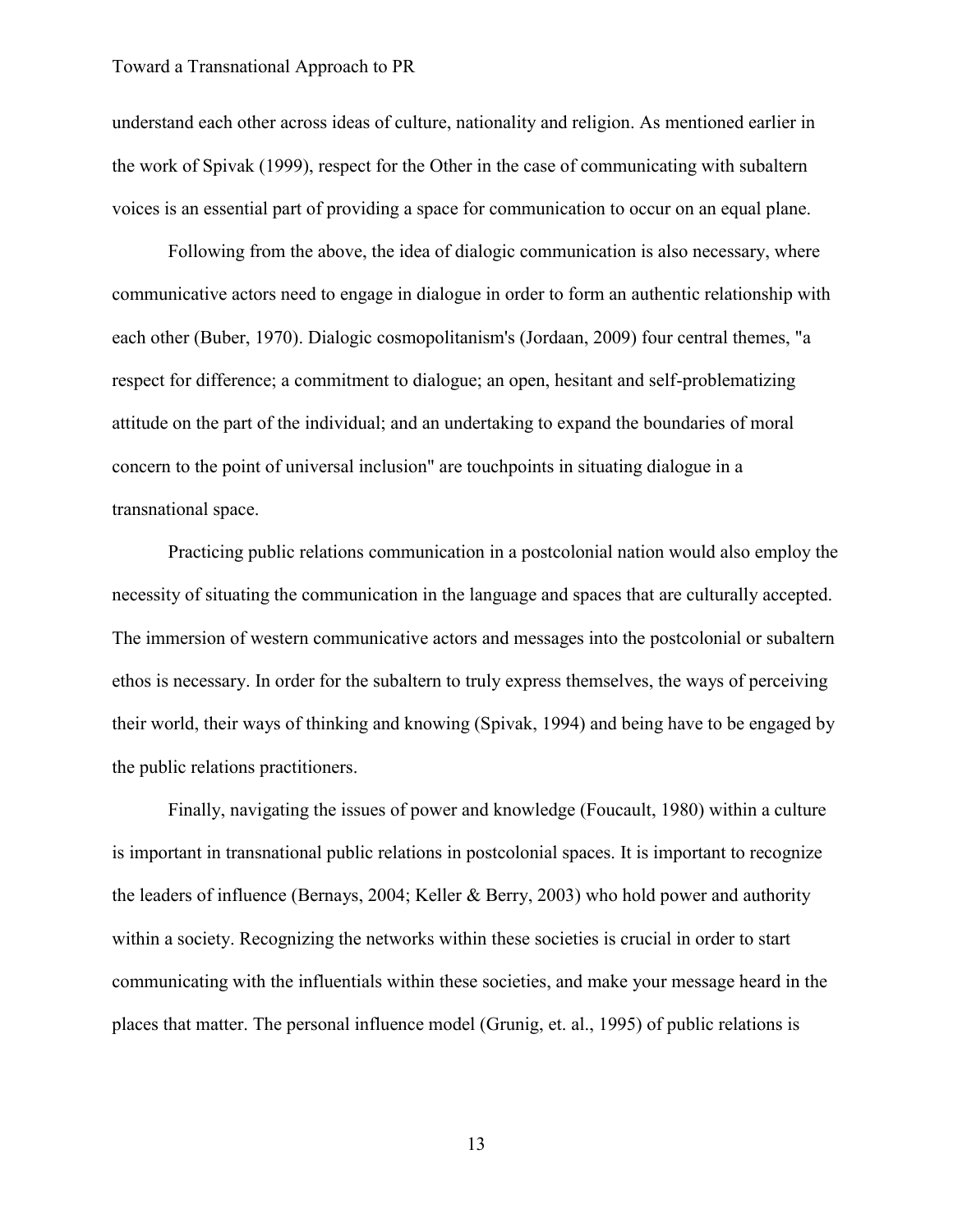understand each other across ideas of culture, nationality and religion. As mentioned earlier in the work of Spivak (1999), respect for the Other in the case of communicating with subaltern voices is an essential part of providing a space for communication to occur on an equal plane.

Following from the above, the idea of dialogic communication is also necessary, where communicative actors need to engage in dialogue in order to form an authentic relationship with each other (Buber, 1970). Dialogic cosmopolitanism's (Jordaan, 2009) four central themes, "a respect for difference; a commitment to dialogue; an open, hesitant and self-problematizing attitude on the part of the individual; and an undertaking to expand the boundaries of moral concern to the point of universal inclusion" are touchpoints in situating dialogue in a transnational space.

Practicing public relations communication in a postcolonial nation would also employ the necessity of situating the communication in the language and spaces that are culturally accepted. The immersion of western communicative actors and messages into the postcolonial or subaltern ethos is necessary. In order for the subaltern to truly express themselves, the ways of perceiving their world, their ways of thinking and knowing (Spivak, 1994) and being have to be engaged by the public relations practitioners.

Finally, navigating the issues of power and knowledge (Foucault, 1980) within a culture is important in transnational public relations in postcolonial spaces. It is important to recognize the leaders of influence (Bernays, 2004; Keller & Berry, 2003) who hold power and authority within a society. Recognizing the networks within these societies is crucial in order to start communicating with the influentials within these societies, and make your message heard in the places that matter. The personal influence model (Grunig, et. al., 1995) of public relations is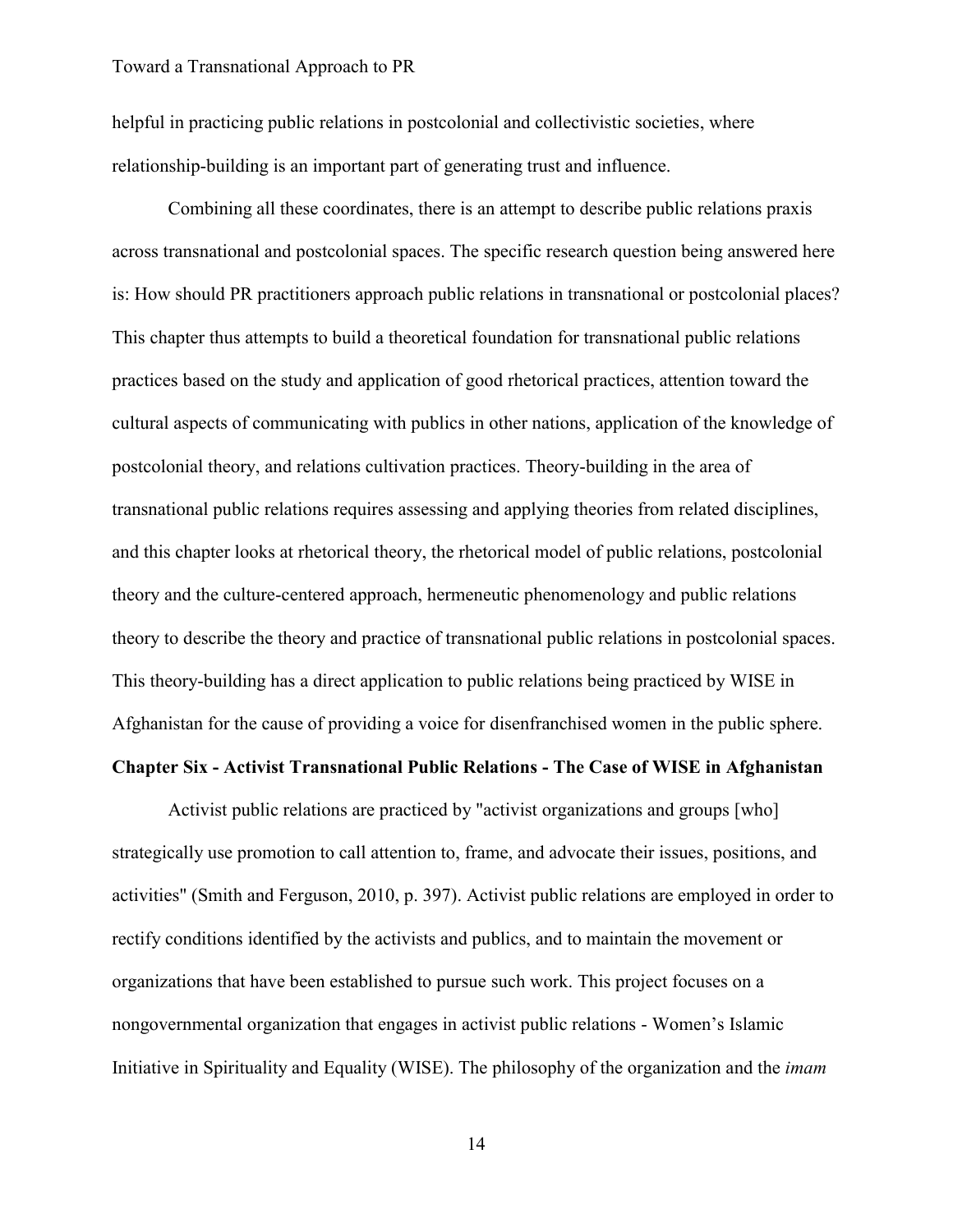helpful in practicing public relations in postcolonial and collectivistic societies, where relationship-building is an important part of generating trust and influence.

Combining all these coordinates, there is an attempt to describe public relations praxis across transnational and postcolonial spaces. The specific research question being answered here is: How should PR practitioners approach public relations in transnational or postcolonial places? This chapter thus attempts to build a theoretical foundation for transnational public relations practices based on the study and application of good rhetorical practices, attention toward the cultural aspects of communicating with publics in other nations, application of the knowledge of postcolonial theory, and relations cultivation practices. Theory-building in the area of transnational public relations requires assessing and applying theories from related disciplines, and this chapter looks at rhetorical theory, the rhetorical model of public relations, postcolonial theory and the culture-centered approach, hermeneutic phenomenology and public relations theory to describe the theory and practice of transnational public relations in postcolonial spaces. This theory-building has a direct application to public relations being practiced by WISE in Afghanistan for the cause of providing a voice for disenfranchised women in the public sphere.

**Chapter Six - Activist Transnational Public Relations - The Case of WISE in Afghanistan**

Activist public relations are practiced by "activist organizations and groups [who] strategically use promotion to call attention to, frame, and advocate their issues, positions, and activities" (Smith and Ferguson, 2010, p. 397). Activist public relations are employed in order to rectify conditions identified by the activists and publics, and to maintain the movement or organizations that have been established to pursue such work. This project focuses on a nongovernmental organization that engages in activist public relations - Women's Islamic Initiative in Spirituality and Equality (WISE). The philosophy of the organization and the *imam*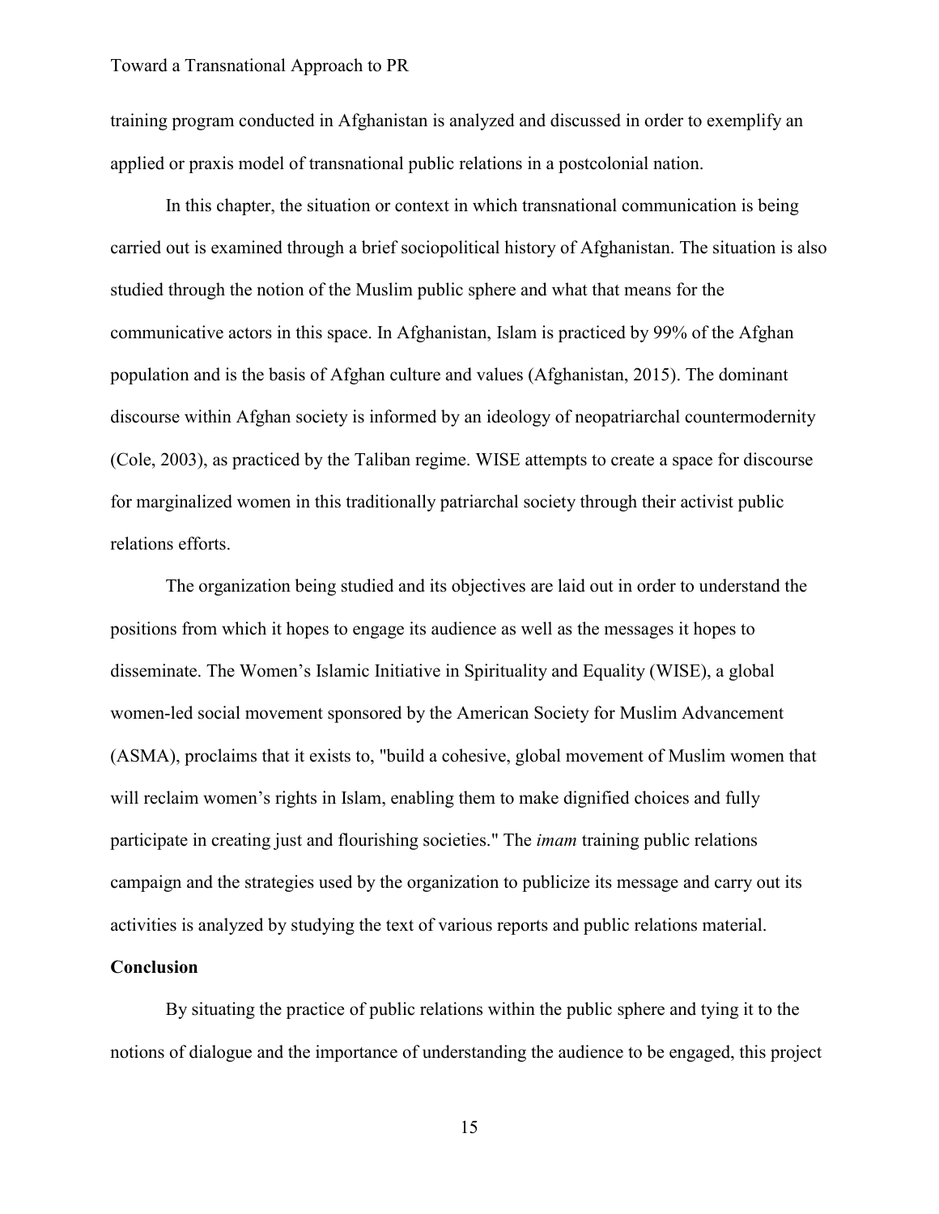training program conducted in Afghanistan is analyzed and discussed in order to exemplify an applied or praxis model of transnational public relations in a postcolonial nation.

In this chapter, the situation or context in which transnational communication is being carried out is examined through a brief sociopolitical history of Afghanistan. The situation is also studied through the notion of the Muslim public sphere and what that means for the communicative actors in this space. In Afghanistan, Islam is practiced by 99% of the Afghan population and is the basis of Afghan culture and values (Afghanistan, 2015). The dominant discourse within Afghan society is informed by an ideology of neopatriarchal countermodernity (Cole, 2003), as practiced by the Taliban regime. WISE attempts to create a space for discourse for marginalized women in this traditionally patriarchal society through their activist public relations efforts.

The organization being studied and its objectives are laid out in order to understand the positions from which it hopes to engage its audience as well as the messages it hopes to disseminate. The Women's Islamic Initiative in Spirituality and Equality (WISE), a global women-led social movement sponsored by the American Society for Muslim Advancement (ASMA), proclaims that it exists to, "build a cohesive, global movement of Muslim women that will reclaim women's rights in Islam, enabling them to make dignified choices and fully participate in creating just and flourishing societies." The *imam* training public relations campaign and the strategies used by the organization to publicize its message and carry out its activities is analyzed by studying the text of various reports and public relations material.

**Conclusion**

By situating the practice of public relations within the public sphere and tying it to the notions of dialogue and the importance of understanding the audience to be engaged, this project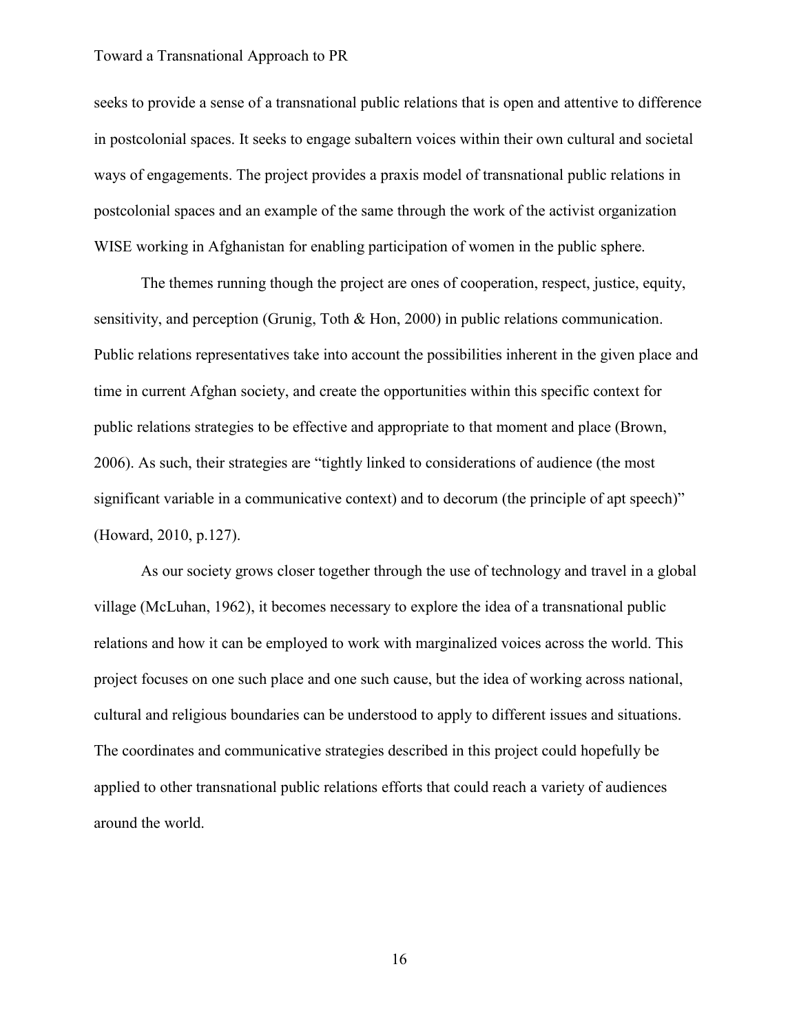seeks to provide a sense of a transnational public relations that is open and attentive to difference in postcolonial spaces. It seeks to engage subaltern voices within their own cultural and societal ways of engagements. The project provides a praxis model of transnational public relations in postcolonial spaces and an example of the same through the work of the activist organization WISE working in Afghanistan for enabling participation of women in the public sphere.

The themes running though the project are ones of cooperation, respect, justice, equity, sensitivity, and perception (Grunig, Toth & Hon, 2000) in public relations communication. Public relations representatives take into account the possibilities inherent in the given place and time in current Afghan society, and create the opportunities within this specific context for public relations strategies to be effective and appropriate to that moment and place (Brown, 2006). As such, their strategies are "tightly linked to considerations of audience (the most significant variable in a communicative context) and to decorum (the principle of apt speech)" (Howard, 2010, p.127).

As our society grows closer together through the use of technology and travel in a global village (McLuhan, 1962), it becomes necessary to explore the idea of a transnational public relations and how it can be employed to work with marginalized voices across the world. This project focuses on one such place and one such cause, but the idea of working across national, cultural and religious boundaries can be understood to apply to different issues and situations. The coordinates and communicative strategies described in this project could hopefully be applied to other transnational public relations efforts that could reach a variety of audiences around the world.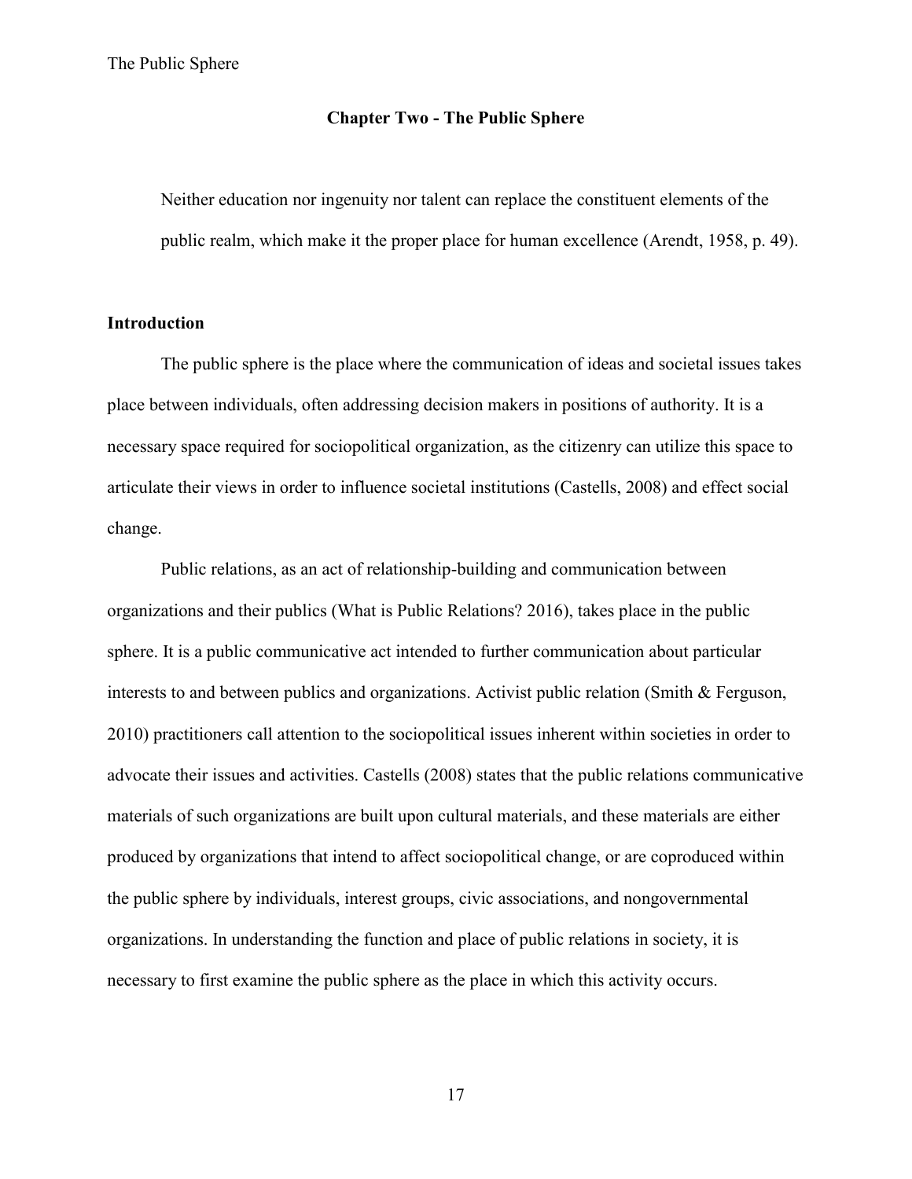## Chapter Two - The Public Sphere

> Neither education nor ingenuity nor talent can replace the constituent elements of the public realm, which make it the proper place for human excellence (Arendt, 1958, p. 49).

### Introduction

The public sphere is the place where the communication of ideas and societal issues takes place between individuals, often addressing decision makers in positions of authority. It is a necessary space required for sociopolitical organization, as the citizenry can utilize this space to articulate their views in order to influence societal institutions (Castells, 2008) and effect social change.

Public relations, as an act of relationship-building and communication between organizations and their publics (What is Public Relations? 2016), takes place in the public sphere. It is a public communicative act intended to further communication about particular interests to and between publics and organizations. Activist public relation (Smith & Ferguson, 2010) practitioners call attention to the sociopolitical issues inherent within societies in order to advocate their issues and activities. Castells (2008) states that the public relations communicative materials of such organizations are built upon cultural materials, and these materials are either produced by organizations that intend to affect sociopolitical change, or are coproduced within the public sphere by individuals, interest groups, civic associations, and nongovernmental organizations. In understanding the function and place of public relations in society, it is necessary to first examine the public sphere as the place in which this activity occurs.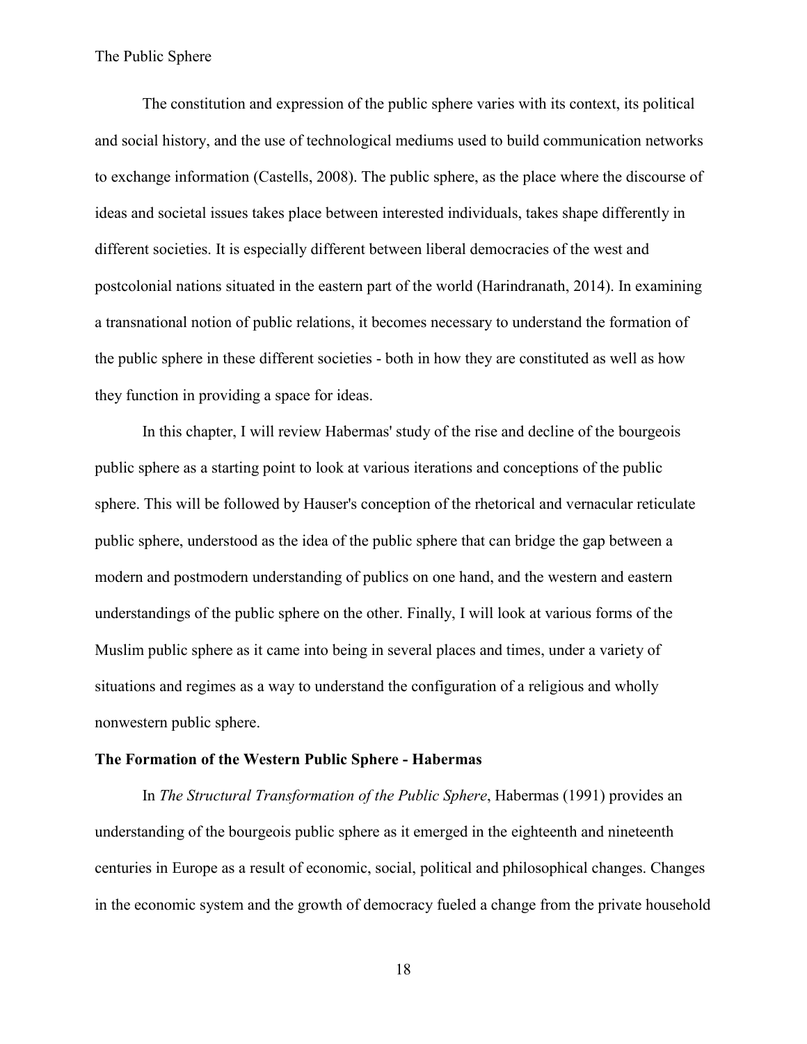The constitution and expression of the public sphere varies with its context, its political and social history, and the use of technological mediums used to build communication networks to exchange information (Castells, 2008). The public sphere, as the place where the discourse of ideas and societal issues takes place between interested individuals, takes shape differently in different societies. It is especially different between liberal democracies of the west and postcolonial nations situated in the eastern part of the world (Harindranath, 2014). In examining a transnational notion of public relations, it becomes necessary to understand the formation of the public sphere in these different societies - both in how they are constituted as well as how they function in providing a space for ideas.

In this chapter, I will review Habermas' study of the rise and decline of the bourgeois public sphere as a starting point to look at various iterations and conceptions of the public sphere. This will be followed by Hauser's conception of the rhetorical and vernacular reticulate public sphere, understood as the idea of the public sphere that can bridge the gap between a modern and postmodern understanding of publics on one hand, and the western and eastern understandings of the public sphere on the other. Finally, I will look at various forms of the Muslim public sphere as it came into being in several places and times, under a variety of situations and regimes as a way to understand the configuration of a religious and wholly nonwestern public sphere.

**The Formation of the Western Public Sphere - Habermas**

In *The Structural Transformation of the Public Sphere*, Habermas (1991) provides an understanding of the bourgeois public sphere as it emerged in the eighteenth and nineteenth centuries in Europe as a result of economic, social, political and philosophical changes. Changes in the economic system and the growth of democracy fueled a change from the private household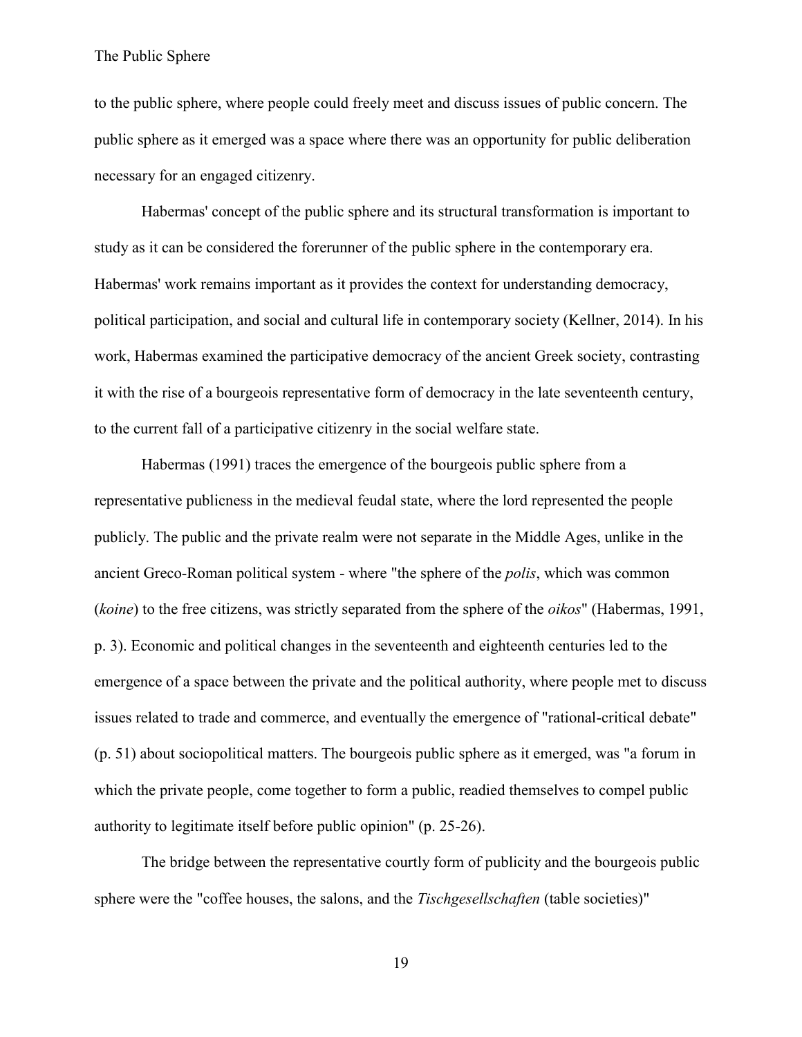to the public sphere, where people could freely meet and discuss issues of public concern. The public sphere as it emerged was a space where there was an opportunity for public deliberation necessary for an engaged citizenry.

Habermas' concept of the public sphere and its structural transformation is important to study as it can be considered the forerunner of the public sphere in the contemporary era. Habermas' work remains important as it provides the context for understanding democracy, political participation, and social and cultural life in contemporary society (Kellner, 2014). In his work, Habermas examined the participative democracy of the ancient Greek society, contrasting it with the rise of a bourgeois representative form of democracy in the late seventeenth century, to the current fall of a participative citizenry in the social welfare state.

Habermas (1991) traces the emergence of the bourgeois public sphere from a representative publicness in the medieval feudal state, where the lord represented the people publicly. The public and the private realm were not separate in the Middle Ages, unlike in the ancient Greco-Roman political system - where "the sphere of the *polis*, which was common (*koine*) to the free citizens, was strictly separated from the sphere of the *oikos*" (Habermas, 1991, p. 3). Economic and political changes in the seventeenth and eighteenth centuries led to the emergence of a space between the private and the political authority, where people met to discuss issues related to trade and commerce, and eventually the emergence of "rational-critical debate" (p. 51) about sociopolitical matters. The bourgeois public sphere as it emerged, was "a forum in which the private people, come together to form a public, readied themselves to compel public authority to legitimate itself before public opinion" (p. 25-26).

The bridge between the representative courtly form of publicity and the bourgeois public sphere were the "coffee houses, the salons, and the *Tischgesellschaften* (table societies)"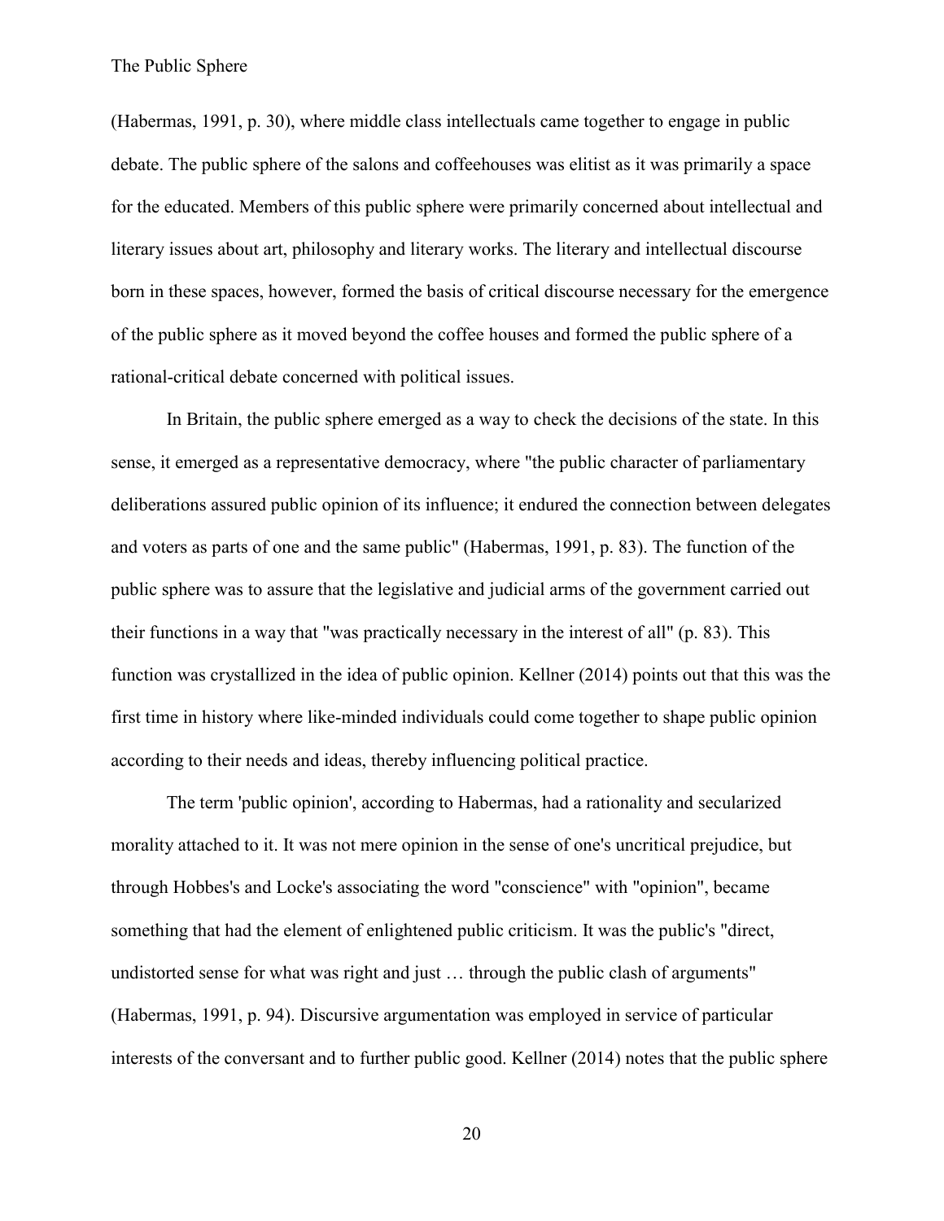(Habermas, 1991, p. 30), where middle class intellectuals came together to engage in public debate. The public sphere of the salons and coffeehouses was elitist as it was primarily a space for the educated. Members of this public sphere were primarily concerned about intellectual and literary issues about art, philosophy and literary works. The literary and intellectual discourse born in these spaces, however, formed the basis of critical discourse necessary for the emergence of the public sphere as it moved beyond the coffee houses and formed the public sphere of a rational-critical debate concerned with political issues.

In Britain, the public sphere emerged as a way to check the decisions of the state. In this sense, it emerged as a representative democracy, where "the public character of parliamentary deliberations assured public opinion of its influence; it endured the connection between delegates and voters as parts of one and the same public" (Habermas, 1991, p. 83). The function of the public sphere was to assure that the legislative and judicial arms of the government carried out their functions in a way that "was practically necessary in the interest of all" (p. 83). This function was crystallized in the idea of public opinion. Kellner (2014) points out that this was the first time in history where like-minded individuals could come together to shape public opinion according to their needs and ideas, thereby influencing political practice.

The term 'public opinion', according to Habermas, had a rationality and secularized morality attached to it. It was not mere opinion in the sense of one's uncritical prejudice, but through Hobbes's and Locke's associating the word "conscience" with "opinion", became something that had the element of enlightened public criticism. It was the public's "direct, undistorted sense for what was right and just … through the public clash of arguments" (Habermas, 1991, p. 94). Discursive argumentation was employed in service of particular interests of the conversant and to further public good. Kellner (2014) notes that the public sphere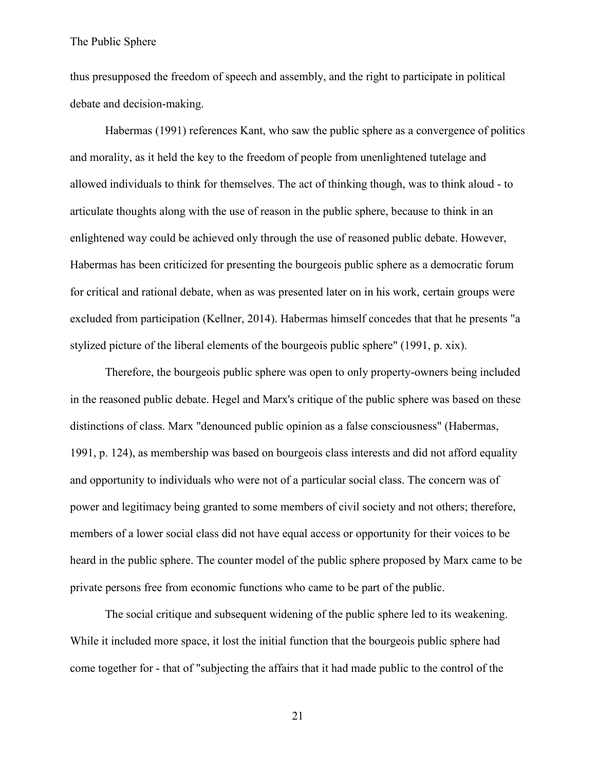thus presupposed the freedom of speech and assembly, and the right to participate in political debate and decision-making.

Habermas (1991) references Kant, who saw the public sphere as a convergence of politics and morality, as it held the key to the freedom of people from unenlightened tutelage and allowed individuals to think for themselves. The act of thinking though, was to think aloud - to articulate thoughts along with the use of reason in the public sphere, because to think in an enlightened way could be achieved only through the use of reasoned public debate. However, Habermas has been criticized for presenting the bourgeois public sphere as a democratic forum for critical and rational debate, when as was presented later on in his work, certain groups were excluded from participation (Kellner, 2014). Habermas himself concedes that that he presents "a stylized picture of the liberal elements of the bourgeois public sphere" (1991, p. xix).

Therefore, the bourgeois public sphere was open to only property-owners being included in the reasoned public debate. Hegel and Marx's critique of the public sphere was based on these distinctions of class. Marx "denounced public opinion as a false consciousness" (Habermas, 1991, p. 124), as membership was based on bourgeois class interests and did not afford equality and opportunity to individuals who were not of a particular social class. The concern was of power and legitimacy being granted to some members of civil society and not others; therefore, members of a lower social class did not have equal access or opportunity for their voices to be heard in the public sphere. The counter model of the public sphere proposed by Marx came to be private persons free from economic functions who came to be part of the public.

The social critique and subsequent widening of the public sphere led to its weakening. While it included more space, it lost the initial function that the bourgeois public sphere had come together for - that of "subjecting the affairs that it had made public to the control of the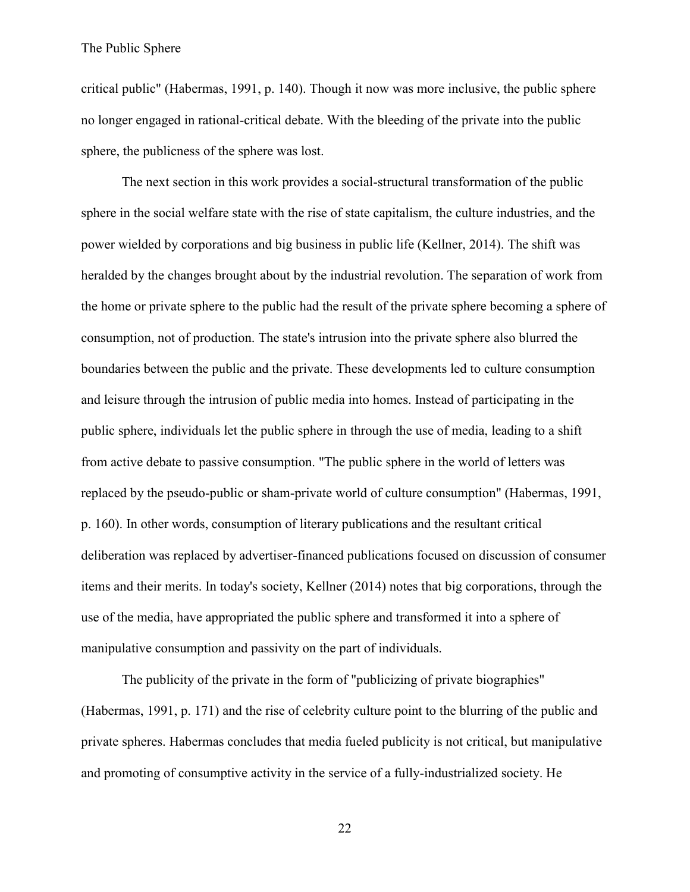critical public" (Habermas, 1991, p. 140). Though it now was more inclusive, the public sphere no longer engaged in rational-critical debate. With the bleeding of the private into the public sphere, the publicness of the sphere was lost.

The next section in this work provides a social-structural transformation of the public sphere in the social welfare state with the rise of state capitalism, the culture industries, and the power wielded by corporations and big business in public life (Kellner, 2014). The shift was heralded by the changes brought about by the industrial revolution. The separation of work from the home or private sphere to the public had the result of the private sphere becoming a sphere of consumption, not of production. The state's intrusion into the private sphere also blurred the boundaries between the public and the private. These developments led to culture consumption and leisure through the intrusion of public media into homes. Instead of participating in the public sphere, individuals let the public sphere in through the use of media, leading to a shift from active debate to passive consumption. "The public sphere in the world of letters was replaced by the pseudo-public or sham-private world of culture consumption" (Habermas, 1991, p. 160). In other words, consumption of literary publications and the resultant critical deliberation was replaced by advertiser-financed publications focused on discussion of consumer items and their merits. In today's society, Kellner (2014) notes that big corporations, through the use of the media, have appropriated the public sphere and transformed it into a sphere of manipulative consumption and passivity on the part of individuals.

The publicity of the private in the form of "publicizing of private biographies" (Habermas, 1991, p. 171) and the rise of celebrity culture point to the blurring of the public and private spheres. Habermas concludes that media fueled publicity is not critical, but manipulative and promoting of consumptive activity in the service of a fully-industrialized society. He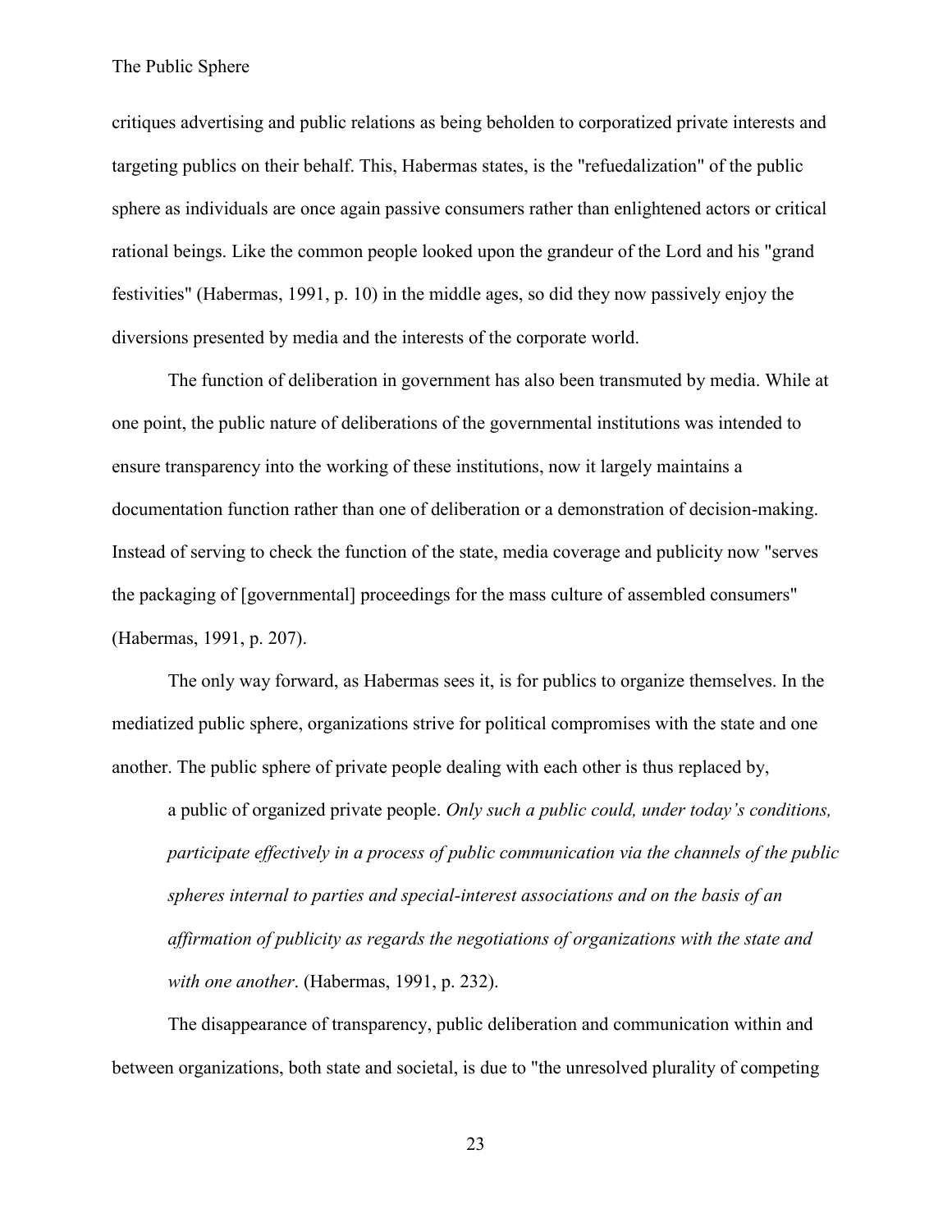critiques advertising and public relations as being beholden to corporatized private interests and targeting publics on their behalf. This, Habermas states, is the "refuedalization" of the public sphere as individuals are once again passive consumers rather than enlightened actors or critical rational beings. Like the common people looked upon the grandeur of the Lord and his "grand festivities" (Habermas, 1991, p. 10) in the middle ages, so did they now passively enjoy the diversions presented by media and the interests of the corporate world.

The function of deliberation in government has also been transmuted by media. While at one point, the public nature of deliberations of the governmental institutions was intended to ensure transparency into the working of these institutions, now it largely maintains a documentation function rather than one of deliberation or a demonstration of decision-making. Instead of serving to check the function of the state, media coverage and publicity now "serves the packaging of [governmental] proceedings for the mass culture of assembled consumers" (Habermas, 1991, p. 207).

The only way forward, as Habermas sees it, is for publics to organize themselves. In the mediatized public sphere, organizations strive for political compromises with the state and one another. The public sphere of private people dealing with each other is thus replaced by,

> a public of organized private people. *Only such a public could, under today's conditions, participate effectively in a process of public communication via the channels of the public spheres internal to parties and special-interest associations and on the basis of an affirmation of publicity as regards the negotiations of organizations with the state and with one another*. (Habermas, 1991, p. 232).

The disappearance of transparency, public deliberation and communication within and between organizations, both state and societal, is due to "the unresolved plurality of competing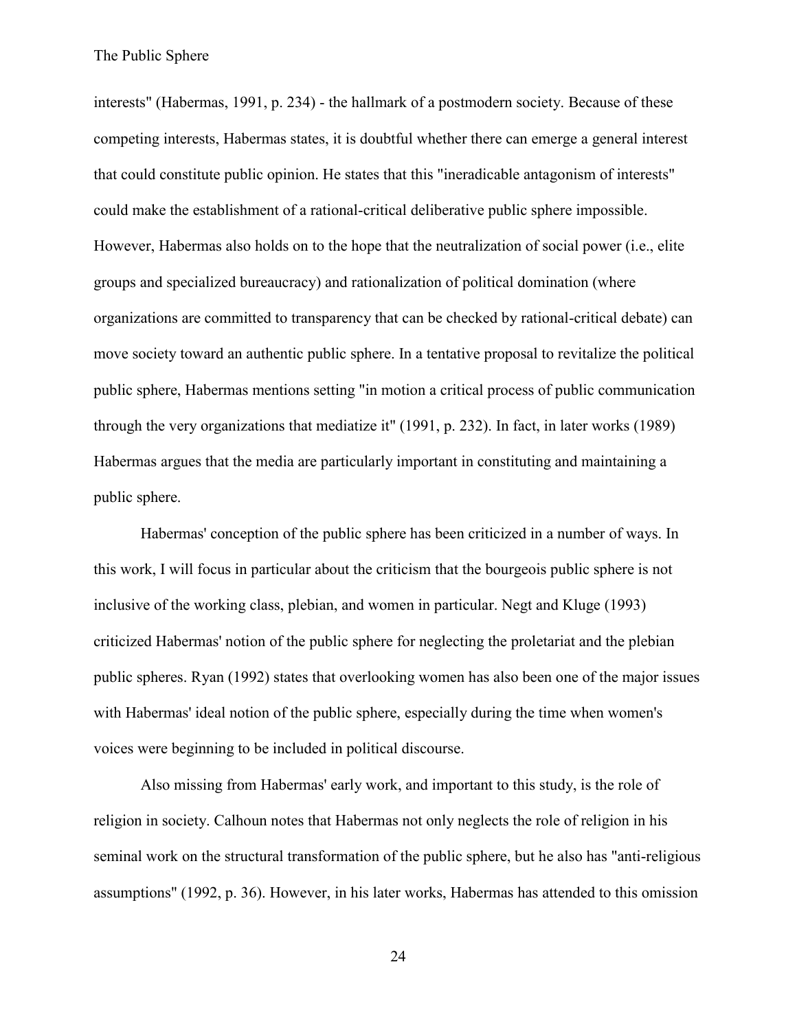interests" (Habermas, 1991, p. 234) - the hallmark of a postmodern society. Because of these competing interests, Habermas states, it is doubtful whether there can emerge a general interest that could constitute public opinion. He states that this "ineradicable antagonism of interests" could make the establishment of a rational-critical deliberative public sphere impossible. However, Habermas also holds on to the hope that the neutralization of social power (i.e., elite groups and specialized bureaucracy) and rationalization of political domination (where organizations are committed to transparency that can be checked by rational-critical debate) can move society toward an authentic public sphere. In a tentative proposal to revitalize the political public sphere, Habermas mentions setting "in motion a critical process of public communication through the very organizations that mediatize it" (1991, p. 232). In fact, in later works (1989) Habermas argues that the media are particularly important in constituting and maintaining a public sphere.

Habermas' conception of the public sphere has been criticized in a number of ways. In this work, I will focus in particular about the criticism that the bourgeois public sphere is not inclusive of the working class, plebian, and women in particular. Negt and Kluge (1993) criticized Habermas' notion of the public sphere for neglecting the proletariat and the plebian public spheres. Ryan (1992) states that overlooking women has also been one of the major issues with Habermas' ideal notion of the public sphere, especially during the time when women's voices were beginning to be included in political discourse.

Also missing from Habermas' early work, and important to this study, is the role of religion in society. Calhoun notes that Habermas not only neglects the role of religion in his seminal work on the structural transformation of the public sphere, but he also has "anti-religious assumptions" (1992, p. 36). However, in his later works, Habermas has attended to this omission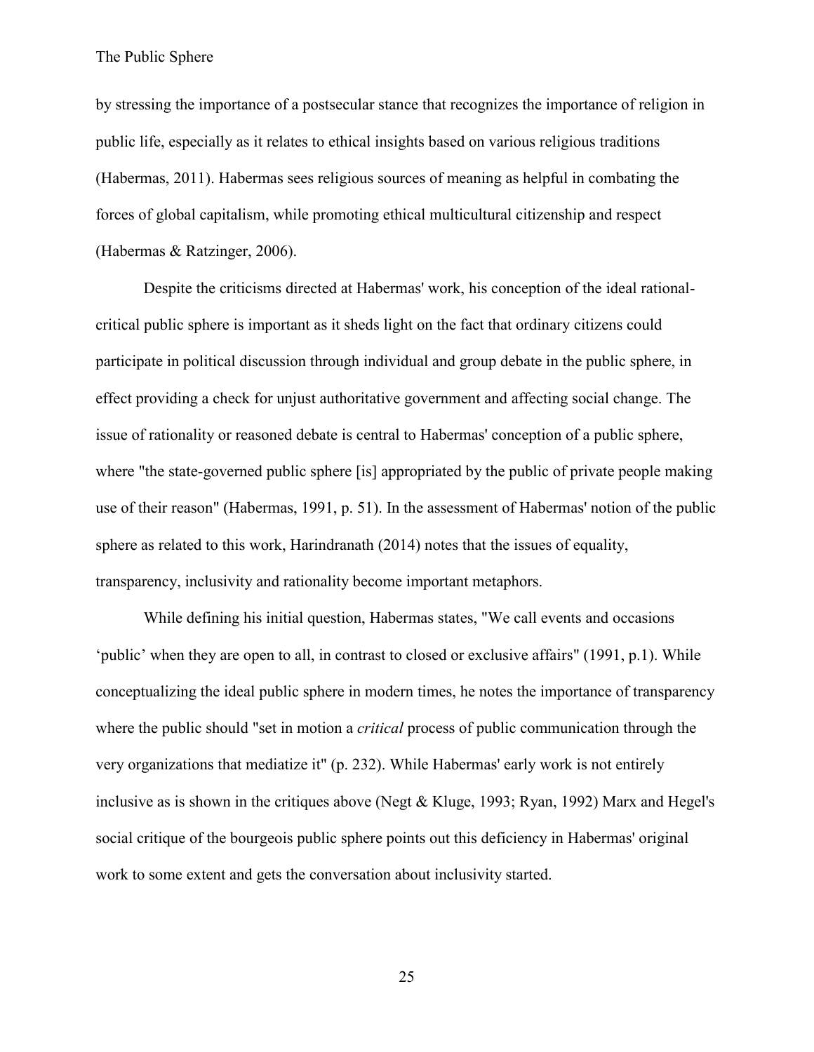by stressing the importance of a postsecular stance that recognizes the importance of religion in public life, especially as it relates to ethical insights based on various religious traditions (Habermas, 2011). Habermas sees religious sources of meaning as helpful in combating the forces of global capitalism, while promoting ethical multicultural citizenship and respect (Habermas & Ratzinger, 2006).

Despite the criticisms directed at Habermas' work, his conception of the ideal rational-critical public sphere is important as it sheds light on the fact that ordinary citizens could participate in political discussion through individual and group debate in the public sphere, in effect providing a check for unjust authoritative government and affecting social change. The issue of rationality or reasoned debate is central to Habermas' conception of a public sphere, where "the state-governed public sphere [is] appropriated by the public of private people making use of their reason" (Habermas, 1991, p. 51). In the assessment of Habermas' notion of the public sphere as related to this work, Harindranath (2014) notes that the issues of equality, transparency, inclusivity and rationality become important metaphors.

While defining his initial question, Habermas states, "We call events and occasions 'public' when they are open to all, in contrast to closed or exclusive affairs" (1991, p.1). While conceptualizing the ideal public sphere in modern times, he notes the importance of transparency where the public should "set in motion a *critical* process of public communication through the very organizations that mediatize it" (p. 232). While Habermas' early work is not entirely inclusive as is shown in the critiques above (Negt & Kluge, 1993; Ryan, 1992) Marx and Hegel's social critique of the bourgeois public sphere points out this deficiency in Habermas' original work to some extent and gets the conversation about inclusivity started.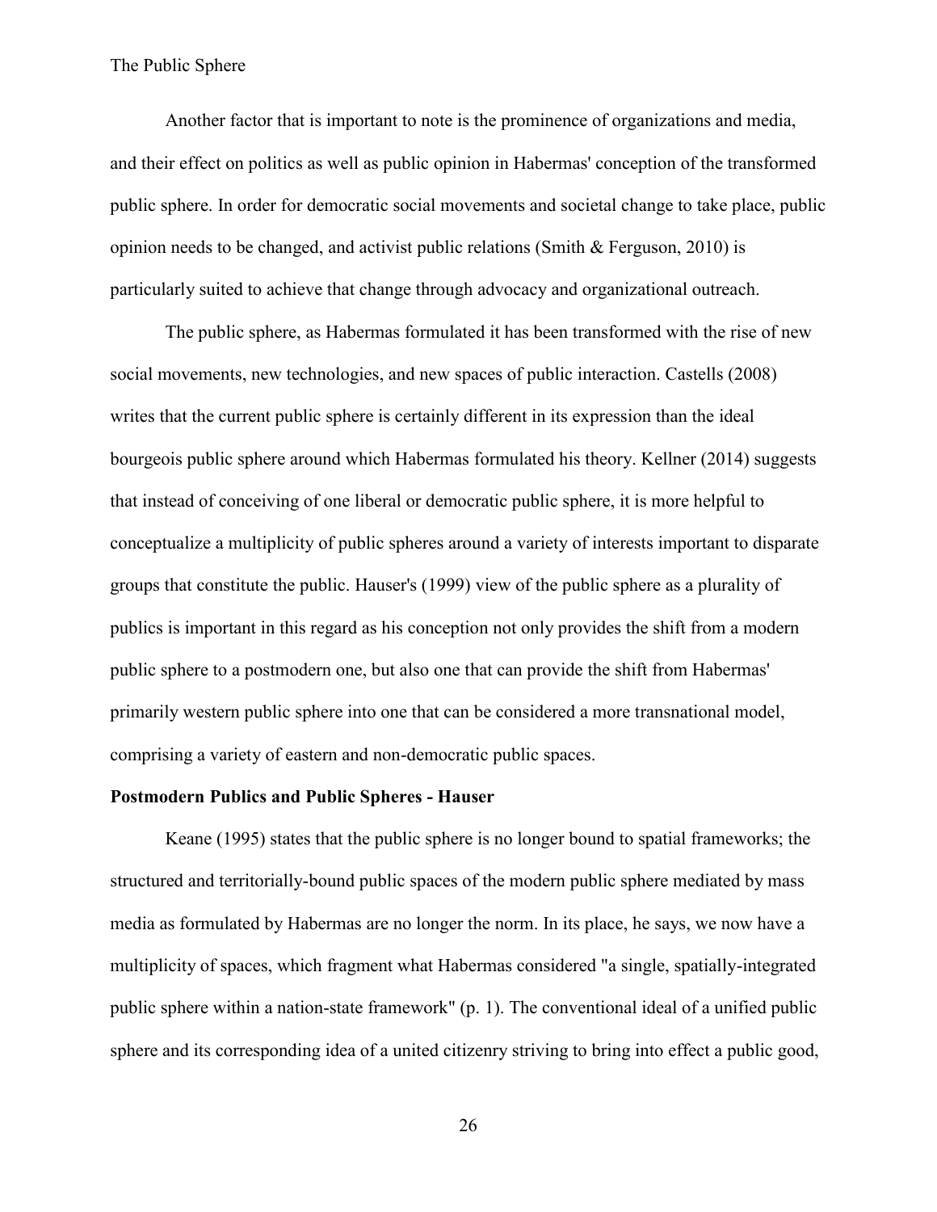Another factor that is important to note is the prominence of organizations and media, and their effect on politics as well as public opinion in Habermas' conception of the transformed public sphere. In order for democratic social movements and societal change to take place, public opinion needs to be changed, and activist public relations (Smith & Ferguson, 2010) is particularly suited to achieve that change through advocacy and organizational outreach.

The public sphere, as Habermas formulated it has been transformed with the rise of new social movements, new technologies, and new spaces of public interaction. Castells (2008) writes that the current public sphere is certainly different in its expression than the ideal bourgeois public sphere around which Habermas formulated his theory. Kellner (2014) suggests that instead of conceiving of one liberal or democratic public sphere, it is more helpful to conceptualize a multiplicity of public spheres around a variety of interests important to disparate groups that constitute the public. Hauser's (1999) view of the public sphere as a plurality of publics is important in this regard as his conception not only provides the shift from a modern public sphere to a postmodern one, but also one that can provide the shift from Habermas' primarily western public sphere into one that can be considered a more transnational model, comprising a variety of eastern and non-democratic public spaces.

**Postmodern Publics and Public Spheres - Hauser**

Keane (1995) states that the public sphere is no longer bound to spatial frameworks; the structured and territorially-bound public spaces of the modern public sphere mediated by mass media as formulated by Habermas are no longer the norm. In its place, he says, we now have a multiplicity of spaces, which fragment what Habermas considered "a single, spatially-integrated public sphere within a nation-state framework" (p. 1). The conventional ideal of a unified public sphere and its corresponding idea of a united citizenry striving to bring into effect a public good,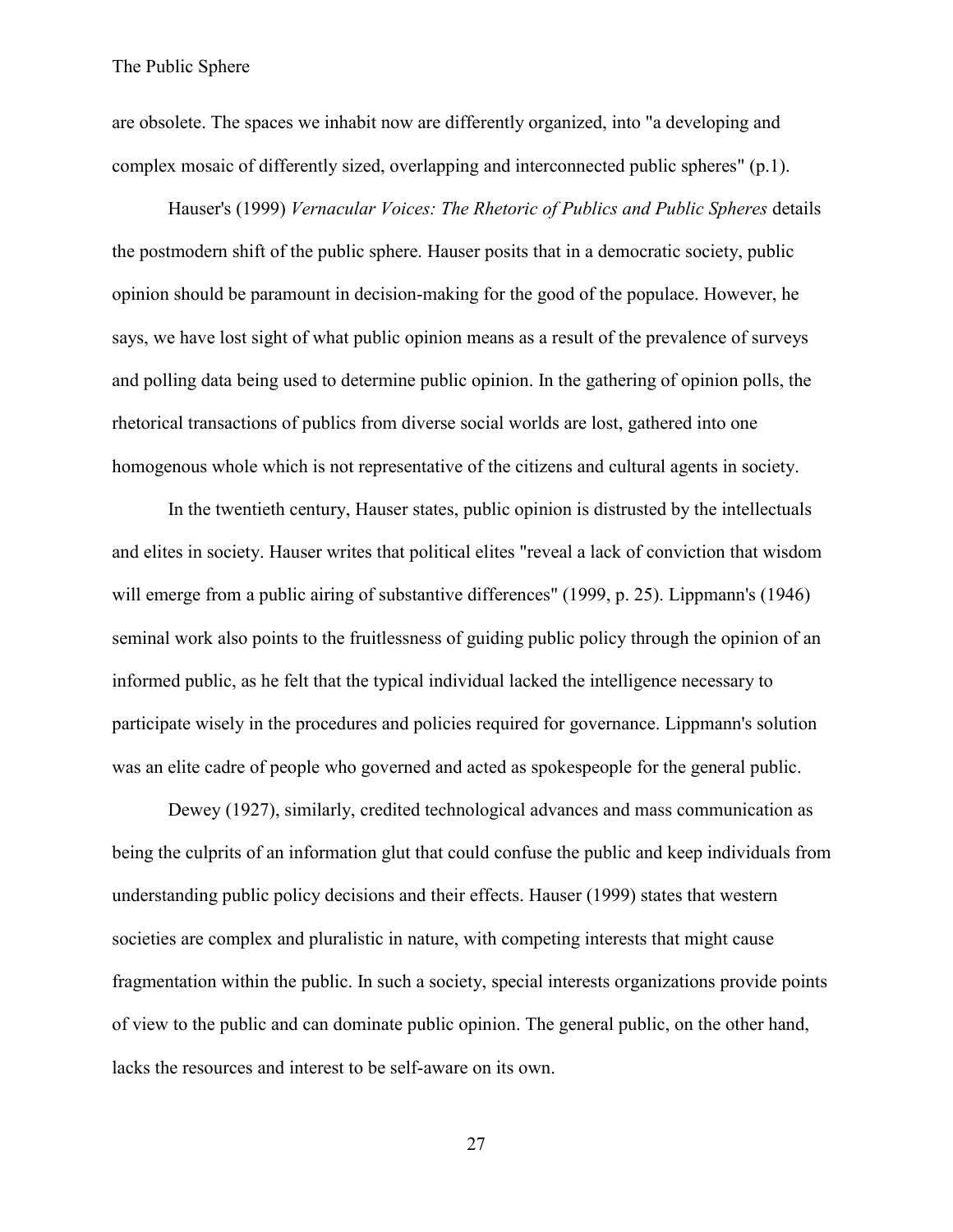are obsolete. The spaces we inhabit now are differently organized, into "a developing and complex mosaic of differently sized, overlapping and interconnected public spheres" (p.1).

Hauser's (1999) *Vernacular Voices: The Rhetoric of Publics and Public Spheres* details the postmodern shift of the public sphere. Hauser posits that in a democratic society, public opinion should be paramount in decision-making for the good of the populace. However, he says, we have lost sight of what public opinion means as a result of the prevalence of surveys and polling data being used to determine public opinion. In the gathering of opinion polls, the rhetorical transactions of publics from diverse social worlds are lost, gathered into one homogenous whole which is not representative of the citizens and cultural agents in society.

In the twentieth century, Hauser states, public opinion is distrusted by the intellectuals and elites in society. Hauser writes that political elites "reveal a lack of conviction that wisdom will emerge from a public airing of substantive differences" (1999, p. 25). Lippmann's (1946) seminal work also points to the fruitlessness of guiding public policy through the opinion of an informed public, as he felt that the typical individual lacked the intelligence necessary to participate wisely in the procedures and policies required for governance. Lippmann's solution was an elite cadre of people who governed and acted as spokespeople for the general public.

Dewey (1927), similarly, credited technological advances and mass communication as being the culprits of an information glut that could confuse the public and keep individuals from understanding public policy decisions and their effects. Hauser (1999) states that western societies are complex and pluralistic in nature, with competing interests that might cause fragmentation within the public. In such a society, special interests organizations provide points of view to the public and can dominate public opinion. The general public, on the other hand, lacks the resources and interest to be self-aware on its own.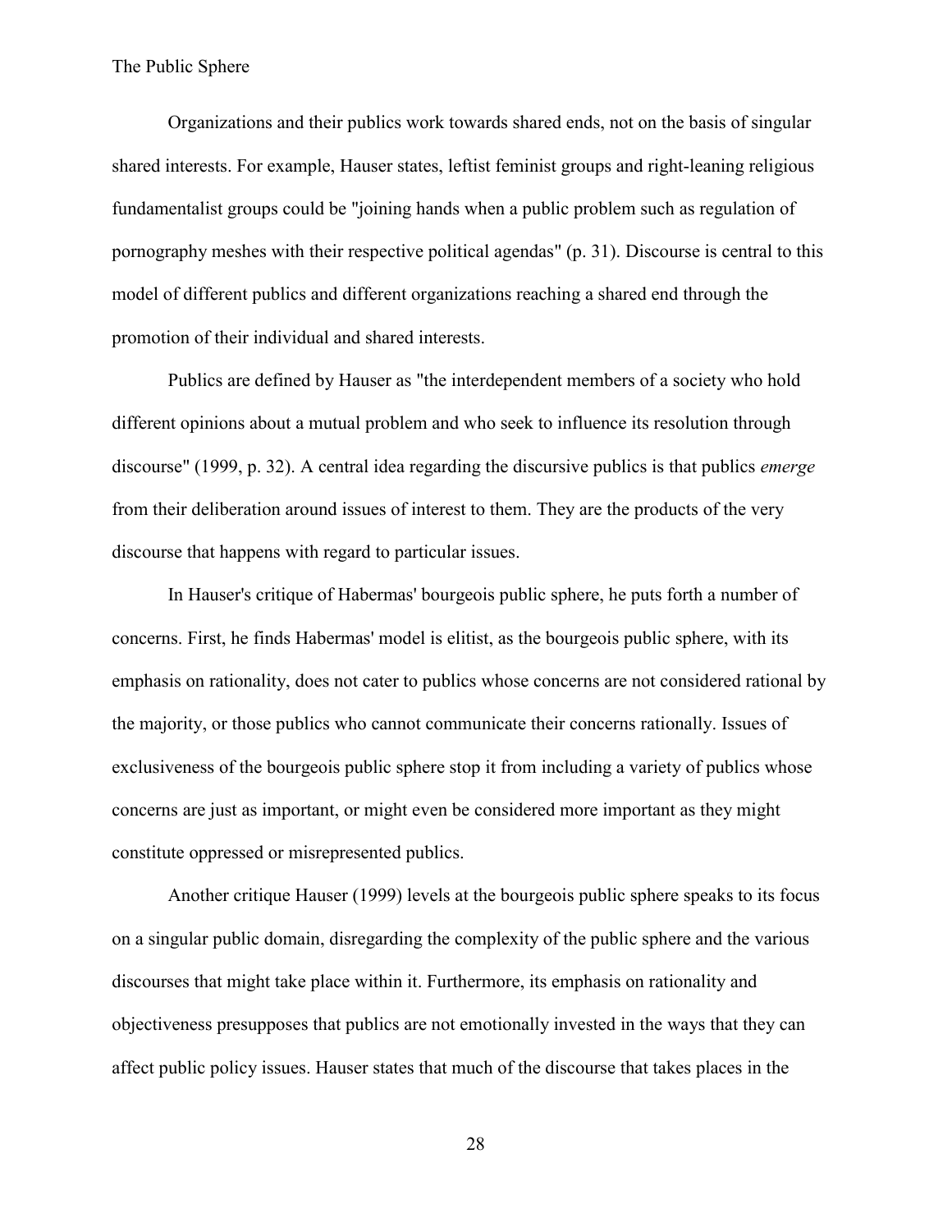Organizations and their publics work towards shared ends, not on the basis of singular shared interests. For example, Hauser states, leftist feminist groups and right-leaning religious fundamentalist groups could be "joining hands when a public problem such as regulation of pornography meshes with their respective political agendas" (p. 31). Discourse is central to this model of different publics and different organizations reaching a shared end through the promotion of their individual and shared interests.

Publics are defined by Hauser as "the interdependent members of a society who hold different opinions about a mutual problem and who seek to influence its resolution through discourse" (1999, p. 32). A central idea regarding the discursive publics is that publics *emerge* from their deliberation around issues of interest to them. They are the products of the very discourse that happens with regard to particular issues.

In Hauser's critique of Habermas' bourgeois public sphere, he puts forth a number of concerns. First, he finds Habermas' model is elitist, as the bourgeois public sphere, with its emphasis on rationality, does not cater to publics whose concerns are not considered rational by the majority, or those publics who cannot communicate their concerns rationally. Issues of exclusiveness of the bourgeois public sphere stop it from including a variety of publics whose concerns are just as important, or might even be considered more important as they might constitute oppressed or misrepresented publics.

Another critique Hauser (1999) levels at the bourgeois public sphere speaks to its focus on a singular public domain, disregarding the complexity of the public sphere and the various discourses that might take place within it. Furthermore, its emphasis on rationality and objectiveness presupposes that publics are not emotionally invested in the ways that they can affect public policy issues. Hauser states that much of the discourse that takes places in the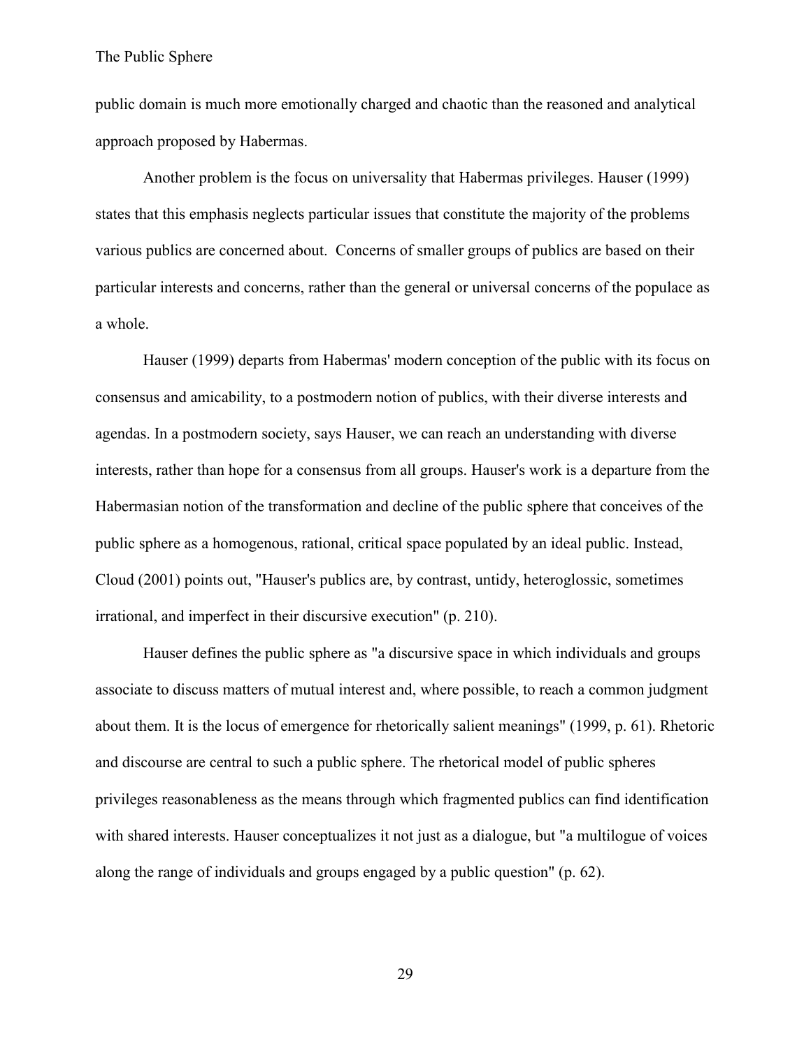public domain is much more emotionally charged and chaotic than the reasoned and analytical approach proposed by Habermas.

Another problem is the focus on universality that Habermas privileges. Hauser (1999) states that this emphasis neglects particular issues that constitute the majority of the problems various publics are concerned about. Concerns of smaller groups of publics are based on their particular interests and concerns, rather than the general or universal concerns of the populace as a whole.

Hauser (1999) departs from Habermas' modern conception of the public with its focus on consensus and amicability, to a postmodern notion of publics, with their diverse interests and agendas. In a postmodern society, says Hauser, we can reach an understanding with diverse interests, rather than hope for a consensus from all groups. Hauser's work is a departure from the Habermasian notion of the transformation and decline of the public sphere that conceives of the public sphere as a homogenous, rational, critical space populated by an ideal public. Instead, Cloud (2001) points out, "Hauser's publics are, by contrast, untidy, heteroglossic, sometimes irrational, and imperfect in their discursive execution" (p. 210).

Hauser defines the public sphere as "a discursive space in which individuals and groups associate to discuss matters of mutual interest and, where possible, to reach a common judgment about them. It is the locus of emergence for rhetorically salient meanings" (1999, p. 61). Rhetoric and discourse are central to such a public sphere. The rhetorical model of public spheres privileges reasonableness as the means through which fragmented publics can find identification with shared interests. Hauser conceptualizes it not just as a dialogue, but "a multilogue of voices along the range of individuals and groups engaged by a public question" (p. 62).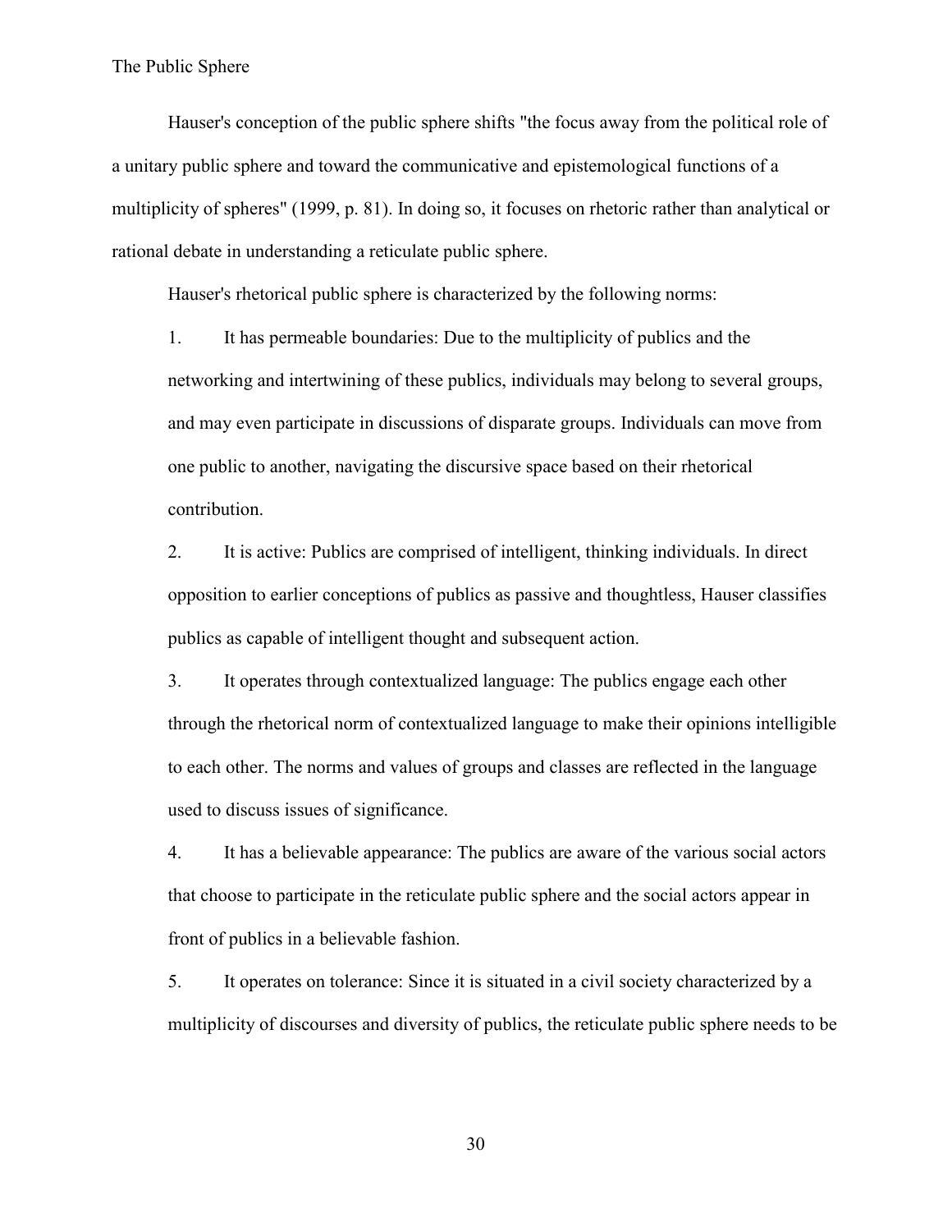Hauser's conception of the public sphere shifts "the focus away from the political role of a unitary public sphere and toward the communicative and epistemological functions of a multiplicity of spheres" (1999, p. 81). In doing so, it focuses on rhetoric rather than analytical or rational debate in understanding a reticulate public sphere.

Hauser's rhetorical public sphere is characterized by the following norms:

1. It has permeable boundaries: Due to the multiplicity of publics and the networking and intertwining of these publics, individuals may belong to several groups, and may even participate in discussions of disparate groups. Individuals can move from one public to another, navigating the discursive space based on their rhetorical contribution.

2. It is active: Publics are comprised of intelligent, thinking individuals. In direct opposition to earlier conceptions of publics as passive and thoughtless, Hauser classifies publics as capable of intelligent thought and subsequent action.

3. It operates through contextualized language: The publics engage each other through the rhetorical norm of contextualized language to make their opinions intelligible to each other. The norms and values of groups and classes are reflected in the language used to discuss issues of significance.

4. It has a believable appearance: The publics are aware of the various social actors that choose to participate in the reticulate public sphere and the social actors appear in front of publics in a believable fashion.

5. It operates on tolerance: Since it is situated in a civil society characterized by a multiplicity of discourses and diversity of publics, the reticulate public sphere needs to be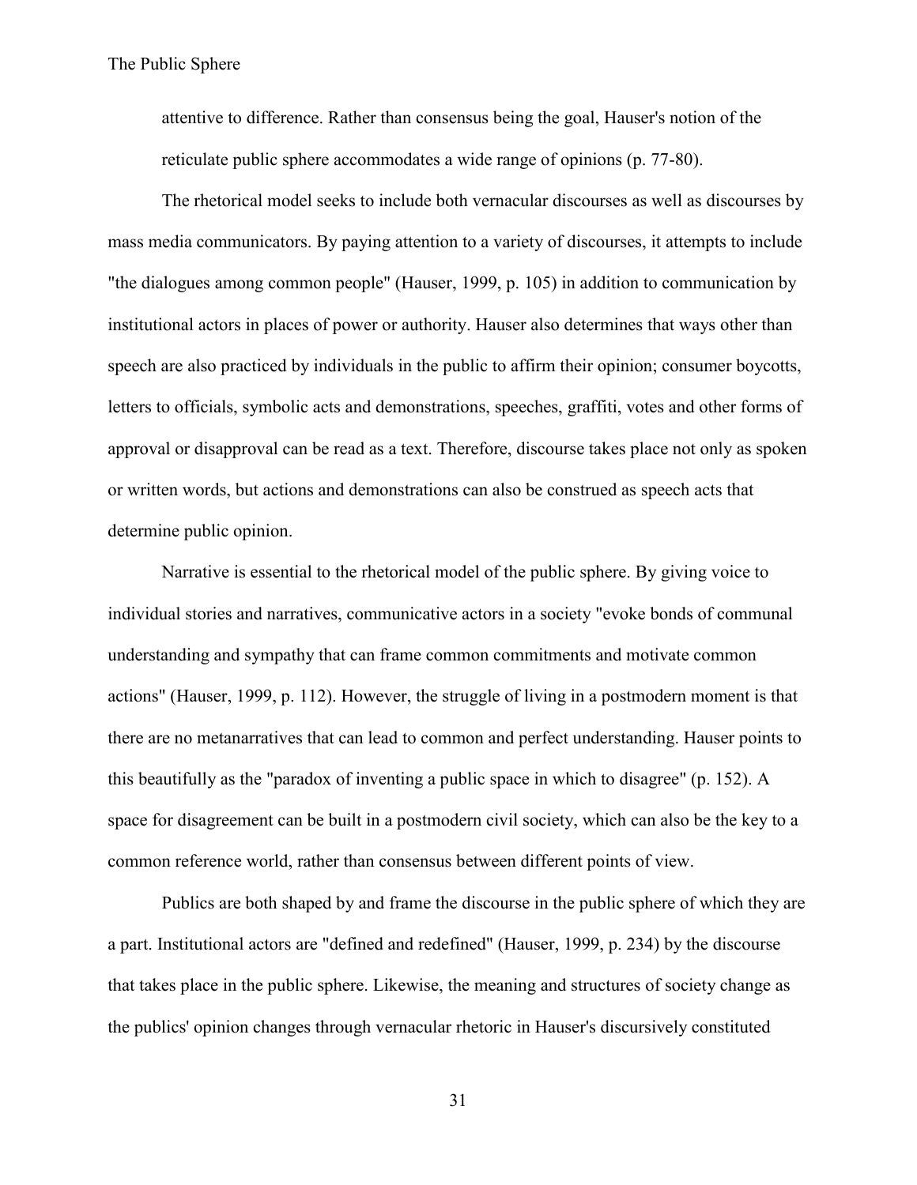attentive to difference. Rather than consensus being the goal, Hauser's notion of the reticulate public sphere accommodates a wide range of opinions (p. 77-80).

The rhetorical model seeks to include both vernacular discourses as well as discourses by mass media communicators. By paying attention to a variety of discourses, it attempts to include "the dialogues among common people" (Hauser, 1999, p. 105) in addition to communication by institutional actors in places of power or authority. Hauser also determines that ways other than speech are also practiced by individuals in the public to affirm their opinion; consumer boycotts, letters to officials, symbolic acts and demonstrations, speeches, graffiti, votes and other forms of approval or disapproval can be read as a text. Therefore, discourse takes place not only as spoken or written words, but actions and demonstrations can also be construed as speech acts that determine public opinion.

Narrative is essential to the rhetorical model of the public sphere. By giving voice to individual stories and narratives, communicative actors in a society "evoke bonds of communal understanding and sympathy that can frame common commitments and motivate common actions" (Hauser, 1999, p. 112). However, the struggle of living in a postmodern moment is that there are no metanarratives that can lead to common and perfect understanding. Hauser points to this beautifully as the "paradox of inventing a public space in which to disagree" (p. 152). A space for disagreement can be built in a postmodern civil society, which can also be the key to a common reference world, rather than consensus between different points of view.

Publics are both shaped by and frame the discourse in the public sphere of which they are a part. Institutional actors are "defined and redefined" (Hauser, 1999, p. 234) by the discourse that takes place in the public sphere. Likewise, the meaning and structures of society change as the publics' opinion changes through vernacular rhetoric in Hauser's discursively constituted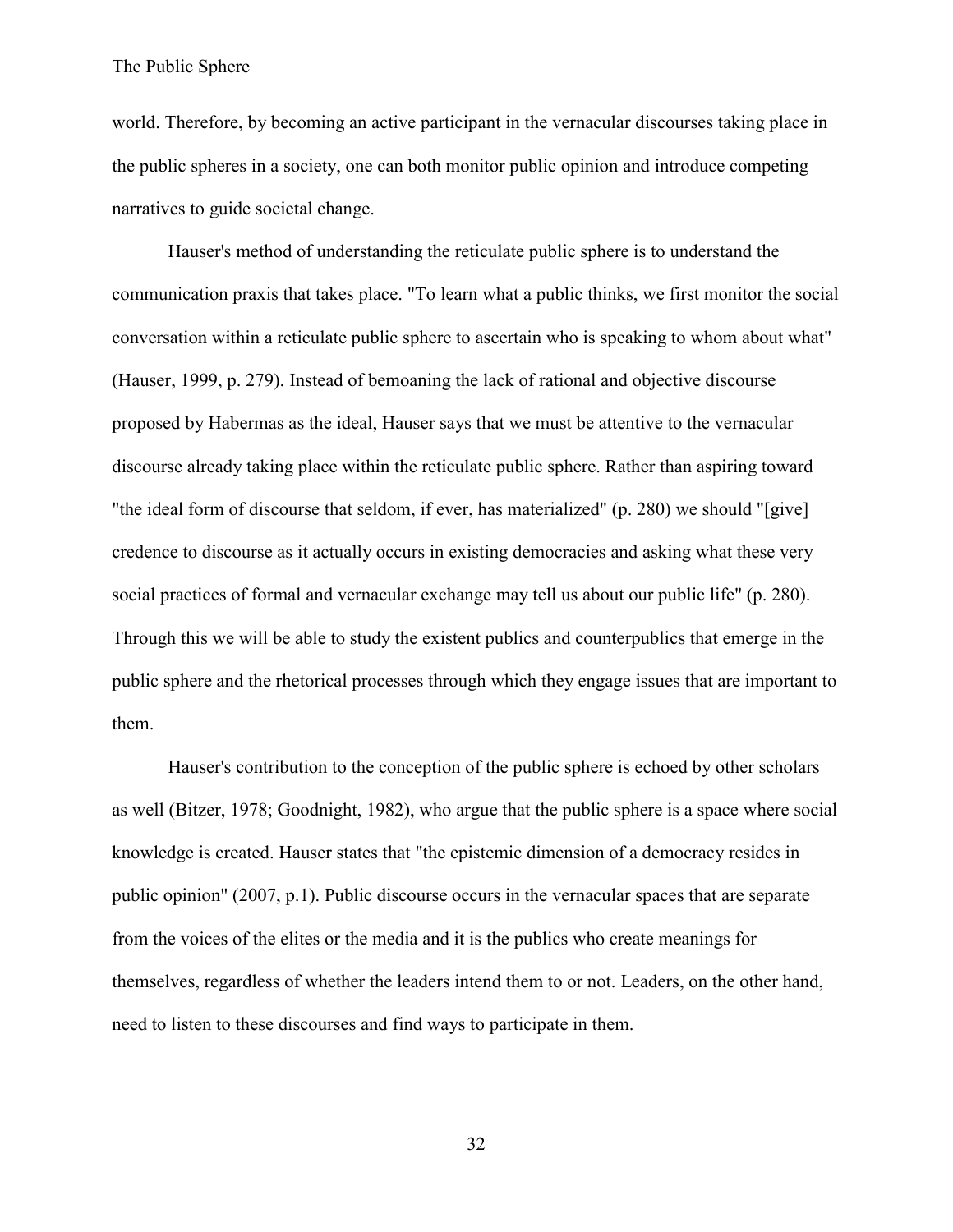world. Therefore, by becoming an active participant in the vernacular discourses taking place in the public spheres in a society, one can both monitor public opinion and introduce competing narratives to guide societal change.

Hauser's method of understanding the reticulate public sphere is to understand the communication praxis that takes place. "To learn what a public thinks, we first monitor the social conversation within a reticulate public sphere to ascertain who is speaking to whom about what" (Hauser, 1999, p. 279). Instead of bemoaning the lack of rational and objective discourse proposed by Habermas as the ideal, Hauser says that we must be attentive to the vernacular discourse already taking place within the reticulate public sphere. Rather than aspiring toward "the ideal form of discourse that seldom, if ever, has materialized" (p. 280) we should "[give] credence to discourse as it actually occurs in existing democracies and asking what these very social practices of formal and vernacular exchange may tell us about our public life" (p. 280). Through this we will be able to study the existent publics and counterpublics that emerge in the public sphere and the rhetorical processes through which they engage issues that are important to them.

Hauser's contribution to the conception of the public sphere is echoed by other scholars as well (Bitzer, 1978; Goodnight, 1982), who argue that the public sphere is a space where social knowledge is created. Hauser states that "the epistemic dimension of a democracy resides in public opinion" (2007, p.1). Public discourse occurs in the vernacular spaces that are separate from the voices of the elites or the media and it is the publics who create meanings for themselves, regardless of whether the leaders intend them to or not. Leaders, on the other hand, need to listen to these discourses and find ways to participate in them.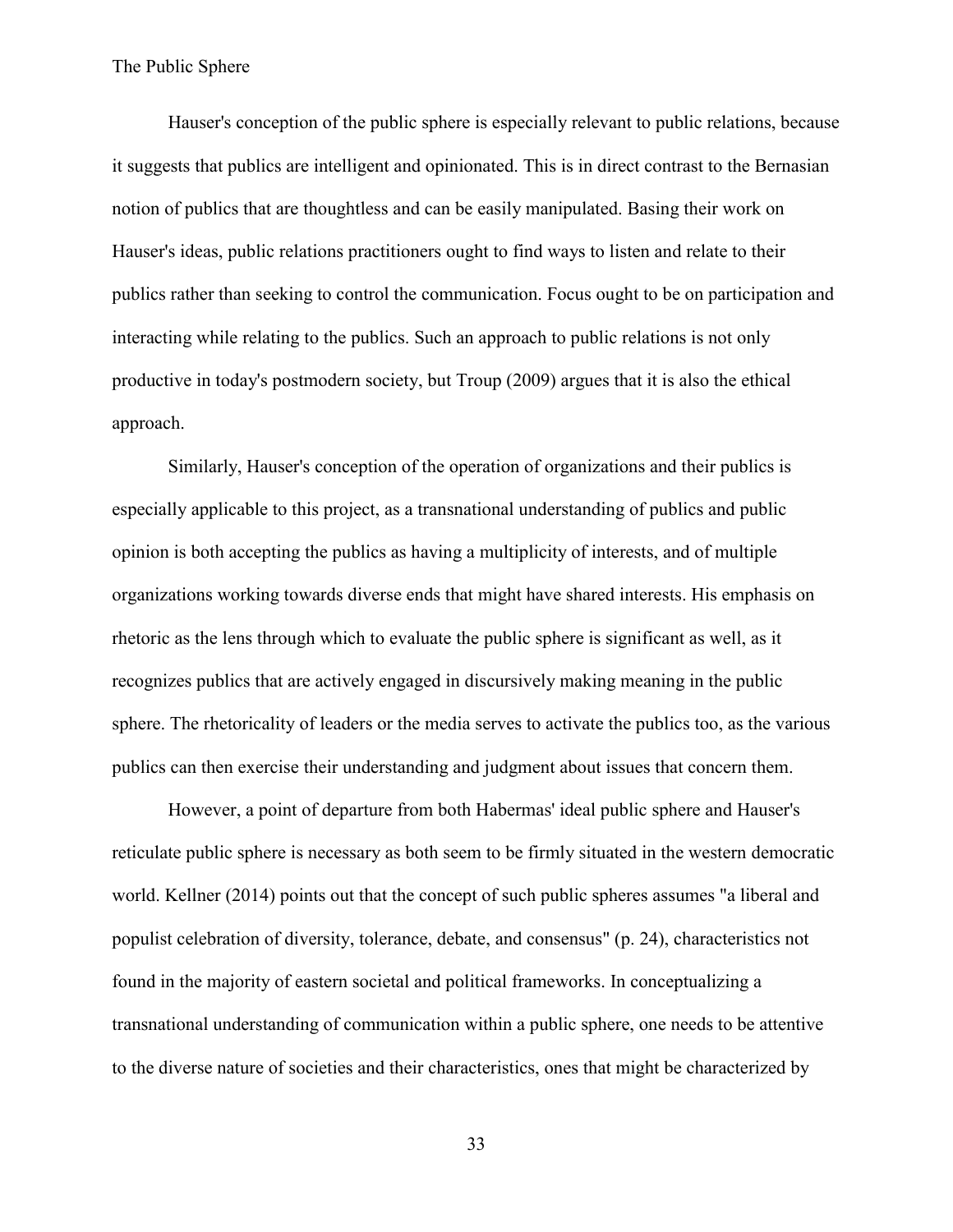Hauser's conception of the public sphere is especially relevant to public relations, because it suggests that publics are intelligent and opinionated. This is in direct contrast to the Bernasian notion of publics that are thoughtless and can be easily manipulated. Basing their work on Hauser's ideas, public relations practitioners ought to find ways to listen and relate to their publics rather than seeking to control the communication. Focus ought to be on participation and interacting while relating to the publics. Such an approach to public relations is not only productive in today's postmodern society, but Troup (2009) argues that it is also the ethical approach.

Similarly, Hauser's conception of the operation of organizations and their publics is especially applicable to this project, as a transnational understanding of publics and public opinion is both accepting the publics as having a multiplicity of interests, and of multiple organizations working towards diverse ends that might have shared interests. His emphasis on rhetoric as the lens through which to evaluate the public sphere is significant as well, as it recognizes publics that are actively engaged in discursively making meaning in the public sphere. The rhetoricality of leaders or the media serves to activate the publics too, as the various publics can then exercise their understanding and judgment about issues that concern them.

However, a point of departure from both Habermas' ideal public sphere and Hauser's reticulate public sphere is necessary as both seem to be firmly situated in the western democratic world. Kellner (2014) points out that the concept of such public spheres assumes "a liberal and populist celebration of diversity, tolerance, debate, and consensus" (p. 24), characteristics not found in the majority of eastern societal and political frameworks. In conceptualizing a transnational understanding of communication within a public sphere, one needs to be attentive to the diverse nature of societies and their characteristics, ones that might be characterized by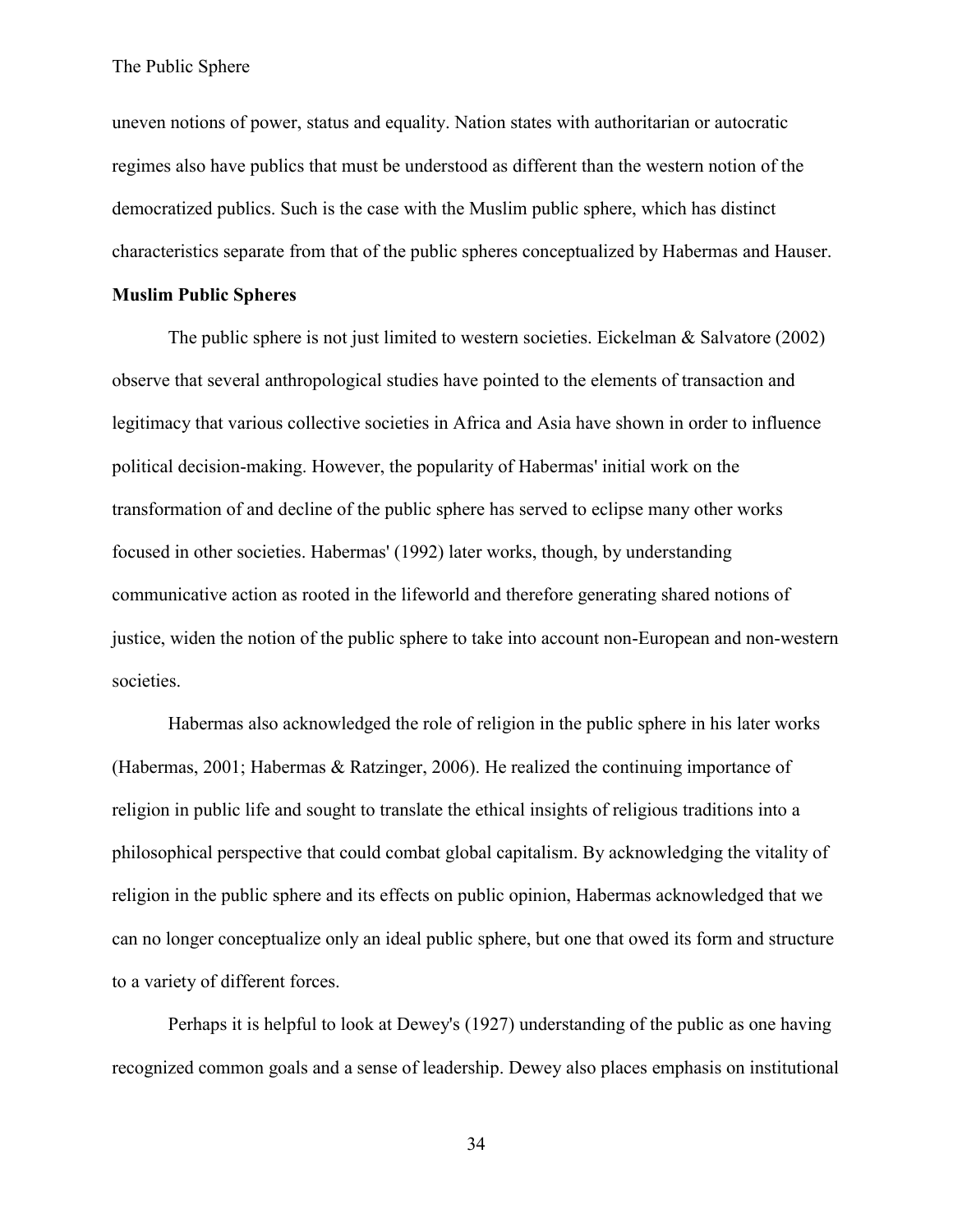uneven notions of power, status and equality. Nation states with authoritarian or autocratic regimes also have publics that must be understood as different than the western notion of the democratized publics. Such is the case with the Muslim public sphere, which has distinct characteristics separate from that of the public spheres conceptualized by Habermas and Hauser.

**Muslim Public Spheres**

The public sphere is not just limited to western societies. Eickelman & Salvatore (2002) observe that several anthropological studies have pointed to the elements of transaction and legitimacy that various collective societies in Africa and Asia have shown in order to influence political decision-making. However, the popularity of Habermas' initial work on the transformation of and decline of the public sphere has served to eclipse many other works focused in other societies. Habermas' (1992) later works, though, by understanding communicative action as rooted in the lifeworld and therefore generating shared notions of justice, widen the notion of the public sphere to take into account non-European and non-western societies.

Habermas also acknowledged the role of religion in the public sphere in his later works (Habermas, 2001; Habermas & Ratzinger, 2006). He realized the continuing importance of religion in public life and sought to translate the ethical insights of religious traditions into a philosophical perspective that could combat global capitalism. By acknowledging the vitality of religion in the public sphere and its effects on public opinion, Habermas acknowledged that we can no longer conceptualize only an ideal public sphere, but one that owed its form and structure to a variety of different forces.

Perhaps it is helpful to look at Dewey's (1927) understanding of the public as one having recognized common goals and a sense of leadership. Dewey also places emphasis on institutional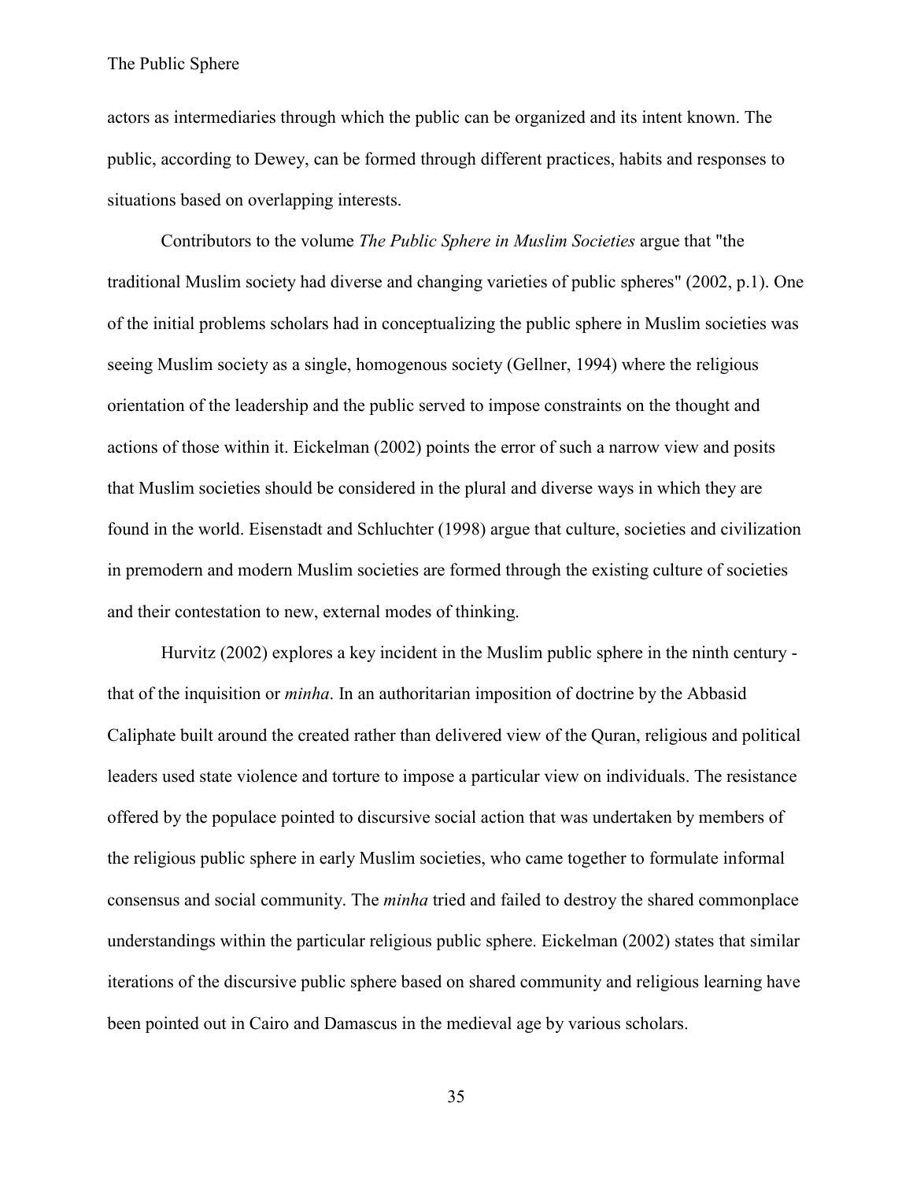actors as intermediaries through which the public can be organized and its intent known. The public, according to Dewey, can be formed through different practices, habits and responses to situations based on overlapping interests.

Contributors to the volume *The Public Sphere in Muslim Societies* argue that "the traditional Muslim society had diverse and changing varieties of public spheres" (2002, p.1). One of the initial problems scholars had in conceptualizing the public sphere in Muslim societies was seeing Muslim society as a single, homogenous society (Gellner, 1994) where the religious orientation of the leadership and the public served to impose constraints on the thought and actions of those within it. Eickelman (2002) points the error of such a narrow view and posits that Muslim societies should be considered in the plural and diverse ways in which they are found in the world. Eisenstadt and Schluchter (1998) argue that culture, societies and civilization in premodern and modern Muslim societies are formed through the existing culture of societies and their contestation to new, external modes of thinking.

Hurvitz (2002) explores a key incident in the Muslim public sphere in the ninth century - that of the inquisition or *minha*. In an authoritarian imposition of doctrine by the Abbasid Caliphate built around the created rather than delivered view of the Quran, religious and political leaders used state violence and torture to impose a particular view on individuals. The resistance offered by the populace pointed to discursive social action that was undertaken by members of the religious public sphere in early Muslim societies, who came together to formulate informal consensus and social community. The *minha* tried and failed to destroy the shared commonplace understandings within the particular religious public sphere. Eickelman (2002) states that similar iterations of the discursive public sphere based on shared community and religious learning have been pointed out in Cairo and Damascus in the medieval age by various scholars.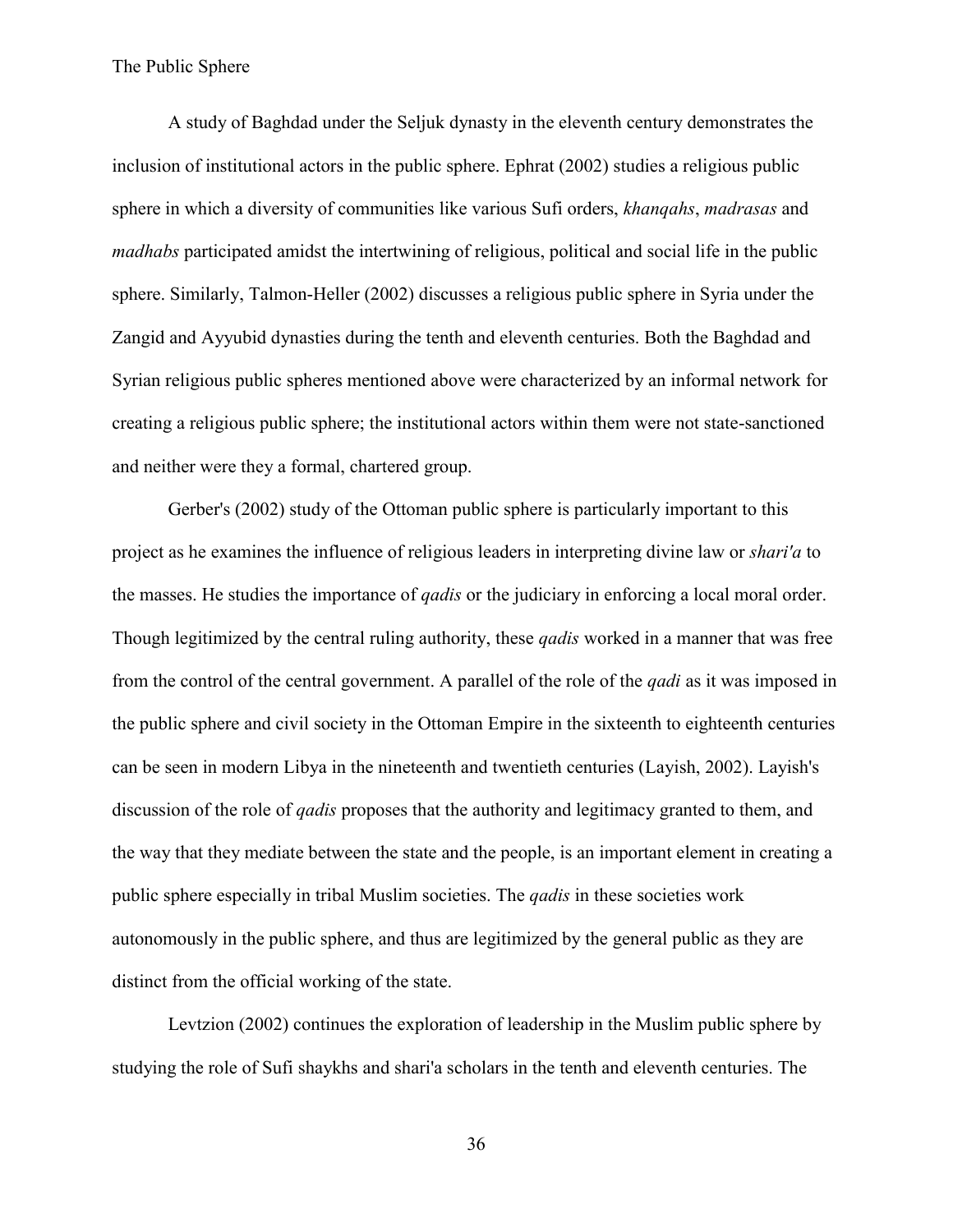A study of Baghdad under the Seljuk dynasty in the eleventh century demonstrates the inclusion of institutional actors in the public sphere. Ephrat (2002) studies a religious public sphere in which a diversity of communities like various Sufi orders, *khanqahs*, *madrasas* and *madhabs* participated amidst the intertwining of religious, political and social life in the public sphere. Similarly, Talmon-Heller (2002) discusses a religious public sphere in Syria under the Zangid and Ayyubid dynasties during the tenth and eleventh centuries. Both the Baghdad and Syrian religious public spheres mentioned above were characterized by an informal network for creating a religious public sphere; the institutional actors within them were not state-sanctioned and neither were they a formal, chartered group.

Gerber's (2002) study of the Ottoman public sphere is particularly important to this project as he examines the influence of religious leaders in interpreting divine law or *shari'a* to the masses. He studies the importance of *qadis* or the judiciary in enforcing a local moral order. Though legitimized by the central ruling authority, these *qadis* worked in a manner that was free from the control of the central government. A parallel of the role of the *qadi* as it was imposed in the public sphere and civil society in the Ottoman Empire in the sixteenth to eighteenth centuries can be seen in modern Libya in the nineteenth and twentieth centuries (Layish, 2002). Layish's discussion of the role of *qadis* proposes that the authority and legitimacy granted to them, and the way that they mediate between the state and the people, is an important element in creating a public sphere especially in tribal Muslim societies. The *qadis* in these societies work autonomously in the public sphere, and thus are legitimized by the general public as they are distinct from the official working of the state.

Levtzion (2002) continues the exploration of leadership in the Muslim public sphere by studying the role of Sufi shaykhs and shari'a scholars in the tenth and eleventh centuries. The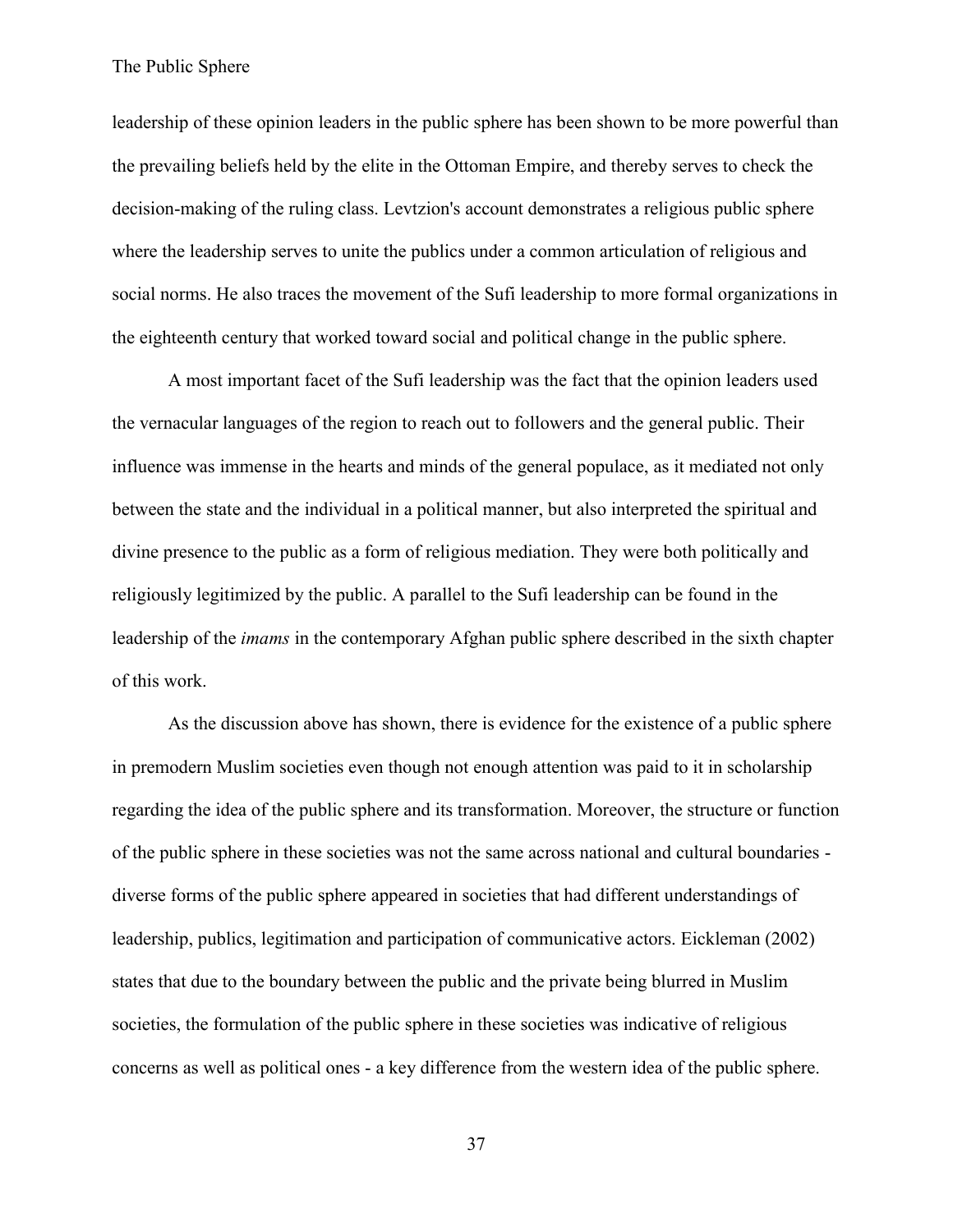leadership of these opinion leaders in the public sphere has been shown to be more powerful than the prevailing beliefs held by the elite in the Ottoman Empire, and thereby serves to check the decision-making of the ruling class. Levtzion's account demonstrates a religious public sphere where the leadership serves to unite the publics under a common articulation of religious and social norms. He also traces the movement of the Sufi leadership to more formal organizations in the eighteenth century that worked toward social and political change in the public sphere.

A most important facet of the Sufi leadership was the fact that the opinion leaders used the vernacular languages of the region to reach out to followers and the general public. Their influence was immense in the hearts and minds of the general populace, as it mediated not only between the state and the individual in a political manner, but also interpreted the spiritual and divine presence to the public as a form of religious mediation. They were both politically and religiously legitimized by the public. A parallel to the Sufi leadership can be found in the leadership of the *imams* in the contemporary Afghan public sphere described in the sixth chapter of this work.

As the discussion above has shown, there is evidence for the existence of a public sphere in premodern Muslim societies even though not enough attention was paid to it in scholarship regarding the idea of the public sphere and its transformation. Moreover, the structure or function of the public sphere in these societies was not the same across national and cultural boundaries - diverse forms of the public sphere appeared in societies that had different understandings of leadership, publics, legitimation and participation of communicative actors. Eickleman (2002) states that due to the boundary between the public and the private being blurred in Muslim societies, the formulation of the public sphere in these societies was indicative of religious concerns as well as political ones - a key difference from the western idea of the public sphere.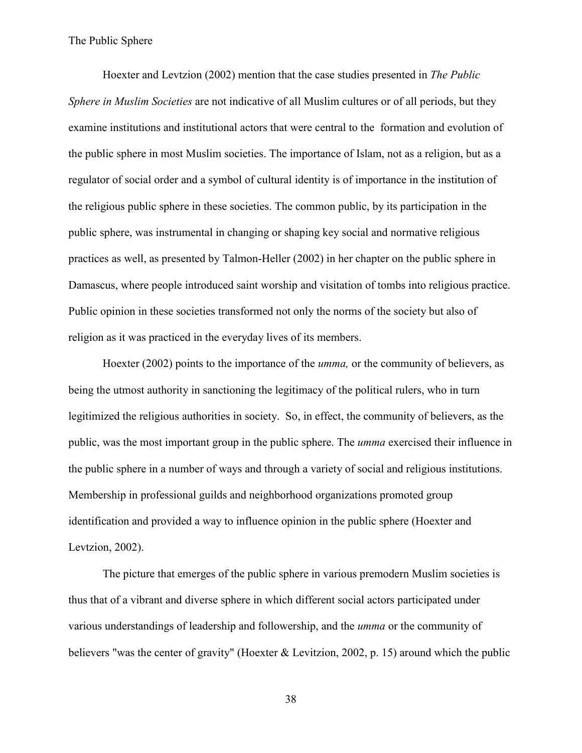Hoexter and Levtzion (2002) mention that the case studies presented in *The Public Sphere in Muslim Societies* are not indicative of all Muslim cultures or of all periods, but they examine institutions and institutional actors that were central to the formation and evolution of the public sphere in most Muslim societies. The importance of Islam, not as a religion, but as a regulator of social order and a symbol of cultural identity is of importance in the institution of the religious public sphere in these societies. The common public, by its participation in the public sphere, was instrumental in changing or shaping key social and normative religious practices as well, as presented by Talmon-Heller (2002) in her chapter on the public sphere in Damascus, where people introduced saint worship and visitation of tombs into religious practice. Public opinion in these societies transformed not only the norms of the society but also of religion as it was practiced in the everyday lives of its members.

Hoexter (2002) points to the importance of the *umma,* or the community of believers, as being the utmost authority in sanctioning the legitimacy of the political rulers, who in turn legitimized the religious authorities in society. So, in effect, the community of believers, as the public, was the most important group in the public sphere. The *umma* exercised their influence in the public sphere in a number of ways and through a variety of social and religious institutions. Membership in professional guilds and neighborhood organizations promoted group identification and provided a way to influence opinion in the public sphere (Hoexter and Levtzion, 2002).

The picture that emerges of the public sphere in various premodern Muslim societies is thus that of a vibrant and diverse sphere in which different social actors participated under various understandings of leadership and followership, and the *umma* or the community of believers "was the center of gravity" (Hoexter & Levitzion, 2002, p. 15) around which the public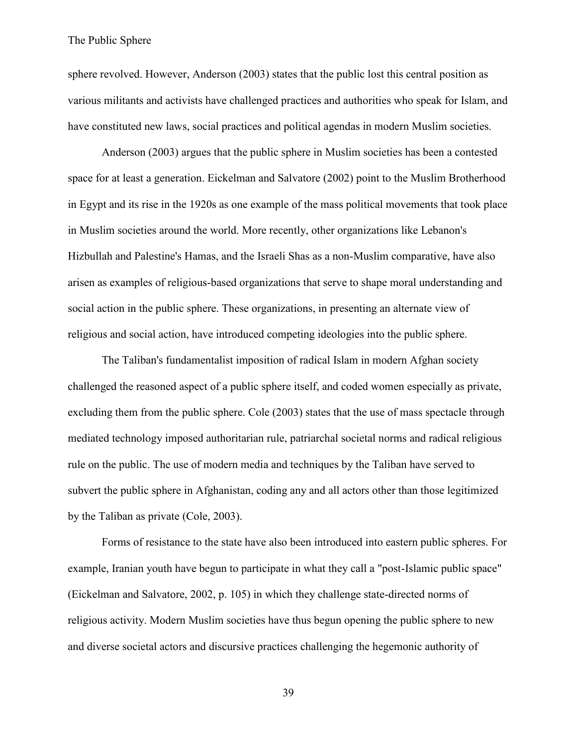sphere revolved. However, Anderson (2003) states that the public lost this central position as various militants and activists have challenged practices and authorities who speak for Islam, and have constituted new laws, social practices and political agendas in modern Muslim societies.

Anderson (2003) argues that the public sphere in Muslim societies has been a contested space for at least a generation. Eickelman and Salvatore (2002) point to the Muslim Brotherhood in Egypt and its rise in the 1920s as one example of the mass political movements that took place in Muslim societies around the world. More recently, other organizations like Lebanon's Hizbullah and Palestine's Hamas, and the Israeli Shas as a non-Muslim comparative, have also arisen as examples of religious-based organizations that serve to shape moral understanding and social action in the public sphere. These organizations, in presenting an alternate view of religious and social action, have introduced competing ideologies into the public sphere.

The Taliban's fundamentalist imposition of radical Islam in modern Afghan society challenged the reasoned aspect of a public sphere itself, and coded women especially as private, excluding them from the public sphere. Cole (2003) states that the use of mass spectacle through mediated technology imposed authoritarian rule, patriarchal societal norms and radical religious rule on the public. The use of modern media and techniques by the Taliban have served to subvert the public sphere in Afghanistan, coding any and all actors other than those legitimized by the Taliban as private (Cole, 2003).

Forms of resistance to the state have also been introduced into eastern public spheres. For example, Iranian youth have begun to participate in what they call a "post-Islamic public space" (Eickelman and Salvatore, 2002, p. 105) in which they challenge state-directed norms of religious activity. Modern Muslim societies have thus begun opening the public sphere to new and diverse societal actors and discursive practices challenging the hegemonic authority of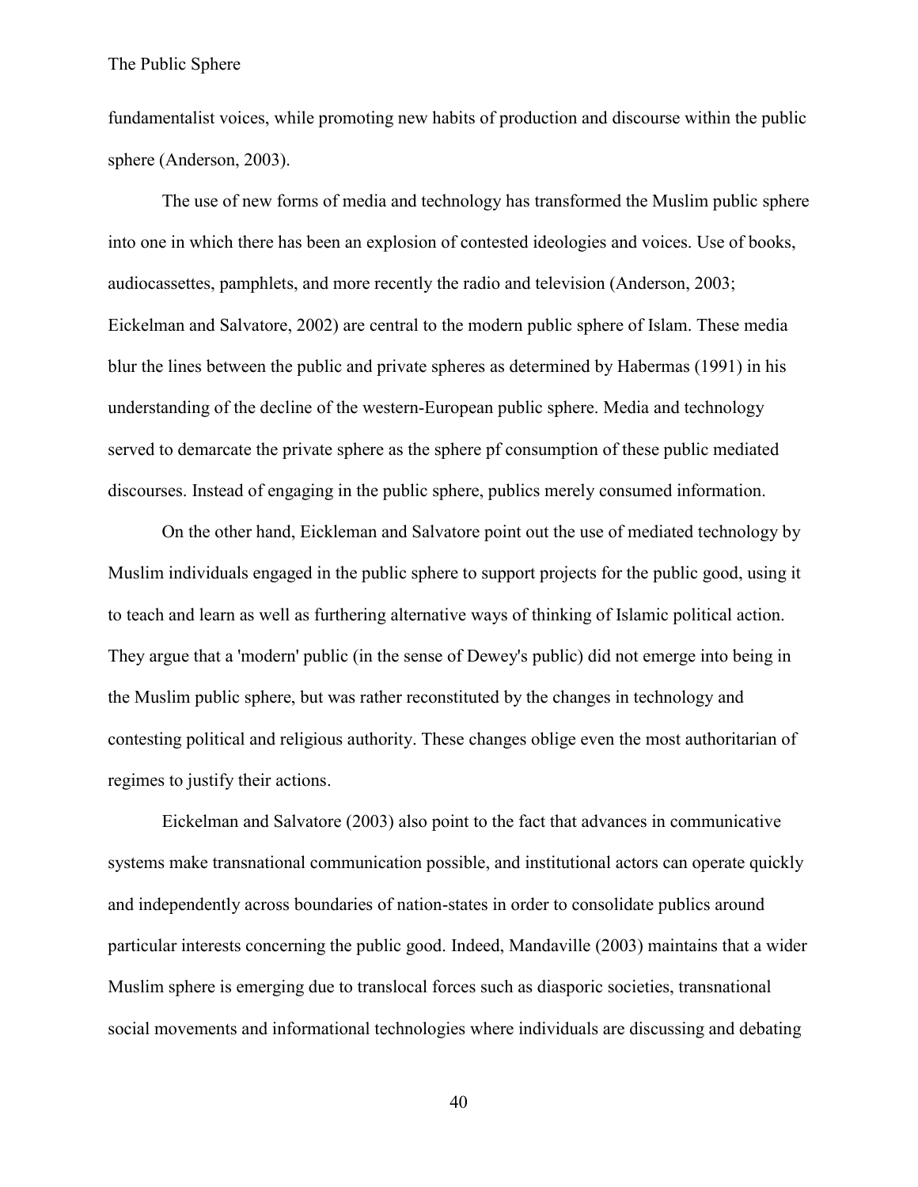fundamentalist voices, while promoting new habits of production and discourse within the public sphere (Anderson, 2003).

The use of new forms of media and technology has transformed the Muslim public sphere into one in which there has been an explosion of contested ideologies and voices. Use of books, audiocassettes, pamphlets, and more recently the radio and television (Anderson, 2003; Eickelman and Salvatore, 2002) are central to the modern public sphere of Islam. These media blur the lines between the public and private spheres as determined by Habermas (1991) in his understanding of the decline of the western-European public sphere. Media and technology served to demarcate the private sphere as the sphere pf consumption of these public mediated discourses. Instead of engaging in the public sphere, publics merely consumed information.

On the other hand, Eickleman and Salvatore point out the use of mediated technology by Muslim individuals engaged in the public sphere to support projects for the public good, using it to teach and learn as well as furthering alternative ways of thinking of Islamic political action. They argue that a 'modern' public (in the sense of Dewey's public) did not emerge into being in the Muslim public sphere, but was rather reconstituted by the changes in technology and contesting political and religious authority. These changes oblige even the most authoritarian of regimes to justify their actions.

Eickelman and Salvatore (2003) also point to the fact that advances in communicative systems make transnational communication possible, and institutional actors can operate quickly and independently across boundaries of nation-states in order to consolidate publics around particular interests concerning the public good. Indeed, Mandaville (2003) maintains that a wider Muslim sphere is emerging due to translocal forces such as diasporic societies, transnational social movements and informational technologies where individuals are discussing and debating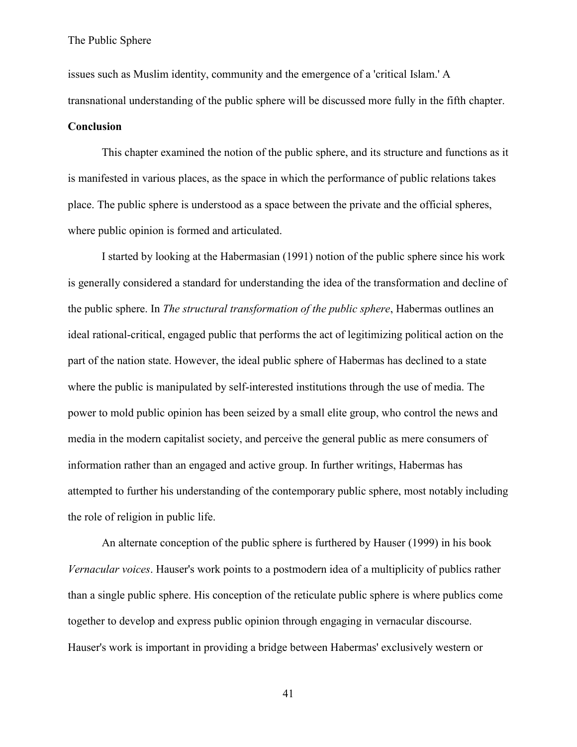issues such as Muslim identity, community and the emergence of a 'critical Islam.' A transnational understanding of the public sphere will be discussed more fully in the fifth chapter.

**Conclusion**

This chapter examined the notion of the public sphere, and its structure and functions as it is manifested in various places, as the space in which the performance of public relations takes place. The public sphere is understood as a space between the private and the official spheres, where public opinion is formed and articulated.

I started by looking at the Habermasian (1991) notion of the public sphere since his work is generally considered a standard for understanding the idea of the transformation and decline of the public sphere. In *The structural transformation of the public sphere*, Habermas outlines an ideal rational-critical, engaged public that performs the act of legitimizing political action on the part of the nation state. However, the ideal public sphere of Habermas has declined to a state where the public is manipulated by self-interested institutions through the use of media. The power to mold public opinion has been seized by a small elite group, who control the news and media in the modern capitalist society, and perceive the general public as mere consumers of information rather than an engaged and active group. In further writings, Habermas has attempted to further his understanding of the contemporary public sphere, most notably including the role of religion in public life.

An alternate conception of the public sphere is furthered by Hauser (1999) in his book *Vernacular voices*. Hauser's work points to a postmodern idea of a multiplicity of publics rather than a single public sphere. His conception of the reticulate public sphere is where publics come together to develop and express public opinion through engaging in vernacular discourse. Hauser's work is important in providing a bridge between Habermas' exclusively western or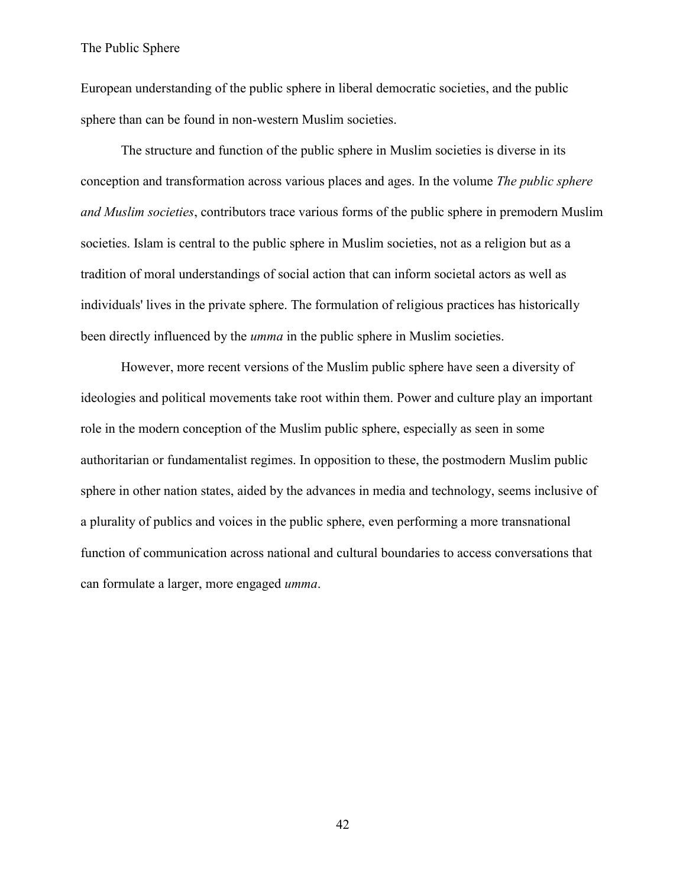European understanding of the public sphere in liberal democratic societies, and the public sphere than can be found in non-western Muslim societies.

The structure and function of the public sphere in Muslim societies is diverse in its conception and transformation across various places and ages. In the volume *The public sphere and Muslim societies*, contributors trace various forms of the public sphere in premodern Muslim societies. Islam is central to the public sphere in Muslim societies, not as a religion but as a tradition of moral understandings of social action that can inform societal actors as well as individuals' lives in the private sphere. The formulation of religious practices has historically been directly influenced by the *umma* in the public sphere in Muslim societies.

However, more recent versions of the Muslim public sphere have seen a diversity of ideologies and political movements take root within them. Power and culture play an important role in the modern conception of the Muslim public sphere, especially as seen in some authoritarian or fundamentalist regimes. In opposition to these, the postmodern Muslim public sphere in other nation states, aided by the advances in media and technology, seems inclusive of a plurality of publics and voices in the public sphere, even performing a more transnational function of communication across national and cultural boundaries to access conversations that can formulate a larger, more engaged *umma*.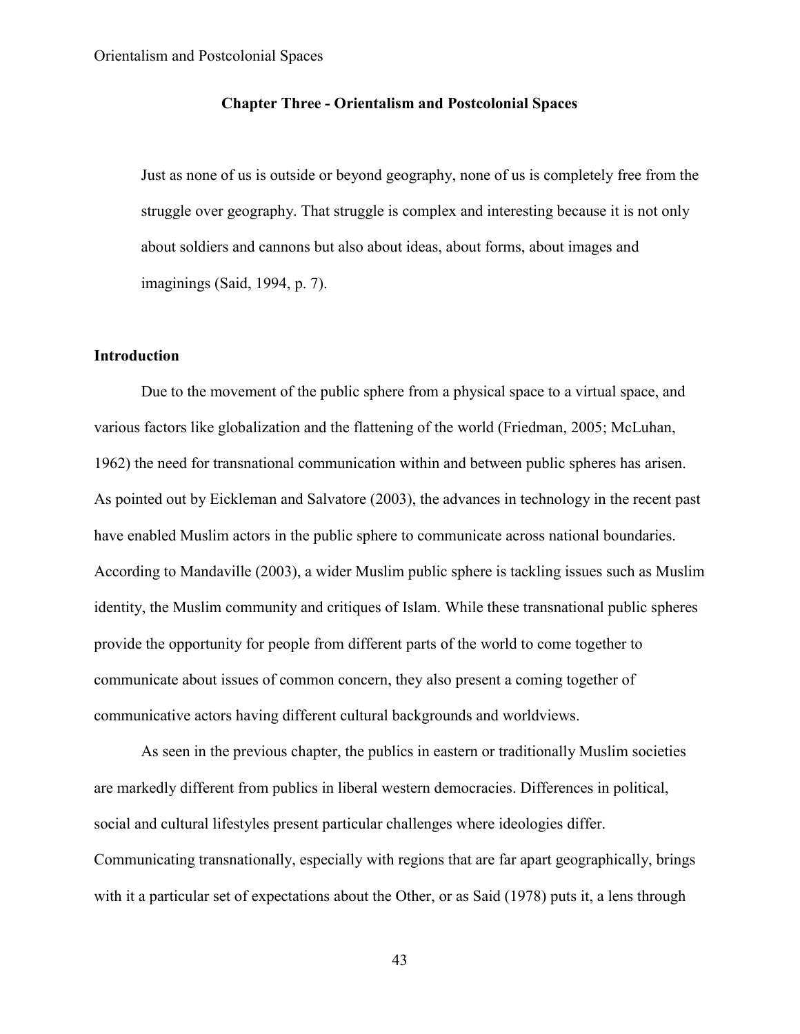## Chapter Three - Orientalism and Postcolonial Spaces

> Just as none of us is outside or beyond geography, none of us is completely free from the struggle over geography. That struggle is complex and interesting because it is not only about soldiers and cannons but also about ideas, about forms, about images and imaginings (Said, 1994, p. 7).

### Introduction

Due to the movement of the public sphere from a physical space to a virtual space, and various factors like globalization and the flattening of the world (Friedman, 2005; McLuhan, 1962) the need for transnational communication within and between public spheres has arisen. As pointed out by Eickleman and Salvatore (2003), the advances in technology in the recent past have enabled Muslim actors in the public sphere to communicate across national boundaries. According to Mandaville (2003), a wider Muslim public sphere is tackling issues such as Muslim identity, the Muslim community and critiques of Islam. While these transnational public spheres provide the opportunity for people from different parts of the world to come together to communicate about issues of common concern, they also present a coming together of communicative actors having different cultural backgrounds and worldviews.

As seen in the previous chapter, the publics in eastern or traditionally Muslim societies are markedly different from publics in liberal western democracies. Differences in political, social and cultural lifestyles present particular challenges where ideologies differ. Communicating transnationally, especially with regions that are far apart geographically, brings with it a particular set of expectations about the Other, or as Said (1978) puts it, a lens through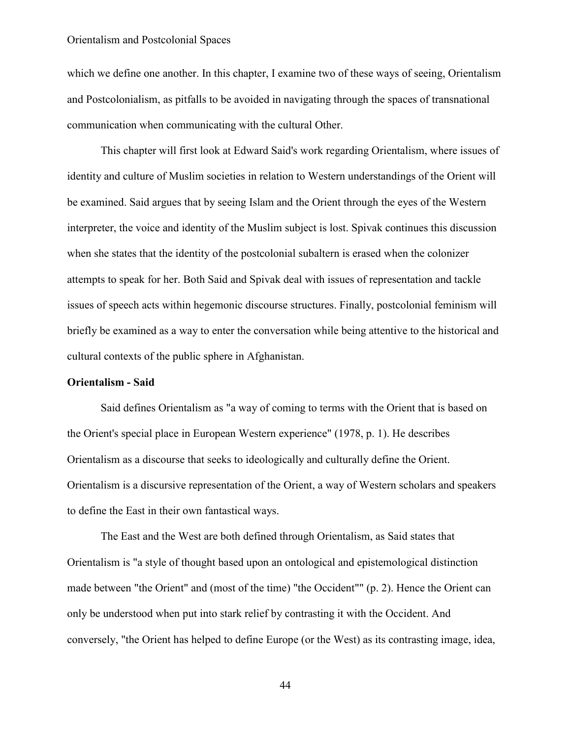which we define one another. In this chapter, I examine two of these ways of seeing, Orientalism and Postcolonialism, as pitfalls to be avoided in navigating through the spaces of transnational communication when communicating with the cultural Other.

This chapter will first look at Edward Said's work regarding Orientalism, where issues of identity and culture of Muslim societies in relation to Western understandings of the Orient will be examined. Said argues that by seeing Islam and the Orient through the eyes of the Western interpreter, the voice and identity of the Muslim subject is lost. Spivak continues this discussion when she states that the identity of the postcolonial subaltern is erased when the colonizer attempts to speak for her. Both Said and Spivak deal with issues of representation and tackle issues of speech acts within hegemonic discourse structures. Finally, postcolonial feminism will briefly be examined as a way to enter the conversation while being attentive to the historical and cultural contexts of the public sphere in Afghanistan.

**Orientalism - Said**

Said defines Orientalism as "a way of coming to terms with the Orient that is based on the Orient's special place in European Western experience" (1978, p. 1). He describes Orientalism as a discourse that seeks to ideologically and culturally define the Orient. Orientalism is a discursive representation of the Orient, a way of Western scholars and speakers to define the East in their own fantastical ways.

The East and the West are both defined through Orientalism, as Said states that Orientalism is "a style of thought based upon an ontological and epistemological distinction made between "the Orient" and (most of the time) "the Occident"" (p. 2). Hence the Orient can only be understood when put into stark relief by contrasting it with the Occident. And conversely, "the Orient has helped to define Europe (or the West) as its contrasting image, idea,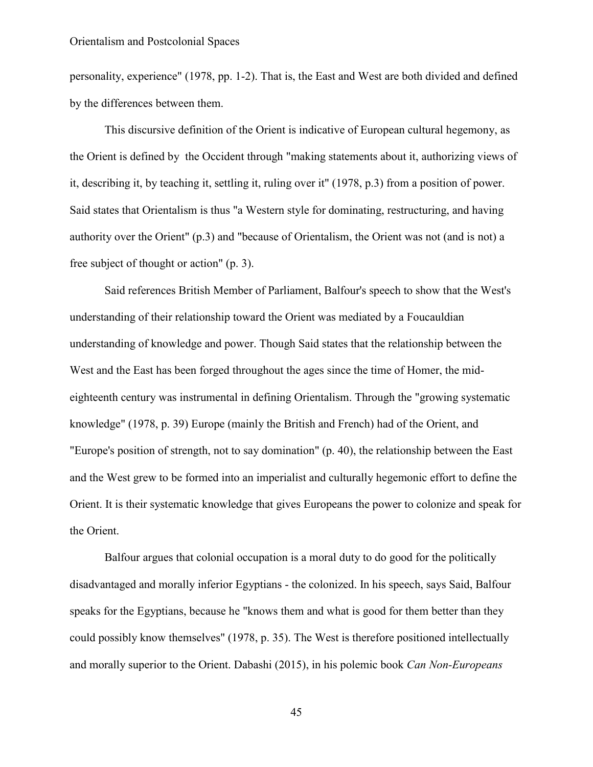personality, experience" (1978, pp. 1-2). That is, the East and West are both divided and defined by the differences between them.

This discursive definition of the Orient is indicative of European cultural hegemony, as the Orient is defined by the Occident through "making statements about it, authorizing views of it, describing it, by teaching it, settling it, ruling over it" (1978, p.3) from a position of power. Said states that Orientalism is thus "a Western style for dominating, restructuring, and having authority over the Orient" (p.3) and "because of Orientalism, the Orient was not (and is not) a free subject of thought or action" (p. 3).

Said references British Member of Parliament, Balfour's speech to show that the West's understanding of their relationship toward the Orient was mediated by a Foucauldian understanding of knowledge and power. Though Said states that the relationship between the West and the East has been forged throughout the ages since the time of Homer, the mid-eighteenth century was instrumental in defining Orientalism. Through the "growing systematic knowledge" (1978, p. 39) Europe (mainly the British and French) had of the Orient, and "Europe's position of strength, not to say domination" (p. 40), the relationship between the East and the West grew to be formed into an imperialist and culturally hegemonic effort to define the Orient. It is their systematic knowledge that gives Europeans the power to colonize and speak for the Orient.

Balfour argues that colonial occupation is a moral duty to do good for the politically disadvantaged and morally inferior Egyptians - the colonized. In his speech, says Said, Balfour speaks for the Egyptians, because he "knows them and what is good for them better than they could possibly know themselves" (1978, p. 35). The West is therefore positioned intellectually and morally superior to the Orient. Dabashi (2015), in his polemic book *Can Non-Europeans*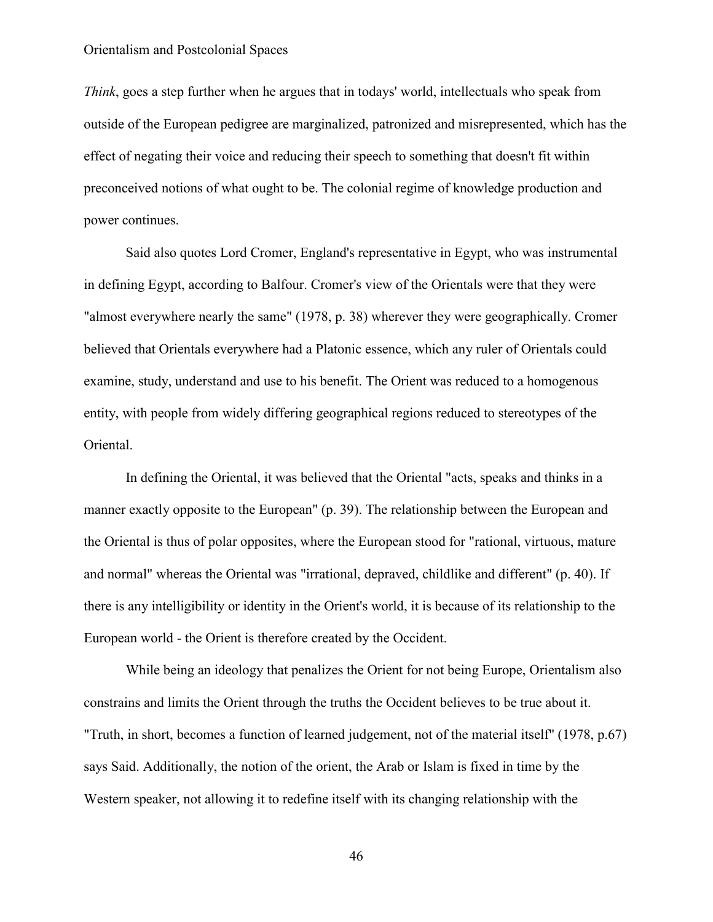*Think*, goes a step further when he argues that in todays' world, intellectuals who speak from outside of the European pedigree are marginalized, patronized and misrepresented, which has the effect of negating their voice and reducing their speech to something that doesn't fit within preconceived notions of what ought to be. The colonial regime of knowledge production and power continues.

Said also quotes Lord Cromer, England's representative in Egypt, who was instrumental in defining Egypt, according to Balfour. Cromer's view of the Orientals were that they were "almost everywhere nearly the same" (1978, p. 38) wherever they were geographically. Cromer believed that Orientals everywhere had a Platonic essence, which any ruler of Orientals could examine, study, understand and use to his benefit. The Orient was reduced to a homogenous entity, with people from widely differing geographical regions reduced to stereotypes of the Oriental.

In defining the Oriental, it was believed that the Oriental "acts, speaks and thinks in a manner exactly opposite to the European" (p. 39). The relationship between the European and the Oriental is thus of polar opposites, where the European stood for "rational, virtuous, mature and normal" whereas the Oriental was "irrational, depraved, childlike and different" (p. 40). If there is any intelligibility or identity in the Orient's world, it is because of its relationship to the European world - the Orient is therefore created by the Occident.

While being an ideology that penalizes the Orient for not being Europe, Orientalism also constrains and limits the Orient through the truths the Occident believes to be true about it. "Truth, in short, becomes a function of learned judgement, not of the material itself" (1978, p.67) says Said. Additionally, the notion of the orient, the Arab or Islam is fixed in time by the Western speaker, not allowing it to redefine itself with its changing relationship with the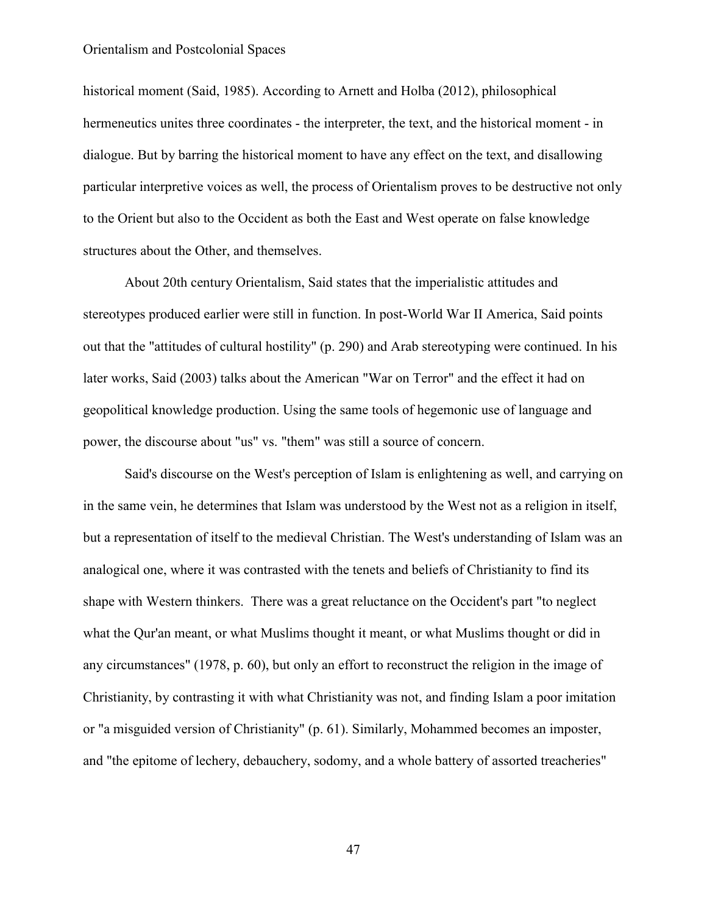historical moment (Said, 1985). According to Arnett and Holba (2012), philosophical hermeneutics unites three coordinates - the interpreter, the text, and the historical moment - in dialogue. But by barring the historical moment to have any effect on the text, and disallowing particular interpretive voices as well, the process of Orientalism proves to be destructive not only to the Orient but also to the Occident as both the East and West operate on false knowledge structures about the Other, and themselves.

About 20th century Orientalism, Said states that the imperialistic attitudes and stereotypes produced earlier were still in function. In post-World War II America, Said points out that the "attitudes of cultural hostility" (p. 290) and Arab stereotyping were continued. In his later works, Said (2003) talks about the American "War on Terror" and the effect it had on geopolitical knowledge production. Using the same tools of hegemonic use of language and power, the discourse about "us" vs. "them" was still a source of concern.

Said's discourse on the West's perception of Islam is enlightening as well, and carrying on in the same vein, he determines that Islam was understood by the West not as a religion in itself, but a representation of itself to the medieval Christian. The West's understanding of Islam was an analogical one, where it was contrasted with the tenets and beliefs of Christianity to find its shape with Western thinkers. There was a great reluctance on the Occident's part "to neglect what the Qur'an meant, or what Muslims thought it meant, or what Muslims thought or did in any circumstances" (1978, p. 60), but only an effort to reconstruct the religion in the image of Christianity, by contrasting it with what Christianity was not, and finding Islam a poor imitation or "a misguided version of Christianity" (p. 61). Similarly, Mohammed becomes an imposter, and "the epitome of lechery, debauchery, sodomy, and a whole battery of assorted treacheries"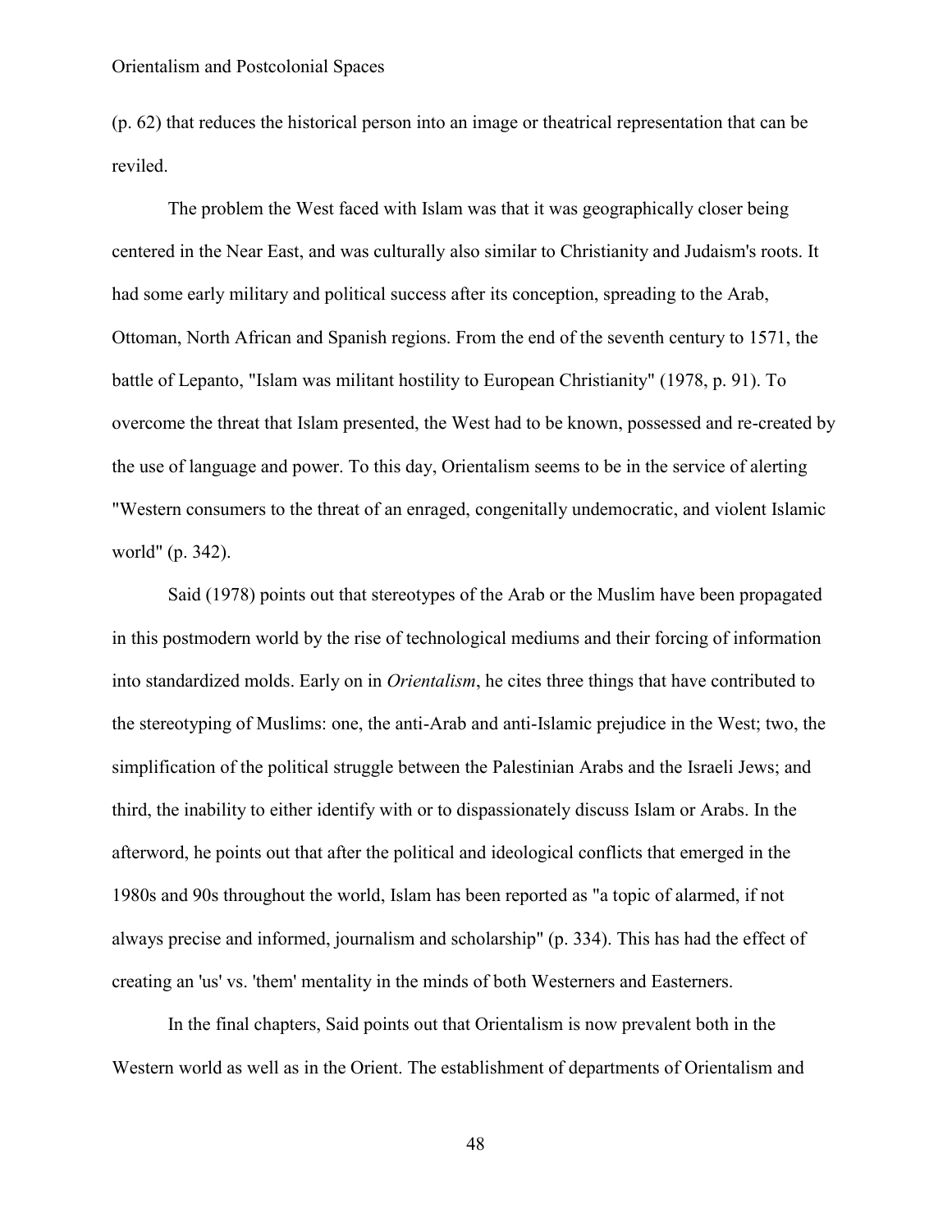(p. 62) that reduces the historical person into an image or theatrical representation that can be reviled.

The problem the West faced with Islam was that it was geographically closer being centered in the Near East, and was culturally also similar to Christianity and Judaism's roots. It had some early military and political success after its conception, spreading to the Arab, Ottoman, North African and Spanish regions. From the end of the seventh century to 1571, the battle of Lepanto, "Islam was militant hostility to European Christianity" (1978, p. 91). To overcome the threat that Islam presented, the West had to be known, possessed and re-created by the use of language and power. To this day, Orientalism seems to be in the service of alerting "Western consumers to the threat of an enraged, congenitally undemocratic, and violent Islamic world" (p. 342).

Said (1978) points out that stereotypes of the Arab or the Muslim have been propagated in this postmodern world by the rise of technological mediums and their forcing of information into standardized molds. Early on in *Orientalism*, he cites three things that have contributed to the stereotyping of Muslims: one, the anti-Arab and anti-Islamic prejudice in the West; two, the simplification of the political struggle between the Palestinian Arabs and the Israeli Jews; and third, the inability to either identify with or to dispassionately discuss Islam or Arabs. In the afterword, he points out that after the political and ideological conflicts that emerged in the 1980s and 90s throughout the world, Islam has been reported as "a topic of alarmed, if not always precise and informed, journalism and scholarship" (p. 334). This has had the effect of creating an 'us' vs. 'them' mentality in the minds of both Westerners and Easterners.

In the final chapters, Said points out that Orientalism is now prevalent both in the Western world as well as in the Orient. The establishment of departments of Orientalism and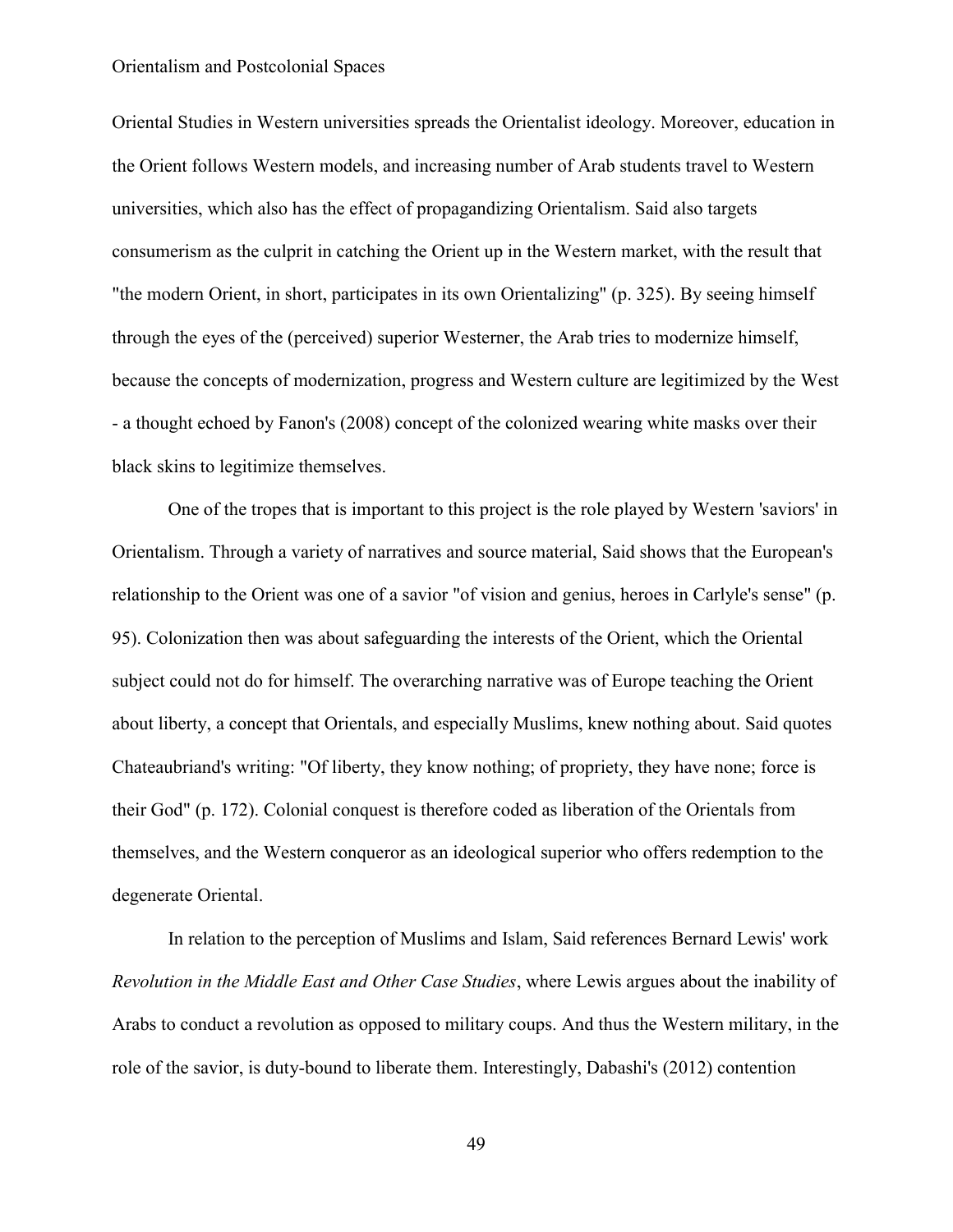Oriental Studies in Western universities spreads the Orientalist ideology. Moreover, education in the Orient follows Western models, and increasing number of Arab students travel to Western universities, which also has the effect of propagandizing Orientalism. Said also targets consumerism as the culprit in catching the Orient up in the Western market, with the result that "the modern Orient, in short, participates in its own Orientalizing" (p. 325). By seeing himself through the eyes of the (perceived) superior Westerner, the Arab tries to modernize himself, because the concepts of modernization, progress and Western culture are legitimized by the West - a thought echoed by Fanon's (2008) concept of the colonized wearing white masks over their black skins to legitimize themselves.

One of the tropes that is important to this project is the role played by Western 'saviors' in Orientalism. Through a variety of narratives and source material, Said shows that the European's relationship to the Orient was one of a savior "of vision and genius, heroes in Carlyle's sense" (p. 95). Colonization then was about safeguarding the interests of the Orient, which the Oriental subject could not do for himself. The overarching narrative was of Europe teaching the Orient about liberty, a concept that Orientals, and especially Muslims, knew nothing about. Said quotes Chateaubriand's writing: "Of liberty, they know nothing; of propriety, they have none; force is their God" (p. 172). Colonial conquest is therefore coded as liberation of the Orientals from themselves, and the Western conqueror as an ideological superior who offers redemption to the degenerate Oriental.

In relation to the perception of Muslims and Islam, Said references Bernard Lewis' work *Revolution in the Middle East and Other Case Studies*, where Lewis argues about the inability of Arabs to conduct a revolution as opposed to military coups. And thus the Western military, in the role of the savior, is duty-bound to liberate them. Interestingly, Dabashi's (2012) contention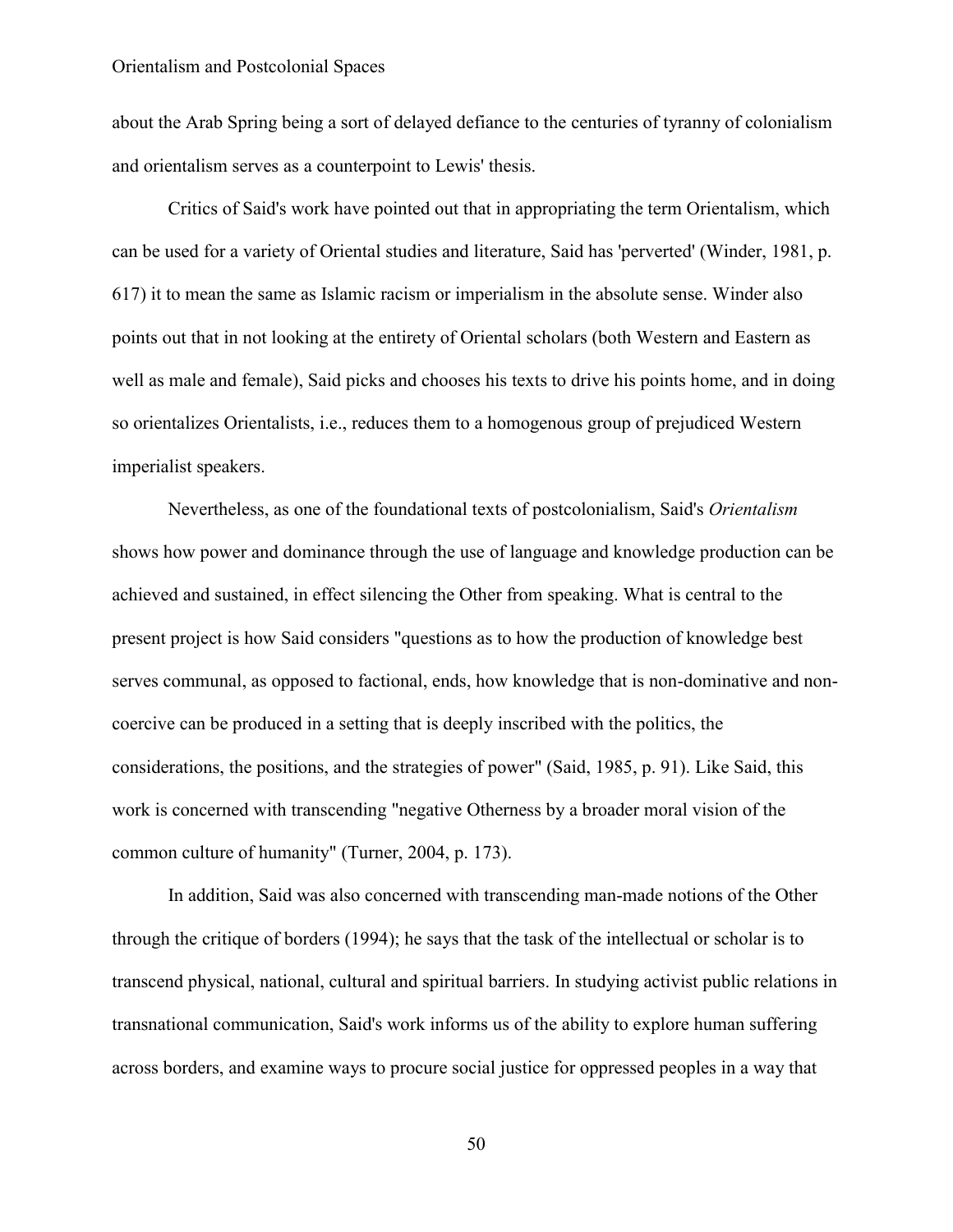about the Arab Spring being a sort of delayed defiance to the centuries of tyranny of colonialism and orientalism serves as a counterpoint to Lewis' thesis.

Critics of Said's work have pointed out that in appropriating the term Orientalism, which can be used for a variety of Oriental studies and literature, Said has 'perverted' (Winder, 1981, p. 617) it to mean the same as Islamic racism or imperialism in the absolute sense. Winder also points out that in not looking at the entirety of Oriental scholars (both Western and Eastern as well as male and female), Said picks and chooses his texts to drive his points home, and in doing so orientalizes Orientalists, i.e., reduces them to a homogenous group of prejudiced Western imperialist speakers.

Nevertheless, as one of the foundational texts of postcolonialism, Said's *Orientalism* shows how power and dominance through the use of language and knowledge production can be achieved and sustained, in effect silencing the Other from speaking. What is central to the present project is how Said considers "questions as to how the production of knowledge best serves communal, as opposed to factional, ends, how knowledge that is non-dominative and non-coercive can be produced in a setting that is deeply inscribed with the politics, the considerations, the positions, and the strategies of power" (Said, 1985, p. 91). Like Said, this work is concerned with transcending "negative Otherness by a broader moral vision of the common culture of humanity" (Turner, 2004, p. 173).

In addition, Said was also concerned with transcending man-made notions of the Other through the critique of borders (1994); he says that the task of the intellectual or scholar is to transcend physical, national, cultural and spiritual barriers. In studying activist public relations in transnational communication, Said's work informs us of the ability to explore human suffering across borders, and examine ways to procure social justice for oppressed peoples in a way that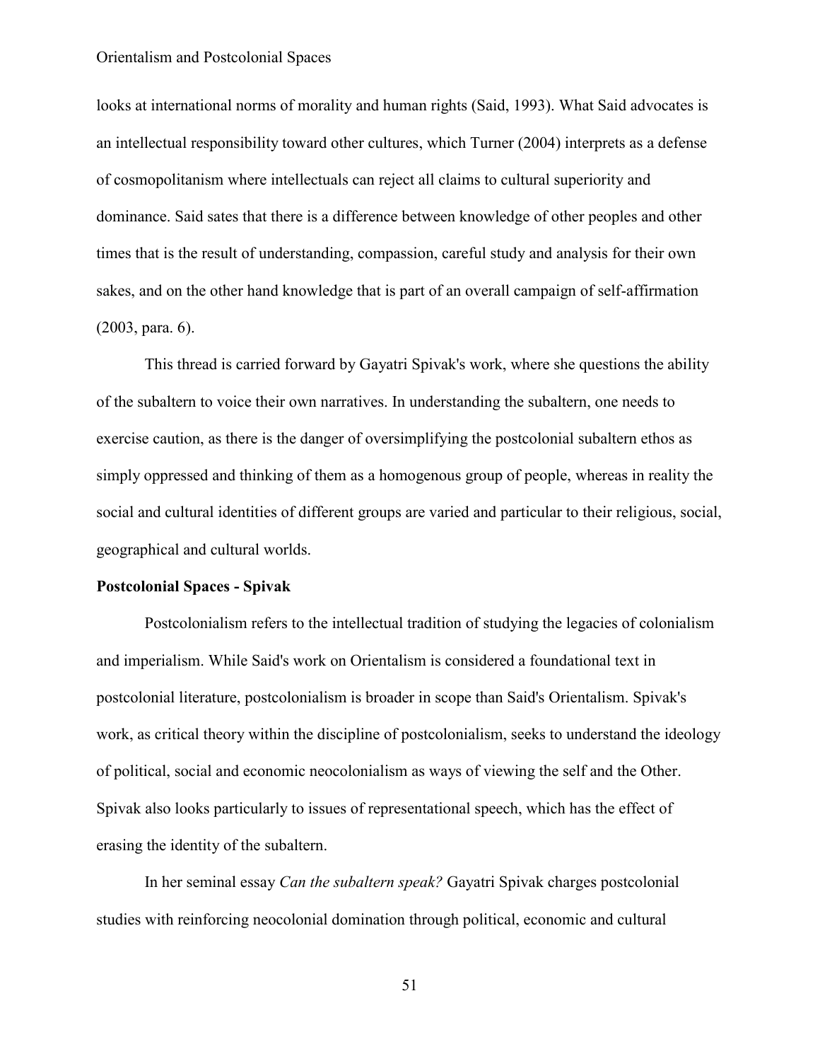looks at international norms of morality and human rights (Said, 1993). What Said advocates is an intellectual responsibility toward other cultures, which Turner (2004) interprets as a defense of cosmopolitanism where intellectuals can reject all claims to cultural superiority and dominance. Said sates that there is a difference between knowledge of other peoples and other times that is the result of understanding, compassion, careful study and analysis for their own sakes, and on the other hand knowledge that is part of an overall campaign of self-affirmation (2003, para. 6).

This thread is carried forward by Gayatri Spivak's work, where she questions the ability of the subaltern to voice their own narratives. In understanding the subaltern, one needs to exercise caution, as there is the danger of oversimplifying the postcolonial subaltern ethos as simply oppressed and thinking of them as a homogenous group of people, whereas in reality the social and cultural identities of different groups are varied and particular to their religious, social, geographical and cultural worlds.

**Postcolonial Spaces - Spivak**

Postcolonialism refers to the intellectual tradition of studying the legacies of colonialism and imperialism. While Said's work on Orientalism is considered a foundational text in postcolonial literature, postcolonialism is broader in scope than Said's Orientalism. Spivak's work, as critical theory within the discipline of postcolonialism, seeks to understand the ideology of political, social and economic neocolonialism as ways of viewing the self and the Other. Spivak also looks particularly to issues of representational speech, which has the effect of erasing the identity of the subaltern.

In her seminal essay *Can the subaltern speak?* Gayatri Spivak charges postcolonial studies with reinforcing neocolonial domination through political, economic and cultural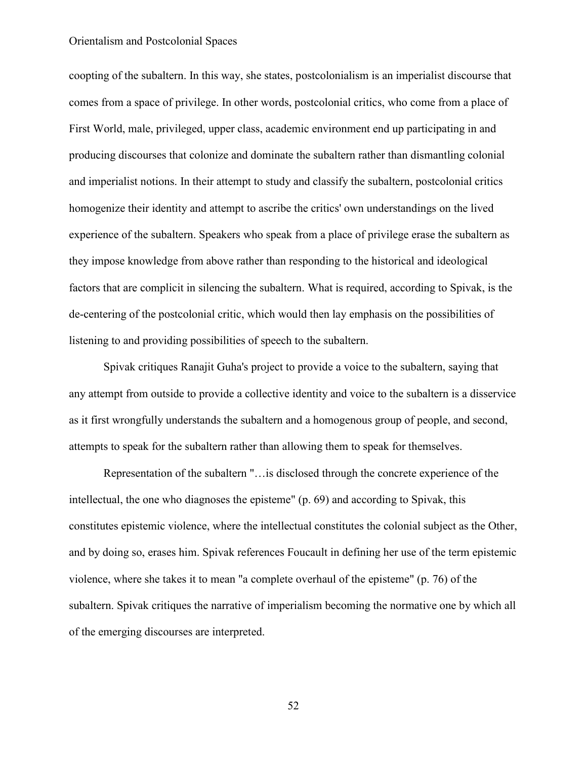coopting of the subaltern. In this way, she states, postcolonialism is an imperialist discourse that comes from a space of privilege. In other words, postcolonial critics, who come from a place of First World, male, privileged, upper class, academic environment end up participating in and producing discourses that colonize and dominate the subaltern rather than dismantling colonial and imperialist notions. In their attempt to study and classify the subaltern, postcolonial critics homogenize their identity and attempt to ascribe the critics' own understandings on the lived experience of the subaltern. Speakers who speak from a place of privilege erase the subaltern as they impose knowledge from above rather than responding to the historical and ideological factors that are complicit in silencing the subaltern. What is required, according to Spivak, is the de-centering of the postcolonial critic, which would then lay emphasis on the possibilities of listening to and providing possibilities of speech to the subaltern.

Spivak critiques Ranajit Guha's project to provide a voice to the subaltern, saying that any attempt from outside to provide a collective identity and voice to the subaltern is a disservice as it first wrongfully understands the subaltern and a homogenous group of people, and second, attempts to speak for the subaltern rather than allowing them to speak for themselves.

Representation of the subaltern "…is disclosed through the concrete experience of the intellectual, the one who diagnoses the episteme" (p. 69) and according to Spivak, this constitutes epistemic violence, where the intellectual constitutes the colonial subject as the Other, and by doing so, erases him. Spivak references Foucault in defining her use of the term epistemic violence, where she takes it to mean "a complete overhaul of the episteme" (p. 76) of the subaltern. Spivak critiques the narrative of imperialism becoming the normative one by which all of the emerging discourses are interpreted.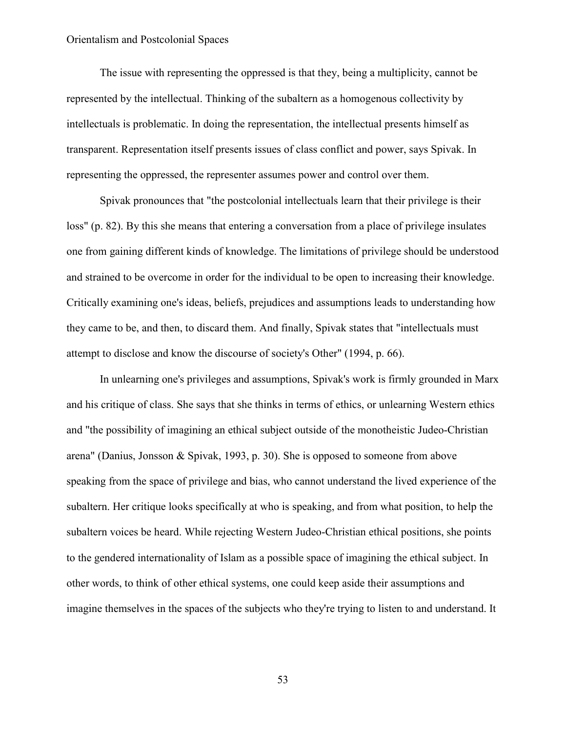The issue with representing the oppressed is that they, being a multiplicity, cannot be represented by the intellectual. Thinking of the subaltern as a homogenous collectivity by intellectuals is problematic. In doing the representation, the intellectual presents himself as transparent. Representation itself presents issues of class conflict and power, says Spivak. In representing the oppressed, the representer assumes power and control over them.

Spivak pronounces that "the postcolonial intellectuals learn that their privilege is their loss" (p. 82). By this she means that entering a conversation from a place of privilege insulates one from gaining different kinds of knowledge. The limitations of privilege should be understood and strained to be overcome in order for the individual to be open to increasing their knowledge. Critically examining one's ideas, beliefs, prejudices and assumptions leads to understanding how they came to be, and then, to discard them. And finally, Spivak states that "intellectuals must attempt to disclose and know the discourse of society's Other" (1994, p. 66).

In unlearning one's privileges and assumptions, Spivak's work is firmly grounded in Marx and his critique of class. She says that she thinks in terms of ethics, or unlearning Western ethics and "the possibility of imagining an ethical subject outside of the monotheistic Judeo-Christian arena" (Danius, Jonsson & Spivak, 1993, p. 30). She is opposed to someone from above speaking from the space of privilege and bias, who cannot understand the lived experience of the subaltern. Her critique looks specifically at who is speaking, and from what position, to help the subaltern voices be heard. While rejecting Western Judeo-Christian ethical positions, she points to the gendered internationality of Islam as a possible space of imagining the ethical subject. In other words, to think of other ethical systems, one could keep aside their assumptions and imagine themselves in the spaces of the subjects who they're trying to listen to and understand. It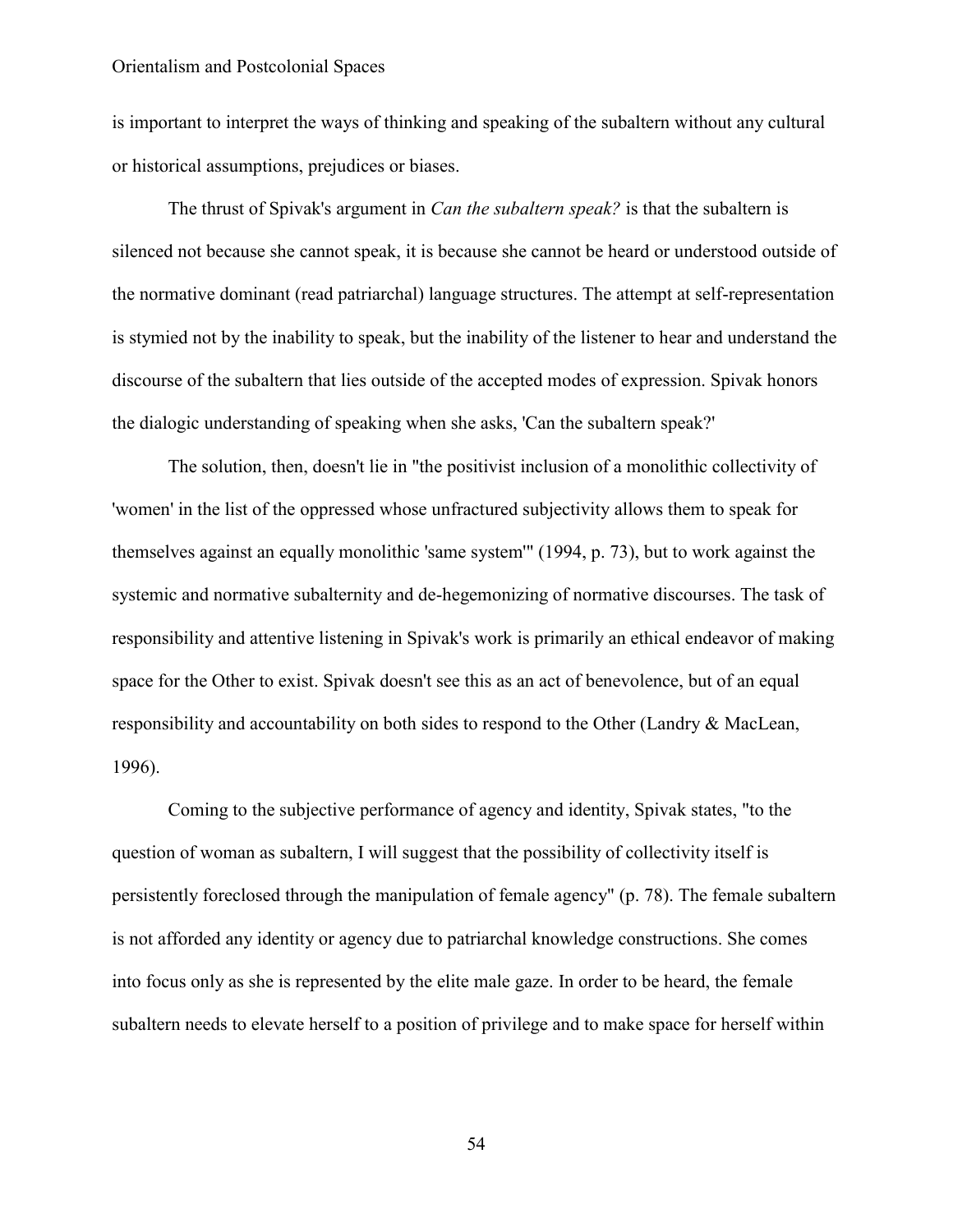is important to interpret the ways of thinking and speaking of the subaltern without any cultural or historical assumptions, prejudices or biases.

The thrust of Spivak's argument in *Can the subaltern speak?* is that the subaltern is silenced not because she cannot speak, it is because she cannot be heard or understood outside of the normative dominant (read patriarchal) language structures. The attempt at self-representation is stymied not by the inability to speak, but the inability of the listener to hear and understand the discourse of the subaltern that lies outside of the accepted modes of expression. Spivak honors the dialogic understanding of speaking when she asks, 'Can the subaltern speak?'

The solution, then, doesn't lie in "the positivist inclusion of a monolithic collectivity of 'women' in the list of the oppressed whose unfractured subjectivity allows them to speak for themselves against an equally monolithic 'same system'" (1994, p. 73), but to work against the systemic and normative subalternity and de-hegemonizing of normative discourses. The task of responsibility and attentive listening in Spivak's work is primarily an ethical endeavor of making space for the Other to exist. Spivak doesn't see this as an act of benevolence, but of an equal responsibility and accountability on both sides to respond to the Other (Landry & MacLean, 1996).

Coming to the subjective performance of agency and identity, Spivak states, "to the question of woman as subaltern, I will suggest that the possibility of collectivity itself is persistently foreclosed through the manipulation of female agency" (p. 78). The female subaltern is not afforded any identity or agency due to patriarchal knowledge constructions. She comes into focus only as she is represented by the elite male gaze. In order to be heard, the female subaltern needs to elevate herself to a position of privilege and to make space for herself within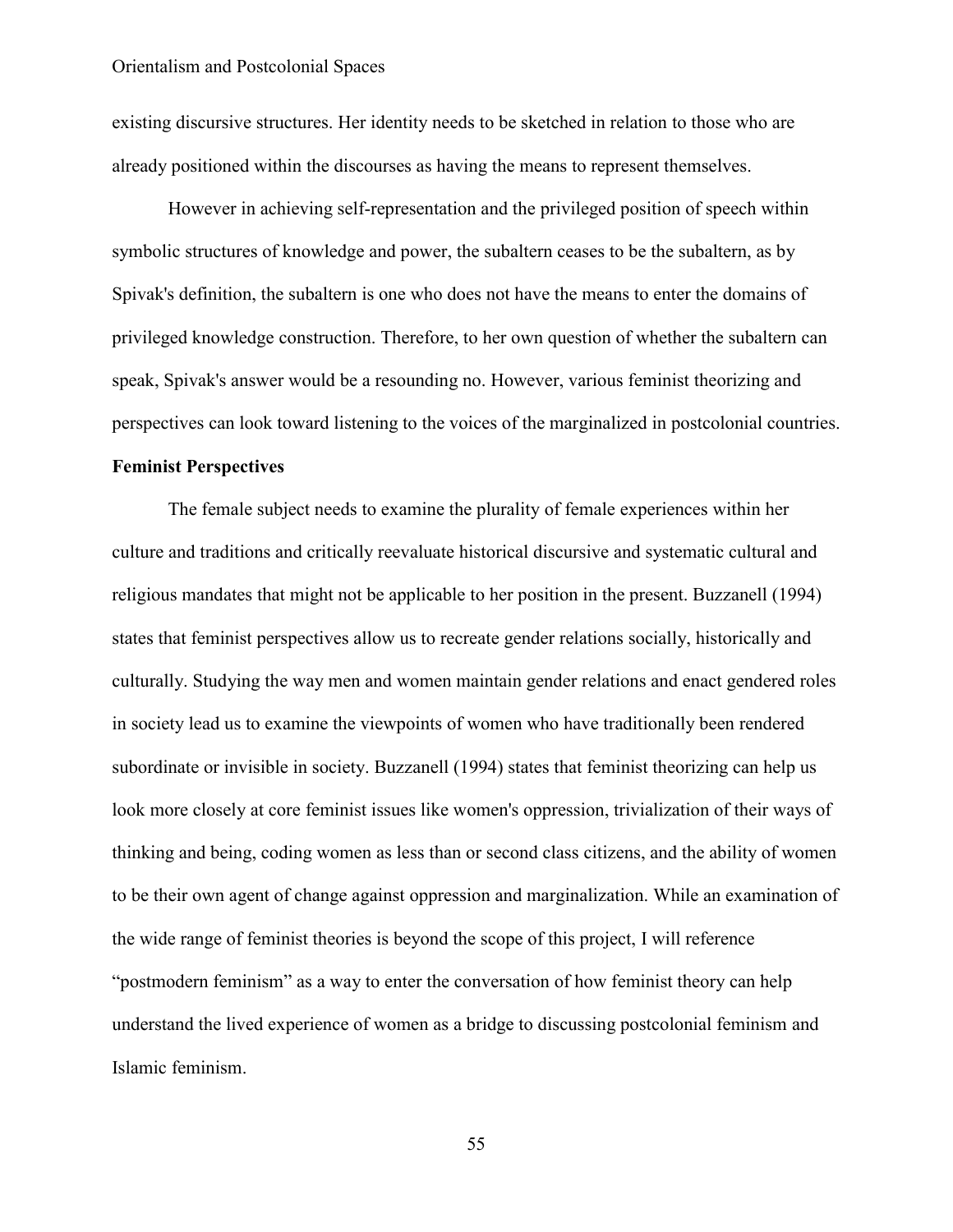existing discursive structures. Her identity needs to be sketched in relation to those who are already positioned within the discourses as having the means to represent themselves.

However in achieving self-representation and the privileged position of speech within symbolic structures of knowledge and power, the subaltern ceases to be the subaltern, as by Spivak's definition, the subaltern is one who does not have the means to enter the domains of privileged knowledge construction. Therefore, to her own question of whether the subaltern can speak, Spivak's answer would be a resounding no. However, various feminist theorizing and perspectives can look toward listening to the voices of the marginalized in postcolonial countries.

**Feminist Perspectives**

The female subject needs to examine the plurality of female experiences within her culture and traditions and critically reevaluate historical discursive and systematic cultural and religious mandates that might not be applicable to her position in the present. Buzzanell (1994) states that feminist perspectives allow us to recreate gender relations socially, historically and culturally. Studying the way men and women maintain gender relations and enact gendered roles in society lead us to examine the viewpoints of women who have traditionally been rendered subordinate or invisible in society. Buzzanell (1994) states that feminist theorizing can help us look more closely at core feminist issues like women's oppression, trivialization of their ways of thinking and being, coding women as less than or second class citizens, and the ability of women to be their own agent of change against oppression and marginalization. While an examination of the wide range of feminist theories is beyond the scope of this project, I will reference "postmodern feminism" as a way to enter the conversation of how feminist theory can help understand the lived experience of women as a bridge to discussing postcolonial feminism and Islamic feminism.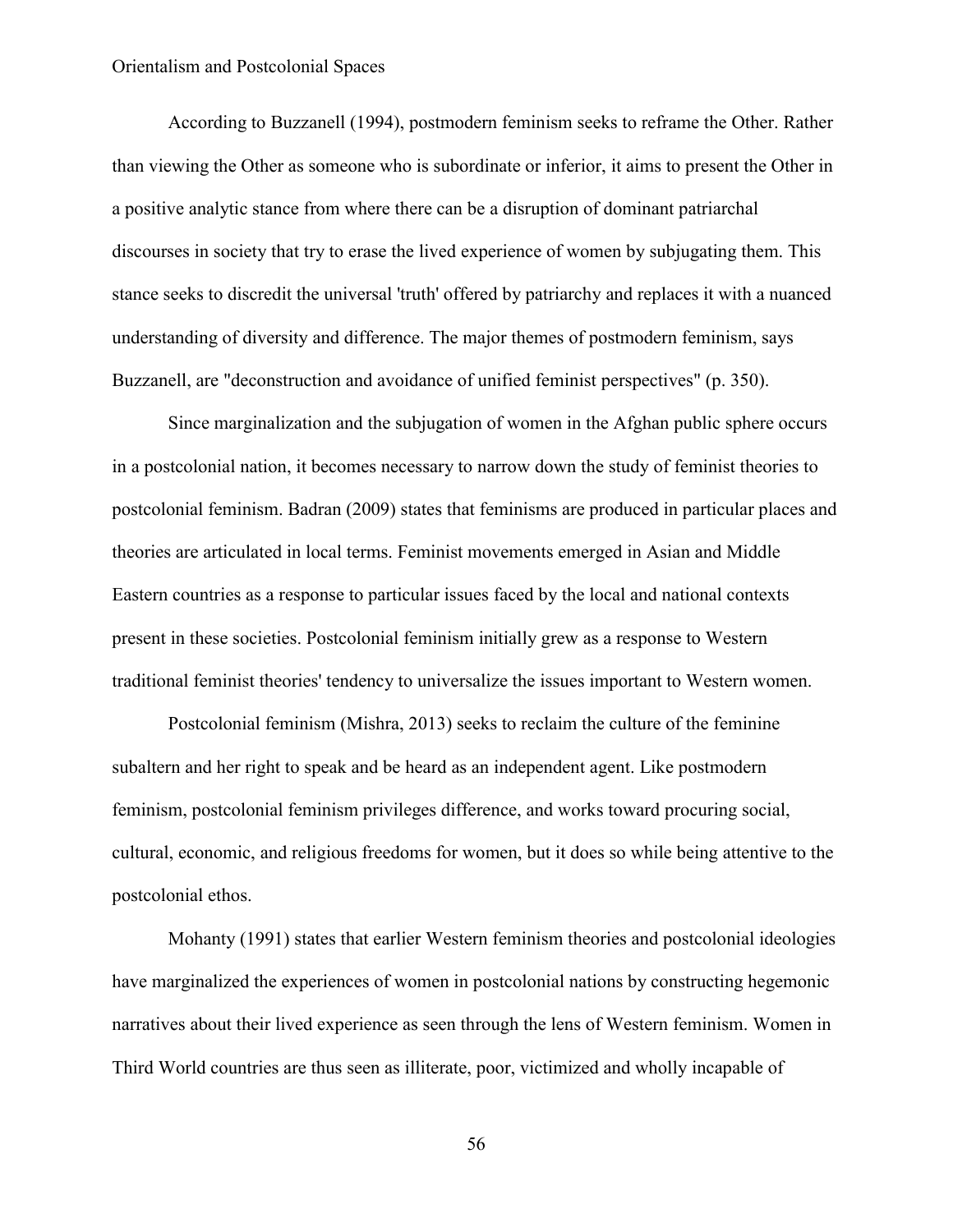According to Buzzanell (1994), postmodern feminism seeks to reframe the Other. Rather than viewing the Other as someone who is subordinate or inferior, it aims to present the Other in a positive analytic stance from where there can be a disruption of dominant patriarchal discourses in society that try to erase the lived experience of women by subjugating them. This stance seeks to discredit the universal 'truth' offered by patriarchy and replaces it with a nuanced understanding of diversity and difference. The major themes of postmodern feminism, says Buzzanell, are "deconstruction and avoidance of unified feminist perspectives" (p. 350).

Since marginalization and the subjugation of women in the Afghan public sphere occurs in a postcolonial nation, it becomes necessary to narrow down the study of feminist theories to postcolonial feminism. Badran (2009) states that feminisms are produced in particular places and theories are articulated in local terms. Feminist movements emerged in Asian and Middle Eastern countries as a response to particular issues faced by the local and national contexts present in these societies. Postcolonial feminism initially grew as a response to Western traditional feminist theories' tendency to universalize the issues important to Western women.

Postcolonial feminism (Mishra, 2013) seeks to reclaim the culture of the feminine subaltern and her right to speak and be heard as an independent agent. Like postmodern feminism, postcolonial feminism privileges difference, and works toward procuring social, cultural, economic, and religious freedoms for women, but it does so while being attentive to the postcolonial ethos.

Mohanty (1991) states that earlier Western feminism theories and postcolonial ideologies have marginalized the experiences of women in postcolonial nations by constructing hegemonic narratives about their lived experience as seen through the lens of Western feminism. Women in Third World countries are thus seen as illiterate, poor, victimized and wholly incapable of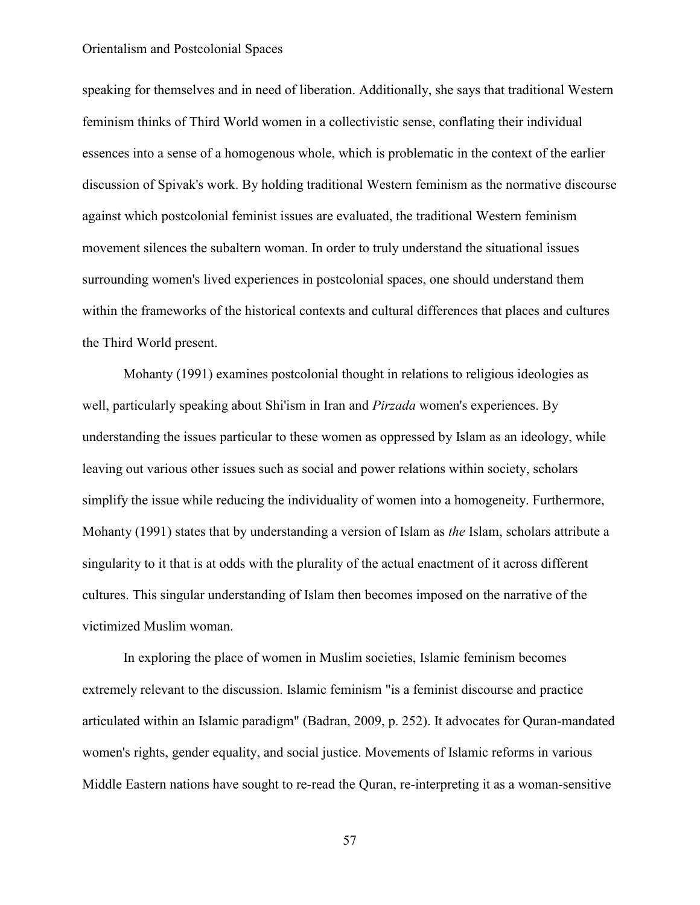speaking for themselves and in need of liberation. Additionally, she says that traditional Western feminism thinks of Third World women in a collectivistic sense, conflating their individual essences into a sense of a homogenous whole, which is problematic in the context of the earlier discussion of Spivak's work. By holding traditional Western feminism as the normative discourse against which postcolonial feminist issues are evaluated, the traditional Western feminism movement silences the subaltern woman. In order to truly understand the situational issues surrounding women's lived experiences in postcolonial spaces, one should understand them within the frameworks of the historical contexts and cultural differences that places and cultures the Third World present.

Mohanty (1991) examines postcolonial thought in relations to religious ideologies as well, particularly speaking about Shi'ism in Iran and *Pirzada* women's experiences. By understanding the issues particular to these women as oppressed by Islam as an ideology, while leaving out various other issues such as social and power relations within society, scholars simplify the issue while reducing the individuality of women into a homogeneity. Furthermore, Mohanty (1991) states that by understanding a version of Islam as *the* Islam, scholars attribute a singularity to it that is at odds with the plurality of the actual enactment of it across different cultures. This singular understanding of Islam then becomes imposed on the narrative of the victimized Muslim woman.

In exploring the place of women in Muslim societies, Islamic feminism becomes extremely relevant to the discussion. Islamic feminism "is a feminist discourse and practice articulated within an Islamic paradigm" (Badran, 2009, p. 252). It advocates for Quran-mandated women's rights, gender equality, and social justice. Movements of Islamic reforms in various Middle Eastern nations have sought to re-read the Quran, re-interpreting it as a woman-sensitive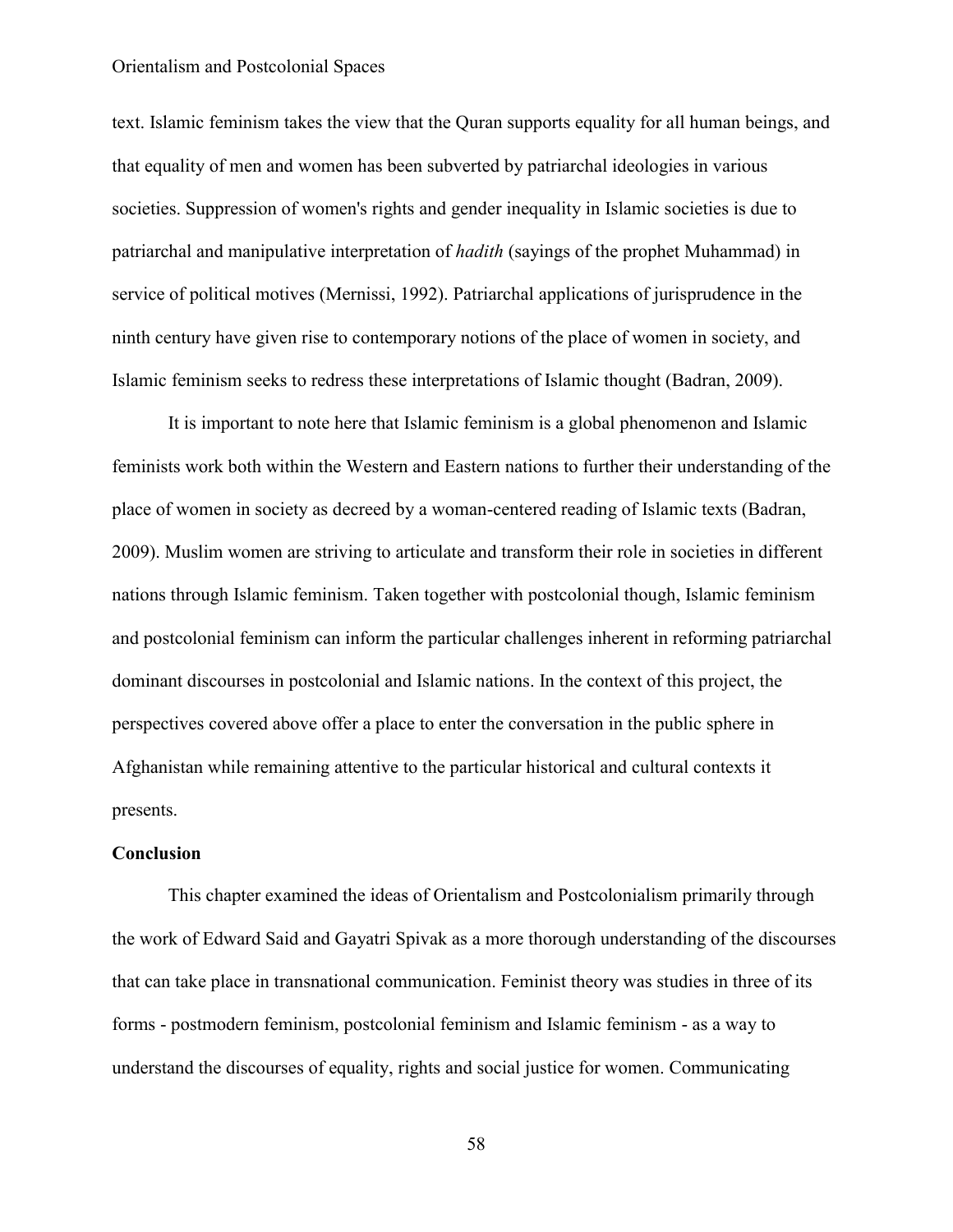text. Islamic feminism takes the view that the Quran supports equality for all human beings, and that equality of men and women has been subverted by patriarchal ideologies in various societies. Suppression of women's rights and gender inequality in Islamic societies is due to patriarchal and manipulative interpretation of *hadith* (sayings of the prophet Muhammad) in service of political motives (Mernissi, 1992). Patriarchal applications of jurisprudence in the ninth century have given rise to contemporary notions of the place of women in society, and Islamic feminism seeks to redress these interpretations of Islamic thought (Badran, 2009).

It is important to note here that Islamic feminism is a global phenomenon and Islamic feminists work both within the Western and Eastern nations to further their understanding of the place of women in society as decreed by a woman-centered reading of Islamic texts (Badran, 2009). Muslim women are striving to articulate and transform their role in societies in different nations through Islamic feminism. Taken together with postcolonial though, Islamic feminism and postcolonial feminism can inform the particular challenges inherent in reforming patriarchal dominant discourses in postcolonial and Islamic nations. In the context of this project, the perspectives covered above offer a place to enter the conversation in the public sphere in Afghanistan while remaining attentive to the particular historical and cultural contexts it presents.

**Conclusion**

This chapter examined the ideas of Orientalism and Postcolonialism primarily through the work of Edward Said and Gayatri Spivak as a more thorough understanding of the discourses that can take place in transnational communication. Feminist theory was studies in three of its forms - postmodern feminism, postcolonial feminism and Islamic feminism - as a way to understand the discourses of equality, rights and social justice for women. Communicating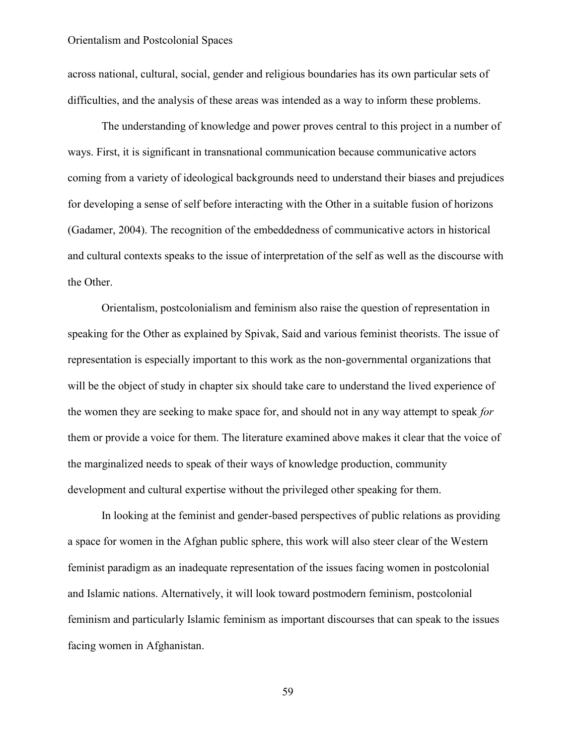across national, cultural, social, gender and religious boundaries has its own particular sets of difficulties, and the analysis of these areas was intended as a way to inform these problems.

The understanding of knowledge and power proves central to this project in a number of ways. First, it is significant in transnational communication because communicative actors coming from a variety of ideological backgrounds need to understand their biases and prejudices for developing a sense of self before interacting with the Other in a suitable fusion of horizons (Gadamer, 2004). The recognition of the embeddedness of communicative actors in historical and cultural contexts speaks to the issue of interpretation of the self as well as the discourse with the Other.

Orientalism, postcolonialism and feminism also raise the question of representation in speaking for the Other as explained by Spivak, Said and various feminist theorists. The issue of representation is especially important to this work as the non-governmental organizations that will be the object of study in chapter six should take care to understand the lived experience of the women they are seeking to make space for, and should not in any way attempt to speak *for* them or provide a voice for them. The literature examined above makes it clear that the voice of the marginalized needs to speak of their ways of knowledge production, community development and cultural expertise without the privileged other speaking for them.

In looking at the feminist and gender-based perspectives of public relations as providing a space for women in the Afghan public sphere, this work will also steer clear of the Western feminist paradigm as an inadequate representation of the issues facing women in postcolonial and Islamic nations. Alternatively, it will look toward postmodern feminism, postcolonial feminism and particularly Islamic feminism as important discourses that can speak to the issues facing women in Afghanistan.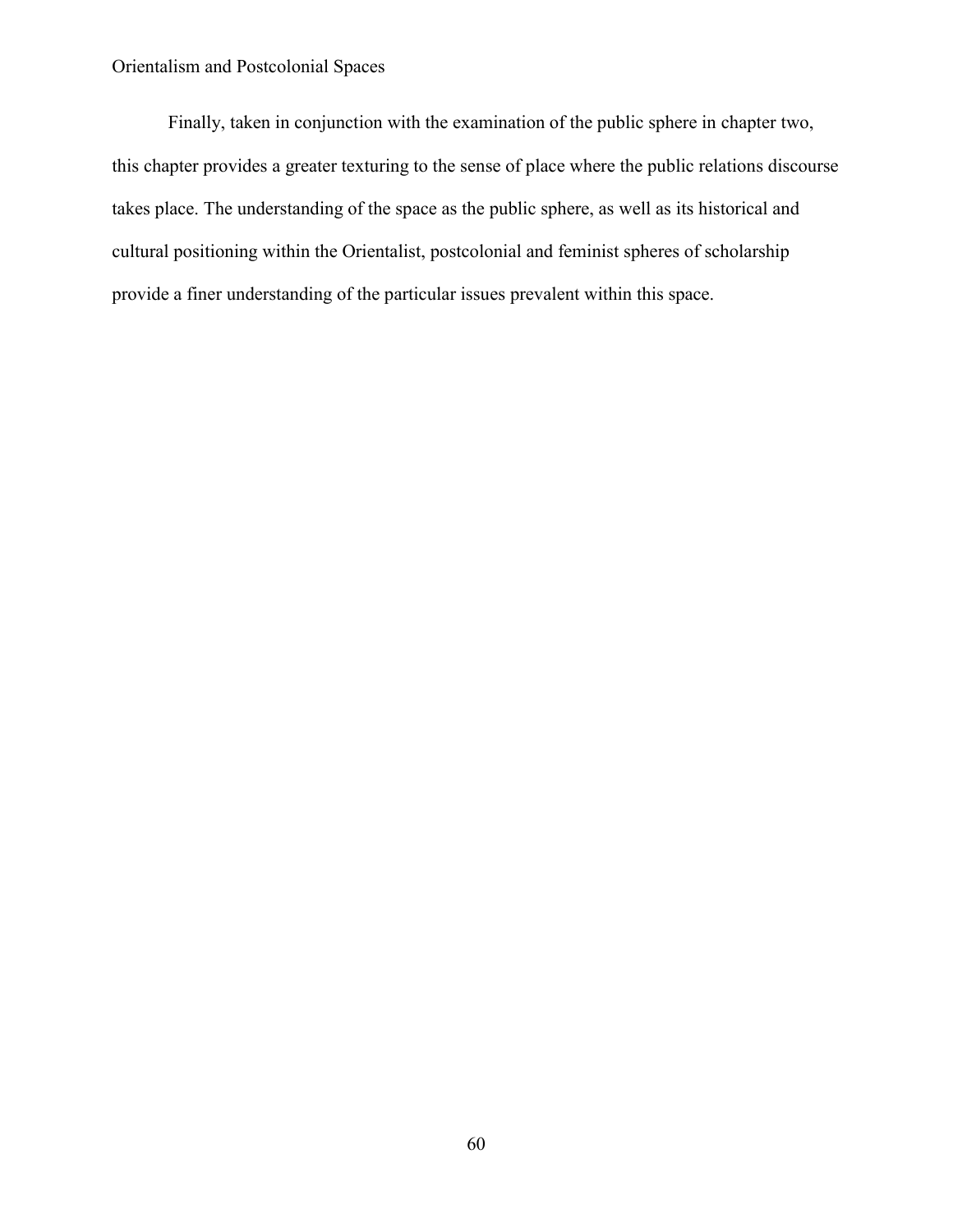Finally, taken in conjunction with the examination of the public sphere in chapter two, this chapter provides a greater texturing to the sense of place where the public relations discourse takes place. The understanding of the space as the public sphere, as well as its historical and cultural positioning within the Orientalist, postcolonial and feminist spheres of scholarship provide a finer understanding of the particular issues prevalent within this space.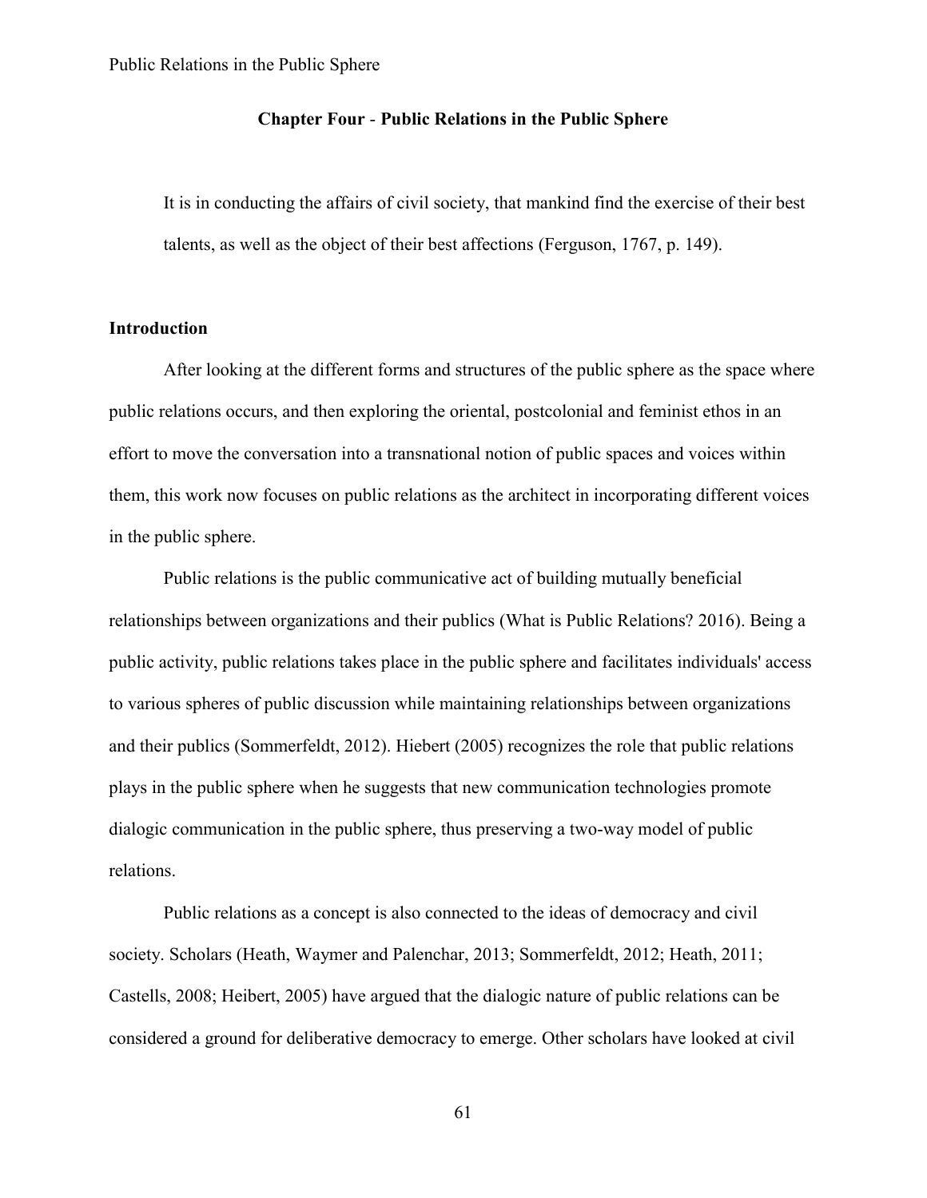# Chapter Four - Public Relations in the Public Sphere

> It is in conducting the affairs of civil society, that mankind find the exercise of their best talents, as well as the object of their best affections (Ferguson, 1767, p. 149).

## Introduction

After looking at the different forms and structures of the public sphere as the space where public relations occurs, and then exploring the oriental, postcolonial and feminist ethos in an effort to move the conversation into a transnational notion of public spaces and voices within them, this work now focuses on public relations as the architect in incorporating different voices in the public sphere.

Public relations is the public communicative act of building mutually beneficial relationships between organizations and their publics (What is Public Relations? 2016). Being a public activity, public relations takes place in the public sphere and facilitates individuals' access to various spheres of public discussion while maintaining relationships between organizations and their publics (Sommerfeldt, 2012). Hiebert (2005) recognizes the role that public relations plays in the public sphere when he suggests that new communication technologies promote dialogic communication in the public sphere, thus preserving a two-way model of public relations.

Public relations as a concept is also connected to the ideas of democracy and civil society. Scholars (Heath, Waymer and Palenchar, 2013; Sommerfeldt, 2012; Heath, 2011; Castells, 2008; Heibert, 2005) have argued that the dialogic nature of public relations can be considered a ground for deliberative democracy to emerge. Other scholars have looked at civil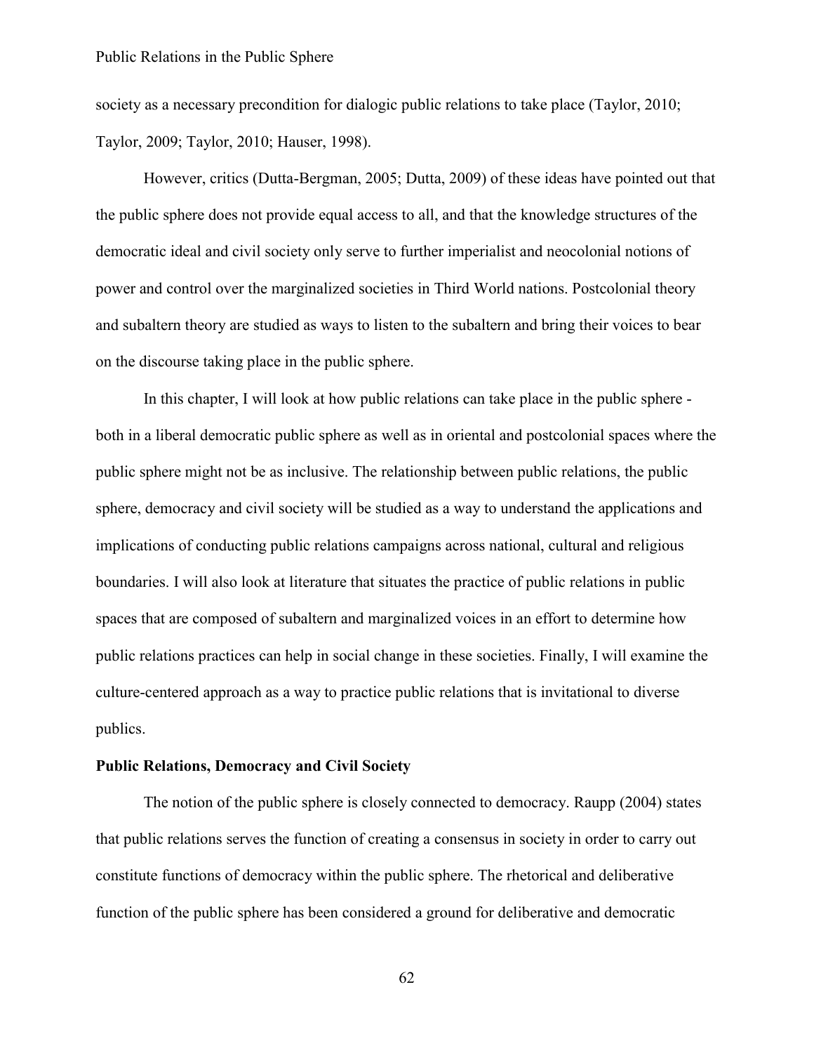society as a necessary precondition for dialogic public relations to take place (Taylor, 2010; Taylor, 2009; Taylor, 2010; Hauser, 1998).

However, critics (Dutta-Bergman, 2005; Dutta, 2009) of these ideas have pointed out that the public sphere does not provide equal access to all, and that the knowledge structures of the democratic ideal and civil society only serve to further imperialist and neocolonial notions of power and control over the marginalized societies in Third World nations. Postcolonial theory and subaltern theory are studied as ways to listen to the subaltern and bring their voices to bear on the discourse taking place in the public sphere.

In this chapter, I will look at how public relations can take place in the public sphere - both in a liberal democratic public sphere as well as in oriental and postcolonial spaces where the public sphere might not be as inclusive. The relationship between public relations, the public sphere, democracy and civil society will be studied as a way to understand the applications and implications of conducting public relations campaigns across national, cultural and religious boundaries. I will also look at literature that situates the practice of public relations in public spaces that are composed of subaltern and marginalized voices in an effort to determine how public relations practices can help in social change in these societies. Finally, I will examine the culture-centered approach as a way to practice public relations that is invitational to diverse publics.

**Public Relations, Democracy and Civil Society**

The notion of the public sphere is closely connected to democracy. Raupp (2004) states that public relations serves the function of creating a consensus in society in order to carry out constitute functions of democracy within the public sphere. The rhetorical and deliberative function of the public sphere has been considered a ground for deliberative and democratic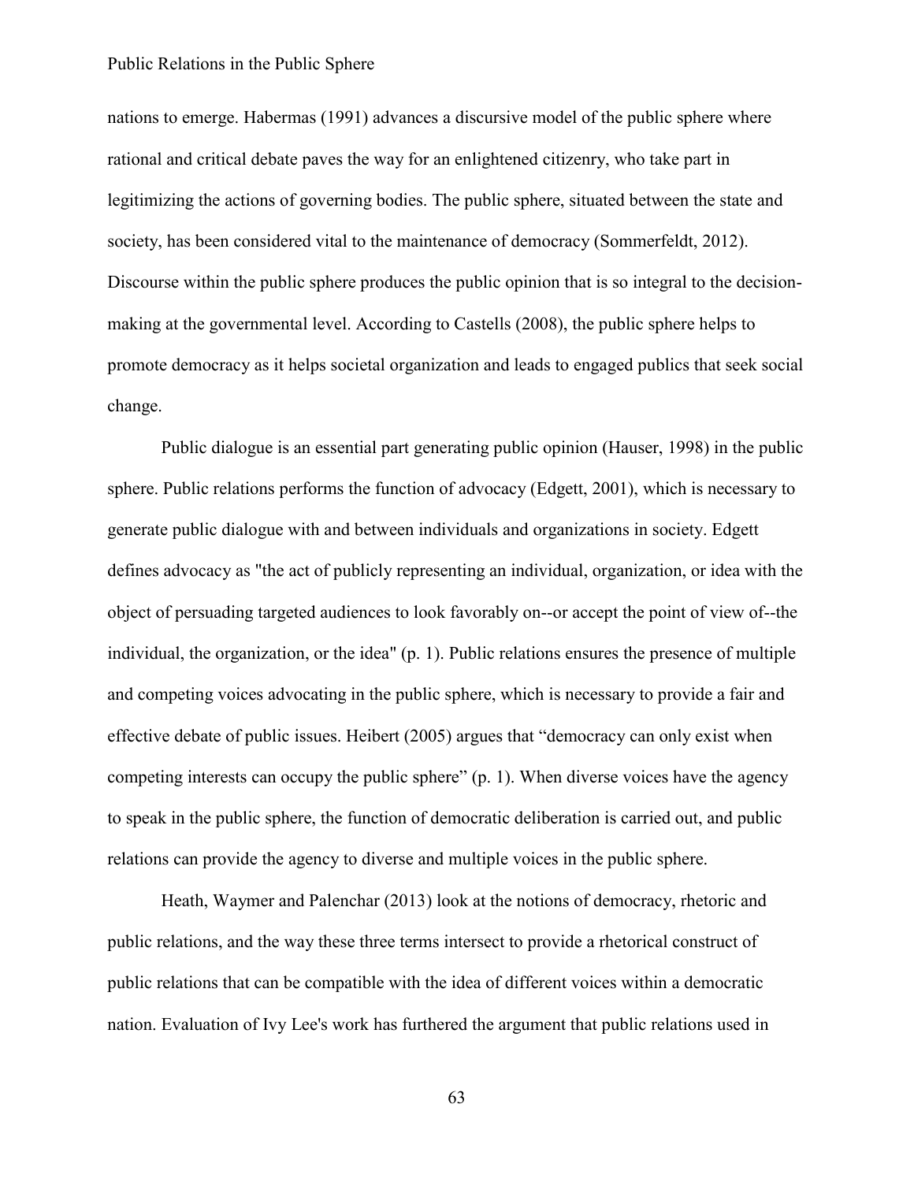nations to emerge. Habermas (1991) advances a discursive model of the public sphere where rational and critical debate paves the way for an enlightened citizenry, who take part in legitimizing the actions of governing bodies. The public sphere, situated between the state and society, has been considered vital to the maintenance of democracy (Sommerfeldt, 2012). Discourse within the public sphere produces the public opinion that is so integral to the decision-making at the governmental level. According to Castells (2008), the public sphere helps to promote democracy as it helps societal organization and leads to engaged publics that seek social change.

Public dialogue is an essential part generating public opinion (Hauser, 1998) in the public sphere. Public relations performs the function of advocacy (Edgett, 2001), which is necessary to generate public dialogue with and between individuals and organizations in society. Edgett defines advocacy as "the act of publicly representing an individual, organization, or idea with the object of persuading targeted audiences to look favorably on--or accept the point of view of--the individual, the organization, or the idea" (p. 1). Public relations ensures the presence of multiple and competing voices advocating in the public sphere, which is necessary to provide a fair and effective debate of public issues. Heibert (2005) argues that "democracy can only exist when competing interests can occupy the public sphere" (p. 1). When diverse voices have the agency to speak in the public sphere, the function of democratic deliberation is carried out, and public relations can provide the agency to diverse and multiple voices in the public sphere.

Heath, Waymer and Palenchar (2013) look at the notions of democracy, rhetoric and public relations, and the way these three terms intersect to provide a rhetorical construct of public relations that can be compatible with the idea of different voices within a democratic nation. Evaluation of Ivy Lee's work has furthered the argument that public relations used in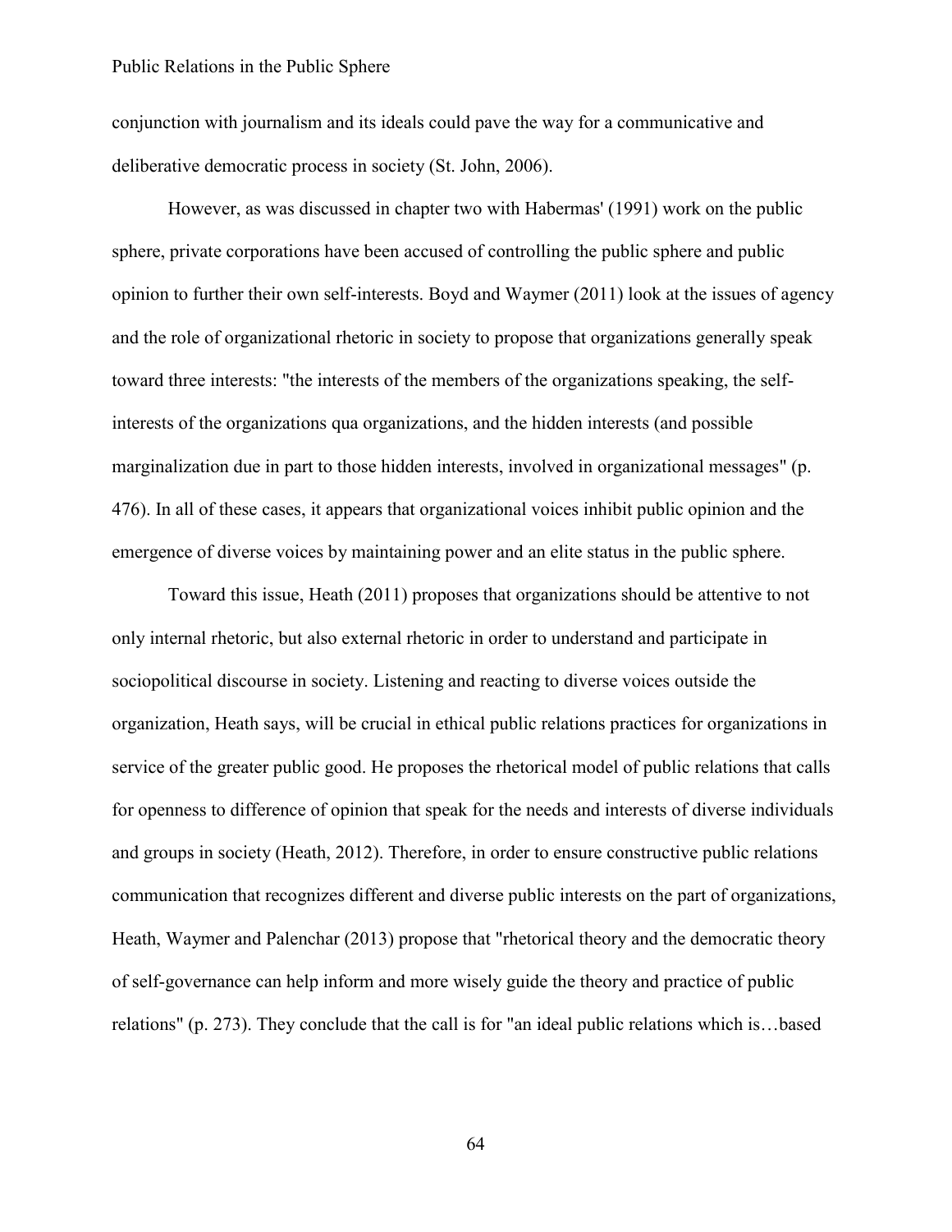conjunction with journalism and its ideals could pave the way for a communicative and deliberative democratic process in society (St. John, 2006).

However, as was discussed in chapter two with Habermas' (1991) work on the public sphere, private corporations have been accused of controlling the public sphere and public opinion to further their own self-interests. Boyd and Waymer (2011) look at the issues of agency and the role of organizational rhetoric in society to propose that organizations generally speak toward three interests: "the interests of the members of the organizations speaking, the self-interests of the organizations qua organizations, and the hidden interests (and possible marginalization due in part to those hidden interests, involved in organizational messages" (p. 476). In all of these cases, it appears that organizational voices inhibit public opinion and the emergence of diverse voices by maintaining power and an elite status in the public sphere.

Toward this issue, Heath (2011) proposes that organizations should be attentive to not only internal rhetoric, but also external rhetoric in order to understand and participate in sociopolitical discourse in society. Listening and reacting to diverse voices outside the organization, Heath says, will be crucial in ethical public relations practices for organizations in service of the greater public good. He proposes the rhetorical model of public relations that calls for openness to difference of opinion that speak for the needs and interests of diverse individuals and groups in society (Heath, 2012). Therefore, in order to ensure constructive public relations communication that recognizes different and diverse public interests on the part of organizations, Heath, Waymer and Palenchar (2013) propose that "rhetorical theory and the democratic theory of self-governance can help inform and more wisely guide the theory and practice of public relations" (p. 273). They conclude that the call is for "an ideal public relations which is…based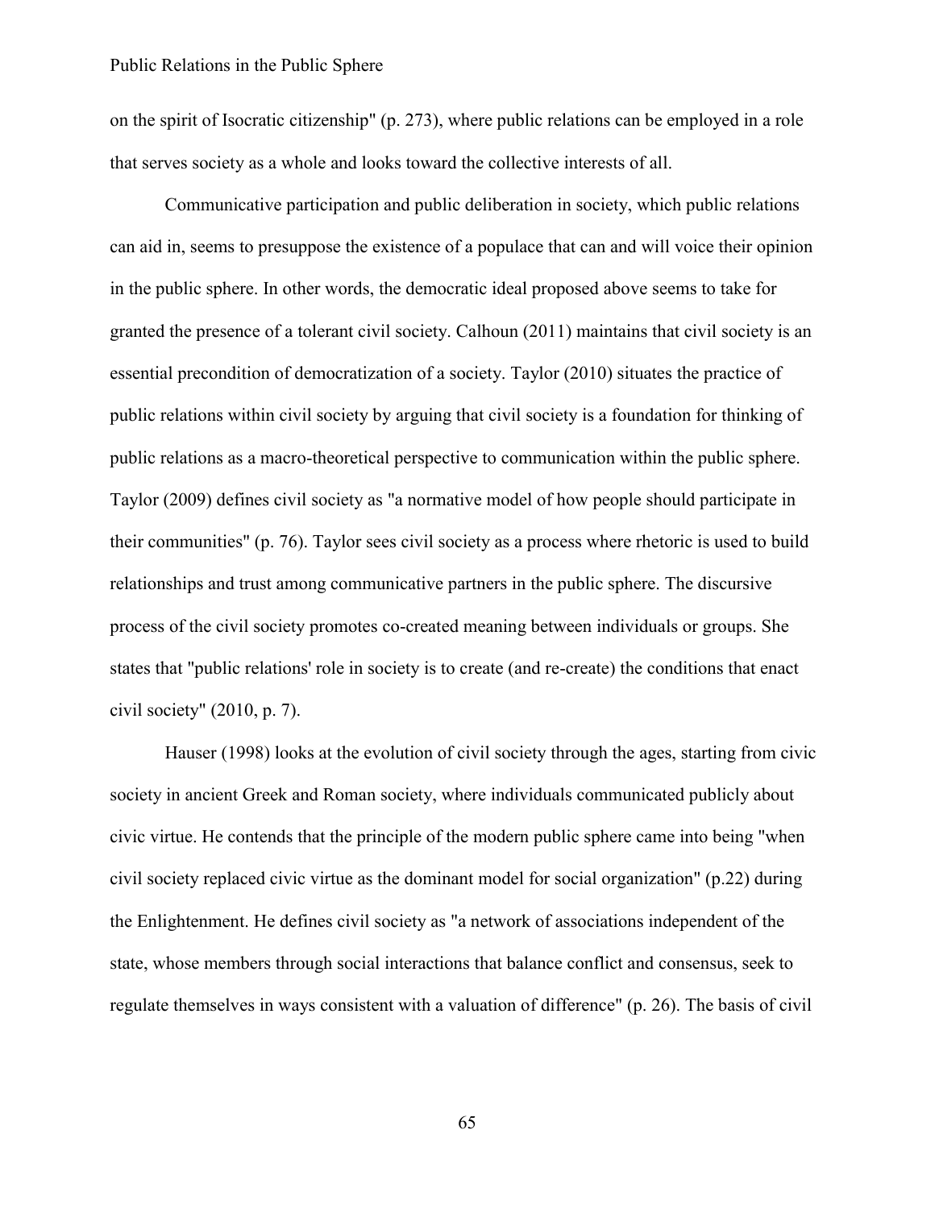on the spirit of Isocratic citizenship" (p. 273), where public relations can be employed in a role that serves society as a whole and looks toward the collective interests of all.

Communicative participation and public deliberation in society, which public relations can aid in, seems to presuppose the existence of a populace that can and will voice their opinion in the public sphere. In other words, the democratic ideal proposed above seems to take for granted the presence of a tolerant civil society. Calhoun (2011) maintains that civil society is an essential precondition of democratization of a society. Taylor (2010) situates the practice of public relations within civil society by arguing that civil society is a foundation for thinking of public relations as a macro-theoretical perspective to communication within the public sphere. Taylor (2009) defines civil society as "a normative model of how people should participate in their communities" (p. 76). Taylor sees civil society as a process where rhetoric is used to build relationships and trust among communicative partners in the public sphere. The discursive process of the civil society promotes co-created meaning between individuals or groups. She states that "public relations' role in society is to create (and re-create) the conditions that enact civil society" (2010, p. 7).

Hauser (1998) looks at the evolution of civil society through the ages, starting from civic society in ancient Greek and Roman society, where individuals communicated publicly about civic virtue. He contends that the principle of the modern public sphere came into being "when civil society replaced civic virtue as the dominant model for social organization" (p.22) during the Enlightenment. He defines civil society as "a network of associations independent of the state, whose members through social interactions that balance conflict and consensus, seek to regulate themselves in ways consistent with a valuation of difference" (p. 26). The basis of civil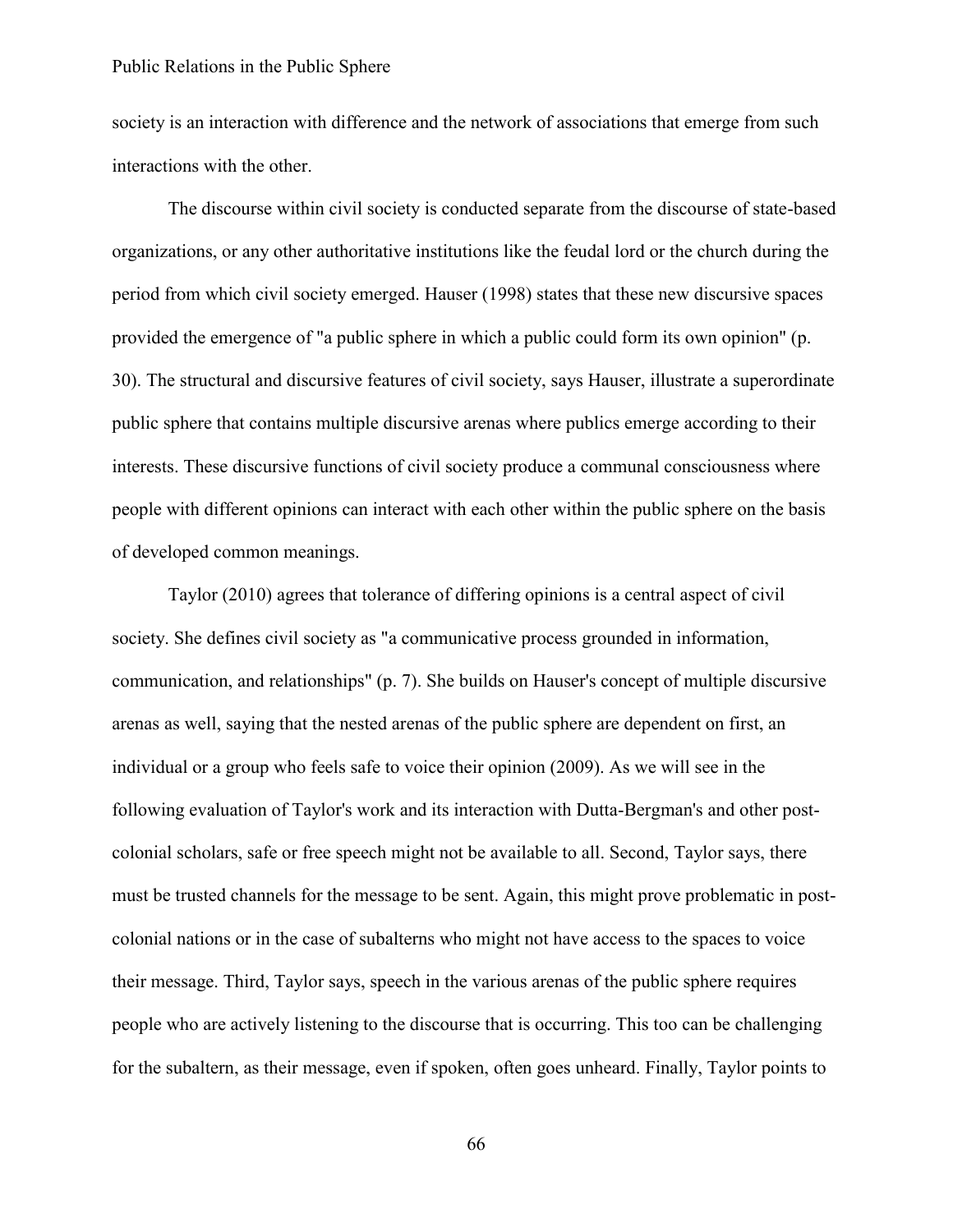society is an interaction with difference and the network of associations that emerge from such interactions with the other.

The discourse within civil society is conducted separate from the discourse of state-based organizations, or any other authoritative institutions like the feudal lord or the church during the period from which civil society emerged. Hauser (1998) states that these new discursive spaces provided the emergence of "a public sphere in which a public could form its own opinion" (p. 30). The structural and discursive features of civil society, says Hauser, illustrate a superordinate public sphere that contains multiple discursive arenas where publics emerge according to their interests. These discursive functions of civil society produce a communal consciousness where people with different opinions can interact with each other within the public sphere on the basis of developed common meanings.

Taylor (2010) agrees that tolerance of differing opinions is a central aspect of civil society. She defines civil society as "a communicative process grounded in information, communication, and relationships" (p. 7). She builds on Hauser's concept of multiple discursive arenas as well, saying that the nested arenas of the public sphere are dependent on first, an individual or a group who feels safe to voice their opinion (2009). As we will see in the following evaluation of Taylor's work and its interaction with Dutta-Bergman's and other post-colonial scholars, safe or free speech might not be available to all. Second, Taylor says, there must be trusted channels for the message to be sent. Again, this might prove problematic in post-colonial nations or in the case of subalterns who might not have access to the spaces to voice their message. Third, Taylor says, speech in the various arenas of the public sphere requires people who are actively listening to the discourse that is occurring. This too can be challenging for the subaltern, as their message, even if spoken, often goes unheard. Finally, Taylor points to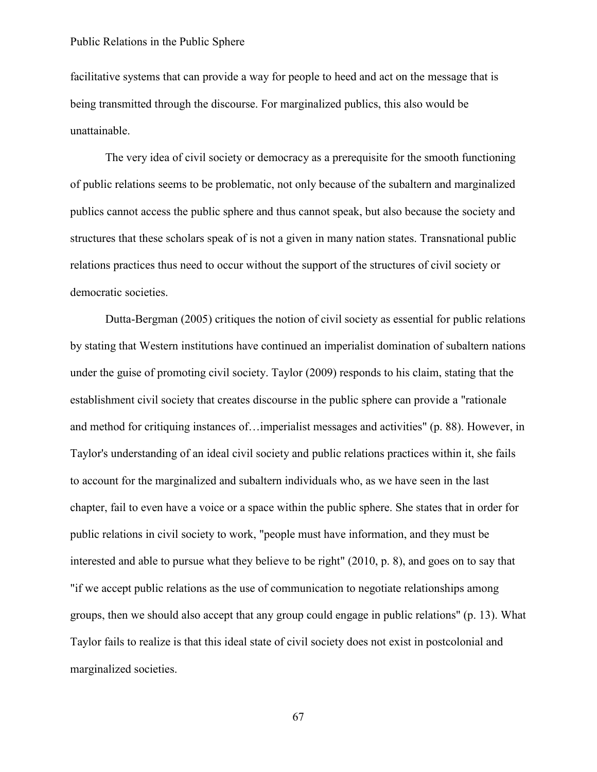facilitative systems that can provide a way for people to heed and act on the message that is being transmitted through the discourse. For marginalized publics, this also would be unattainable.

The very idea of civil society or democracy as a prerequisite for the smooth functioning of public relations seems to be problematic, not only because of the subaltern and marginalized publics cannot access the public sphere and thus cannot speak, but also because the society and structures that these scholars speak of is not a given in many nation states. Transnational public relations practices thus need to occur without the support of the structures of civil society or democratic societies.

Dutta-Bergman (2005) critiques the notion of civil society as essential for public relations by stating that Western institutions have continued an imperialist domination of subaltern nations under the guise of promoting civil society. Taylor (2009) responds to his claim, stating that the establishment civil society that creates discourse in the public sphere can provide a "rationale and method for critiquing instances of…imperialist messages and activities" (p. 88). However, in Taylor's understanding of an ideal civil society and public relations practices within it, she fails to account for the marginalized and subaltern individuals who, as we have seen in the last chapter, fail to even have a voice or a space within the public sphere. She states that in order for public relations in civil society to work, "people must have information, and they must be interested and able to pursue what they believe to be right" (2010, p. 8), and goes on to say that "if we accept public relations as the use of communication to negotiate relationships among groups, then we should also accept that any group could engage in public relations" (p. 13). What Taylor fails to realize is that this ideal state of civil society does not exist in postcolonial and marginalized societies.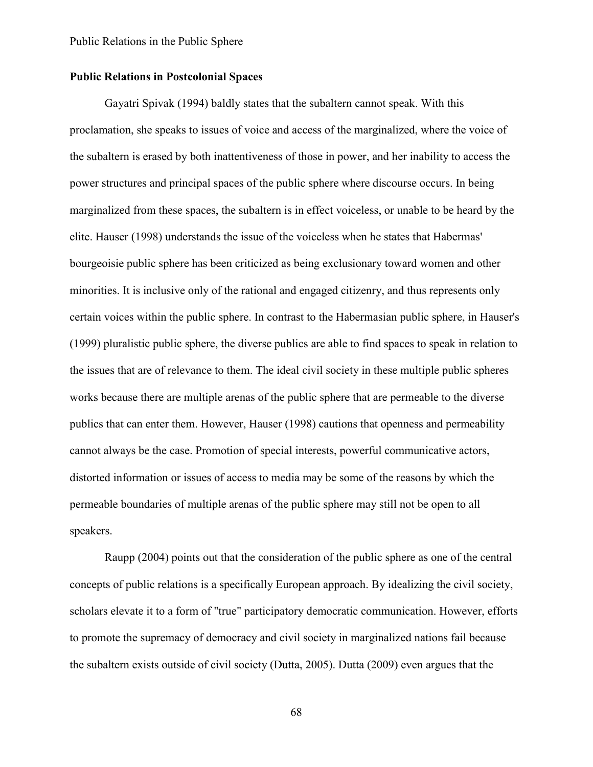**Public Relations in Postcolonial Spaces**

Gayatri Spivak (1994) baldly states that the subaltern cannot speak. With this proclamation, she speaks to issues of voice and access of the marginalized, where the voice of the subaltern is erased by both inattentiveness of those in power, and her inability to access the power structures and principal spaces of the public sphere where discourse occurs. In being marginalized from these spaces, the subaltern is in effect voiceless, or unable to be heard by the elite. Hauser (1998) understands the issue of the voiceless when he states that Habermas' bourgeoisie public sphere has been criticized as being exclusionary toward women and other minorities. It is inclusive only of the rational and engaged citizenry, and thus represents only certain voices within the public sphere. In contrast to the Habermasian public sphere, in Hauser's (1999) pluralistic public sphere, the diverse publics are able to find spaces to speak in relation to the issues that are of relevance to them. The ideal civil society in these multiple public spheres works because there are multiple arenas of the public sphere that are permeable to the diverse publics that can enter them. However, Hauser (1998) cautions that openness and permeability cannot always be the case. Promotion of special interests, powerful communicative actors, distorted information or issues of access to media may be some of the reasons by which the permeable boundaries of multiple arenas of the public sphere may still not be open to all speakers.

Raupp (2004) points out that the consideration of the public sphere as one of the central concepts of public relations is a specifically European approach. By idealizing the civil society, scholars elevate it to a form of "true" participatory democratic communication. However, efforts to promote the supremacy of democracy and civil society in marginalized nations fail because the subaltern exists outside of civil society (Dutta, 2005). Dutta (2009) even argues that the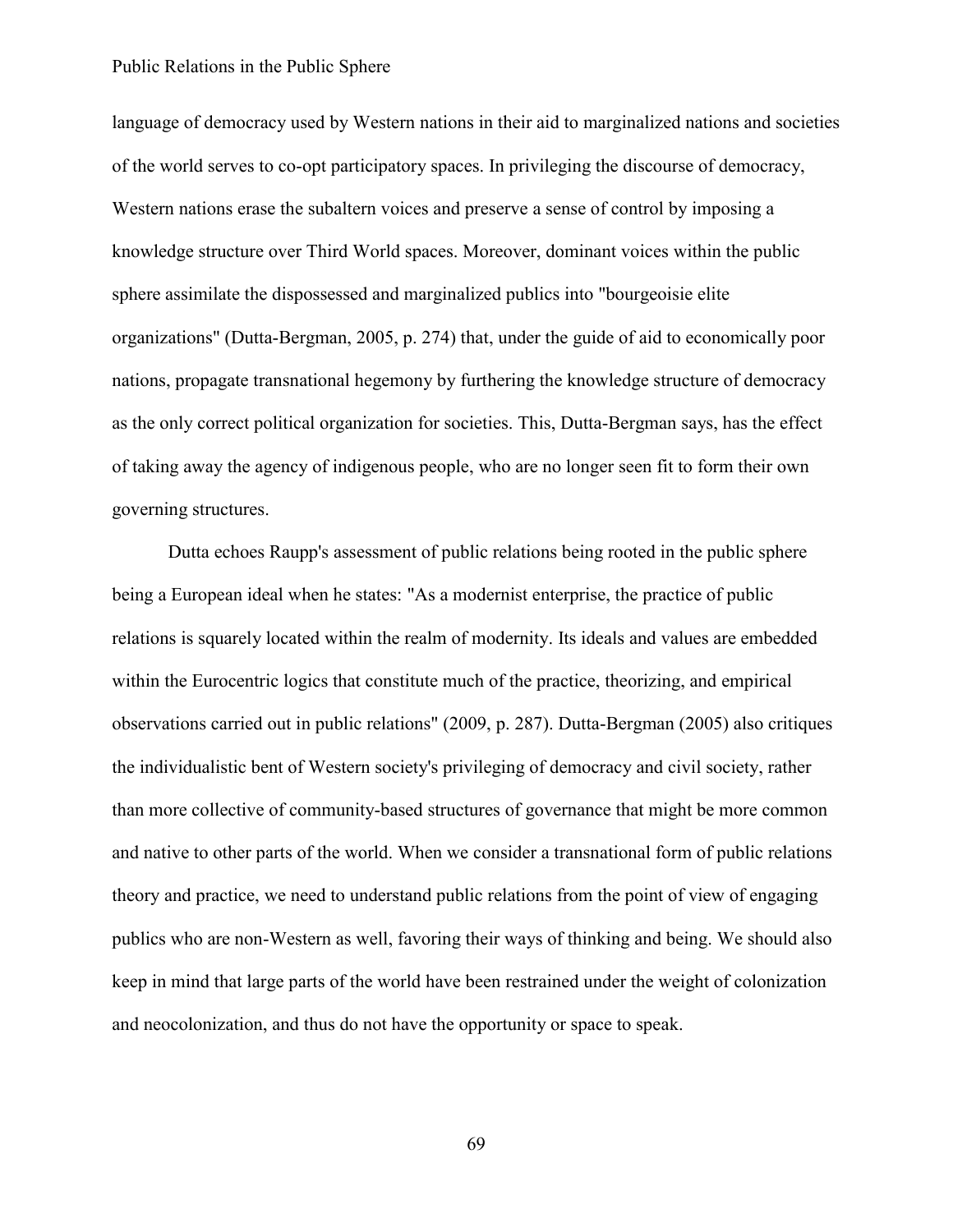language of democracy used by Western nations in their aid to marginalized nations and societies of the world serves to co-opt participatory spaces. In privileging the discourse of democracy, Western nations erase the subaltern voices and preserve a sense of control by imposing a knowledge structure over Third World spaces. Moreover, dominant voices within the public sphere assimilate the dispossessed and marginalized publics into "bourgeoisie elite organizations" (Dutta-Bergman, 2005, p. 274) that, under the guide of aid to economically poor nations, propagate transnational hegemony by furthering the knowledge structure of democracy as the only correct political organization for societies. This, Dutta-Bergman says, has the effect of taking away the agency of indigenous people, who are no longer seen fit to form their own governing structures.

Dutta echoes Raupp's assessment of public relations being rooted in the public sphere being a European ideal when he states: "As a modernist enterprise, the practice of public relations is squarely located within the realm of modernity. Its ideals and values are embedded within the Eurocentric logics that constitute much of the practice, theorizing, and empirical observations carried out in public relations" (2009, p. 287). Dutta-Bergman (2005) also critiques the individualistic bent of Western society's privileging of democracy and civil society, rather than more collective of community-based structures of governance that might be more common and native to other parts of the world. When we consider a transnational form of public relations theory and practice, we need to understand public relations from the point of view of engaging publics who are non-Western as well, favoring their ways of thinking and being. We should also keep in mind that large parts of the world have been restrained under the weight of colonization and neocolonization, and thus do not have the opportunity or space to speak.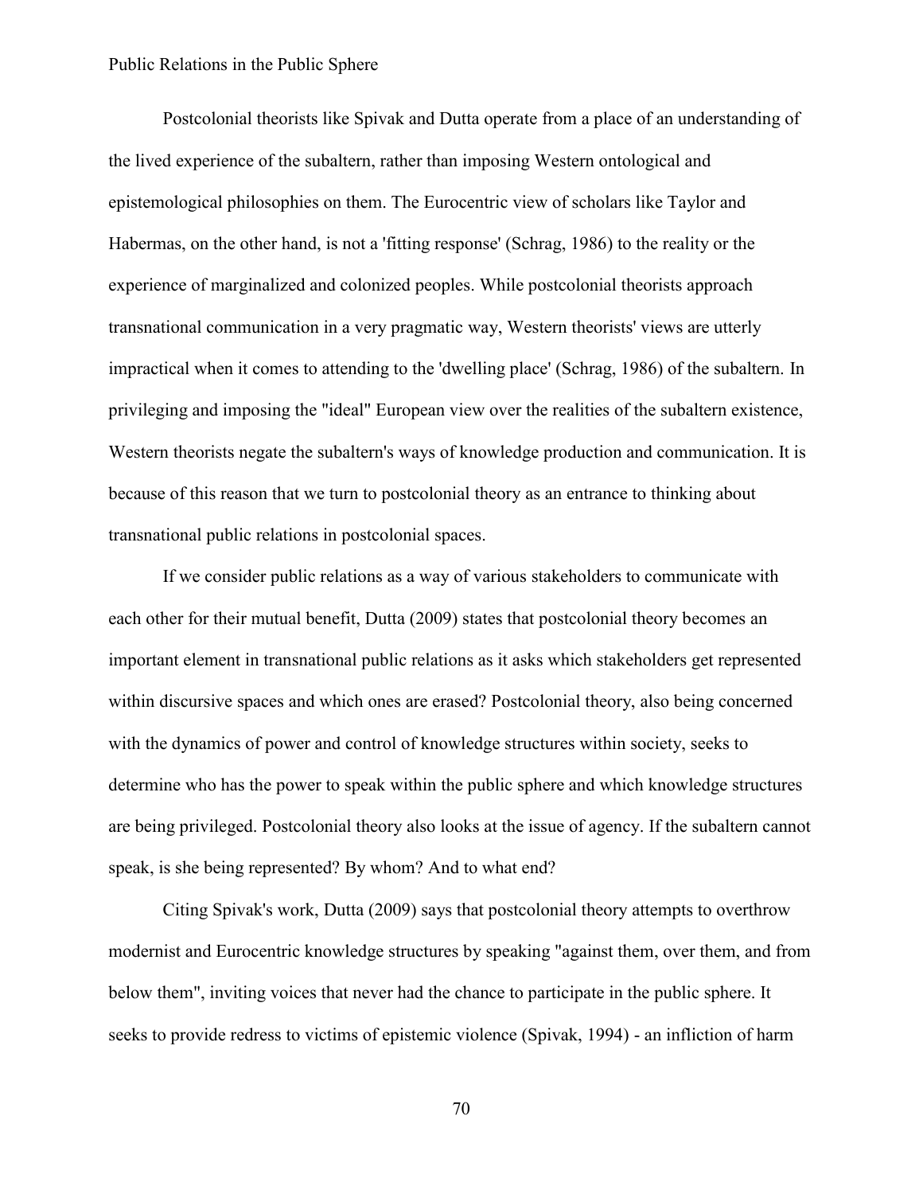Postcolonial theorists like Spivak and Dutta operate from a place of an understanding of the lived experience of the subaltern, rather than imposing Western ontological and epistemological philosophies on them. The Eurocentric view of scholars like Taylor and Habermas, on the other hand, is not a 'fitting response' (Schrag, 1986) to the reality or the experience of marginalized and colonized peoples. While postcolonial theorists approach transnational communication in a very pragmatic way, Western theorists' views are utterly impractical when it comes to attending to the 'dwelling place' (Schrag, 1986) of the subaltern. In privileging and imposing the "ideal" European view over the realities of the subaltern existence, Western theorists negate the subaltern's ways of knowledge production and communication. It is because of this reason that we turn to postcolonial theory as an entrance to thinking about transnational public relations in postcolonial spaces.

If we consider public relations as a way of various stakeholders to communicate with each other for their mutual benefit, Dutta (2009) states that postcolonial theory becomes an important element in transnational public relations as it asks which stakeholders get represented within discursive spaces and which ones are erased? Postcolonial theory, also being concerned with the dynamics of power and control of knowledge structures within society, seeks to determine who has the power to speak within the public sphere and which knowledge structures are being privileged. Postcolonial theory also looks at the issue of agency. If the subaltern cannot speak, is she being represented? By whom? And to what end?

Citing Spivak's work, Dutta (2009) says that postcolonial theory attempts to overthrow modernist and Eurocentric knowledge structures by speaking "against them, over them, and from below them", inviting voices that never had the chance to participate in the public sphere. It seeks to provide redress to victims of epistemic violence (Spivak, 1994) - an infliction of harm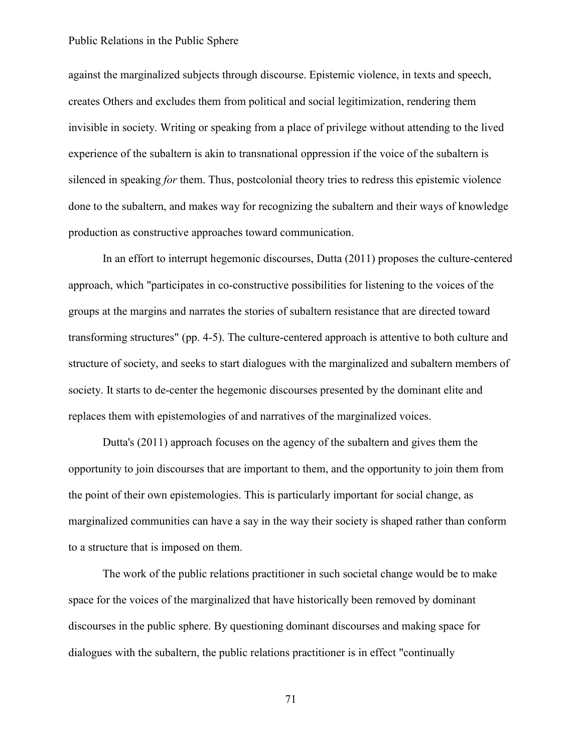against the marginalized subjects through discourse. Epistemic violence, in texts and speech, creates Others and excludes them from political and social legitimization, rendering them invisible in society. Writing or speaking from a place of privilege without attending to the lived experience of the subaltern is akin to transnational oppression if the voice of the subaltern is silenced in speaking *for* them. Thus, postcolonial theory tries to redress this epistemic violence done to the subaltern, and makes way for recognizing the subaltern and their ways of knowledge production as constructive approaches toward communication.

In an effort to interrupt hegemonic discourses, Dutta (2011) proposes the culture-centered approach, which "participates in co-constructive possibilities for listening to the voices of the groups at the margins and narrates the stories of subaltern resistance that are directed toward transforming structures" (pp. 4-5). The culture-centered approach is attentive to both culture and structure of society, and seeks to start dialogues with the marginalized and subaltern members of society. It starts to de-center the hegemonic discourses presented by the dominant elite and replaces them with epistemologies of and narratives of the marginalized voices.

Dutta's (2011) approach focuses on the agency of the subaltern and gives them the opportunity to join discourses that are important to them, and the opportunity to join them from the point of their own epistemologies. This is particularly important for social change, as marginalized communities can have a say in the way their society is shaped rather than conform to a structure that is imposed on them.

The work of the public relations practitioner in such societal change would be to make space for the voices of the marginalized that have historically been removed by dominant discourses in the public sphere. By questioning dominant discourses and making space for dialogues with the subaltern, the public relations practitioner is in effect "continually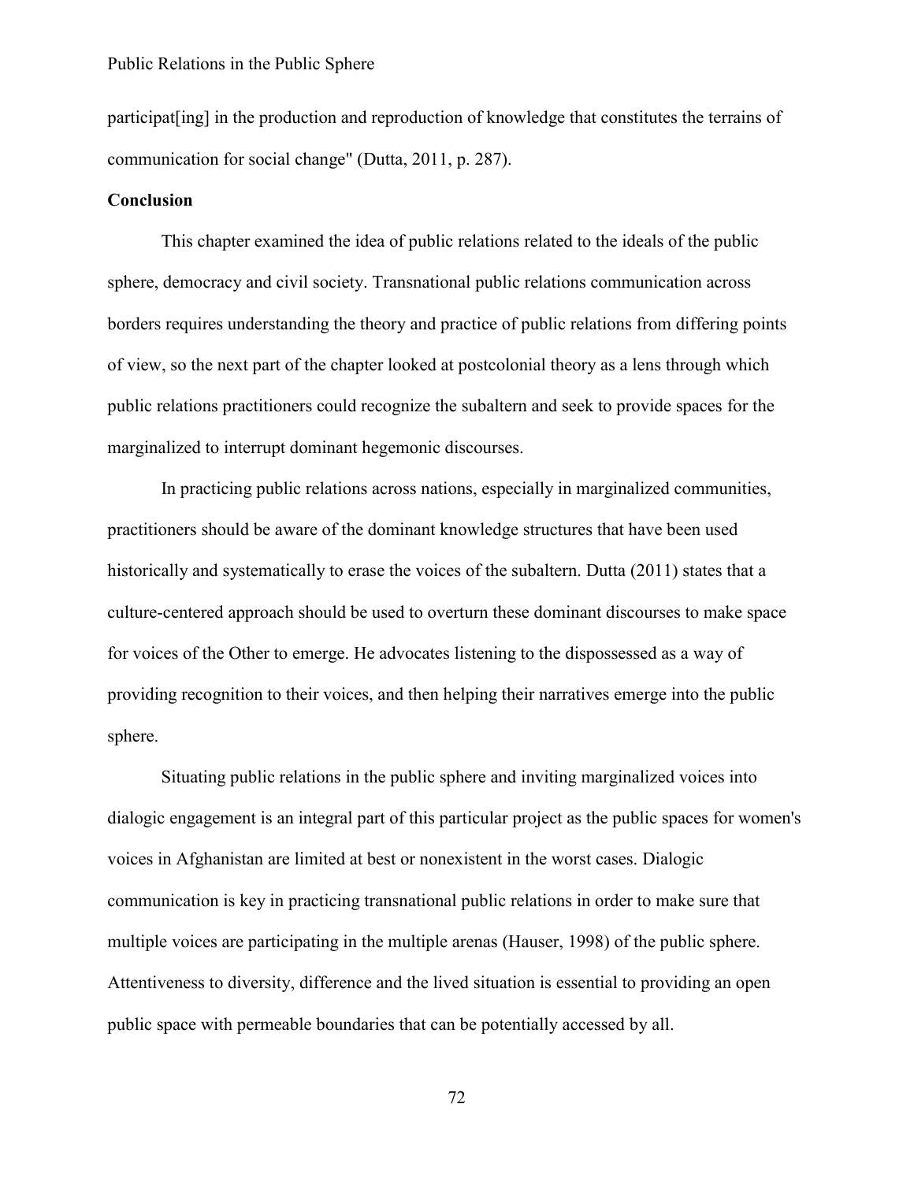participat[ing] in the production and reproduction of knowledge that constitutes the terrains of communication for social change" (Dutta, 2011, p. 287).

**Conclusion**

This chapter examined the idea of public relations related to the ideals of the public sphere, democracy and civil society. Transnational public relations communication across borders requires understanding the theory and practice of public relations from differing points of view, so the next part of the chapter looked at postcolonial theory as a lens through which public relations practitioners could recognize the subaltern and seek to provide spaces for the marginalized to interrupt dominant hegemonic discourses.

In practicing public relations across nations, especially in marginalized communities, practitioners should be aware of the dominant knowledge structures that have been used historically and systematically to erase the voices of the subaltern. Dutta (2011) states that a culture-centered approach should be used to overturn these dominant discourses to make space for voices of the Other to emerge. He advocates listening to the dispossessed as a way of providing recognition to their voices, and then helping their narratives emerge into the public sphere.

Situating public relations in the public sphere and inviting marginalized voices into dialogic engagement is an integral part of this particular project as the public spaces for women's voices in Afghanistan are limited at best or nonexistent in the worst cases. Dialogic communication is key in practicing transnational public relations in order to make sure that multiple voices are participating in the multiple arenas (Hauser, 1998) of the public sphere. Attentiveness to diversity, difference and the lived situation is essential to providing an open public space with permeable boundaries that can be potentially accessed by all.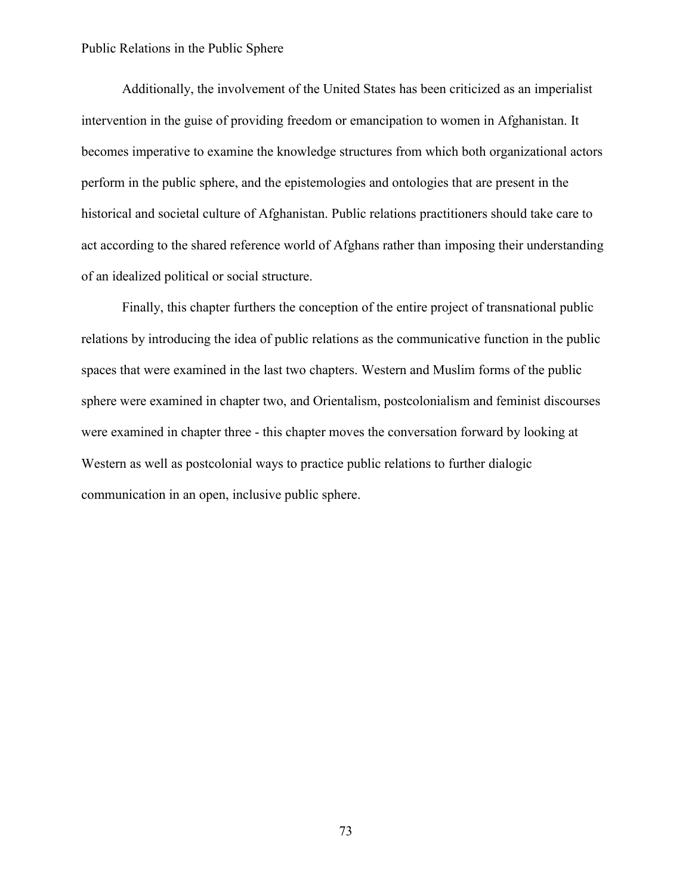Additionally, the involvement of the United States has been criticized as an imperialist intervention in the guise of providing freedom or emancipation to women in Afghanistan. It becomes imperative to examine the knowledge structures from which both organizational actors perform in the public sphere, and the epistemologies and ontologies that are present in the historical and societal culture of Afghanistan. Public relations practitioners should take care to act according to the shared reference world of Afghans rather than imposing their understanding of an idealized political or social structure.

Finally, this chapter furthers the conception of the entire project of transnational public relations by introducing the idea of public relations as the communicative function in the public spaces that were examined in the last two chapters. Western and Muslim forms of the public sphere were examined in chapter two, and Orientalism, postcolonialism and feminist discourses were examined in chapter three - this chapter moves the conversation forward by looking at Western as well as postcolonial ways to practice public relations to further dialogic communication in an open, inclusive public sphere.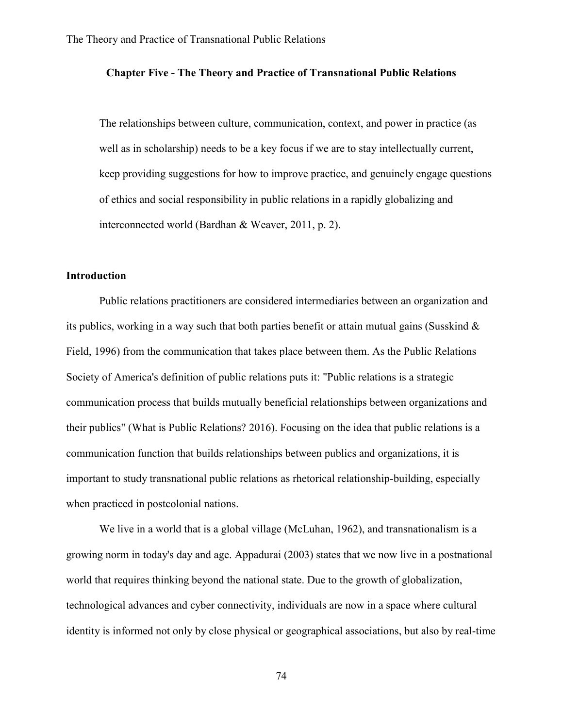## Chapter Five - The Theory and Practice of Transnational Public Relations

> The relationships between culture, communication, context, and power in practice (as well as in scholarship) needs to be a key focus if we are to stay intellectually current, keep providing suggestions for how to improve practice, and genuinely engage questions of ethics and social responsibility in public relations in a rapidly globalizing and interconnected world (Bardhan & Weaver, 2011, p. 2).

### Introduction

Public relations practitioners are considered intermediaries between an organization and its publics, working in a way such that both parties benefit or attain mutual gains (Susskind & Field, 1996) from the communication that takes place between them. As the Public Relations Society of America's definition of public relations puts it: "Public relations is a strategic communication process that builds mutually beneficial relationships between organizations and their publics" (What is Public Relations? 2016). Focusing on the idea that public relations is a communication function that builds relationships between publics and organizations, it is important to study transnational public relations as rhetorical relationship-building, especially when practiced in postcolonial nations.

We live in a world that is a global village (McLuhan, 1962), and transnationalism is a growing norm in today's day and age. Appadurai (2003) states that we now live in a postnational world that requires thinking beyond the national state. Due to the growth of globalization, technological advances and cyber connectivity, individuals are now in a space where cultural identity is informed not only by close physical or geographical associations, but also by real-time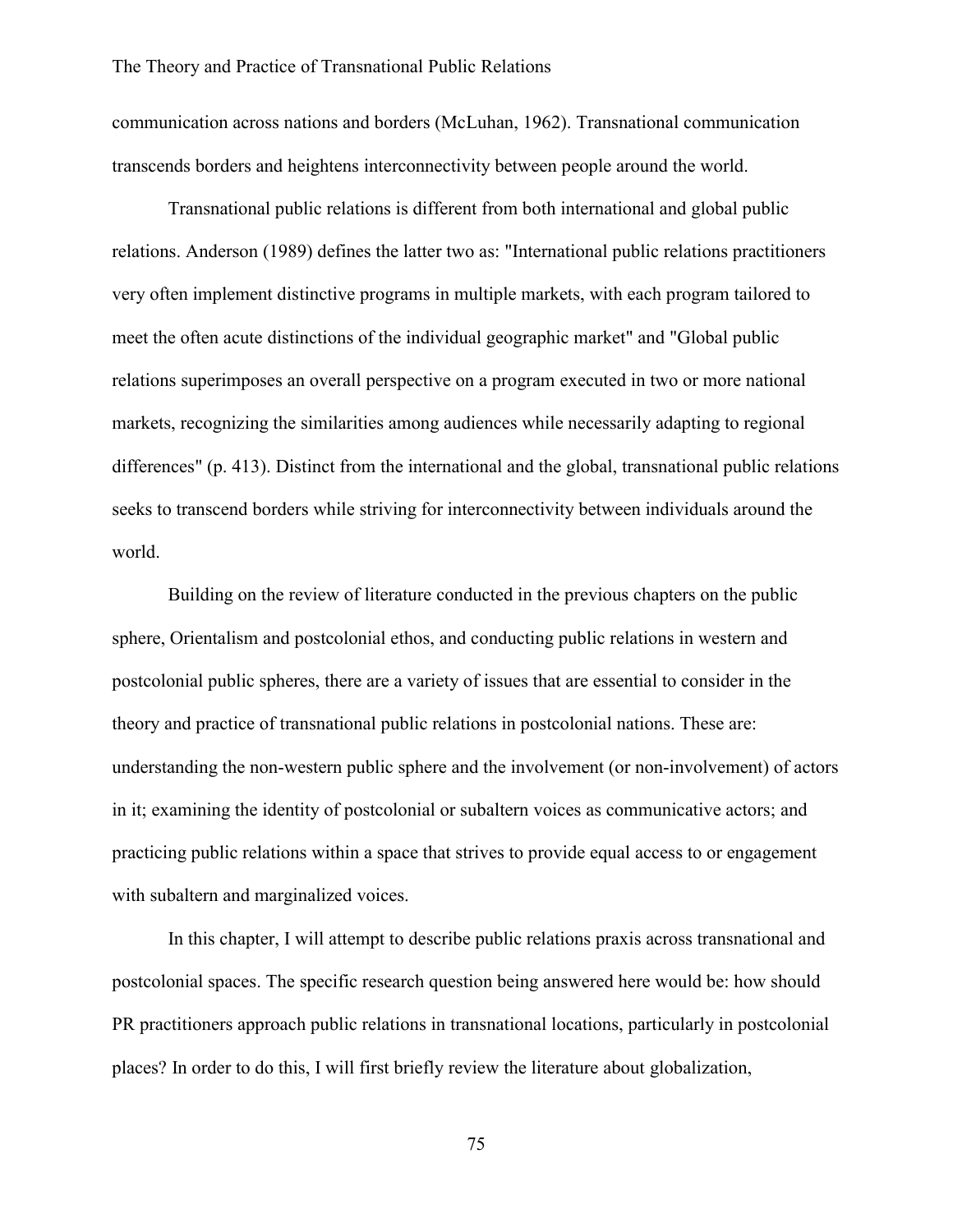communication across nations and borders (McLuhan, 1962). Transnational communication transcends borders and heightens interconnectivity between people around the world.

Transnational public relations is different from both international and global public relations. Anderson (1989) defines the latter two as: "International public relations practitioners very often implement distinctive programs in multiple markets, with each program tailored to meet the often acute distinctions of the individual geographic market" and "Global public relations superimposes an overall perspective on a program executed in two or more national markets, recognizing the similarities among audiences while necessarily adapting to regional differences" (p. 413). Distinct from the international and the global, transnational public relations seeks to transcend borders while striving for interconnectivity between individuals around the world.

Building on the review of literature conducted in the previous chapters on the public sphere, Orientalism and postcolonial ethos, and conducting public relations in western and postcolonial public spheres, there are a variety of issues that are essential to consider in the theory and practice of transnational public relations in postcolonial nations. These are: understanding the non-western public sphere and the involvement (or non-involvement) of actors in it; examining the identity of postcolonial or subaltern voices as communicative actors; and practicing public relations within a space that strives to provide equal access to or engagement with subaltern and marginalized voices.

In this chapter, I will attempt to describe public relations praxis across transnational and postcolonial spaces. The specific research question being answered here would be: how should PR practitioners approach public relations in transnational locations, particularly in postcolonial places? In order to do this, I will first briefly review the literature about globalization,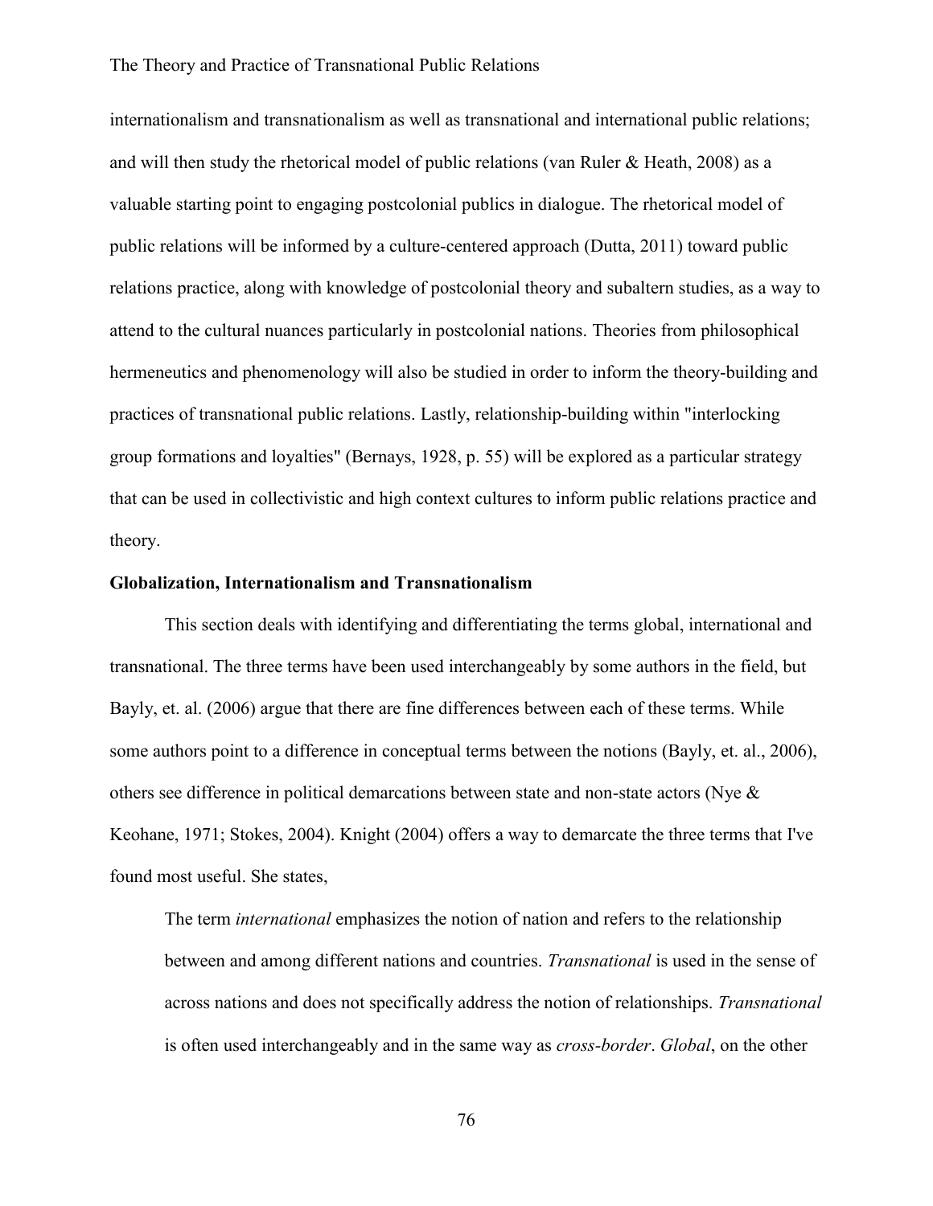internationalism and transnationalism as well as transnational and international public relations; and will then study the rhetorical model of public relations (van Ruler & Heath, 2008) as a valuable starting point to engaging postcolonial publics in dialogue. The rhetorical model of public relations will be informed by a culture-centered approach (Dutta, 2011) toward public relations practice, along with knowledge of postcolonial theory and subaltern studies, as a way to attend to the cultural nuances particularly in postcolonial nations. Theories from philosophical hermeneutics and phenomenology will also be studied in order to inform the theory-building and practices of transnational public relations. Lastly, relationship-building within "interlocking group formations and loyalties" (Bernays, 1928, p. 55) will be explored as a particular strategy that can be used in collectivistic and high context cultures to inform public relations practice and theory.

**Globalization, Internationalism and Transnationalism**

This section deals with identifying and differentiating the terms global, international and transnational. The three terms have been used interchangeably by some authors in the field, but Bayly, et. al. (2006) argue that there are fine differences between each of these terms. While some authors point to a difference in conceptual terms between the notions (Bayly, et. al., 2006), others see difference in political demarcations between state and non-state actors (Nye & Keohane, 1971; Stokes, 2004). Knight (2004) offers a way to demarcate the three terms that I've found most useful. She states,

> The term *international* emphasizes the notion of nation and refers to the relationship between and among different nations and countries. *Transnational* is used in the sense of across nations and does not specifically address the notion of relationships. *Transnational* is often used interchangeably and in the same way as *cross-border*. *Global*, on the other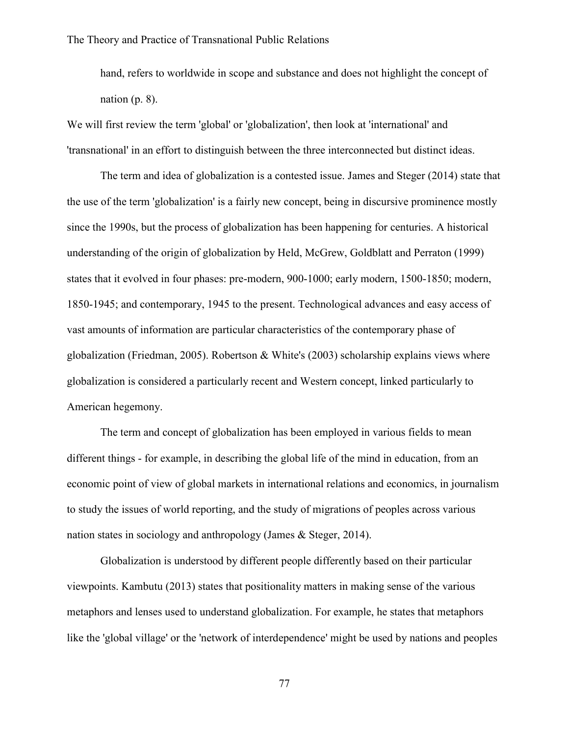hand, refers to worldwide in scope and substance and does not highlight the concept of nation (p. 8).

We will first review the term 'global' or 'globalization', then look at 'international' and 'transnational' in an effort to distinguish between the three interconnected but distinct ideas.

The term and idea of globalization is a contested issue. James and Steger (2014) state that the use of the term 'globalization' is a fairly new concept, being in discursive prominence mostly since the 1990s, but the process of globalization has been happening for centuries. A historical understanding of the origin of globalization by Held, McGrew, Goldblatt and Perraton (1999) states that it evolved in four phases: pre-modern, 900-1000; early modern, 1500-1850; modern, 1850-1945; and contemporary, 1945 to the present. Technological advances and easy access of vast amounts of information are particular characteristics of the contemporary phase of globalization (Friedman, 2005). Robertson & White's (2003) scholarship explains views where globalization is considered a particularly recent and Western concept, linked particularly to American hegemony.

The term and concept of globalization has been employed in various fields to mean different things - for example, in describing the global life of the mind in education, from an economic point of view of global markets in international relations and economics, in journalism to study the issues of world reporting, and the study of migrations of peoples across various nation states in sociology and anthropology (James & Steger, 2014).

Globalization is understood by different people differently based on their particular viewpoints. Kambutu (2013) states that positionality matters in making sense of the various metaphors and lenses used to understand globalization. For example, he states that metaphors like the 'global village' or the 'network of interdependence' might be used by nations and peoples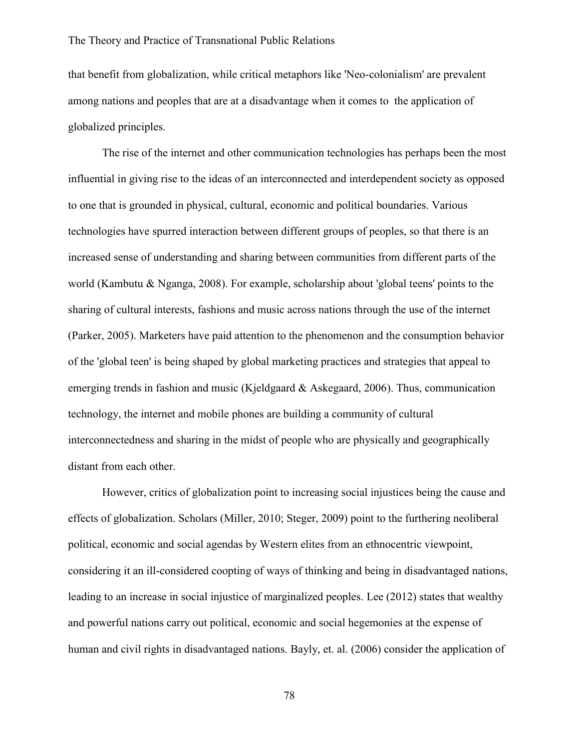that benefit from globalization, while critical metaphors like 'Neo-colonialism' are prevalent among nations and peoples that are at a disadvantage when it comes to the application of globalized principles.

The rise of the internet and other communication technologies has perhaps been the most influential in giving rise to the ideas of an interconnected and interdependent society as opposed to one that is grounded in physical, cultural, economic and political boundaries. Various technologies have spurred interaction between different groups of peoples, so that there is an increased sense of understanding and sharing between communities from different parts of the world (Kambutu & Nganga, 2008). For example, scholarship about 'global teens' points to the sharing of cultural interests, fashions and music across nations through the use of the internet (Parker, 2005). Marketers have paid attention to the phenomenon and the consumption behavior of the 'global teen' is being shaped by global marketing practices and strategies that appeal to emerging trends in fashion and music (Kjeldgaard & Askegaard, 2006). Thus, communication technology, the internet and mobile phones are building a community of cultural interconnectedness and sharing in the midst of people who are physically and geographically distant from each other.

However, critics of globalization point to increasing social injustices being the cause and effects of globalization. Scholars (Miller, 2010; Steger, 2009) point to the furthering neoliberal political, economic and social agendas by Western elites from an ethnocentric viewpoint, considering it an ill-considered coopting of ways of thinking and being in disadvantaged nations, leading to an increase in social injustice of marginalized peoples. Lee (2012) states that wealthy and powerful nations carry out political, economic and social hegemonies at the expense of human and civil rights in disadvantaged nations. Bayly, et. al. (2006) consider the application of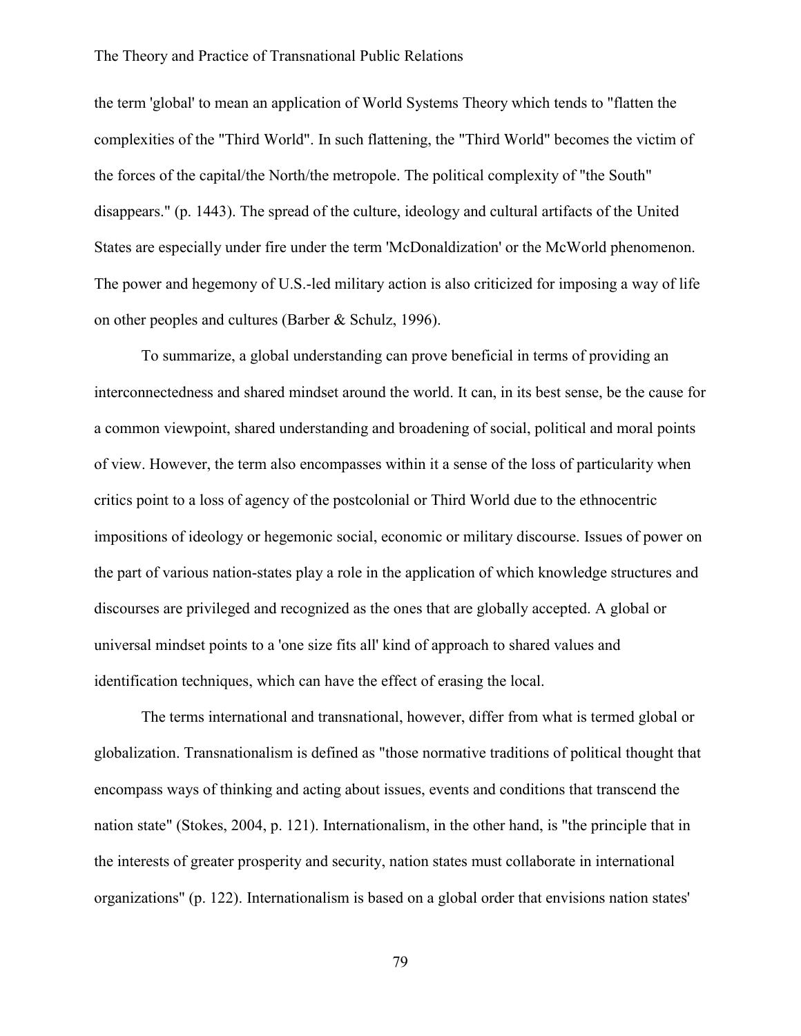the term 'global' to mean an application of World Systems Theory which tends to "flatten the complexities of the "Third World". In such flattening, the "Third World" becomes the victim of the forces of the capital/the North/the metropole. The political complexity of "the South" disappears." (p. 1443). The spread of the culture, ideology and cultural artifacts of the United States are especially under fire under the term 'McDonaldization' or the McWorld phenomenon. The power and hegemony of U.S.-led military action is also criticized for imposing a way of life on other peoples and cultures (Barber & Schulz, 1996).

To summarize, a global understanding can prove beneficial in terms of providing an interconnectedness and shared mindset around the world. It can, in its best sense, be the cause for a common viewpoint, shared understanding and broadening of social, political and moral points of view. However, the term also encompasses within it a sense of the loss of particularity when critics point to a loss of agency of the postcolonial or Third World due to the ethnocentric impositions of ideology or hegemonic social, economic or military discourse. Issues of power on the part of various nation-states play a role in the application of which knowledge structures and discourses are privileged and recognized as the ones that are globally accepted. A global or universal mindset points to a 'one size fits all' kind of approach to shared values and identification techniques, which can have the effect of erasing the local.

The terms international and transnational, however, differ from what is termed global or globalization. Transnationalism is defined as "those normative traditions of political thought that encompass ways of thinking and acting about issues, events and conditions that transcend the nation state" (Stokes, 2004, p. 121). Internationalism, in the other hand, is "the principle that in the interests of greater prosperity and security, nation states must collaborate in international organizations" (p. 122). Internationalism is based on a global order that envisions nation states'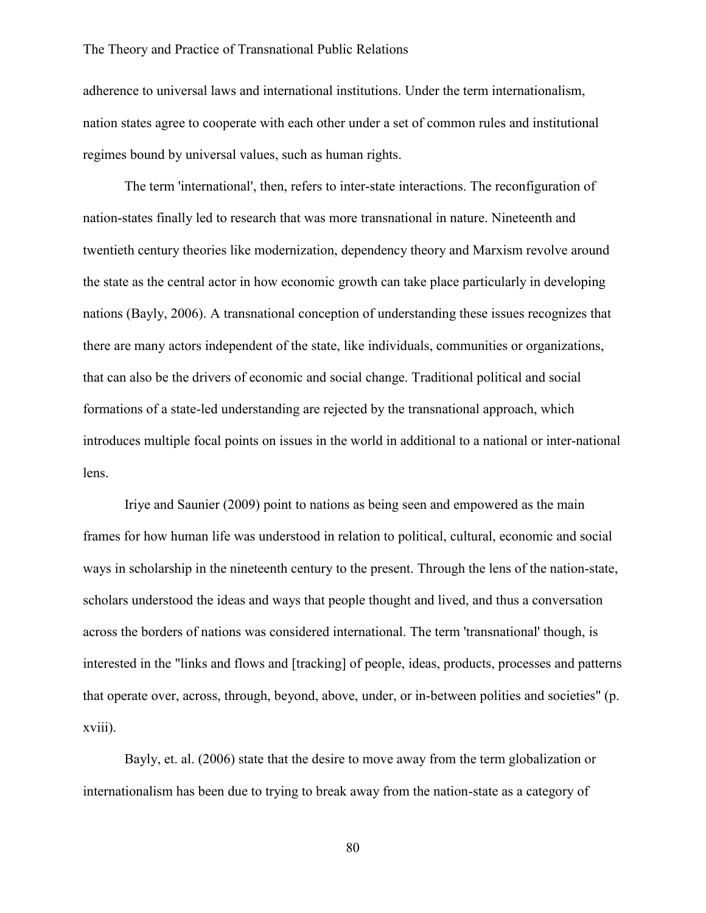adherence to universal laws and international institutions. Under the term internationalism, nation states agree to cooperate with each other under a set of common rules and institutional regimes bound by universal values, such as human rights.

The term 'international', then, refers to inter-state interactions. The reconfiguration of nation-states finally led to research that was more transnational in nature. Nineteenth and twentieth century theories like modernization, dependency theory and Marxism revolve around the state as the central actor in how economic growth can take place particularly in developing nations (Bayly, 2006). A transnational conception of understanding these issues recognizes that there are many actors independent of the state, like individuals, communities or organizations, that can also be the drivers of economic and social change. Traditional political and social formations of a state-led understanding are rejected by the transnational approach, which introduces multiple focal points on issues in the world in additional to a national or inter-national lens.

Iriye and Saunier (2009) point to nations as being seen and empowered as the main frames for how human life was understood in relation to political, cultural, economic and social ways in scholarship in the nineteenth century to the present. Through the lens of the nation-state, scholars understood the ideas and ways that people thought and lived, and thus a conversation across the borders of nations was considered international. The term 'transnational' though, is interested in the "links and flows and [tracking] of people, ideas, products, processes and patterns that operate over, across, through, beyond, above, under, or in-between polities and societies" (p. xviii).

Bayly, et. al. (2006) state that the desire to move away from the term globalization or internationalism has been due to trying to break away from the nation-state as a category of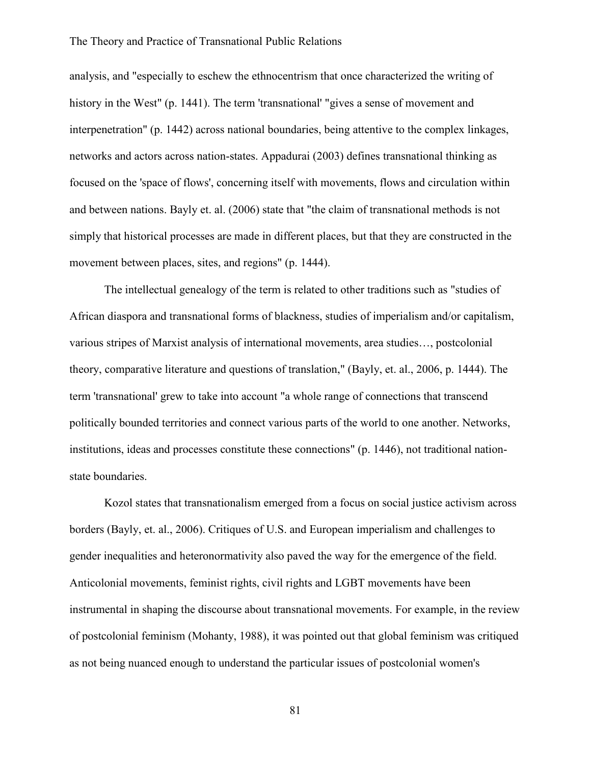analysis, and "especially to eschew the ethnocentrism that once characterized the writing of history in the West" (p. 1441). The term 'transnational' "gives a sense of movement and interpenetration" (p. 1442) across national boundaries, being attentive to the complex linkages, networks and actors across nation-states. Appadurai (2003) defines transnational thinking as focused on the 'space of flows', concerning itself with movements, flows and circulation within and between nations. Bayly et. al. (2006) state that "the claim of transnational methods is not simply that historical processes are made in different places, but that they are constructed in the movement between places, sites, and regions" (p. 1444).

The intellectual genealogy of the term is related to other traditions such as "studies of African diaspora and transnational forms of blackness, studies of imperialism and/or capitalism, various stripes of Marxist analysis of international movements, area studies…, postcolonial theory, comparative literature and questions of translation," (Bayly, et. al., 2006, p. 1444). The term 'transnational' grew to take into account "a whole range of connections that transcend politically bounded territories and connect various parts of the world to one another. Networks, institutions, ideas and processes constitute these connections" (p. 1446), not traditional nation-state boundaries.

Kozol states that transnationalism emerged from a focus on social justice activism across borders (Bayly, et. al., 2006). Critiques of U.S. and European imperialism and challenges to gender inequalities and heteronormativity also paved the way for the emergence of the field. Anticolonial movements, feminist rights, civil rights and LGBT movements have been instrumental in shaping the discourse about transnational movements. For example, in the review of postcolonial feminism (Mohanty, 1988), it was pointed out that global feminism was critiqued as not being nuanced enough to understand the particular issues of postcolonial women's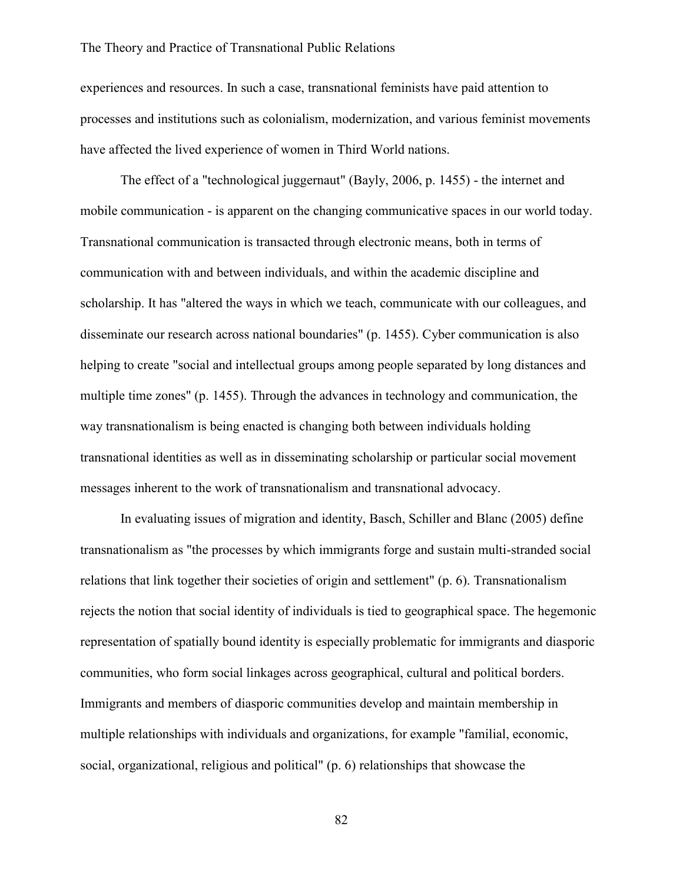experiences and resources. In such a case, transnational feminists have paid attention to processes and institutions such as colonialism, modernization, and various feminist movements have affected the lived experience of women in Third World nations.

The effect of a "technological juggernaut" (Bayly, 2006, p. 1455) - the internet and mobile communication - is apparent on the changing communicative spaces in our world today. Transnational communication is transacted through electronic means, both in terms of communication with and between individuals, and within the academic discipline and scholarship. It has "altered the ways in which we teach, communicate with our colleagues, and disseminate our research across national boundaries" (p. 1455). Cyber communication is also helping to create "social and intellectual groups among people separated by long distances and multiple time zones" (p. 1455). Through the advances in technology and communication, the way transnationalism is being enacted is changing both between individuals holding transnational identities as well as in disseminating scholarship or particular social movement messages inherent to the work of transnationalism and transnational advocacy.

In evaluating issues of migration and identity, Basch, Schiller and Blanc (2005) define transnationalism as "the processes by which immigrants forge and sustain multi-stranded social relations that link together their societies of origin and settlement" (p. 6). Transnationalism rejects the notion that social identity of individuals is tied to geographical space. The hegemonic representation of spatially bound identity is especially problematic for immigrants and diasporic communities, who form social linkages across geographical, cultural and political borders. Immigrants and members of diasporic communities develop and maintain membership in multiple relationships with individuals and organizations, for example "familial, economic, social, organizational, religious and political" (p. 6) relationships that showcase the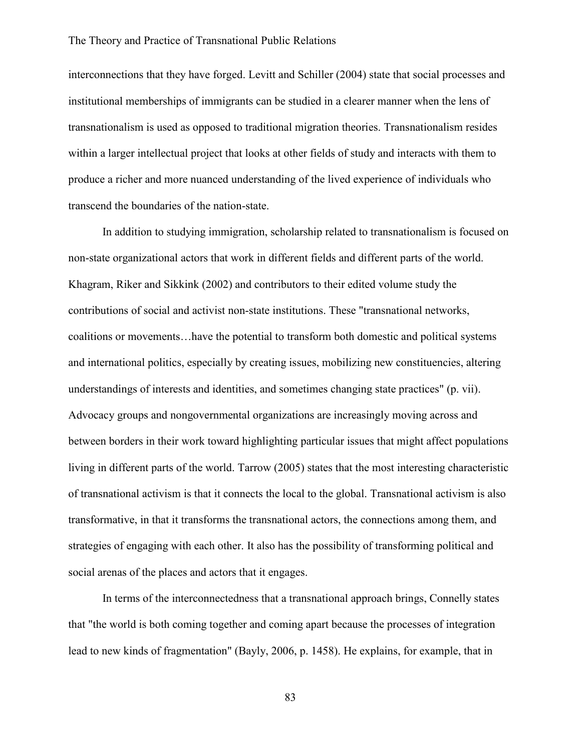interconnections that they have forged. Levitt and Schiller (2004) state that social processes and institutional memberships of immigrants can be studied in a clearer manner when the lens of transnationalism is used as opposed to traditional migration theories. Transnationalism resides within a larger intellectual project that looks at other fields of study and interacts with them to produce a richer and more nuanced understanding of the lived experience of individuals who transcend the boundaries of the nation-state.

In addition to studying immigration, scholarship related to transnationalism is focused on non-state organizational actors that work in different fields and different parts of the world. Khagram, Riker and Sikkink (2002) and contributors to their edited volume study the contributions of social and activist non-state institutions. These "transnational networks, coalitions or movements…have the potential to transform both domestic and political systems and international politics, especially by creating issues, mobilizing new constituencies, altering understandings of interests and identities, and sometimes changing state practices" (p. vii). Advocacy groups and nongovernmental organizations are increasingly moving across and between borders in their work toward highlighting particular issues that might affect populations living in different parts of the world. Tarrow (2005) states that the most interesting characteristic of transnational activism is that it connects the local to the global. Transnational activism is also transformative, in that it transforms the transnational actors, the connections among them, and strategies of engaging with each other. It also has the possibility of transforming political and social arenas of the places and actors that it engages.

In terms of the interconnectedness that a transnational approach brings, Connelly states that "the world is both coming together and coming apart because the processes of integration lead to new kinds of fragmentation" (Bayly, 2006, p. 1458). He explains, for example, that in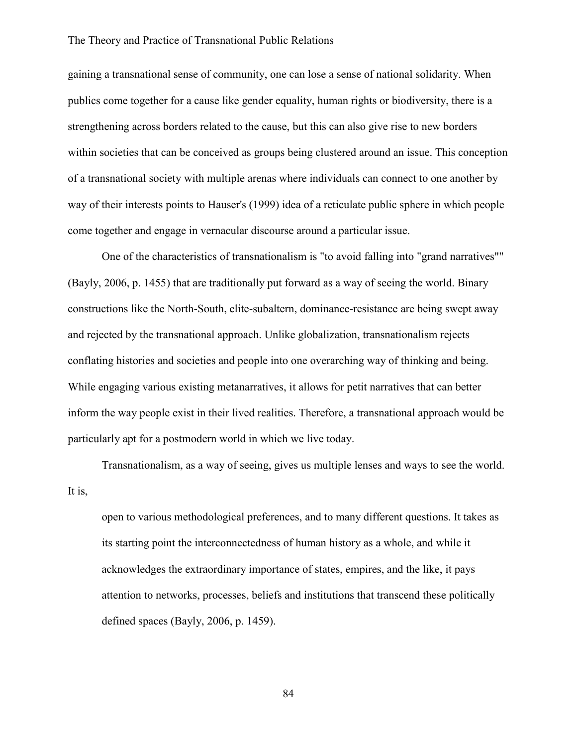gaining a transnational sense of community, one can lose a sense of national solidarity. When publics come together for a cause like gender equality, human rights or biodiversity, there is a strengthening across borders related to the cause, but this can also give rise to new borders within societies that can be conceived as groups being clustered around an issue. This conception of a transnational society with multiple arenas where individuals can connect to one another by way of their interests points to Hauser's (1999) idea of a reticulate public sphere in which people come together and engage in vernacular discourse around a particular issue.

One of the characteristics of transnationalism is "to avoid falling into "grand narratives"" (Bayly, 2006, p. 1455) that are traditionally put forward as a way of seeing the world. Binary constructions like the North-South, elite-subaltern, dominance-resistance are being swept away and rejected by the transnational approach. Unlike globalization, transnationalism rejects conflating histories and societies and people into one overarching way of thinking and being. While engaging various existing metanarratives, it allows for petit narratives that can better inform the way people exist in their lived realities. Therefore, a transnational approach would be particularly apt for a postmodern world in which we live today.

Transnationalism, as a way of seeing, gives us multiple lenses and ways to see the world. It is,

> open to various methodological preferences, and to many different questions. It takes as its starting point the interconnectedness of human history as a whole, and while it acknowledges the extraordinary importance of states, empires, and the like, it pays attention to networks, processes, beliefs and institutions that transcend these politically defined spaces (Bayly, 2006, p. 1459).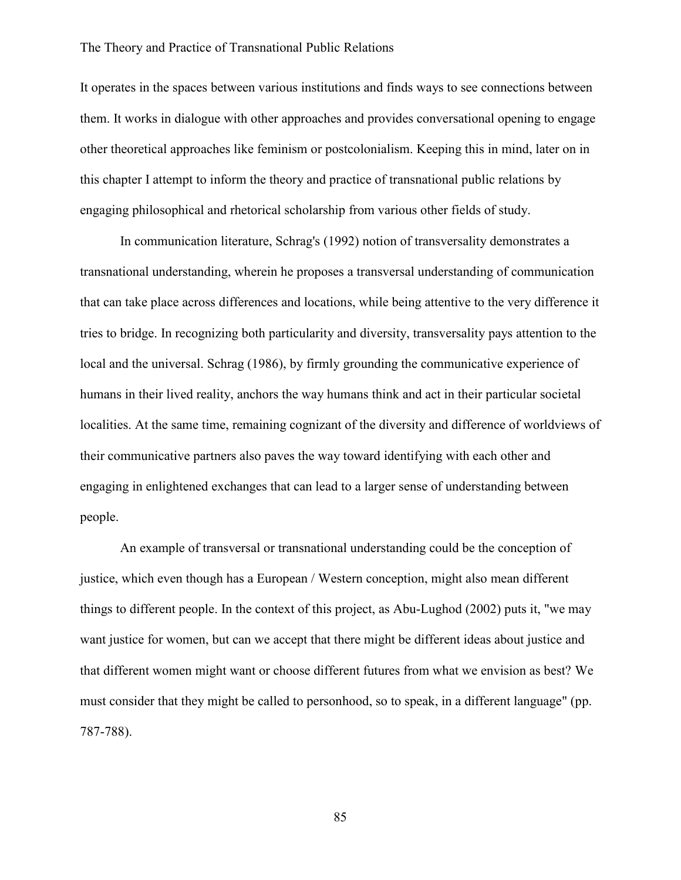It operates in the spaces between various institutions and finds ways to see connections between them. It works in dialogue with other approaches and provides conversational opening to engage other theoretical approaches like feminism or postcolonialism. Keeping this in mind, later on in this chapter I attempt to inform the theory and practice of transnational public relations by engaging philosophical and rhetorical scholarship from various other fields of study.

In communication literature, Schrag's (1992) notion of transversality demonstrates a transnational understanding, wherein he proposes a transversal understanding of communication that can take place across differences and locations, while being attentive to the very difference it tries to bridge. In recognizing both particularity and diversity, transversality pays attention to the local and the universal. Schrag (1986), by firmly grounding the communicative experience of humans in their lived reality, anchors the way humans think and act in their particular societal localities. At the same time, remaining cognizant of the diversity and difference of worldviews of their communicative partners also paves the way toward identifying with each other and engaging in enlightened exchanges that can lead to a larger sense of understanding between people.

An example of transversal or transnational understanding could be the conception of justice, which even though has a European / Western conception, might also mean different things to different people. In the context of this project, as Abu-Lughod (2002) puts it, "we may want justice for women, but can we accept that there might be different ideas about justice and that different women might want or choose different futures from what we envision as best? We must consider that they might be called to personhood, so to speak, in a different language" (pp. 787-788).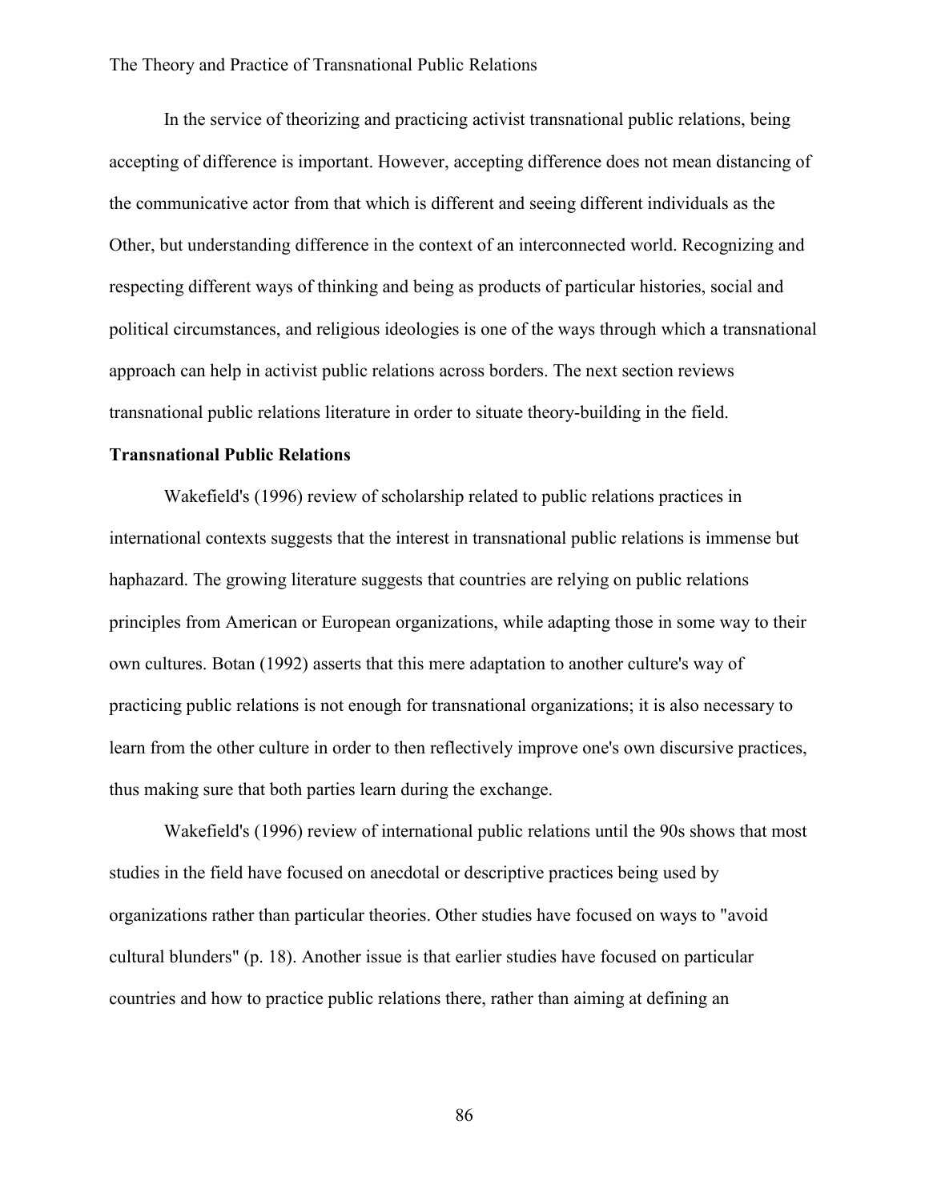In the service of theorizing and practicing activist transnational public relations, being accepting of difference is important. However, accepting difference does not mean distancing of the communicative actor from that which is different and seeing different individuals as the Other, but understanding difference in the context of an interconnected world. Recognizing and respecting different ways of thinking and being as products of particular histories, social and political circumstances, and religious ideologies is one of the ways through which a transnational approach can help in activist public relations across borders. The next section reviews transnational public relations literature in order to situate theory-building in the field.

**Transnational Public Relations**

Wakefield's (1996) review of scholarship related to public relations practices in international contexts suggests that the interest in transnational public relations is immense but haphazard. The growing literature suggests that countries are relying on public relations principles from American or European organizations, while adapting those in some way to their own cultures. Botan (1992) asserts that this mere adaptation to another culture's way of practicing public relations is not enough for transnational organizations; it is also necessary to learn from the other culture in order to then reflectively improve one's own discursive practices, thus making sure that both parties learn during the exchange.

Wakefield's (1996) review of international public relations until the 90s shows that most studies in the field have focused on anecdotal or descriptive practices being used by organizations rather than particular theories. Other studies have focused on ways to "avoid cultural blunders" (p. 18). Another issue is that earlier studies have focused on particular countries and how to practice public relations there, rather than aiming at defining an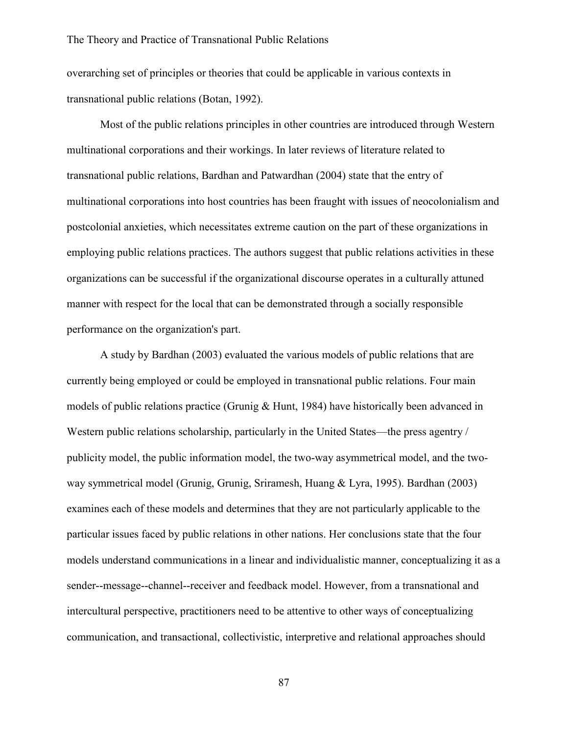overarching set of principles or theories that could be applicable in various contexts in transnational public relations (Botan, 1992).

Most of the public relations principles in other countries are introduced through Western multinational corporations and their workings. In later reviews of literature related to transnational public relations, Bardhan and Patwardhan (2004) state that the entry of multinational corporations into host countries has been fraught with issues of neocolonialism and postcolonial anxieties, which necessitates extreme caution on the part of these organizations in employing public relations practices. The authors suggest that public relations activities in these organizations can be successful if the organizational discourse operates in a culturally attuned manner with respect for the local that can be demonstrated through a socially responsible performance on the organization's part.

A study by Bardhan (2003) evaluated the various models of public relations that are currently being employed or could be employed in transnational public relations. Four main models of public relations practice (Grunig & Hunt, 1984) have historically been advanced in Western public relations scholarship, particularly in the United States—the press agentry / publicity model, the public information model, the two-way asymmetrical model, and the two-way symmetrical model (Grunig, Grunig, Sriramesh, Huang & Lyra, 1995). Bardhan (2003) examines each of these models and determines that they are not particularly applicable to the particular issues faced by public relations in other nations. Her conclusions state that the four models understand communications in a linear and individualistic manner, conceptualizing it as a sender--message--channel--receiver and feedback model. However, from a transnational and intercultural perspective, practitioners need to be attentive to other ways of conceptualizing communication, and transactional, collectivistic, interpretive and relational approaches should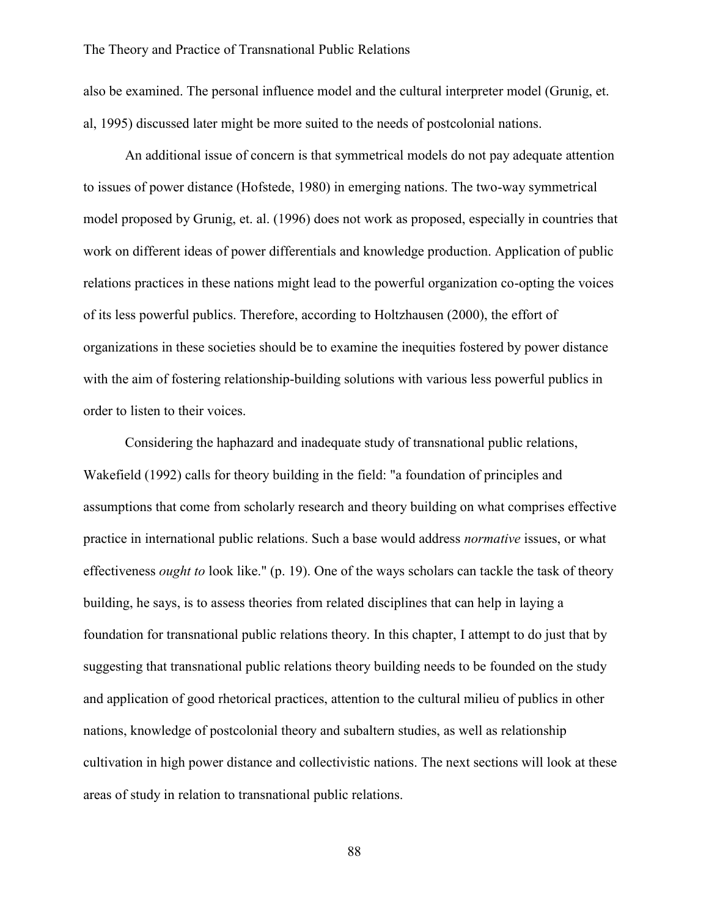also be examined. The personal influence model and the cultural interpreter model (Grunig, et. al, 1995) discussed later might be more suited to the needs of postcolonial nations.

An additional issue of concern is that symmetrical models do not pay adequate attention to issues of power distance (Hofstede, 1980) in emerging nations. The two-way symmetrical model proposed by Grunig, et. al. (1996) does not work as proposed, especially in countries that work on different ideas of power differentials and knowledge production. Application of public relations practices in these nations might lead to the powerful organization co-opting the voices of its less powerful publics. Therefore, according to Holtzhausen (2000), the effort of organizations in these societies should be to examine the inequities fostered by power distance with the aim of fostering relationship-building solutions with various less powerful publics in order to listen to their voices.

Considering the haphazard and inadequate study of transnational public relations, Wakefield (1992) calls for theory building in the field: "a foundation of principles and assumptions that come from scholarly research and theory building on what comprises effective practice in international public relations. Such a base would address *normative* issues, or what effectiveness *ought to* look like." (p. 19). One of the ways scholars can tackle the task of theory building, he says, is to assess theories from related disciplines that can help in laying a foundation for transnational public relations theory. In this chapter, I attempt to do just that by suggesting that transnational public relations theory building needs to be founded on the study and application of good rhetorical practices, attention to the cultural milieu of publics in other nations, knowledge of postcolonial theory and subaltern studies, as well as relationship cultivation in high power distance and collectivistic nations. The next sections will look at these areas of study in relation to transnational public relations.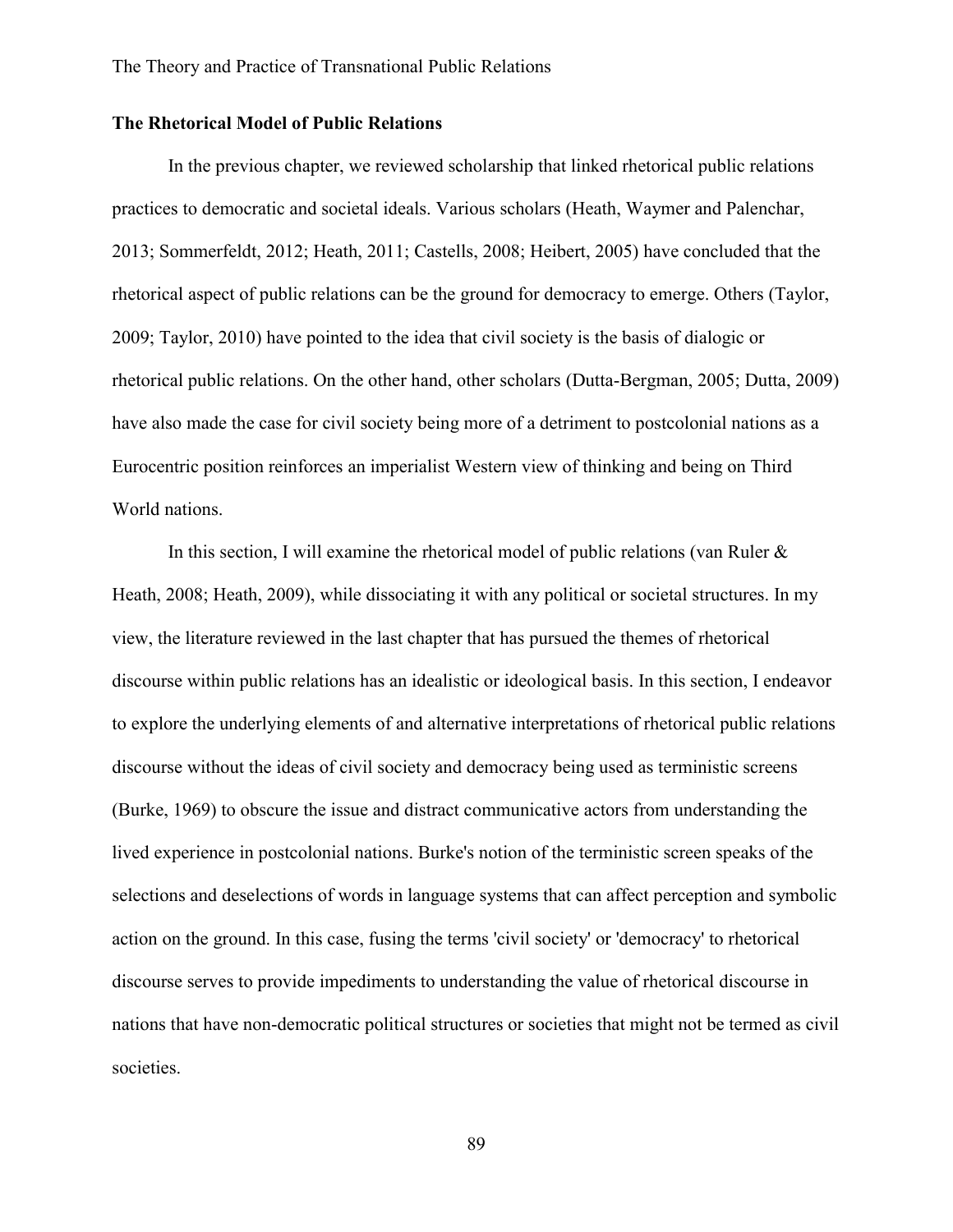## The Rhetorical Model of Public Relations

In the previous chapter, we reviewed scholarship that linked rhetorical public relations practices to democratic and societal ideals. Various scholars (Heath, Waymer and Palenchar, 2013; Sommerfeldt, 2012; Heath, 2011; Castells, 2008; Heibert, 2005) have concluded that the rhetorical aspect of public relations can be the ground for democracy to emerge. Others (Taylor, 2009; Taylor, 2010) have pointed to the idea that civil society is the basis of dialogic or rhetorical public relations. On the other hand, other scholars (Dutta-Bergman, 2005; Dutta, 2009) have also made the case for civil society being more of a detriment to postcolonial nations as a Eurocentric position reinforces an imperialist Western view of thinking and being on Third World nations.

In this section, I will examine the rhetorical model of public relations (van Ruler & Heath, 2008; Heath, 2009), while dissociating it with any political or societal structures. In my view, the literature reviewed in the last chapter that has pursued the themes of rhetorical discourse within public relations has an idealistic or ideological basis. In this section, I endeavor to explore the underlying elements of and alternative interpretations of rhetorical public relations discourse without the ideas of civil society and democracy being used as terministic screens (Burke, 1969) to obscure the issue and distract communicative actors from understanding the lived experience in postcolonial nations. Burke's notion of the terministic screen speaks of the selections and deselections of words in language systems that can affect perception and symbolic action on the ground. In this case, fusing the terms 'civil society' or 'democracy' to rhetorical discourse serves to provide impediments to understanding the value of rhetorical discourse in nations that have non-democratic political structures or societies that might not be termed as civil societies.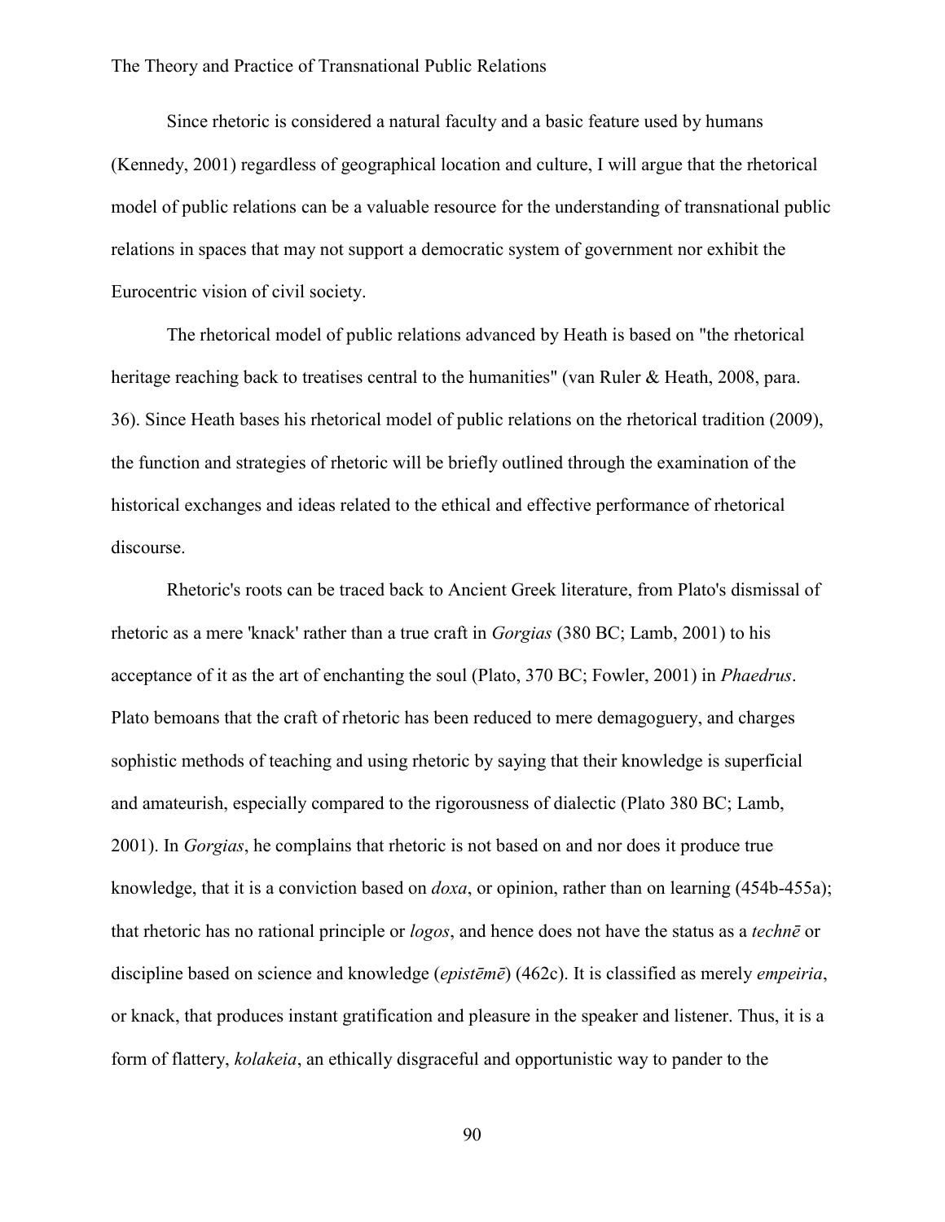Since rhetoric is considered a natural faculty and a basic feature used by humans (Kennedy, 2001) regardless of geographical location and culture, I will argue that the rhetorical model of public relations can be a valuable resource for the understanding of transnational public relations in spaces that may not support a democratic system of government nor exhibit the Eurocentric vision of civil society.

The rhetorical model of public relations advanced by Heath is based on "the rhetorical heritage reaching back to treatises central to the humanities" (van Ruler & Heath, 2008, para. 36). Since Heath bases his rhetorical model of public relations on the rhetorical tradition (2009), the function and strategies of rhetoric will be briefly outlined through the examination of the historical exchanges and ideas related to the ethical and effective performance of rhetorical discourse.

Rhetoric's roots can be traced back to Ancient Greek literature, from Plato's dismissal of rhetoric as a mere 'knack' rather than a true craft in *Gorgias* (380 BC; Lamb, 2001) to his acceptance of it as the art of enchanting the soul (Plato, 370 BC; Fowler, 2001) in *Phaedrus*. Plato bemoans that the craft of rhetoric has been reduced to mere demagoguery, and charges sophistic methods of teaching and using rhetoric by saying that their knowledge is superficial and amateurish, especially compared to the rigorousness of dialectic (Plato 380 BC; Lamb, 2001). In *Gorgias*, he complains that rhetoric is not based on and nor does it produce true knowledge, that it is a conviction based on *doxa*, or opinion, rather than on learning (454b-455a); that rhetoric has no rational principle or *logos*, and hence does not have the status as a *technē* or discipline based on science and knowledge (*epistēmē*) (462c). It is classified as merely *empeiria*, or knack, that produces instant gratification and pleasure in the speaker and listener. Thus, it is a form of flattery, *kolakeia*, an ethically disgraceful and opportunistic way to pander to the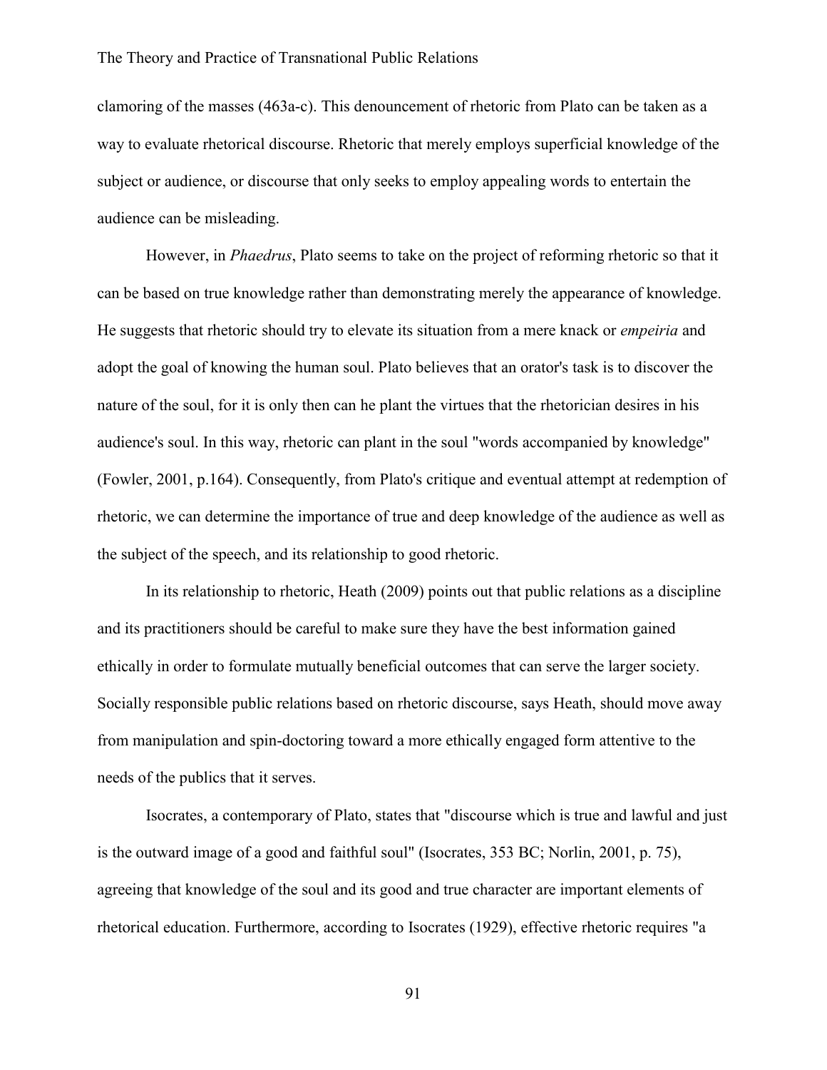clamoring of the masses (463a-c). This denouncement of rhetoric from Plato can be taken as a way to evaluate rhetorical discourse. Rhetoric that merely employs superficial knowledge of the subject or audience, or discourse that only seeks to employ appealing words to entertain the audience can be misleading.

However, in *Phaedrus*, Plato seems to take on the project of reforming rhetoric so that it can be based on true knowledge rather than demonstrating merely the appearance of knowledge. He suggests that rhetoric should try to elevate its situation from a mere knack or *empeiria* and adopt the goal of knowing the human soul. Plato believes that an orator's task is to discover the nature of the soul, for it is only then can he plant the virtues that the rhetorician desires in his audience's soul. In this way, rhetoric can plant in the soul "words accompanied by knowledge" (Fowler, 2001, p.164). Consequently, from Plato's critique and eventual attempt at redemption of rhetoric, we can determine the importance of true and deep knowledge of the audience as well as the subject of the speech, and its relationship to good rhetoric.

In its relationship to rhetoric, Heath (2009) points out that public relations as a discipline and its practitioners should be careful to make sure they have the best information gained ethically in order to formulate mutually beneficial outcomes that can serve the larger society. Socially responsible public relations based on rhetoric discourse, says Heath, should move away from manipulation and spin-doctoring toward a more ethically engaged form attentive to the needs of the publics that it serves.

Isocrates, a contemporary of Plato, states that "discourse which is true and lawful and just is the outward image of a good and faithful soul" (Isocrates, 353 BC; Norlin, 2001, p. 75), agreeing that knowledge of the soul and its good and true character are important elements of rhetorical education. Furthermore, according to Isocrates (1929), effective rhetoric requires "a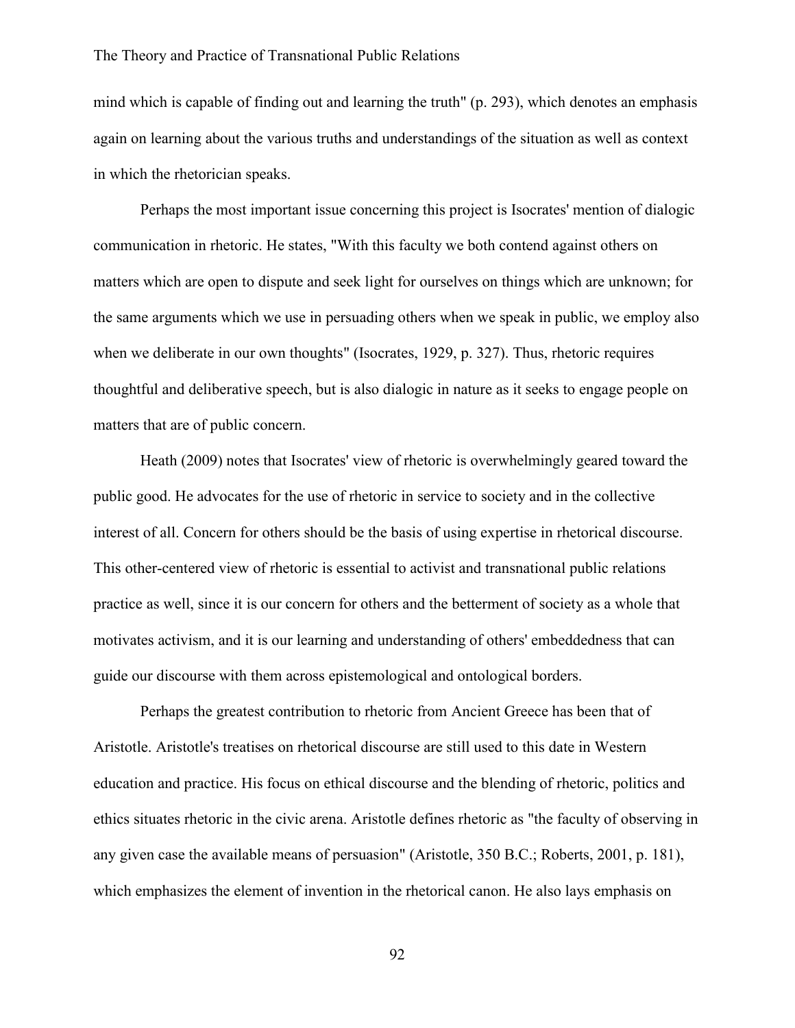mind which is capable of finding out and learning the truth" (p. 293), which denotes an emphasis again on learning about the various truths and understandings of the situation as well as context in which the rhetorician speaks.

Perhaps the most important issue concerning this project is Isocrates' mention of dialogic communication in rhetoric. He states, "With this faculty we both contend against others on matters which are open to dispute and seek light for ourselves on things which are unknown; for the same arguments which we use in persuading others when we speak in public, we employ also when we deliberate in our own thoughts" (Isocrates, 1929, p. 327). Thus, rhetoric requires thoughtful and deliberative speech, but is also dialogic in nature as it seeks to engage people on matters that are of public concern.

Heath (2009) notes that Isocrates' view of rhetoric is overwhelmingly geared toward the public good. He advocates for the use of rhetoric in service to society and in the collective interest of all. Concern for others should be the basis of using expertise in rhetorical discourse. This other-centered view of rhetoric is essential to activist and transnational public relations practice as well, since it is our concern for others and the betterment of society as a whole that motivates activism, and it is our learning and understanding of others' embeddedness that can guide our discourse with them across epistemological and ontological borders.

Perhaps the greatest contribution to rhetoric from Ancient Greece has been that of Aristotle. Aristotle's treatises on rhetorical discourse are still used to this date in Western education and practice. His focus on ethical discourse and the blending of rhetoric, politics and ethics situates rhetoric in the civic arena. Aristotle defines rhetoric as "the faculty of observing in any given case the available means of persuasion" (Aristotle, 350 B.C.; Roberts, 2001, p. 181), which emphasizes the element of invention in the rhetorical canon. He also lays emphasis on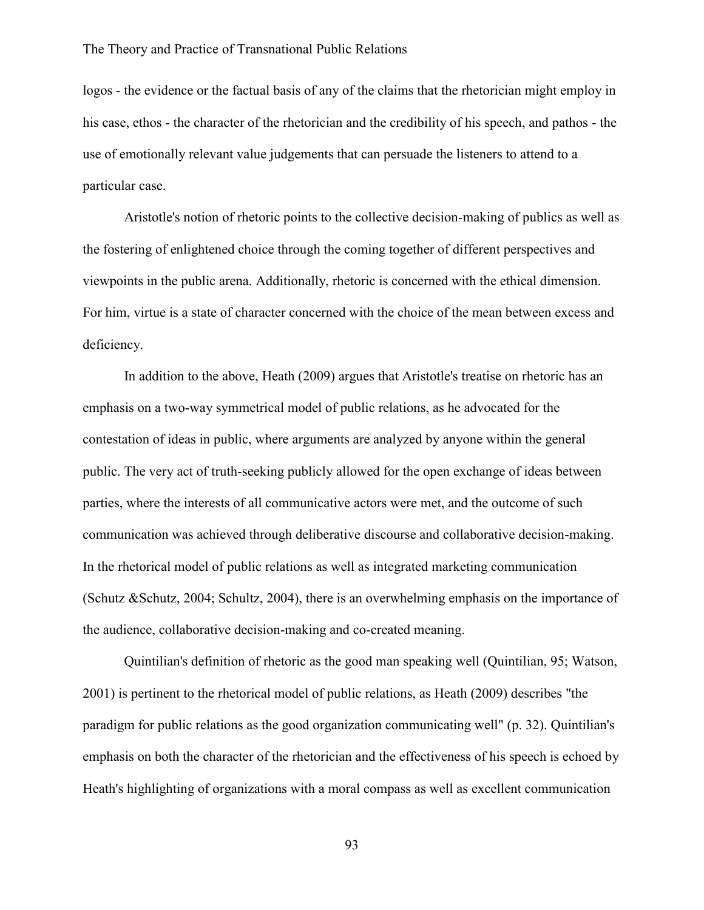logos - the evidence or the factual basis of any of the claims that the rhetorician might employ in his case, ethos - the character of the rhetorician and the credibility of his speech, and pathos - the use of emotionally relevant value judgements that can persuade the listeners to attend to a particular case.

Aristotle's notion of rhetoric points to the collective decision-making of publics as well as the fostering of enlightened choice through the coming together of different perspectives and viewpoints in the public arena. Additionally, rhetoric is concerned with the ethical dimension. For him, virtue is a state of character concerned with the choice of the mean between excess and deficiency.

In addition to the above, Heath (2009) argues that Aristotle's treatise on rhetoric has an emphasis on a two-way symmetrical model of public relations, as he advocated for the contestation of ideas in public, where arguments are analyzed by anyone within the general public. The very act of truth-seeking publicly allowed for the open exchange of ideas between parties, where the interests of all communicative actors were met, and the outcome of such communication was achieved through deliberative discourse and collaborative decision-making. In the rhetorical model of public relations as well as integrated marketing communication (Schutz &Schutz, 2004; Schultz, 2004), there is an overwhelming emphasis on the importance of the audience, collaborative decision-making and co-created meaning.

Quintilian's definition of rhetoric as the good man speaking well (Quintilian, 95; Watson, 2001) is pertinent to the rhetorical model of public relations, as Heath (2009) describes "the paradigm for public relations as the good organization communicating well" (p. 32). Quintilian's emphasis on both the character of the rhetorician and the effectiveness of his speech is echoed by Heath's highlighting of organizations with a moral compass as well as excellent communication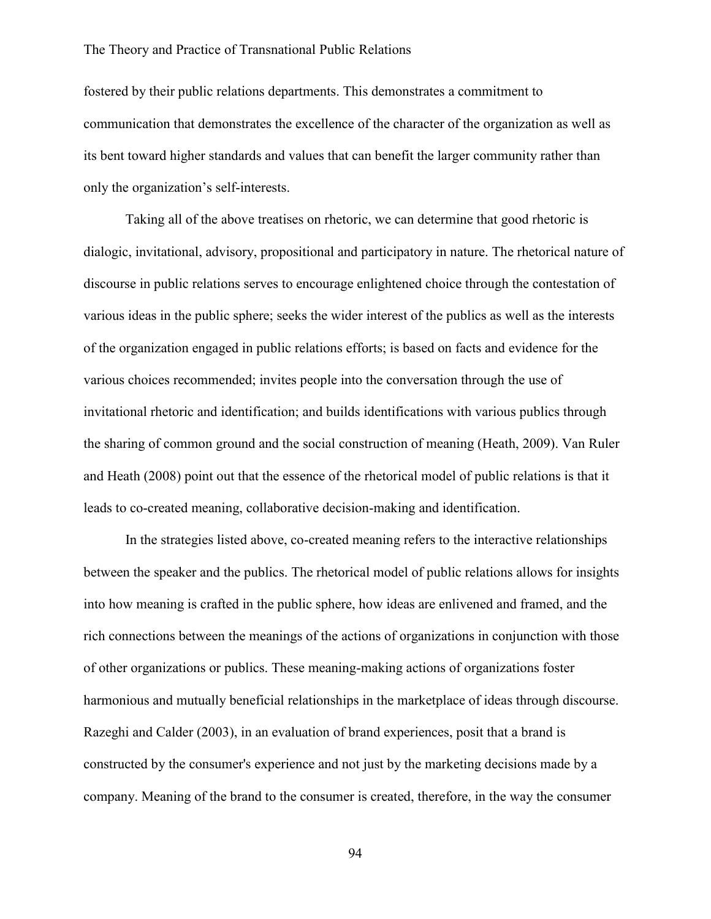fostered by their public relations departments. This demonstrates a commitment to communication that demonstrates the excellence of the character of the organization as well as its bent toward higher standards and values that can benefit the larger community rather than only the organization's self-interests.

Taking all of the above treatises on rhetoric, we can determine that good rhetoric is dialogic, invitational, advisory, propositional and participatory in nature. The rhetorical nature of discourse in public relations serves to encourage enlightened choice through the contestation of various ideas in the public sphere; seeks the wider interest of the publics as well as the interests of the organization engaged in public relations efforts; is based on facts and evidence for the various choices recommended; invites people into the conversation through the use of invitational rhetoric and identification; and builds identifications with various publics through the sharing of common ground and the social construction of meaning (Heath, 2009). Van Ruler and Heath (2008) point out that the essence of the rhetorical model of public relations is that it leads to co-created meaning, collaborative decision-making and identification.

In the strategies listed above, co-created meaning refers to the interactive relationships between the speaker and the publics. The rhetorical model of public relations allows for insights into how meaning is crafted in the public sphere, how ideas are enlivened and framed, and the rich connections between the meanings of the actions of organizations in conjunction with those of other organizations or publics. These meaning-making actions of organizations foster harmonious and mutually beneficial relationships in the marketplace of ideas through discourse. Razeghi and Calder (2003), in an evaluation of brand experiences, posit that a brand is constructed by the consumer's experience and not just by the marketing decisions made by a company. Meaning of the brand to the consumer is created, therefore, in the way the consumer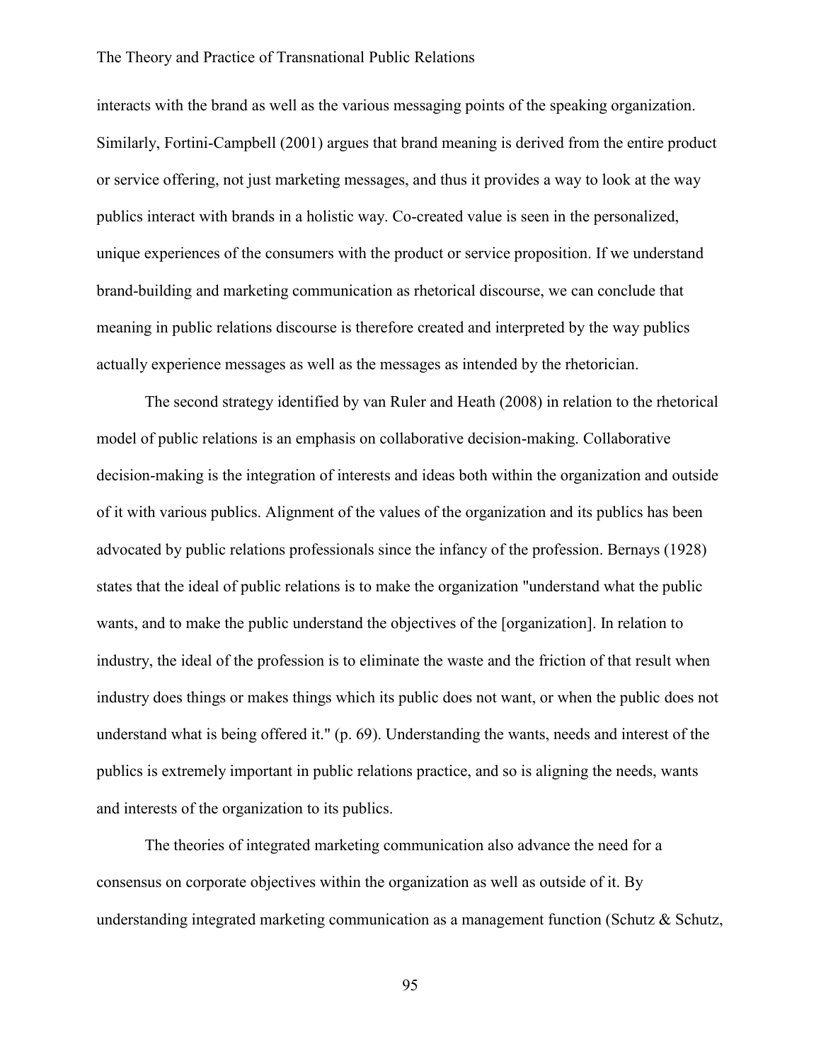interacts with the brand as well as the various messaging points of the speaking organization. Similarly, Fortini-Campbell (2001) argues that brand meaning is derived from the entire product or service offering, not just marketing messages, and thus it provides a way to look at the way publics interact with brands in a holistic way. Co-created value is seen in the personalized, unique experiences of the consumers with the product or service proposition. If we understand brand-building and marketing communication as rhetorical discourse, we can conclude that meaning in public relations discourse is therefore created and interpreted by the way publics actually experience messages as well as the messages as intended by the rhetorician.

The second strategy identified by van Ruler and Heath (2008) in relation to the rhetorical model of public relations is an emphasis on collaborative decision-making. Collaborative decision-making is the integration of interests and ideas both within the organization and outside of it with various publics. Alignment of the values of the organization and its publics has been advocated by public relations professionals since the infancy of the profession. Bernays (1928) states that the ideal of public relations is to make the organization "understand what the public wants, and to make the public understand the objectives of the [organization]. In relation to industry, the ideal of the profession is to eliminate the waste and the friction of that result when industry does things or makes things which its public does not want, or when the public does not understand what is being offered it." (p. 69). Understanding the wants, needs and interest of the publics is extremely important in public relations practice, and so is aligning the needs, wants and interests of the organization to its publics.

The theories of integrated marketing communication also advance the need for a consensus on corporate objectives within the organization as well as outside of it. By understanding integrated marketing communication as a management function (Schutz & Schutz,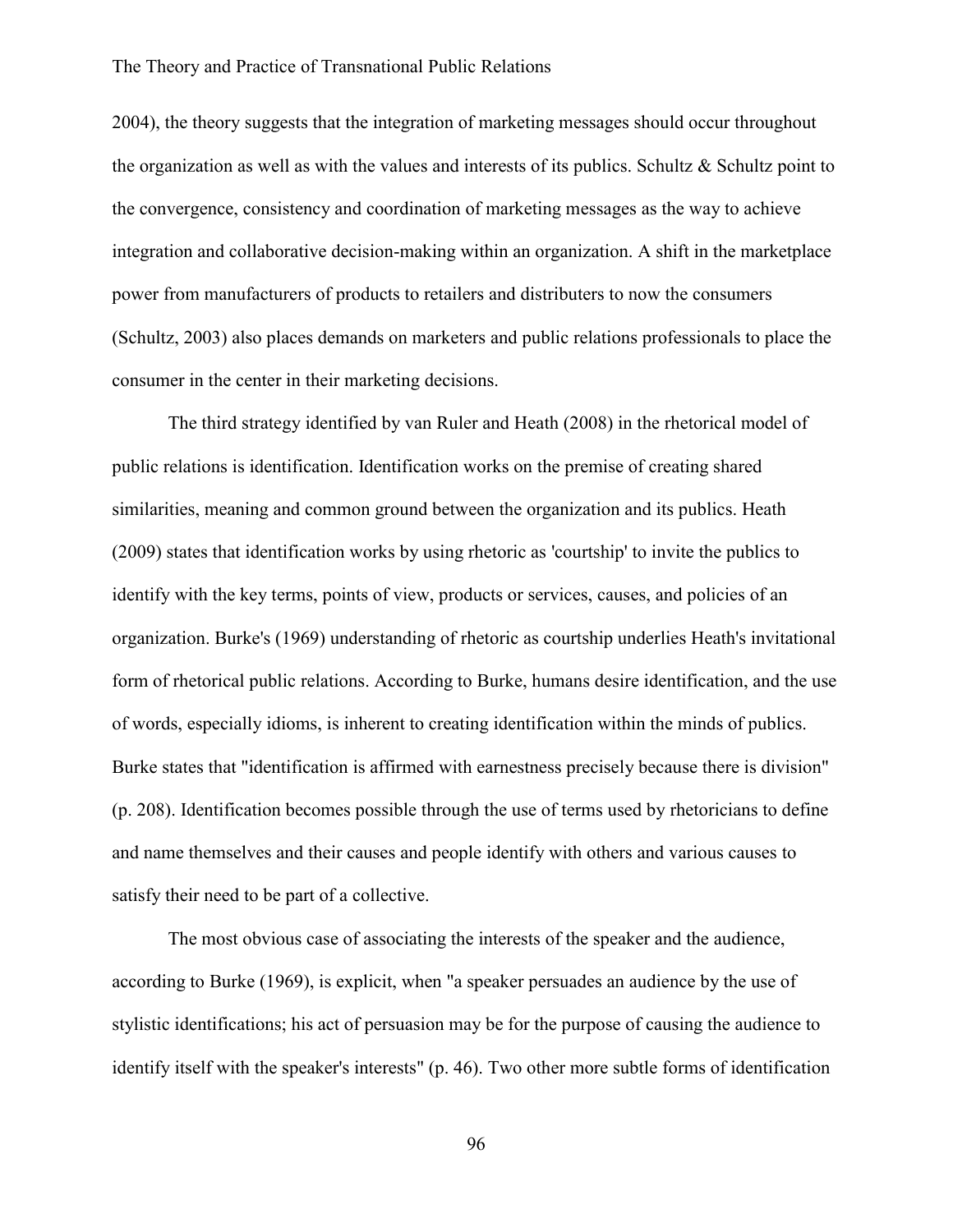2004), the theory suggests that the integration of marketing messages should occur throughout the organization as well as with the values and interests of its publics. Schultz & Schultz point to the convergence, consistency and coordination of marketing messages as the way to achieve integration and collaborative decision-making within an organization. A shift in the marketplace power from manufacturers of products to retailers and distributers to now the consumers (Schultz, 2003) also places demands on marketers and public relations professionals to place the consumer in the center in their marketing decisions.

The third strategy identified by van Ruler and Heath (2008) in the rhetorical model of public relations is identification. Identification works on the premise of creating shared similarities, meaning and common ground between the organization and its publics. Heath (2009) states that identification works by using rhetoric as 'courtship' to invite the publics to identify with the key terms, points of view, products or services, causes, and policies of an organization. Burke's (1969) understanding of rhetoric as courtship underlies Heath's invitational form of rhetorical public relations. According to Burke, humans desire identification, and the use of words, especially idioms, is inherent to creating identification within the minds of publics. Burke states that "identification is affirmed with earnestness precisely because there is division" (p. 208). Identification becomes possible through the use of terms used by rhetoricians to define and name themselves and their causes and people identify with others and various causes to satisfy their need to be part of a collective.

The most obvious case of associating the interests of the speaker and the audience, according to Burke (1969), is explicit, when "a speaker persuades an audience by the use of stylistic identifications; his act of persuasion may be for the purpose of causing the audience to identify itself with the speaker's interests" (p. 46). Two other more subtle forms of identification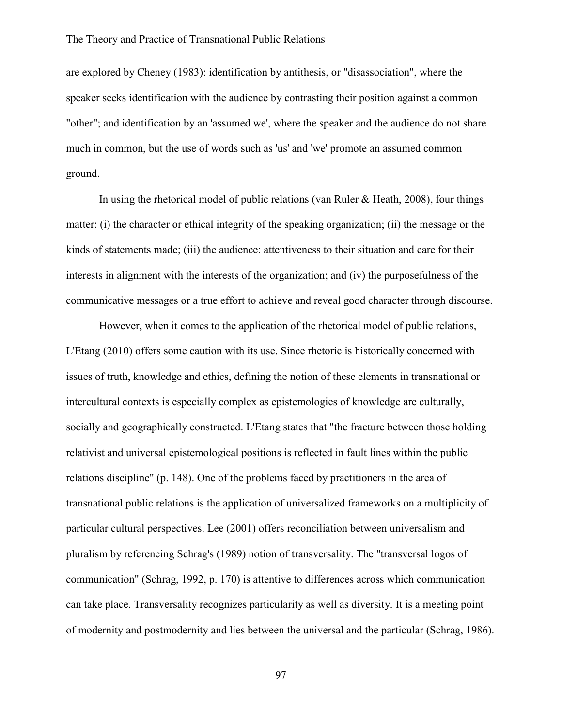are explored by Cheney (1983): identification by antithesis, or "disassociation", where the speaker seeks identification with the audience by contrasting their position against a common "other"; and identification by an 'assumed we', where the speaker and the audience do not share much in common, but the use of words such as 'us' and 'we' promote an assumed common ground.

In using the rhetorical model of public relations (van Ruler & Heath, 2008), four things matter: (i) the character or ethical integrity of the speaking organization; (ii) the message or the kinds of statements made; (iii) the audience: attentiveness to their situation and care for their interests in alignment with the interests of the organization; and (iv) the purposefulness of the communicative messages or a true effort to achieve and reveal good character through discourse.

However, when it comes to the application of the rhetorical model of public relations, L'Etang (2010) offers some caution with its use. Since rhetoric is historically concerned with issues of truth, knowledge and ethics, defining the notion of these elements in transnational or intercultural contexts is especially complex as epistemologies of knowledge are culturally, socially and geographically constructed. L'Etang states that "the fracture between those holding relativist and universal epistemological positions is reflected in fault lines within the public relations discipline" (p. 148). One of the problems faced by practitioners in the area of transnational public relations is the application of universalized frameworks on a multiplicity of particular cultural perspectives. Lee (2001) offers reconciliation between universalism and pluralism by referencing Schrag's (1989) notion of transversality. The "transversal logos of communication" (Schrag, 1992, p. 170) is attentive to differences across which communication can take place. Transversality recognizes particularity as well as diversity. It is a meeting point of modernity and postmodernity and lies between the universal and the particular (Schrag, 1986).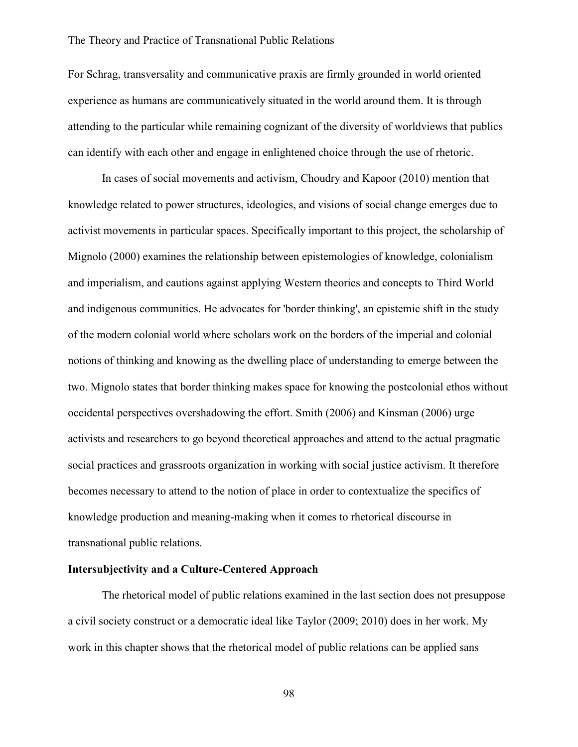For Schrag, transversality and communicative praxis are firmly grounded in world oriented experience as humans are communicatively situated in the world around them. It is through attending to the particular while remaining cognizant of the diversity of worldviews that publics can identify with each other and engage in enlightened choice through the use of rhetoric.

In cases of social movements and activism, Choudry and Kapoor (2010) mention that knowledge related to power structures, ideologies, and visions of social change emerges due to activist movements in particular spaces. Specifically important to this project, the scholarship of Mignolo (2000) examines the relationship between epistemologies of knowledge, colonialism and imperialism, and cautions against applying Western theories and concepts to Third World and indigenous communities. He advocates for 'border thinking', an epistemic shift in the study of the modern colonial world where scholars work on the borders of the imperial and colonial notions of thinking and knowing as the dwelling place of understanding to emerge between the two. Mignolo states that border thinking makes space for knowing the postcolonial ethos without occidental perspectives overshadowing the effort. Smith (2006) and Kinsman (2006) urge activists and researchers to go beyond theoretical approaches and attend to the actual pragmatic social practices and grassroots organization in working with social justice activism. It therefore becomes necessary to attend to the notion of place in order to contextualize the specifics of knowledge production and meaning-making when it comes to rhetorical discourse in transnational public relations.

**Intersubjectivity and a Culture-Centered Approach**

The rhetorical model of public relations examined in the last section does not presuppose a civil society construct or a democratic ideal like Taylor (2009; 2010) does in her work. My work in this chapter shows that the rhetorical model of public relations can be applied sans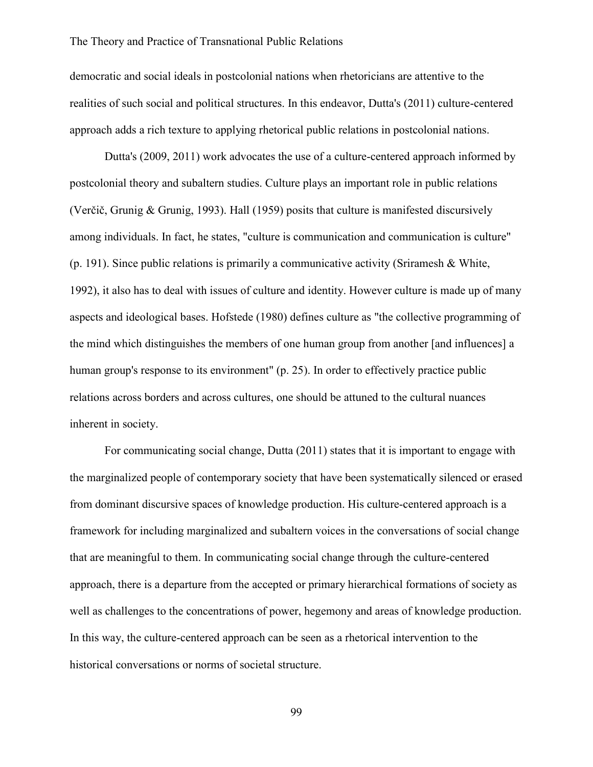democratic and social ideals in postcolonial nations when rhetoricians are attentive to the realities of such social and political structures. In this endeavor, Dutta's (2011) culture-centered approach adds a rich texture to applying rhetorical public relations in postcolonial nations.

Dutta's (2009, 2011) work advocates the use of a culture-centered approach informed by postcolonial theory and subaltern studies. Culture plays an important role in public relations (Verčič, Grunig & Grunig, 1993). Hall (1959) posits that culture is manifested discursively among individuals. In fact, he states, "culture is communication and communication is culture" (p. 191). Since public relations is primarily a communicative activity (Sriramesh & White, 1992), it also has to deal with issues of culture and identity. However culture is made up of many aspects and ideological bases. Hofstede (1980) defines culture as "the collective programming of the mind which distinguishes the members of one human group from another [and influences] a human group's response to its environment" (p. 25). In order to effectively practice public relations across borders and across cultures, one should be attuned to the cultural nuances inherent in society.

For communicating social change, Dutta (2011) states that it is important to engage with the marginalized people of contemporary society that have been systematically silenced or erased from dominant discursive spaces of knowledge production. His culture-centered approach is a framework for including marginalized and subaltern voices in the conversations of social change that are meaningful to them. In communicating social change through the culture-centered approach, there is a departure from the accepted or primary hierarchical formations of society as well as challenges to the concentrations of power, hegemony and areas of knowledge production. In this way, the culture-centered approach can be seen as a rhetorical intervention to the historical conversations or norms of societal structure.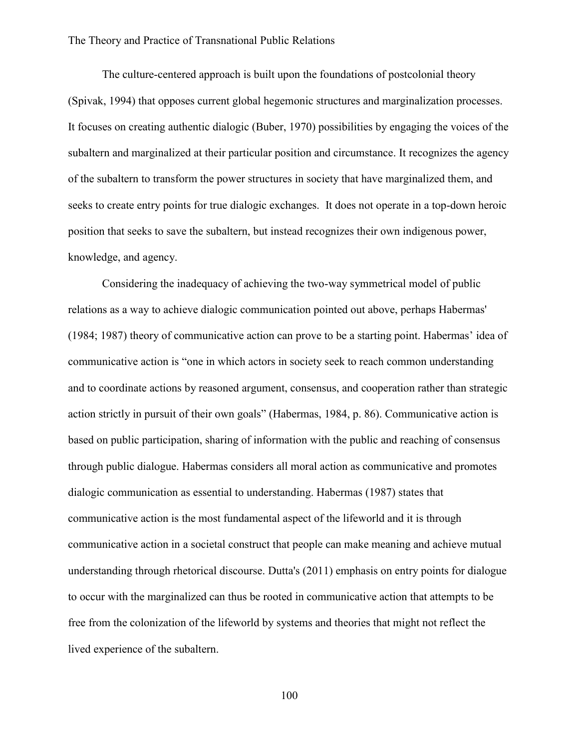The culture-centered approach is built upon the foundations of postcolonial theory (Spivak, 1994) that opposes current global hegemonic structures and marginalization processes. It focuses on creating authentic dialogic (Buber, 1970) possibilities by engaging the voices of the subaltern and marginalized at their particular position and circumstance. It recognizes the agency of the subaltern to transform the power structures in society that have marginalized them, and seeks to create entry points for true dialogic exchanges. It does not operate in a top-down heroic position that seeks to save the subaltern, but instead recognizes their own indigenous power, knowledge, and agency.

Considering the inadequacy of achieving the two-way symmetrical model of public relations as a way to achieve dialogic communication pointed out above, perhaps Habermas' (1984; 1987) theory of communicative action can prove to be a starting point. Habermas' idea of communicative action is "one in which actors in society seek to reach common understanding and to coordinate actions by reasoned argument, consensus, and cooperation rather than strategic action strictly in pursuit of their own goals" (Habermas, 1984, p. 86). Communicative action is based on public participation, sharing of information with the public and reaching of consensus through public dialogue. Habermas considers all moral action as communicative and promotes dialogic communication as essential to understanding. Habermas (1987) states that communicative action is the most fundamental aspect of the lifeworld and it is through communicative action in a societal construct that people can make meaning and achieve mutual understanding through rhetorical discourse. Dutta's (2011) emphasis on entry points for dialogue to occur with the marginalized can thus be rooted in communicative action that attempts to be free from the colonization of the lifeworld by systems and theories that might not reflect the lived experience of the subaltern.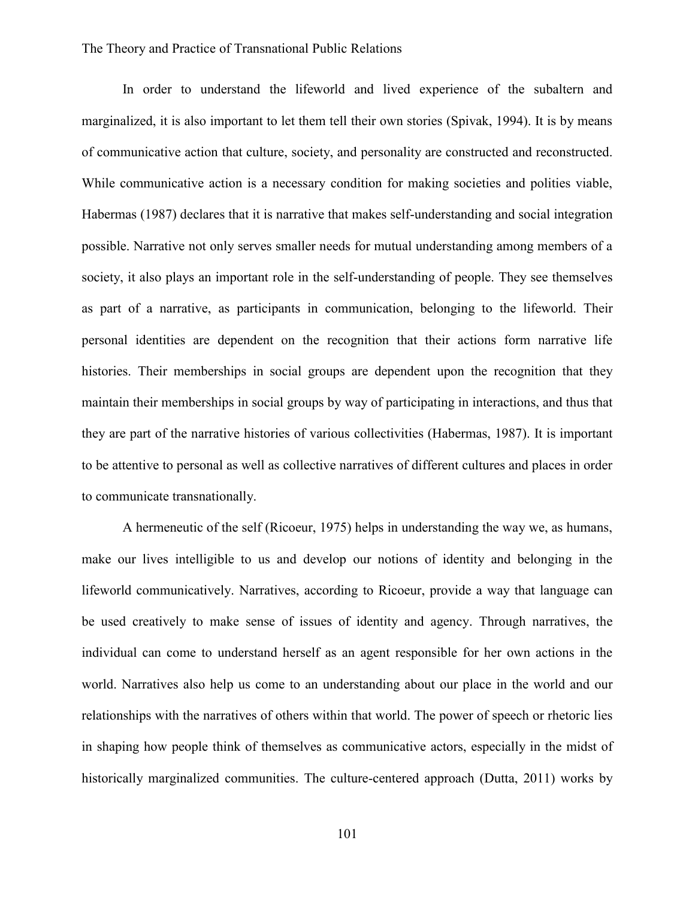In order to understand the lifeworld and lived experience of the subaltern and marginalized, it is also important to let them tell their own stories (Spivak, 1994). It is by means of communicative action that culture, society, and personality are constructed and reconstructed. While communicative action is a necessary condition for making societies and polities viable, Habermas (1987) declares that it is narrative that makes self-understanding and social integration possible. Narrative not only serves smaller needs for mutual understanding among members of a society, it also plays an important role in the self-understanding of people. They see themselves as part of a narrative, as participants in communication, belonging to the lifeworld. Their personal identities are dependent on the recognition that their actions form narrative life histories. Their memberships in social groups are dependent upon the recognition that they maintain their memberships in social groups by way of participating in interactions, and thus that they are part of the narrative histories of various collectivities (Habermas, 1987). It is important to be attentive to personal as well as collective narratives of different cultures and places in order to communicate transnationally.

A hermeneutic of the self (Ricoeur, 1975) helps in understanding the way we, as humans, make our lives intelligible to us and develop our notions of identity and belonging in the lifeworld communicatively. Narratives, according to Ricoeur, provide a way that language can be used creatively to make sense of issues of identity and agency. Through narratives, the individual can come to understand herself as an agent responsible for her own actions in the world. Narratives also help us come to an understanding about our place in the world and our relationships with the narratives of others within that world. The power of speech or rhetoric lies in shaping how people think of themselves as communicative actors, especially in the midst of historically marginalized communities. The culture-centered approach (Dutta, 2011) works by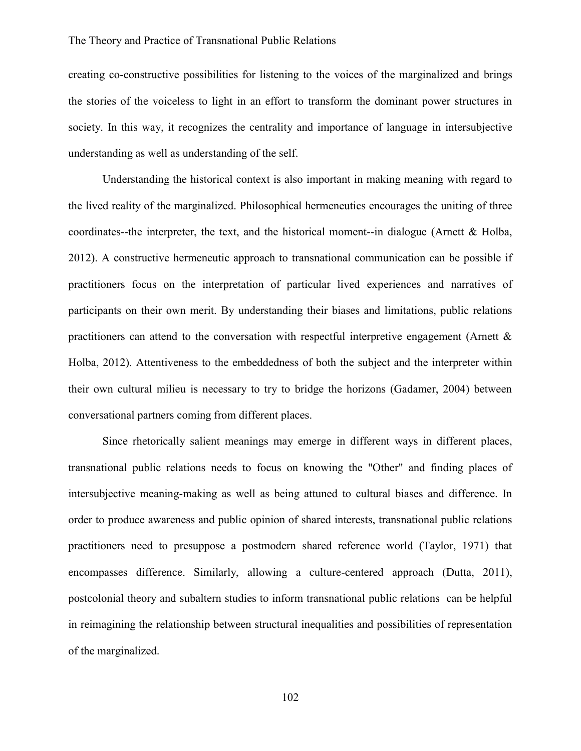creating co-constructive possibilities for listening to the voices of the marginalized and brings the stories of the voiceless to light in an effort to transform the dominant power structures in society. In this way, it recognizes the centrality and importance of language in intersubjective understanding as well as understanding of the self.

Understanding the historical context is also important in making meaning with regard to the lived reality of the marginalized. Philosophical hermeneutics encourages the uniting of three coordinates--the interpreter, the text, and the historical moment--in dialogue (Arnett & Holba, 2012). A constructive hermeneutic approach to transnational communication can be possible if practitioners focus on the interpretation of particular lived experiences and narratives of participants on their own merit. By understanding their biases and limitations, public relations practitioners can attend to the conversation with respectful interpretive engagement (Arnett & Holba, 2012). Attentiveness to the embeddedness of both the subject and the interpreter within their own cultural milieu is necessary to try to bridge the horizons (Gadamer, 2004) between conversational partners coming from different places.

Since rhetorically salient meanings may emerge in different ways in different places, transnational public relations needs to focus on knowing the "Other" and finding places of intersubjective meaning-making as well as being attuned to cultural biases and difference. In order to produce awareness and public opinion of shared interests, transnational public relations practitioners need to presuppose a postmodern shared reference world (Taylor, 1971) that encompasses difference. Similarly, allowing a culture-centered approach (Dutta, 2011), postcolonial theory and subaltern studies to inform transnational public relations can be helpful in reimagining the relationship between structural inequalities and possibilities of representation of the marginalized.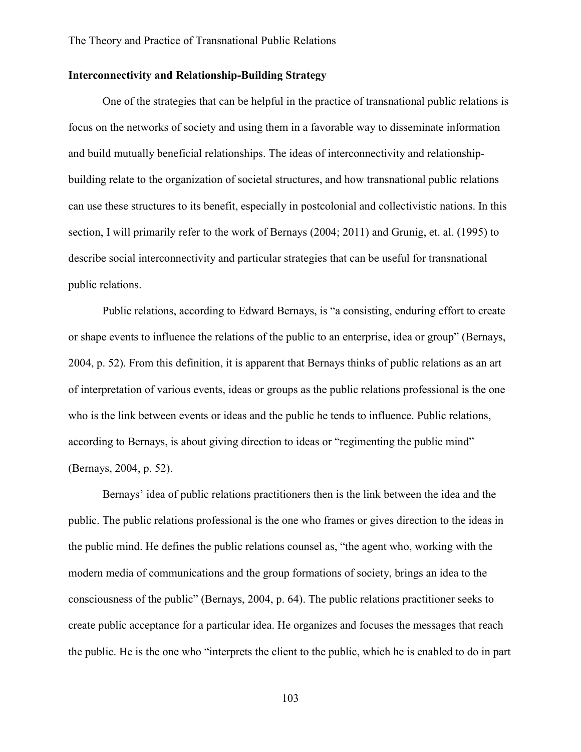**Interconnectivity and Relationship-Building Strategy**

One of the strategies that can be helpful in the practice of transnational public relations is focus on the networks of society and using them in a favorable way to disseminate information and build mutually beneficial relationships. The ideas of interconnectivity and relationship-building relate to the organization of societal structures, and how transnational public relations can use these structures to its benefit, especially in postcolonial and collectivistic nations. In this section, I will primarily refer to the work of Bernays (2004; 2011) and Grunig, et. al. (1995) to describe social interconnectivity and particular strategies that can be useful for transnational public relations.

Public relations, according to Edward Bernays, is "a consisting, enduring effort to create or shape events to influence the relations of the public to an enterprise, idea or group" (Bernays, 2004, p. 52). From this definition, it is apparent that Bernays thinks of public relations as an art of interpretation of various events, ideas or groups as the public relations professional is the one who is the link between events or ideas and the public he tends to influence. Public relations, according to Bernays, is about giving direction to ideas or "regimenting the public mind" (Bernays, 2004, p. 52).

Bernays' idea of public relations practitioners then is the link between the idea and the public. The public relations professional is the one who frames or gives direction to the ideas in the public mind. He defines the public relations counsel as, "the agent who, working with the modern media of communications and the group formations of society, brings an idea to the consciousness of the public" (Bernays, 2004, p. 64). The public relations practitioner seeks to create public acceptance for a particular idea. He organizes and focuses the messages that reach the public. He is the one who "interprets the client to the public, which he is enabled to do in part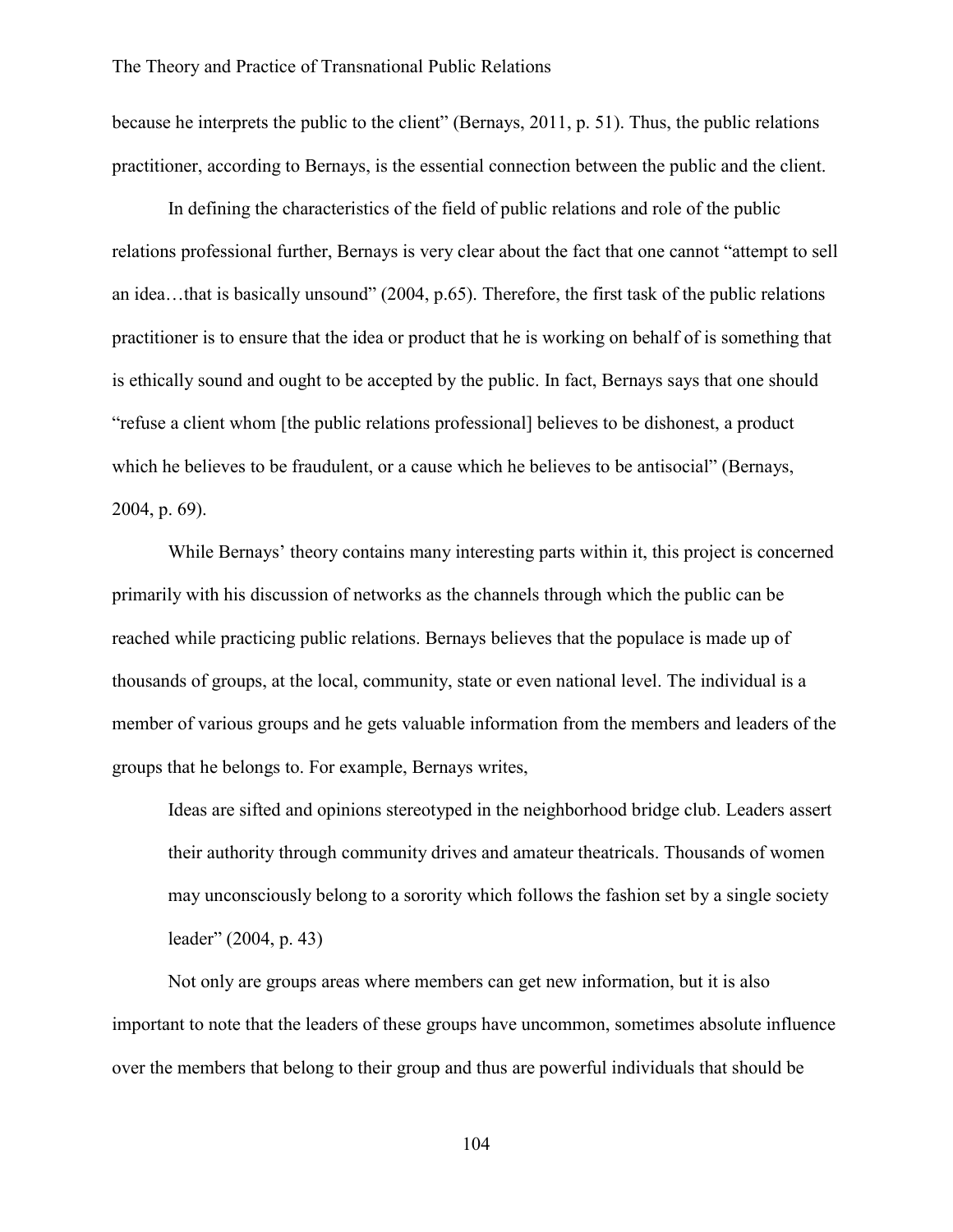because he interprets the public to the client" (Bernays, 2011, p. 51). Thus, the public relations practitioner, according to Bernays, is the essential connection between the public and the client.

In defining the characteristics of the field of public relations and role of the public relations professional further, Bernays is very clear about the fact that one cannot "attempt to sell an idea…that is basically unsound" (2004, p.65). Therefore, the first task of the public relations practitioner is to ensure that the idea or product that he is working on behalf of is something that is ethically sound and ought to be accepted by the public. In fact, Bernays says that one should "refuse a client whom [the public relations professional] believes to be dishonest, a product which he believes to be fraudulent, or a cause which he believes to be antisocial" (Bernays, 2004, p. 69).

While Bernays' theory contains many interesting parts within it, this project is concerned primarily with his discussion of networks as the channels through which the public can be reached while practicing public relations. Bernays believes that the populace is made up of thousands of groups, at the local, community, state or even national level. The individual is a member of various groups and he gets valuable information from the members and leaders of the groups that he belongs to. For example, Bernays writes,

> Ideas are sifted and opinions stereotyped in the neighborhood bridge club. Leaders assert their authority through community drives and amateur theatricals. Thousands of women may unconsciously belong to a sorority which follows the fashion set by a single society leader" (2004, p. 43)

Not only are groups areas where members can get new information, but it is also important to note that the leaders of these groups have uncommon, sometimes absolute influence over the members that belong to their group and thus are powerful individuals that should be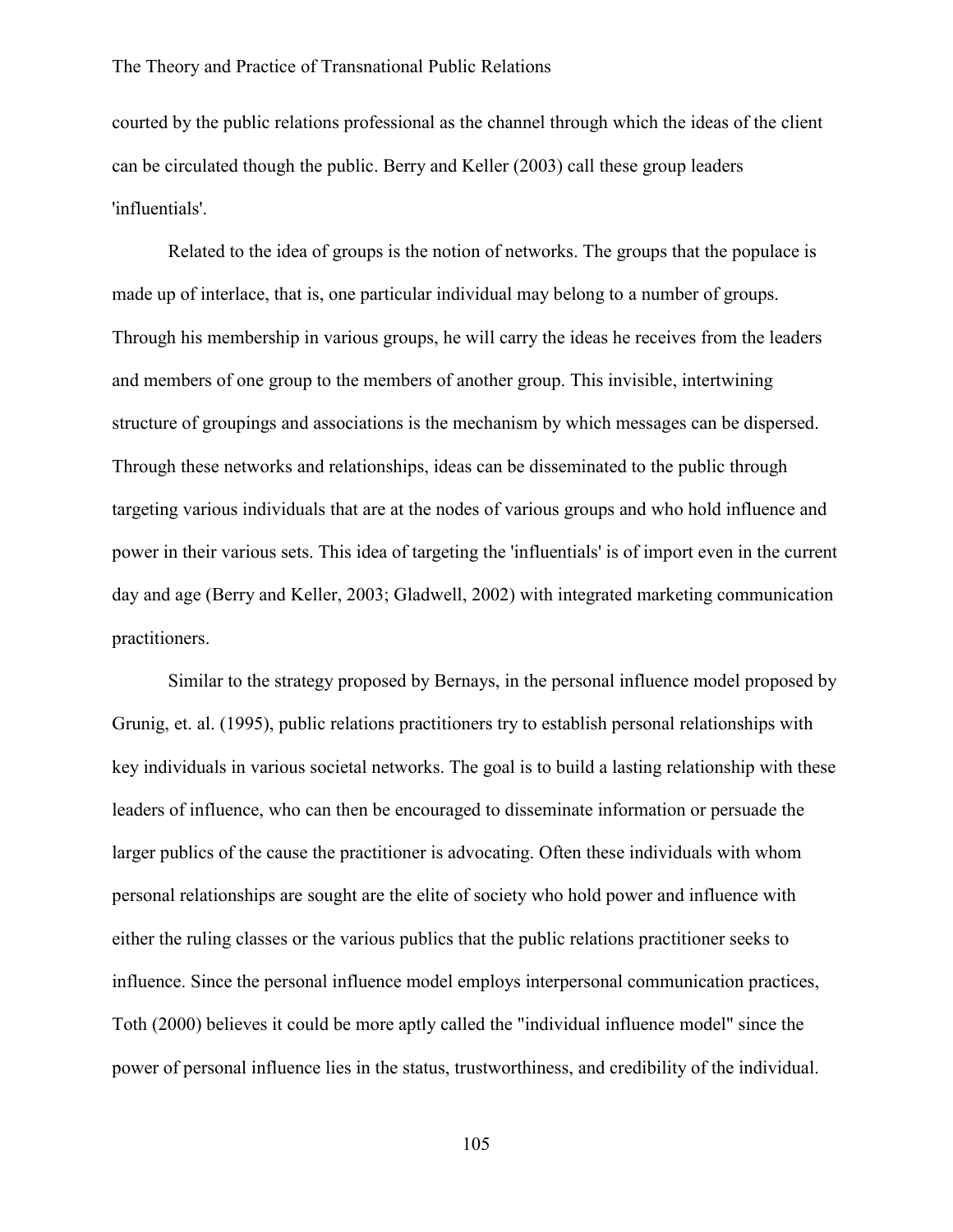courted by the public relations professional as the channel through which the ideas of the client can be circulated though the public. Berry and Keller (2003) call these group leaders 'influentials'.

Related to the idea of groups is the notion of networks. The groups that the populace is made up of interlace, that is, one particular individual may belong to a number of groups. Through his membership in various groups, he will carry the ideas he receives from the leaders and members of one group to the members of another group. This invisible, intertwining structure of groupings and associations is the mechanism by which messages can be dispersed. Through these networks and relationships, ideas can be disseminated to the public through targeting various individuals that are at the nodes of various groups and who hold influence and power in their various sets. This idea of targeting the 'influentials' is of import even in the current day and age (Berry and Keller, 2003; Gladwell, 2002) with integrated marketing communication practitioners.

Similar to the strategy proposed by Bernays, in the personal influence model proposed by Grunig, et. al. (1995), public relations practitioners try to establish personal relationships with key individuals in various societal networks. The goal is to build a lasting relationship with these leaders of influence, who can then be encouraged to disseminate information or persuade the larger publics of the cause the practitioner is advocating. Often these individuals with whom personal relationships are sought are the elite of society who hold power and influence with either the ruling classes or the various publics that the public relations practitioner seeks to influence. Since the personal influence model employs interpersonal communication practices, Toth (2000) believes it could be more aptly called the "individual influence model" since the power of personal influence lies in the status, trustworthiness, and credibility of the individual.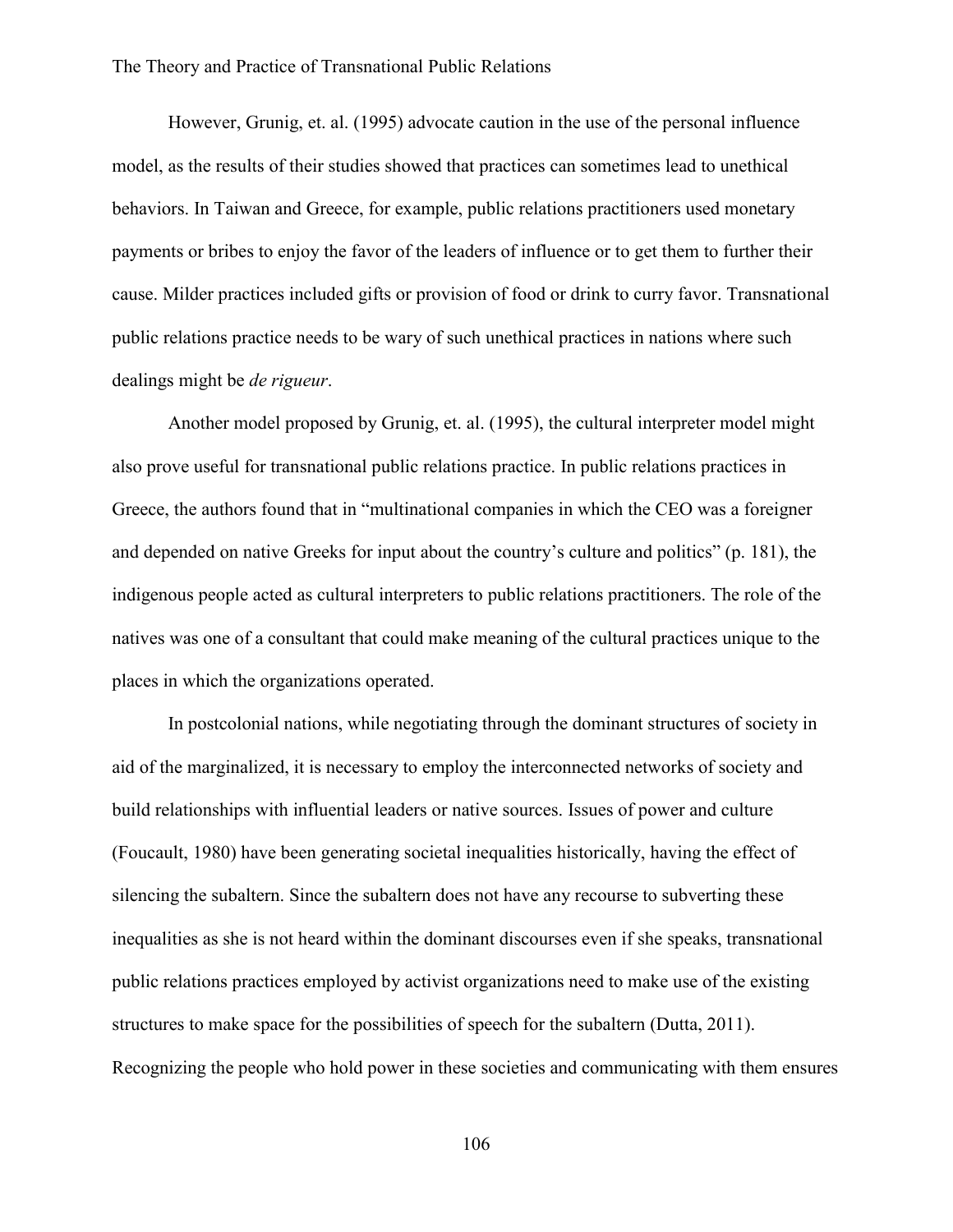However, Grunig, et. al. (1995) advocate caution in the use of the personal influence model, as the results of their studies showed that practices can sometimes lead to unethical behaviors. In Taiwan and Greece, for example, public relations practitioners used monetary payments or bribes to enjoy the favor of the leaders of influence or to get them to further their cause. Milder practices included gifts or provision of food or drink to curry favor. Transnational public relations practice needs to be wary of such unethical practices in nations where such dealings might be *de rigueur*.

Another model proposed by Grunig, et. al. (1995), the cultural interpreter model might also prove useful for transnational public relations practice. In public relations practices in Greece, the authors found that in "multinational companies in which the CEO was a foreigner and depended on native Greeks for input about the country's culture and politics" (p. 181), the indigenous people acted as cultural interpreters to public relations practitioners. The role of the natives was one of a consultant that could make meaning of the cultural practices unique to the places in which the organizations operated.

In postcolonial nations, while negotiating through the dominant structures of society in aid of the marginalized, it is necessary to employ the interconnected networks of society and build relationships with influential leaders or native sources. Issues of power and culture (Foucault, 1980) have been generating societal inequalities historically, having the effect of silencing the subaltern. Since the subaltern does not have any recourse to subverting these inequalities as she is not heard within the dominant discourses even if she speaks, transnational public relations practices employed by activist organizations need to make use of the existing structures to make space for the possibilities of speech for the subaltern (Dutta, 2011). Recognizing the people who hold power in these societies and communicating with them ensures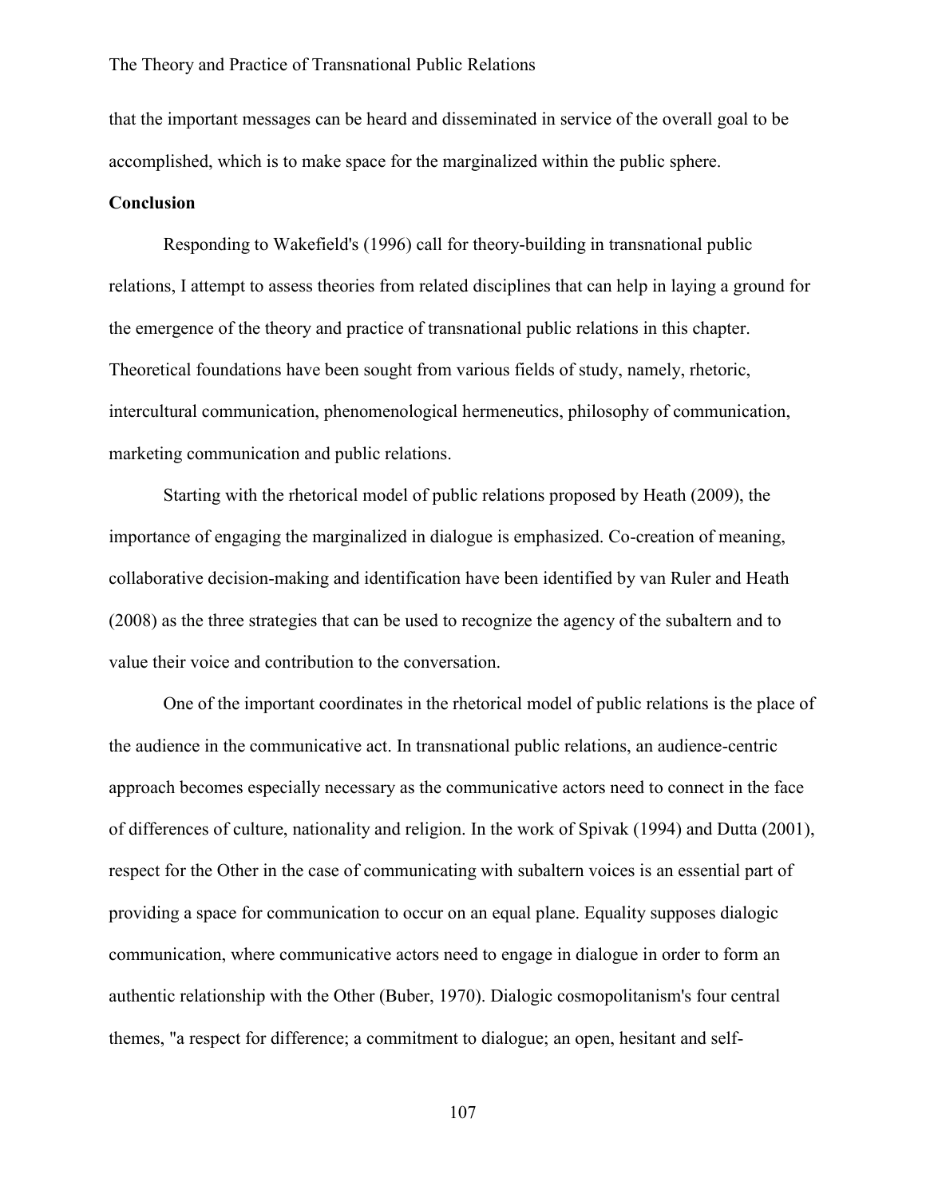that the important messages can be heard and disseminated in service of the overall goal to be accomplished, which is to make space for the marginalized within the public sphere.

**Conclusion**

Responding to Wakefield's (1996) call for theory-building in transnational public relations, I attempt to assess theories from related disciplines that can help in laying a ground for the emergence of the theory and practice of transnational public relations in this chapter. Theoretical foundations have been sought from various fields of study, namely, rhetoric, intercultural communication, phenomenological hermeneutics, philosophy of communication, marketing communication and public relations.

Starting with the rhetorical model of public relations proposed by Heath (2009), the importance of engaging the marginalized in dialogue is emphasized. Co-creation of meaning, collaborative decision-making and identification have been identified by van Ruler and Heath (2008) as the three strategies that can be used to recognize the agency of the subaltern and to value their voice and contribution to the conversation.

One of the important coordinates in the rhetorical model of public relations is the place of the audience in the communicative act. In transnational public relations, an audience-centric approach becomes especially necessary as the communicative actors need to connect in the face of differences of culture, nationality and religion. In the work of Spivak (1994) and Dutta (2001), respect for the Other in the case of communicating with subaltern voices is an essential part of providing a space for communication to occur on an equal plane. Equality supposes dialogic communication, where communicative actors need to engage in dialogue in order to form an authentic relationship with the Other (Buber, 1970). Dialogic cosmopolitanism's four central themes, "a respect for difference; a commitment to dialogue; an open, hesitant and self-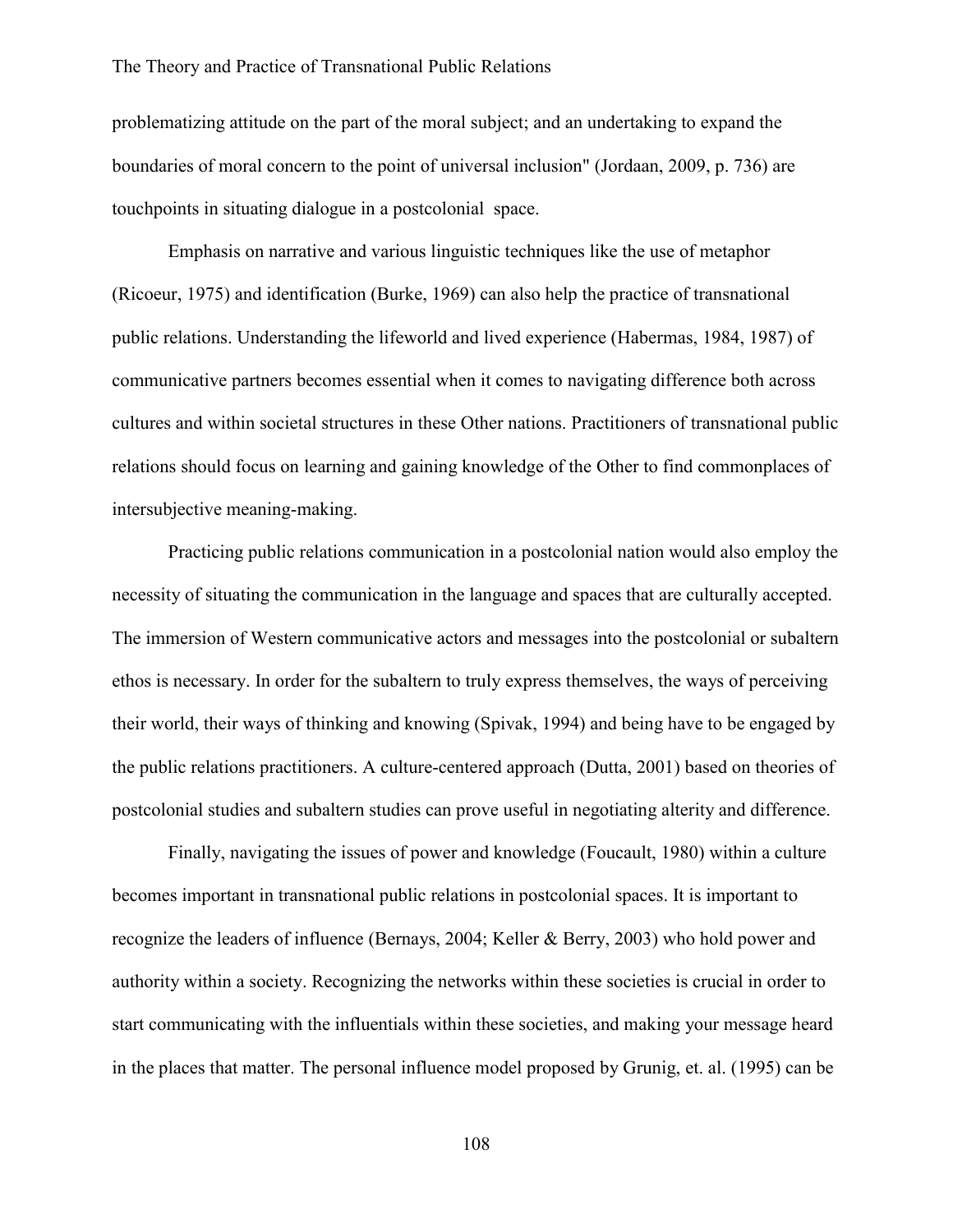problematizing attitude on the part of the moral subject; and an undertaking to expand the boundaries of moral concern to the point of universal inclusion" (Jordaan, 2009, p. 736) are touchpoints in situating dialogue in a postcolonial space.

Emphasis on narrative and various linguistic techniques like the use of metaphor (Ricoeur, 1975) and identification (Burke, 1969) can also help the practice of transnational public relations. Understanding the lifeworld and lived experience (Habermas, 1984, 1987) of communicative partners becomes essential when it comes to navigating difference both across cultures and within societal structures in these Other nations. Practitioners of transnational public relations should focus on learning and gaining knowledge of the Other to find commonplaces of intersubjective meaning-making.

Practicing public relations communication in a postcolonial nation would also employ the necessity of situating the communication in the language and spaces that are culturally accepted. The immersion of Western communicative actors and messages into the postcolonial or subaltern ethos is necessary. In order for the subaltern to truly express themselves, the ways of perceiving their world, their ways of thinking and knowing (Spivak, 1994) and being have to be engaged by the public relations practitioners. A culture-centered approach (Dutta, 2001) based on theories of postcolonial studies and subaltern studies can prove useful in negotiating alterity and difference.

Finally, navigating the issues of power and knowledge (Foucault, 1980) within a culture becomes important in transnational public relations in postcolonial spaces. It is important to recognize the leaders of influence (Bernays, 2004; Keller & Berry, 2003) who hold power and authority within a society. Recognizing the networks within these societies is crucial in order to start communicating with the influentials within these societies, and making your message heard in the places that matter. The personal influence model proposed by Grunig, et. al. (1995) can be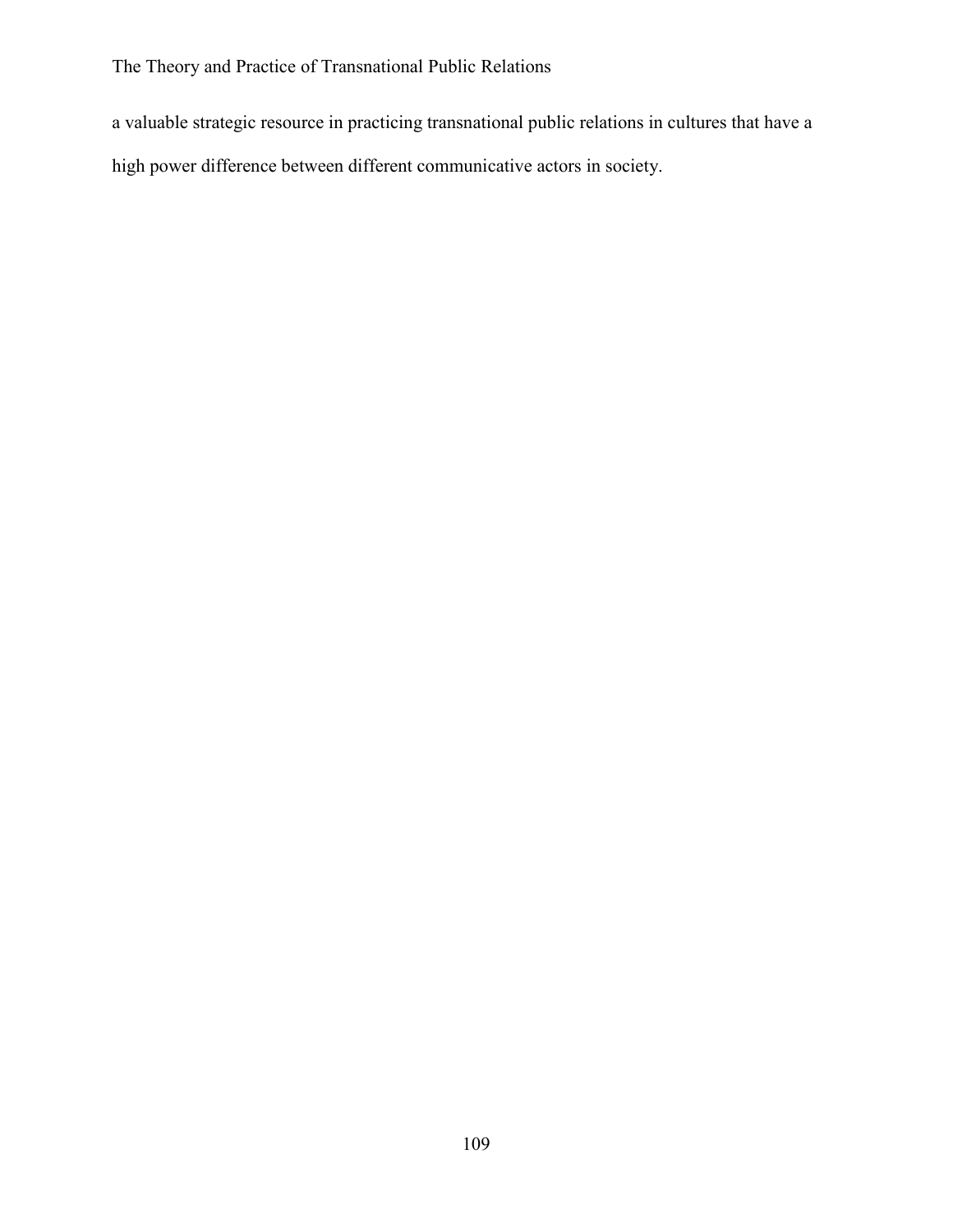a valuable strategic resource in practicing transnational public relations in cultures that have a high power difference between different communicative actors in society.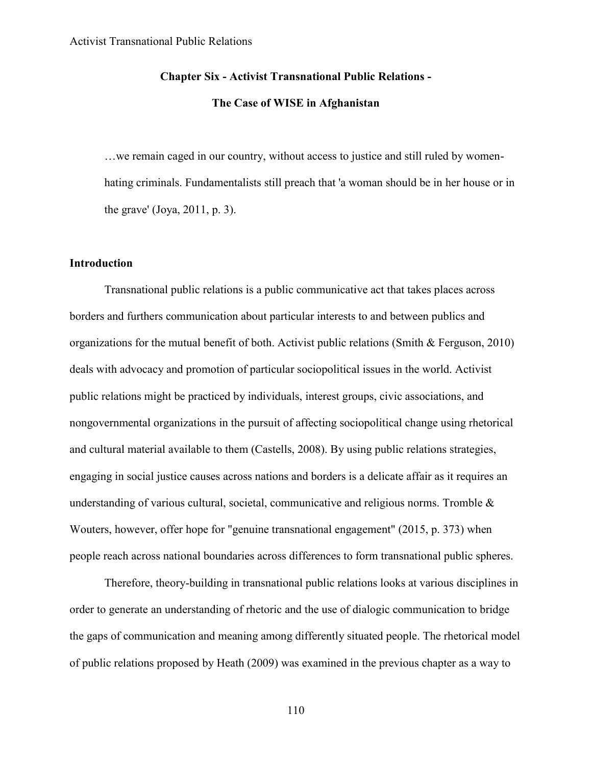# Chapter Six - Activist Transnational Public Relations - The Case of WISE in Afghanistan

> …we remain caged in our country, without access to justice and still ruled by women-hating criminals. Fundamentalists still preach that 'a woman should be in her house or in the grave' (Joya, 2011, p. 3).

## Introduction

Transnational public relations is a public communicative act that takes places across borders and furthers communication about particular interests to and between publics and organizations for the mutual benefit of both. Activist public relations (Smith & Ferguson, 2010) deals with advocacy and promotion of particular sociopolitical issues in the world. Activist public relations might be practiced by individuals, interest groups, civic associations, and nongovernmental organizations in the pursuit of affecting sociopolitical change using rhetorical and cultural material available to them (Castells, 2008). By using public relations strategies, engaging in social justice causes across nations and borders is a delicate affair as it requires an understanding of various cultural, societal, communicative and religious norms. Tromble & Wouters, however, offer hope for "genuine transnational engagement" (2015, p. 373) when people reach across national boundaries across differences to form transnational public spheres.

Therefore, theory-building in transnational public relations looks at various disciplines in order to generate an understanding of rhetoric and the use of dialogic communication to bridge the gaps of communication and meaning among differently situated people. The rhetorical model of public relations proposed by Heath (2009) was examined in the previous chapter as a way to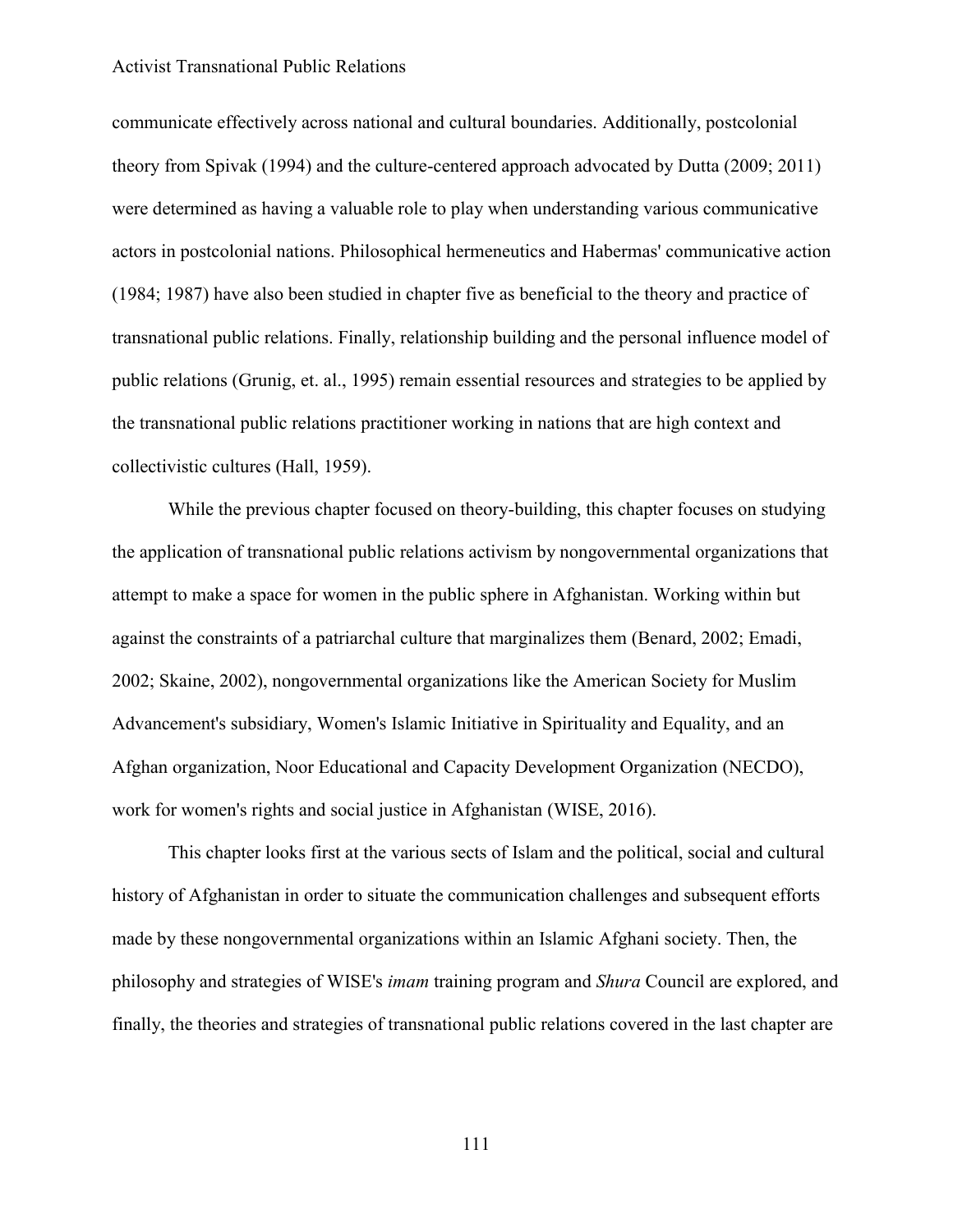communicate effectively across national and cultural boundaries. Additionally, postcolonial theory from Spivak (1994) and the culture-centered approach advocated by Dutta (2009; 2011) were determined as having a valuable role to play when understanding various communicative actors in postcolonial nations. Philosophical hermeneutics and Habermas' communicative action (1984; 1987) have also been studied in chapter five as beneficial to the theory and practice of transnational public relations. Finally, relationship building and the personal influence model of public relations (Grunig, et. al., 1995) remain essential resources and strategies to be applied by the transnational public relations practitioner working in nations that are high context and collectivistic cultures (Hall, 1959).

While the previous chapter focused on theory-building, this chapter focuses on studying the application of transnational public relations activism by nongovernmental organizations that attempt to make a space for women in the public sphere in Afghanistan. Working within but against the constraints of a patriarchal culture that marginalizes them (Benard, 2002; Emadi, 2002; Skaine, 2002), nongovernmental organizations like the American Society for Muslim Advancement's subsidiary, Women's Islamic Initiative in Spirituality and Equality, and an Afghan organization, Noor Educational and Capacity Development Organization (NECDO), work for women's rights and social justice in Afghanistan (WISE, 2016).

This chapter looks first at the various sects of Islam and the political, social and cultural history of Afghanistan in order to situate the communication challenges and subsequent efforts made by these nongovernmental organizations within an Islamic Afghani society. Then, the philosophy and strategies of WISE's *imam* training program and *Shura* Council are explored, and finally, the theories and strategies of transnational public relations covered in the last chapter are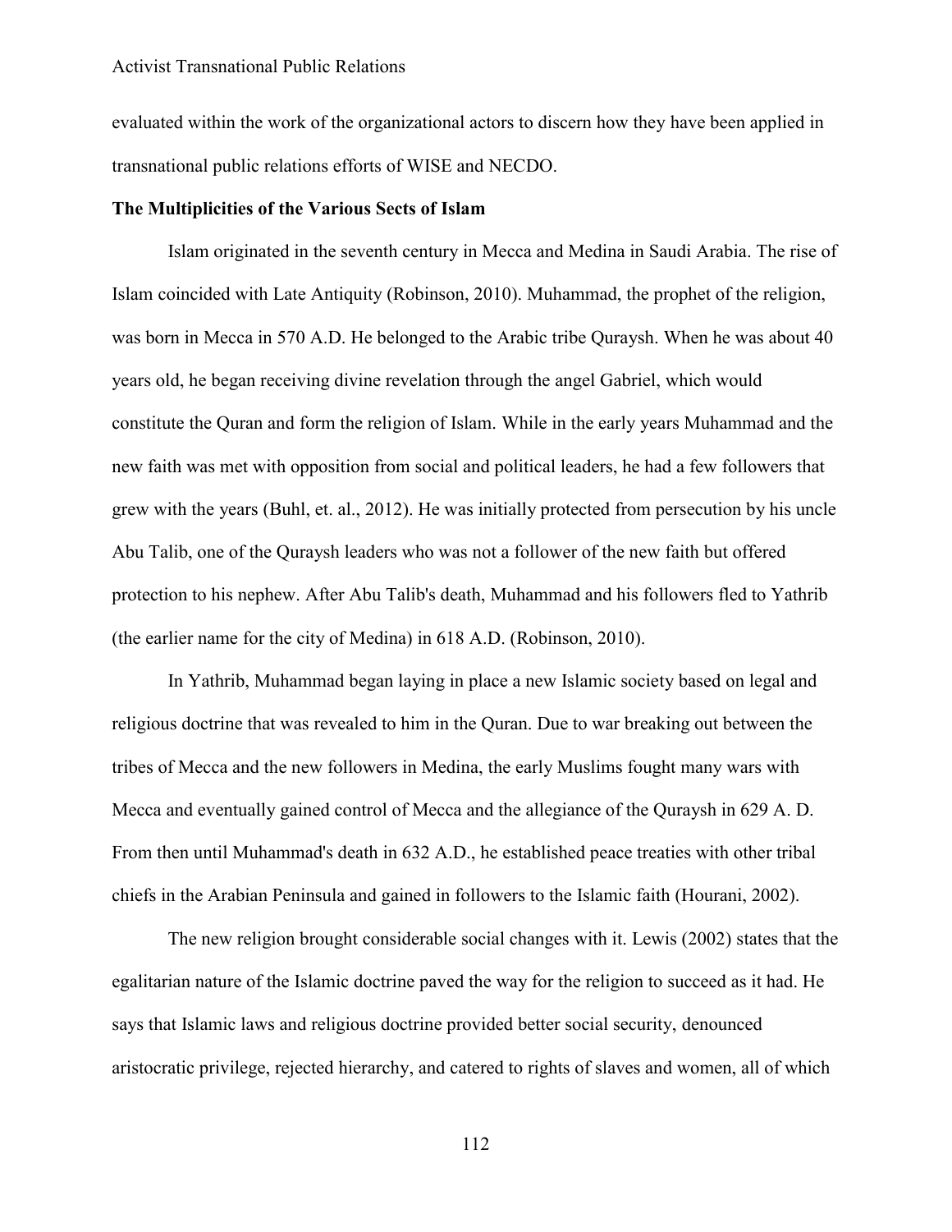evaluated within the work of the organizational actors to discern how they have been applied in transnational public relations efforts of WISE and NECDO.

**The Multiplicities of the Various Sects of Islam**

Islam originated in the seventh century in Mecca and Medina in Saudi Arabia. The rise of Islam coincided with Late Antiquity (Robinson, 2010). Muhammad, the prophet of the religion, was born in Mecca in 570 A.D. He belonged to the Arabic tribe Quraysh. When he was about 40 years old, he began receiving divine revelation through the angel Gabriel, which would constitute the Quran and form the religion of Islam. While in the early years Muhammad and the new faith was met with opposition from social and political leaders, he had a few followers that grew with the years (Buhl, et. al., 2012). He was initially protected from persecution by his uncle Abu Talib, one of the Quraysh leaders who was not a follower of the new faith but offered protection to his nephew. After Abu Talib's death, Muhammad and his followers fled to Yathrib (the earlier name for the city of Medina) in 618 A.D. (Robinson, 2010).

In Yathrib, Muhammad began laying in place a new Islamic society based on legal and religious doctrine that was revealed to him in the Quran. Due to war breaking out between the tribes of Mecca and the new followers in Medina, the early Muslims fought many wars with Mecca and eventually gained control of Mecca and the allegiance of the Quraysh in 629 A. D. From then until Muhammad's death in 632 A.D., he established peace treaties with other tribal chiefs in the Arabian Peninsula and gained in followers to the Islamic faith (Hourani, 2002).

The new religion brought considerable social changes with it. Lewis (2002) states that the egalitarian nature of the Islamic doctrine paved the way for the religion to succeed as it had. He says that Islamic laws and religious doctrine provided better social security, denounced aristocratic privilege, rejected hierarchy, and catered to rights of slaves and women, all of which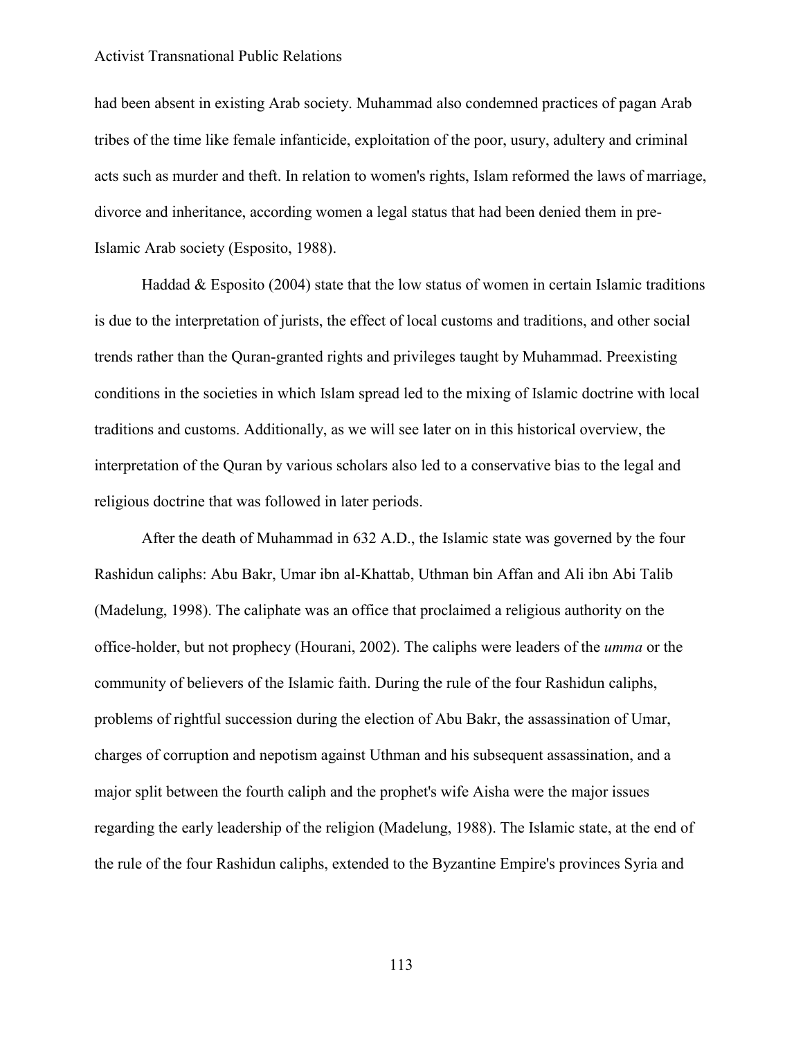had been absent in existing Arab society. Muhammad also condemned practices of pagan Arab tribes of the time like female infanticide, exploitation of the poor, usury, adultery and criminal acts such as murder and theft. In relation to women's rights, Islam reformed the laws of marriage, divorce and inheritance, according women a legal status that had been denied them in pre-Islamic Arab society (Esposito, 1988).

Haddad & Esposito (2004) state that the low status of women in certain Islamic traditions is due to the interpretation of jurists, the effect of local customs and traditions, and other social trends rather than the Quran-granted rights and privileges taught by Muhammad. Preexisting conditions in the societies in which Islam spread led to the mixing of Islamic doctrine with local traditions and customs. Additionally, as we will see later on in this historical overview, the interpretation of the Quran by various scholars also led to a conservative bias to the legal and religious doctrine that was followed in later periods.

After the death of Muhammad in 632 A.D., the Islamic state was governed by the four Rashidun caliphs: Abu Bakr, Umar ibn al-Khattab, Uthman bin Affan and Ali ibn Abi Talib (Madelung, 1998). The caliphate was an office that proclaimed a religious authority on the office-holder, but not prophecy (Hourani, 2002). The caliphs were leaders of the *umma* or the community of believers of the Islamic faith. During the rule of the four Rashidun caliphs, problems of rightful succession during the election of Abu Bakr, the assassination of Umar, charges of corruption and nepotism against Uthman and his subsequent assassination, and a major split between the fourth caliph and the prophet's wife Aisha were the major issues regarding the early leadership of the religion (Madelung, 1988). The Islamic state, at the end of the rule of the four Rashidun caliphs, extended to the Byzantine Empire's provinces Syria and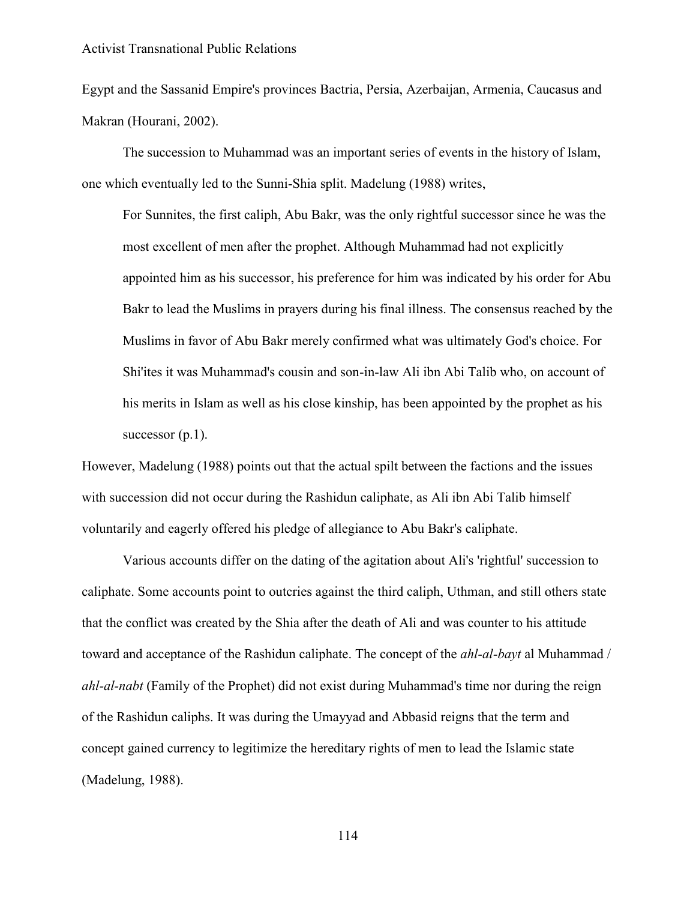Egypt and the Sassanid Empire's provinces Bactria, Persia, Azerbaijan, Armenia, Caucasus and Makran (Hourani, 2002).

The succession to Muhammad was an important series of events in the history of Islam, one which eventually led to the Sunni-Shia split. Madelung (1988) writes,

> For Sunnites, the first caliph, Abu Bakr, was the only rightful successor since he was the most excellent of men after the prophet. Although Muhammad had not explicitly appointed him as his successor, his preference for him was indicated by his order for Abu Bakr to lead the Muslims in prayers during his final illness. The consensus reached by the Muslims in favor of Abu Bakr merely confirmed what was ultimately God's choice. For Shi'ites it was Muhammad's cousin and son-in-law Ali ibn Abi Talib who, on account of his merits in Islam as well as his close kinship, has been appointed by the prophet as his successor (p.1).

However, Madelung (1988) points out that the actual spilt between the factions and the issues with succession did not occur during the Rashidun caliphate, as Ali ibn Abi Talib himself voluntarily and eagerly offered his pledge of allegiance to Abu Bakr's caliphate.

Various accounts differ on the dating of the agitation about Ali's 'rightful' succession to caliphate. Some accounts point to outcries against the third caliph, Uthman, and still others state that the conflict was created by the Shia after the death of Ali and was counter to his attitude toward and acceptance of the Rashidun caliphate. The concept of the *ahl-al-bayt* al Muhammad / *ahl-al-nabt* (Family of the Prophet) did not exist during Muhammad's time nor during the reign of the Rashidun caliphs. It was during the Umayyad and Abbasid reigns that the term and concept gained currency to legitimize the hereditary rights of men to lead the Islamic state (Madelung, 1988).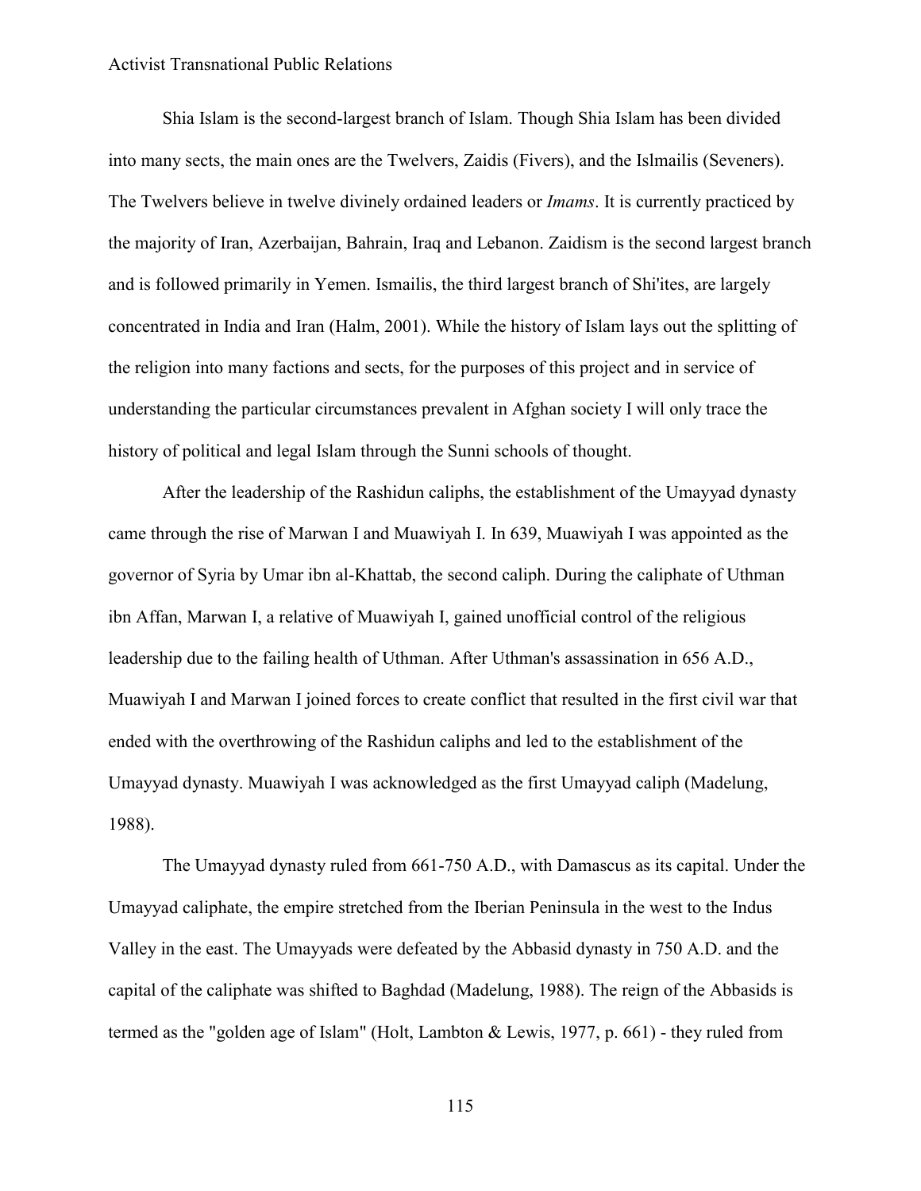Shia Islam is the second-largest branch of Islam. Though Shia Islam has been divided into many sects, the main ones are the Twelvers, Zaidis (Fivers), and the Islmailis (Seveners). The Twelvers believe in twelve divinely ordained leaders or *Imams*. It is currently practiced by the majority of Iran, Azerbaijan, Bahrain, Iraq and Lebanon. Zaidism is the second largest branch and is followed primarily in Yemen. Ismailis, the third largest branch of Shi'ites, are largely concentrated in India and Iran (Halm, 2001). While the history of Islam lays out the splitting of the religion into many factions and sects, for the purposes of this project and in service of understanding the particular circumstances prevalent in Afghan society I will only trace the history of political and legal Islam through the Sunni schools of thought.

After the leadership of the Rashidun caliphs, the establishment of the Umayyad dynasty came through the rise of Marwan I and Muawiyah I. In 639, Muawiyah I was appointed as the governor of Syria by Umar ibn al-Khattab, the second caliph. During the caliphate of Uthman ibn Affan, Marwan I, a relative of Muawiyah I, gained unofficial control of the religious leadership due to the failing health of Uthman. After Uthman's assassination in 656 A.D., Muawiyah I and Marwan I joined forces to create conflict that resulted in the first civil war that ended with the overthrowing of the Rashidun caliphs and led to the establishment of the Umayyad dynasty. Muawiyah I was acknowledged as the first Umayyad caliph (Madelung, 1988).

The Umayyad dynasty ruled from 661-750 A.D., with Damascus as its capital. Under the Umayyad caliphate, the empire stretched from the Iberian Peninsula in the west to the Indus Valley in the east. The Umayyads were defeated by the Abbasid dynasty in 750 A.D. and the capital of the caliphate was shifted to Baghdad (Madelung, 1988). The reign of the Abbasids is termed as the "golden age of Islam" (Holt, Lambton & Lewis, 1977, p. 661) - they ruled from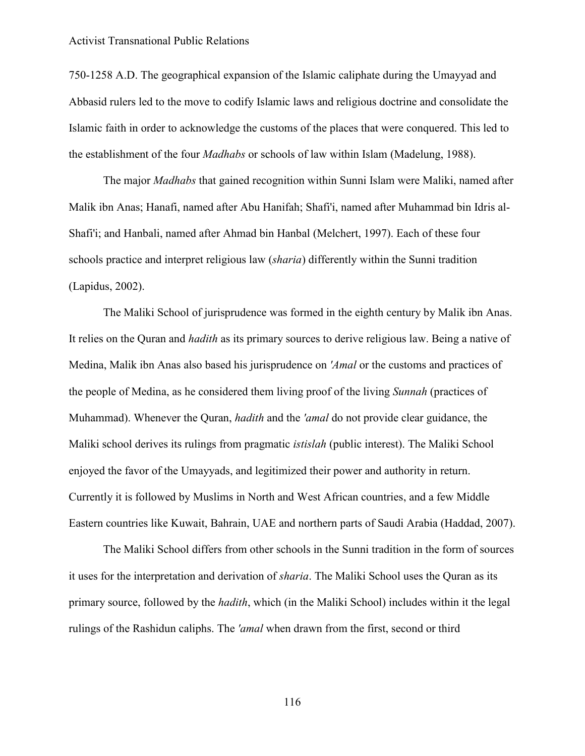750-1258 A.D. The geographical expansion of the Islamic caliphate during the Umayyad and Abbasid rulers led to the move to codify Islamic laws and religious doctrine and consolidate the Islamic faith in order to acknowledge the customs of the places that were conquered. This led to the establishment of the four *Madhabs* or schools of law within Islam (Madelung, 1988).

The major *Madhabs* that gained recognition within Sunni Islam were Maliki, named after Malik ibn Anas; Hanafi, named after Abu Hanifah; Shafi'i, named after Muhammad bin Idris al-Shafi'i; and Hanbali, named after Ahmad bin Hanbal (Melchert, 1997). Each of these four schools practice and interpret religious law (*sharia*) differently within the Sunni tradition (Lapidus, 2002).

The Maliki School of jurisprudence was formed in the eighth century by Malik ibn Anas. It relies on the Quran and *hadith* as its primary sources to derive religious law. Being a native of Medina, Malik ibn Anas also based his jurisprudence on *'Amal* or the customs and practices of the people of Medina, as he considered them living proof of the living *Sunnah* (practices of Muhammad). Whenever the Quran, *hadith* and the *'amal* do not provide clear guidance, the Maliki school derives its rulings from pragmatic *istislah* (public interest). The Maliki School enjoyed the favor of the Umayyads, and legitimized their power and authority in return. Currently it is followed by Muslims in North and West African countries, and a few Middle Eastern countries like Kuwait, Bahrain, UAE and northern parts of Saudi Arabia (Haddad, 2007).

The Maliki School differs from other schools in the Sunni tradition in the form of sources it uses for the interpretation and derivation of *sharia*. The Maliki School uses the Quran as its primary source, followed by the *hadith*, which (in the Maliki School) includes within it the legal rulings of the Rashidun caliphs. The *'amal* when drawn from the first, second or third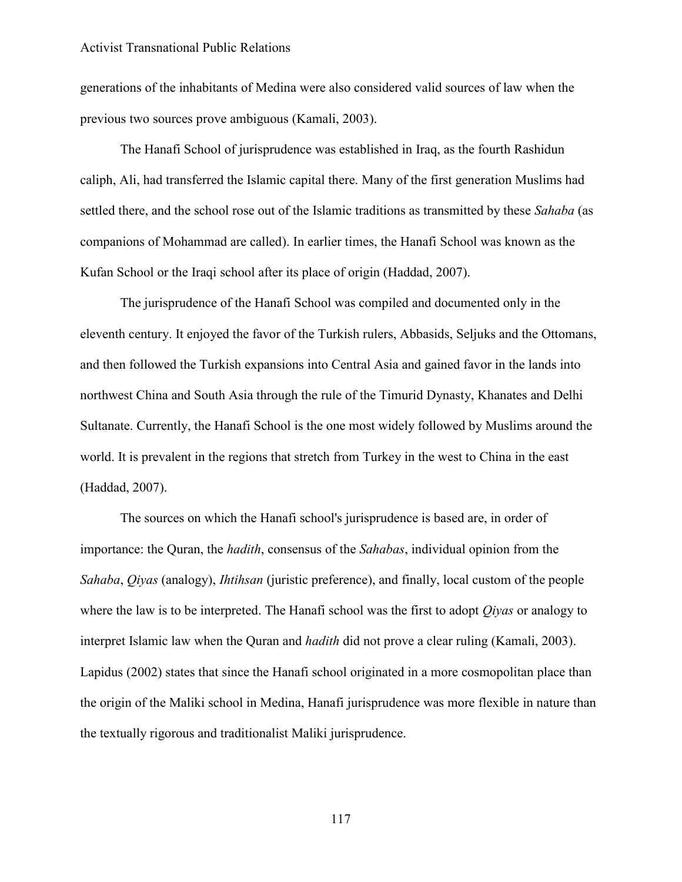generations of the inhabitants of Medina were also considered valid sources of law when the previous two sources prove ambiguous (Kamali, 2003).

The Hanafi School of jurisprudence was established in Iraq, as the fourth Rashidun caliph, Ali, had transferred the Islamic capital there. Many of the first generation Muslims had settled there, and the school rose out of the Islamic traditions as transmitted by these *Sahaba* (as companions of Mohammad are called). In earlier times, the Hanafi School was known as the Kufan School or the Iraqi school after its place of origin (Haddad, 2007).

The jurisprudence of the Hanafi School was compiled and documented only in the eleventh century. It enjoyed the favor of the Turkish rulers, Abbasids, Seljuks and the Ottomans, and then followed the Turkish expansions into Central Asia and gained favor in the lands into northwest China and South Asia through the rule of the Timurid Dynasty, Khanates and Delhi Sultanate. Currently, the Hanafi School is the one most widely followed by Muslims around the world. It is prevalent in the regions that stretch from Turkey in the west to China in the east (Haddad, 2007).

The sources on which the Hanafi school's jurisprudence is based are, in order of importance: the Quran, the *hadith*, consensus of the *Sahabas*, individual opinion from the *Sahaba*, *Qiyas* (analogy), *Ihtihsan* (juristic preference), and finally, local custom of the people where the law is to be interpreted. The Hanafi school was the first to adopt *Qiyas* or analogy to interpret Islamic law when the Quran and *hadith* did not prove a clear ruling (Kamali, 2003). Lapidus (2002) states that since the Hanafi school originated in a more cosmopolitan place than the origin of the Maliki school in Medina, Hanafi jurisprudence was more flexible in nature than the textually rigorous and traditionalist Maliki jurisprudence.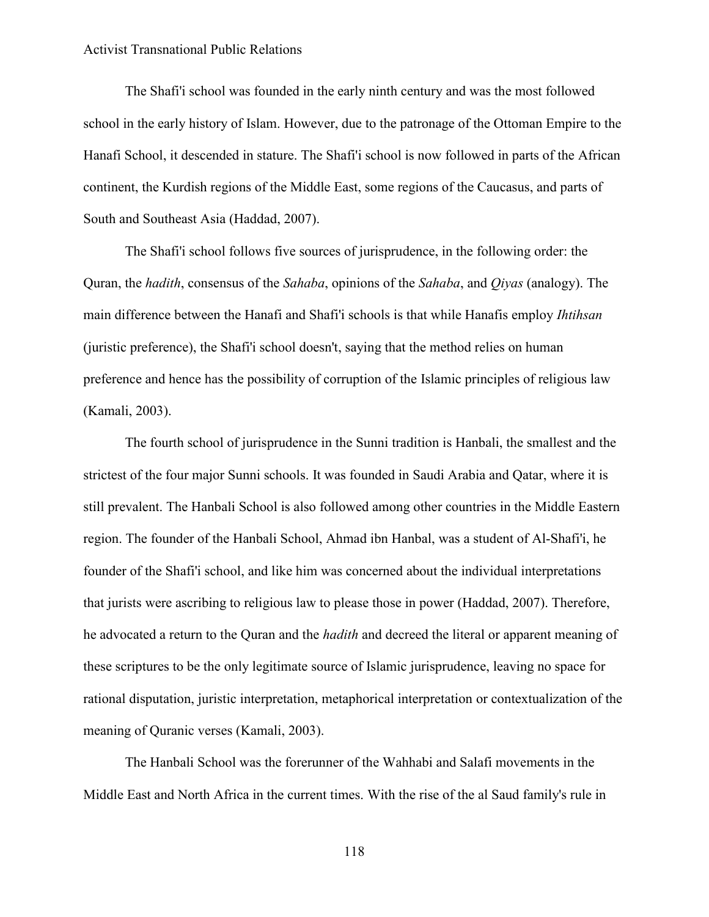The Shafi'i school was founded in the early ninth century and was the most followed school in the early history of Islam. However, due to the patronage of the Ottoman Empire to the Hanafi School, it descended in stature. The Shafi'i school is now followed in parts of the African continent, the Kurdish regions of the Middle East, some regions of the Caucasus, and parts of South and Southeast Asia (Haddad, 2007).

The Shafi'i school follows five sources of jurisprudence, in the following order: the Quran, the *hadith*, consensus of the *Sahaba*, opinions of the *Sahaba*, and *Qiyas* (analogy). The main difference between the Hanafi and Shafi'i schools is that while Hanafis employ *Ihtihsan* (juristic preference), the Shafi'i school doesn't, saying that the method relies on human preference and hence has the possibility of corruption of the Islamic principles of religious law (Kamali, 2003).

The fourth school of jurisprudence in the Sunni tradition is Hanbali, the smallest and the strictest of the four major Sunni schools. It was founded in Saudi Arabia and Qatar, where it is still prevalent. The Hanbali School is also followed among other countries in the Middle Eastern region. The founder of the Hanbali School, Ahmad ibn Hanbal, was a student of Al-Shafi'i, he founder of the Shafi'i school, and like him was concerned about the individual interpretations that jurists were ascribing to religious law to please those in power (Haddad, 2007). Therefore, he advocated a return to the Quran and the *hadith* and decreed the literal or apparent meaning of these scriptures to be the only legitimate source of Islamic jurisprudence, leaving no space for rational disputation, juristic interpretation, metaphorical interpretation or contextualization of the meaning of Quranic verses (Kamali, 2003).

The Hanbali School was the forerunner of the Wahhabi and Salafi movements in the Middle East and North Africa in the current times. With the rise of the al Saud family's rule in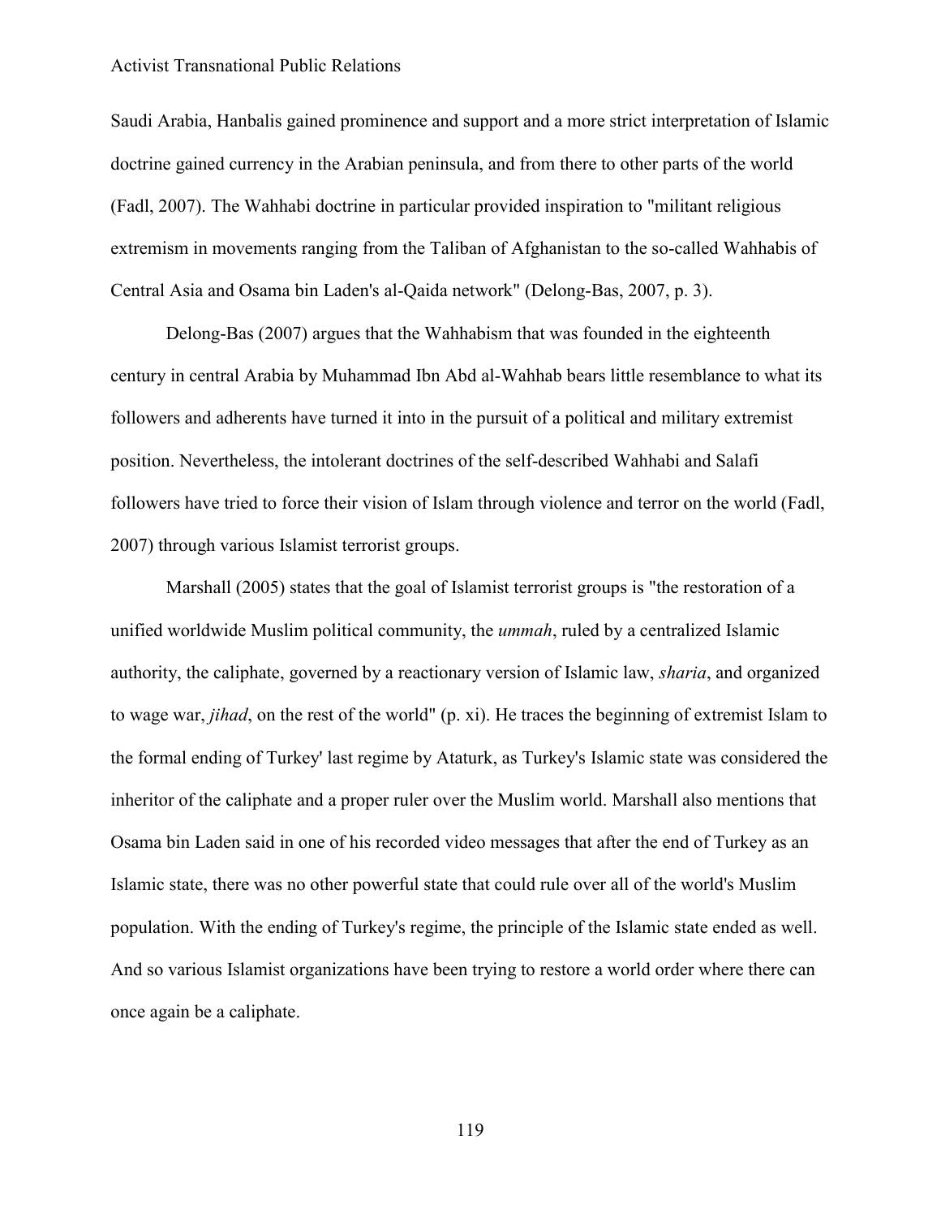Saudi Arabia, Hanbalis gained prominence and support and a more strict interpretation of Islamic doctrine gained currency in the Arabian peninsula, and from there to other parts of the world (Fadl, 2007). The Wahhabi doctrine in particular provided inspiration to "militant religious extremism in movements ranging from the Taliban of Afghanistan to the so-called Wahhabis of Central Asia and Osama bin Laden's al-Qaida network" (Delong-Bas, 2007, p. 3).

Delong-Bas (2007) argues that the Wahhabism that was founded in the eighteenth century in central Arabia by Muhammad Ibn Abd al-Wahhab bears little resemblance to what its followers and adherents have turned it into in the pursuit of a political and military extremist position. Nevertheless, the intolerant doctrines of the self-described Wahhabi and Salafi followers have tried to force their vision of Islam through violence and terror on the world (Fadl, 2007) through various Islamist terrorist groups.

Marshall (2005) states that the goal of Islamist terrorist groups is "the restoration of a unified worldwide Muslim political community, the *ummah*, ruled by a centralized Islamic authority, the caliphate, governed by a reactionary version of Islamic law, *sharia*, and organized to wage war, *jihad*, on the rest of the world" (p. xi). He traces the beginning of extremist Islam to the formal ending of Turkey' last regime by Ataturk, as Turkey's Islamic state was considered the inheritor of the caliphate and a proper ruler over the Muslim world. Marshall also mentions that Osama bin Laden said in one of his recorded video messages that after the end of Turkey as an Islamic state, there was no other powerful state that could rule over all of the world's Muslim population. With the ending of Turkey's regime, the principle of the Islamic state ended as well. And so various Islamist organizations have been trying to restore a world order where there can once again be a caliphate.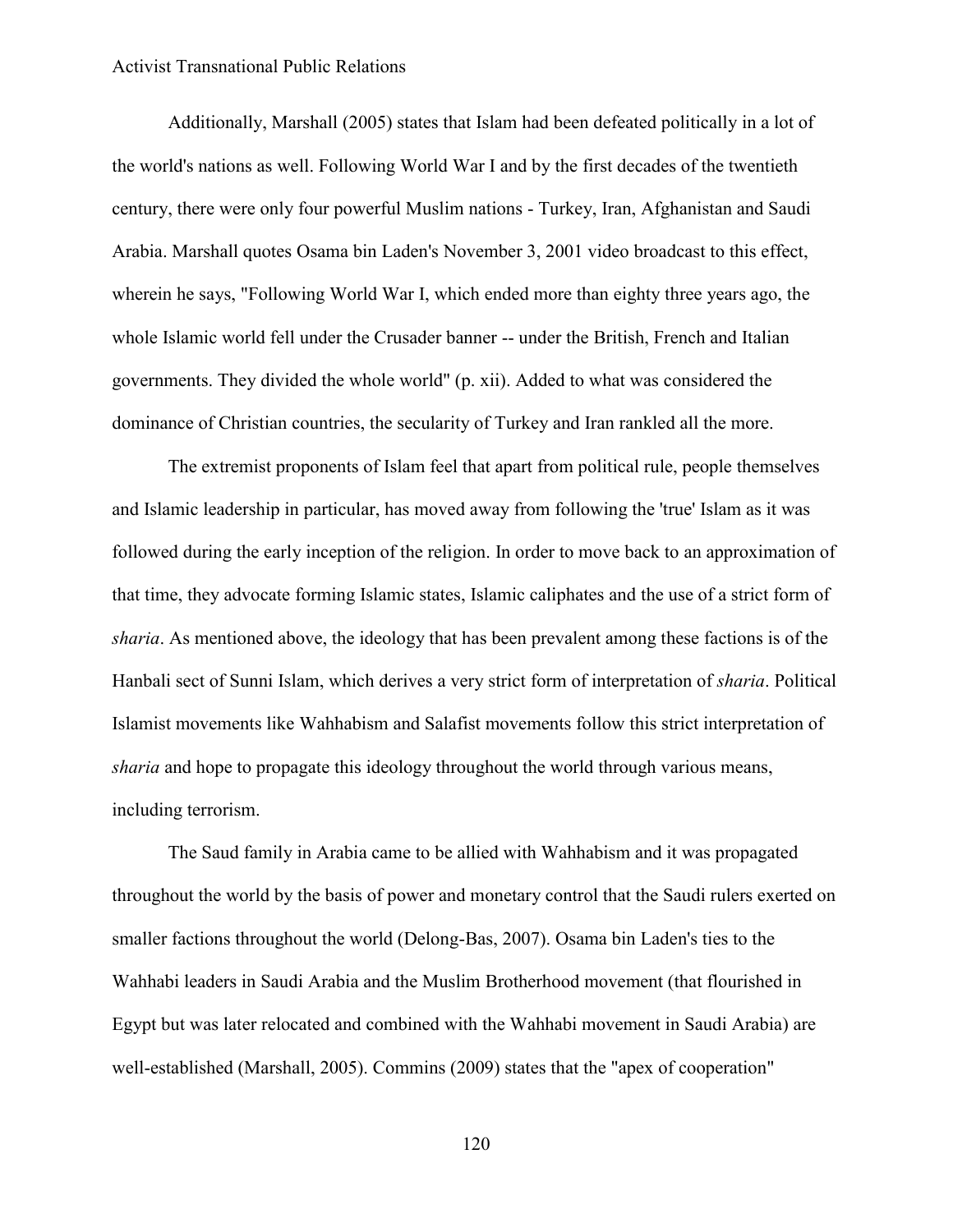Additionally, Marshall (2005) states that Islam had been defeated politically in a lot of the world's nations as well. Following World War I and by the first decades of the twentieth century, there were only four powerful Muslim nations - Turkey, Iran, Afghanistan and Saudi Arabia. Marshall quotes Osama bin Laden's November 3, 2001 video broadcast to this effect, wherein he says, "Following World War I, which ended more than eighty three years ago, the whole Islamic world fell under the Crusader banner -- under the British, French and Italian governments. They divided the whole world" (p. xii). Added to what was considered the dominance of Christian countries, the secularity of Turkey and Iran rankled all the more.

The extremist proponents of Islam feel that apart from political rule, people themselves and Islamic leadership in particular, has moved away from following the 'true' Islam as it was followed during the early inception of the religion. In order to move back to an approximation of that time, they advocate forming Islamic states, Islamic caliphates and the use of a strict form of *sharia*. As mentioned above, the ideology that has been prevalent among these factions is of the Hanbali sect of Sunni Islam, which derives a very strict form of interpretation of *sharia*. Political Islamist movements like Wahhabism and Salafist movements follow this strict interpretation of *sharia* and hope to propagate this ideology throughout the world through various means, including terrorism.

The Saud family in Arabia came to be allied with Wahhabism and it was propagated throughout the world by the basis of power and monetary control that the Saudi rulers exerted on smaller factions throughout the world (Delong-Bas, 2007). Osama bin Laden's ties to the Wahhabi leaders in Saudi Arabia and the Muslim Brotherhood movement (that flourished in Egypt but was later relocated and combined with the Wahhabi movement in Saudi Arabia) are well-established (Marshall, 2005). Commins (2009) states that the "apex of cooperation"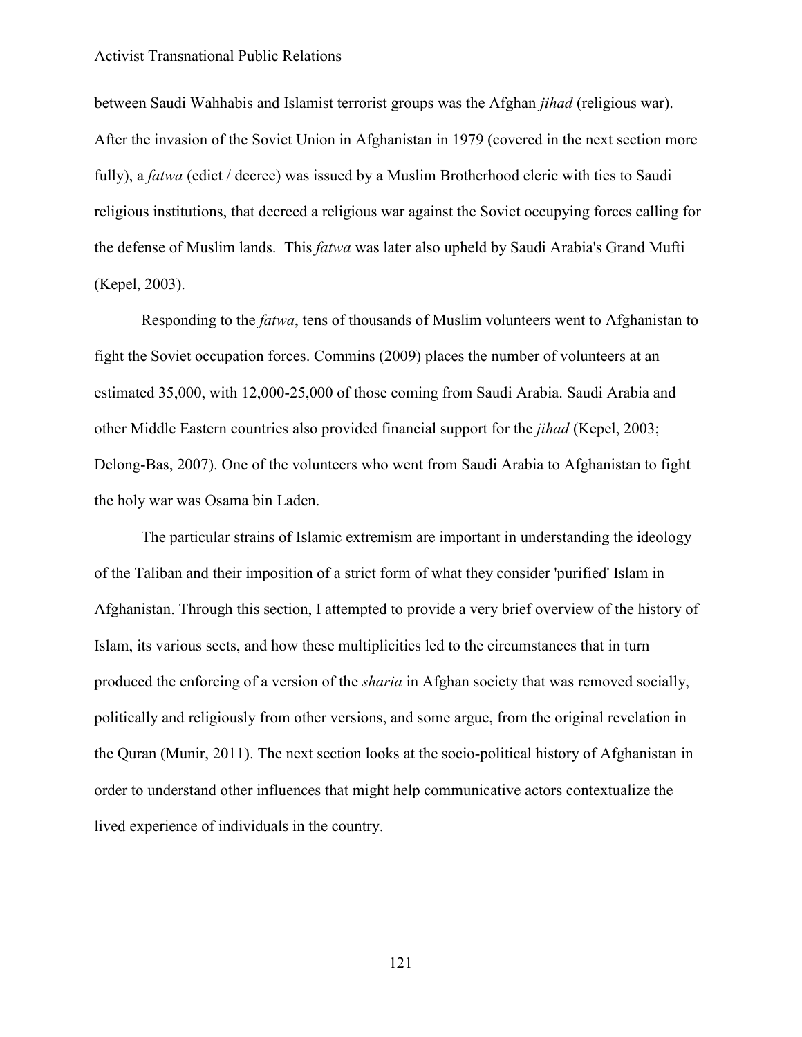between Saudi Wahhabis and Islamist terrorist groups was the Afghan *jihad* (religious war). After the invasion of the Soviet Union in Afghanistan in 1979 (covered in the next section more fully), a *fatwa* (edict / decree) was issued by a Muslim Brotherhood cleric with ties to Saudi religious institutions, that decreed a religious war against the Soviet occupying forces calling for the defense of Muslim lands. This *fatwa* was later also upheld by Saudi Arabia's Grand Mufti (Kepel, 2003).

Responding to the *fatwa*, tens of thousands of Muslim volunteers went to Afghanistan to fight the Soviet occupation forces. Commins (2009) places the number of volunteers at an estimated 35,000, with 12,000-25,000 of those coming from Saudi Arabia. Saudi Arabia and other Middle Eastern countries also provided financial support for the *jihad* (Kepel, 2003; Delong-Bas, 2007). One of the volunteers who went from Saudi Arabia to Afghanistan to fight the holy war was Osama bin Laden.

The particular strains of Islamic extremism are important in understanding the ideology of the Taliban and their imposition of a strict form of what they consider 'purified' Islam in Afghanistan. Through this section, I attempted to provide a very brief overview of the history of Islam, its various sects, and how these multiplicities led to the circumstances that in turn produced the enforcing of a version of the *sharia* in Afghan society that was removed socially, politically and religiously from other versions, and some argue, from the original revelation in the Quran (Munir, 2011). The next section looks at the socio-political history of Afghanistan in order to understand other influences that might help communicative actors contextualize the lived experience of individuals in the country.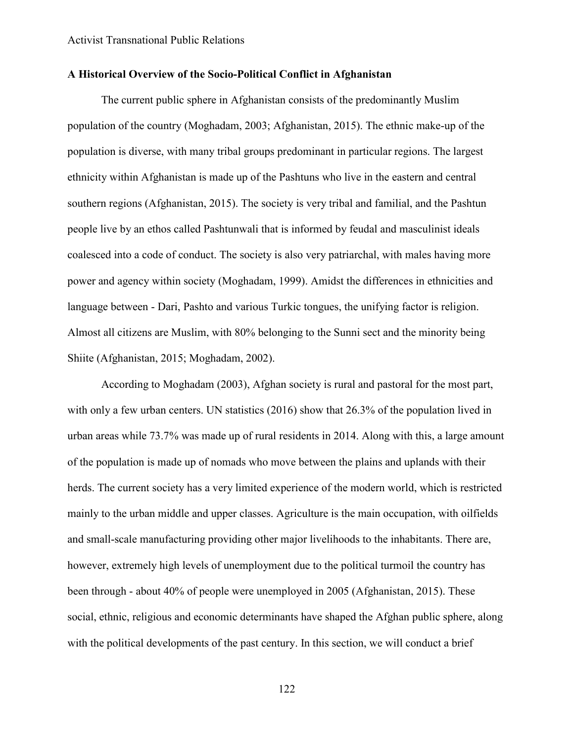## A Historical Overview of the Socio-Political Conflict in Afghanistan

The current public sphere in Afghanistan consists of the predominantly Muslim population of the country (Moghadam, 2003; Afghanistan, 2015). The ethnic make-up of the population is diverse, with many tribal groups predominant in particular regions. The largest ethnicity within Afghanistan is made up of the Pashtuns who live in the eastern and central southern regions (Afghanistan, 2015). The society is very tribal and familial, and the Pashtun people live by an ethos called Pashtunwali that is informed by feudal and masculinist ideals coalesced into a code of conduct. The society is also very patriarchal, with males having more power and agency within society (Moghadam, 1999). Amidst the differences in ethnicities and language between - Dari, Pashto and various Turkic tongues, the unifying factor is religion. Almost all citizens are Muslim, with 80% belonging to the Sunni sect and the minority being Shiite (Afghanistan, 2015; Moghadam, 2002).

According to Moghadam (2003), Afghan society is rural and pastoral for the most part, with only a few urban centers. UN statistics (2016) show that 26.3% of the population lived in urban areas while 73.7% was made up of rural residents in 2014. Along with this, a large amount of the population is made up of nomads who move between the plains and uplands with their herds. The current society has a very limited experience of the modern world, which is restricted mainly to the urban middle and upper classes. Agriculture is the main occupation, with oilfields and small-scale manufacturing providing other major livelihoods to the inhabitants. There are, however, extremely high levels of unemployment due to the political turmoil the country has been through - about 40% of people were unemployed in 2005 (Afghanistan, 2015). These social, ethnic, religious and economic determinants have shaped the Afghan public sphere, along with the political developments of the past century. In this section, we will conduct a brief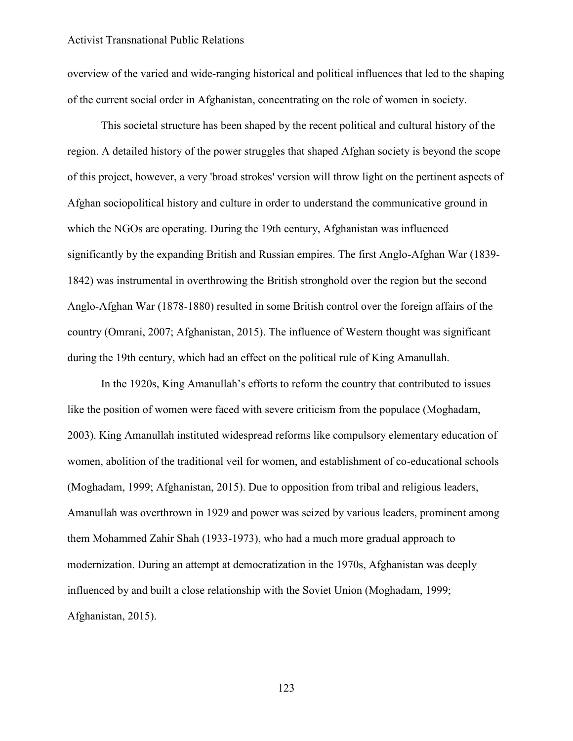overview of the varied and wide-ranging historical and political influences that led to the shaping of the current social order in Afghanistan, concentrating on the role of women in society.

This societal structure has been shaped by the recent political and cultural history of the region. A detailed history of the power struggles that shaped Afghan society is beyond the scope of this project, however, a very 'broad strokes' version will throw light on the pertinent aspects of Afghan sociopolitical history and culture in order to understand the communicative ground in which the NGOs are operating. During the 19th century, Afghanistan was influenced significantly by the expanding British and Russian empires. The first Anglo-Afghan War (1839-1842) was instrumental in overthrowing the British stronghold over the region but the second Anglo-Afghan War (1878-1880) resulted in some British control over the foreign affairs of the country (Omrani, 2007; Afghanistan, 2015). The influence of Western thought was significant during the 19th century, which had an effect on the political rule of King Amanullah.

In the 1920s, King Amanullah's efforts to reform the country that contributed to issues like the position of women were faced with severe criticism from the populace (Moghadam, 2003). King Amanullah instituted widespread reforms like compulsory elementary education of women, abolition of the traditional veil for women, and establishment of co-educational schools (Moghadam, 1999; Afghanistan, 2015). Due to opposition from tribal and religious leaders, Amanullah was overthrown in 1929 and power was seized by various leaders, prominent among them Mohammed Zahir Shah (1933-1973), who had a much more gradual approach to modernization. During an attempt at democratization in the 1970s, Afghanistan was deeply influenced by and built a close relationship with the Soviet Union (Moghadam, 1999; Afghanistan, 2015).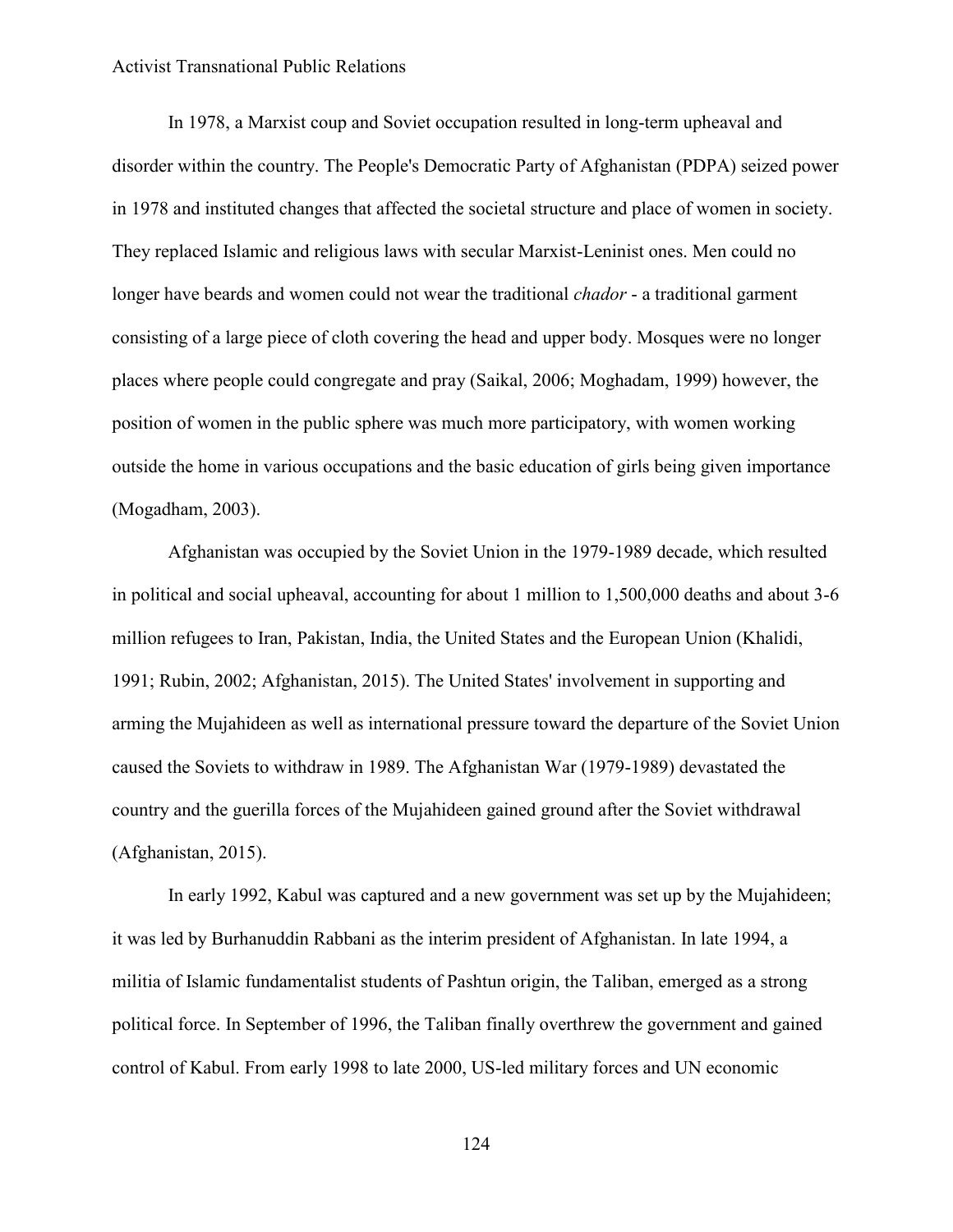In 1978, a Marxist coup and Soviet occupation resulted in long-term upheaval and disorder within the country. The People's Democratic Party of Afghanistan (PDPA) seized power in 1978 and instituted changes that affected the societal structure and place of women in society. They replaced Islamic and religious laws with secular Marxist-Leninist ones. Men could no longer have beards and women could not wear the traditional *chador* - a traditional garment consisting of a large piece of cloth covering the head and upper body. Mosques were no longer places where people could congregate and pray (Saikal, 2006; Moghadam, 1999) however, the position of women in the public sphere was much more participatory, with women working outside the home in various occupations and the basic education of girls being given importance (Mogadham, 2003).

Afghanistan was occupied by the Soviet Union in the 1979-1989 decade, which resulted in political and social upheaval, accounting for about 1 million to 1,500,000 deaths and about 3-6 million refugees to Iran, Pakistan, India, the United States and the European Union (Khalidi, 1991; Rubin, 2002; Afghanistan, 2015). The United States' involvement in supporting and arming the Mujahideen as well as international pressure toward the departure of the Soviet Union caused the Soviets to withdraw in 1989. The Afghanistan War (1979-1989) devastated the country and the guerilla forces of the Mujahideen gained ground after the Soviet withdrawal (Afghanistan, 2015).

In early 1992, Kabul was captured and a new government was set up by the Mujahideen; it was led by Burhanuddin Rabbani as the interim president of Afghanistan. In late 1994, a militia of Islamic fundamentalist students of Pashtun origin, the Taliban, emerged as a strong political force. In September of 1996, the Taliban finally overthrew the government and gained control of Kabul. From early 1998 to late 2000, US-led military forces and UN economic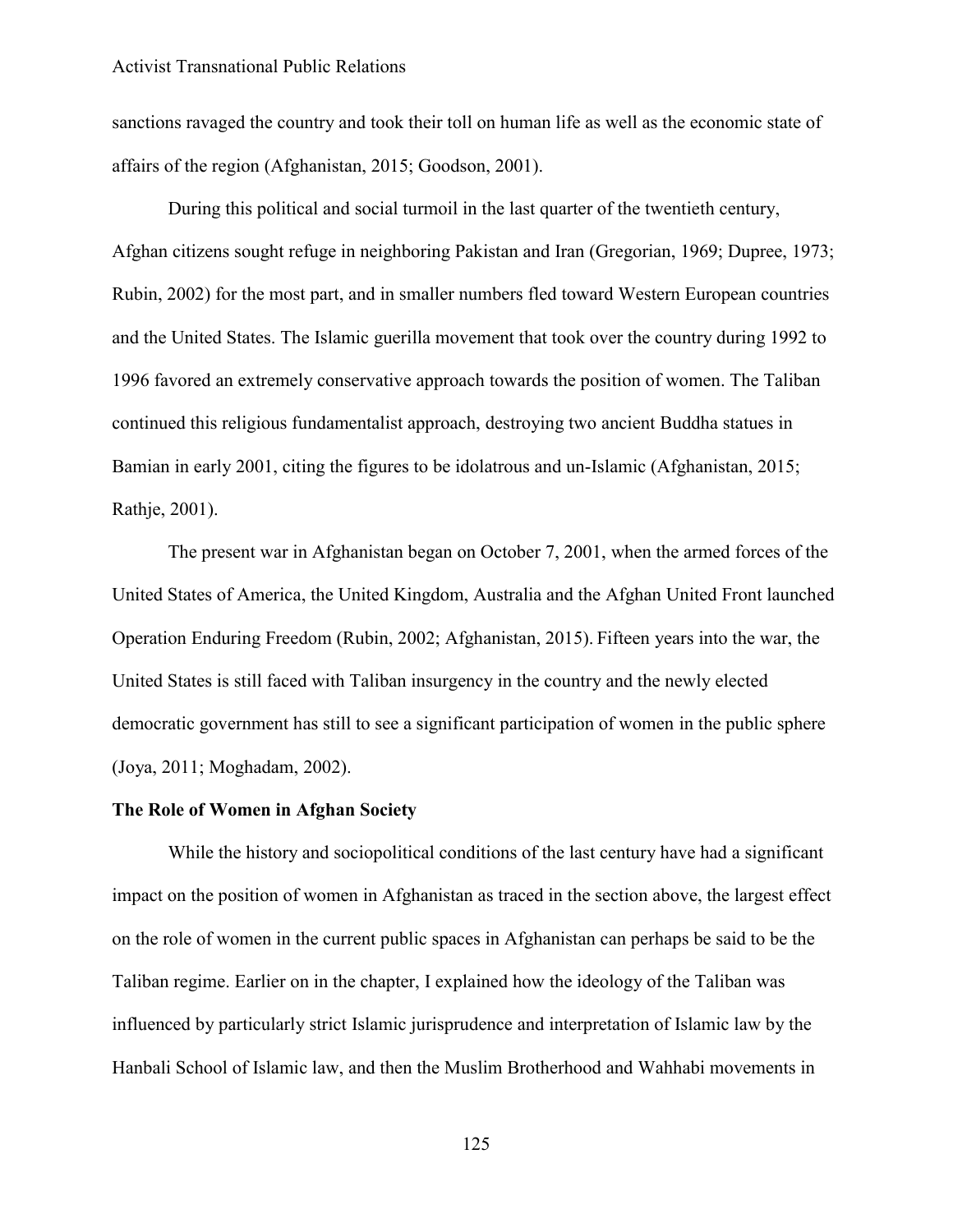sanctions ravaged the country and took their toll on human life as well as the economic state of affairs of the region (Afghanistan, 2015; Goodson, 2001).

During this political and social turmoil in the last quarter of the twentieth century, Afghan citizens sought refuge in neighboring Pakistan and Iran (Gregorian, 1969; Dupree, 1973; Rubin, 2002) for the most part, and in smaller numbers fled toward Western European countries and the United States. The Islamic guerilla movement that took over the country during 1992 to 1996 favored an extremely conservative approach towards the position of women. The Taliban continued this religious fundamentalist approach, destroying two ancient Buddha statues in Bamian in early 2001, citing the figures to be idolatrous and un-Islamic (Afghanistan, 2015; Rathje, 2001).

The present war in Afghanistan began on October 7, 2001, when the armed forces of the United States of America, the United Kingdom, Australia and the Afghan United Front launched Operation Enduring Freedom (Rubin, 2002; Afghanistan, 2015). Fifteen years into the war, the United States is still faced with Taliban insurgency in the country and the newly elected democratic government has still to see a significant participation of women in the public sphere (Joya, 2011; Moghadam, 2002).

**The Role of Women in Afghan Society**

While the history and sociopolitical conditions of the last century have had a significant impact on the position of women in Afghanistan as traced in the section above, the largest effect on the role of women in the current public spaces in Afghanistan can perhaps be said to be the Taliban regime. Earlier on in the chapter, I explained how the ideology of the Taliban was influenced by particularly strict Islamic jurisprudence and interpretation of Islamic law by the Hanbali School of Islamic law, and then the Muslim Brotherhood and Wahhabi movements in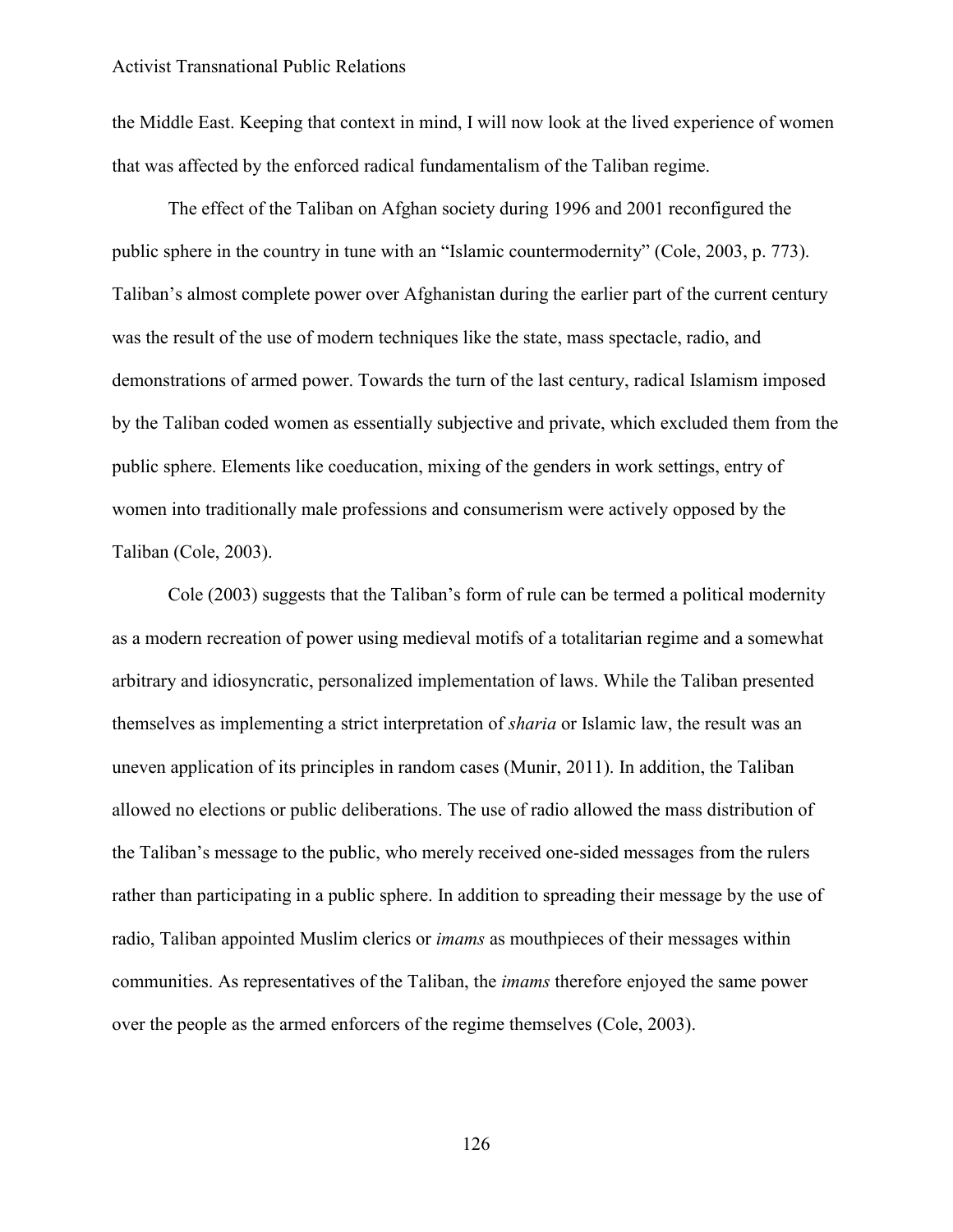the Middle East. Keeping that context in mind, I will now look at the lived experience of women that was affected by the enforced radical fundamentalism of the Taliban regime.

The effect of the Taliban on Afghan society during 1996 and 2001 reconfigured the public sphere in the country in tune with an "Islamic countermodernity" (Cole, 2003, p. 773). Taliban's almost complete power over Afghanistan during the earlier part of the current century was the result of the use of modern techniques like the state, mass spectacle, radio, and demonstrations of armed power. Towards the turn of the last century, radical Islamism imposed by the Taliban coded women as essentially subjective and private, which excluded them from the public sphere. Elements like coeducation, mixing of the genders in work settings, entry of women into traditionally male professions and consumerism were actively opposed by the Taliban (Cole, 2003).

Cole (2003) suggests that the Taliban's form of rule can be termed a political modernity as a modern recreation of power using medieval motifs of a totalitarian regime and a somewhat arbitrary and idiosyncratic, personalized implementation of laws. While the Taliban presented themselves as implementing a strict interpretation of *sharia* or Islamic law, the result was an uneven application of its principles in random cases (Munir, 2011). In addition, the Taliban allowed no elections or public deliberations. The use of radio allowed the mass distribution of the Taliban's message to the public, who merely received one-sided messages from the rulers rather than participating in a public sphere. In addition to spreading their message by the use of radio, Taliban appointed Muslim clerics or *imams* as mouthpieces of their messages within communities. As representatives of the Taliban, the *imams* therefore enjoyed the same power over the people as the armed enforcers of the regime themselves (Cole, 2003).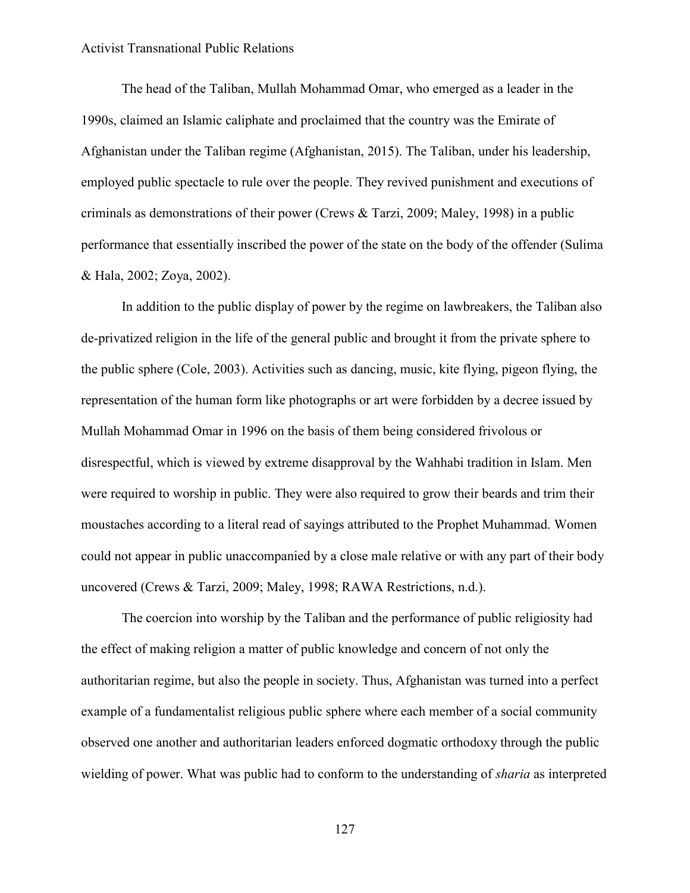The head of the Taliban, Mullah Mohammad Omar, who emerged as a leader in the 1990s, claimed an Islamic caliphate and proclaimed that the country was the Emirate of Afghanistan under the Taliban regime (Afghanistan, 2015). The Taliban, under his leadership, employed public spectacle to rule over the people. They revived punishment and executions of criminals as demonstrations of their power (Crews & Tarzi, 2009; Maley, 1998) in a public performance that essentially inscribed the power of the state on the body of the offender (Sulima & Hala, 2002; Zoya, 2002).

In addition to the public display of power by the regime on lawbreakers, the Taliban also de-privatized religion in the life of the general public and brought it from the private sphere to the public sphere (Cole, 2003). Activities such as dancing, music, kite flying, pigeon flying, the representation of the human form like photographs or art were forbidden by a decree issued by Mullah Mohammad Omar in 1996 on the basis of them being considered frivolous or disrespectful, which is viewed by extreme disapproval by the Wahhabi tradition in Islam. Men were required to worship in public. They were also required to grow their beards and trim their moustaches according to a literal read of sayings attributed to the Prophet Muhammad. Women could not appear in public unaccompanied by a close male relative or with any part of their body uncovered (Crews & Tarzi, 2009; Maley, 1998; RAWA Restrictions, n.d.).

The coercion into worship by the Taliban and the performance of public religiosity had the effect of making religion a matter of public knowledge and concern of not only the authoritarian regime, but also the people in society. Thus, Afghanistan was turned into a perfect example of a fundamentalist religious public sphere where each member of a social community observed one another and authoritarian leaders enforced dogmatic orthodoxy through the public wielding of power. What was public had to conform to the understanding of *sharia* as interpreted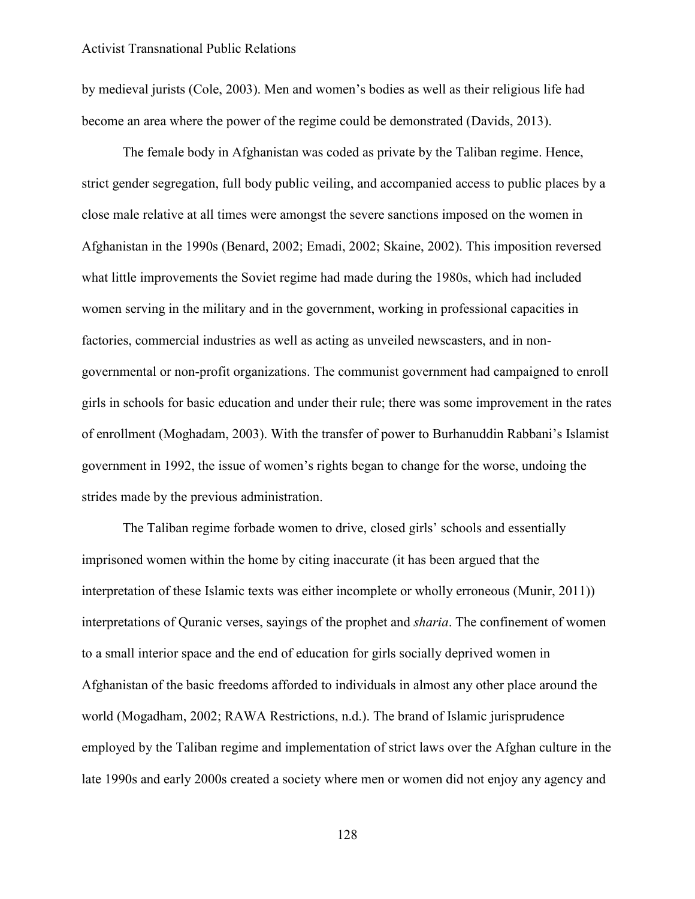by medieval jurists (Cole, 2003). Men and women's bodies as well as their religious life had become an area where the power of the regime could be demonstrated (Davids, 2013).

The female body in Afghanistan was coded as private by the Taliban regime. Hence, strict gender segregation, full body public veiling, and accompanied access to public places by a close male relative at all times were amongst the severe sanctions imposed on the women in Afghanistan in the 1990s (Benard, 2002; Emadi, 2002; Skaine, 2002). This imposition reversed what little improvements the Soviet regime had made during the 1980s, which had included women serving in the military and in the government, working in professional capacities in factories, commercial industries as well as acting as unveiled newscasters, and in non-governmental or non-profit organizations. The communist government had campaigned to enroll girls in schools for basic education and under their rule; there was some improvement in the rates of enrollment (Moghadam, 2003). With the transfer of power to Burhanuddin Rabbani's Islamist government in 1992, the issue of women's rights began to change for the worse, undoing the strides made by the previous administration.

The Taliban regime forbade women to drive, closed girls' schools and essentially imprisoned women within the home by citing inaccurate (it has been argued that the interpretation of these Islamic texts was either incomplete or wholly erroneous (Munir, 2011)) interpretations of Quranic verses, sayings of the prophet and *sharia*. The confinement of women to a small interior space and the end of education for girls socially deprived women in Afghanistan of the basic freedoms afforded to individuals in almost any other place around the world (Mogadham, 2002; RAWA Restrictions, n.d.). The brand of Islamic jurisprudence employed by the Taliban regime and implementation of strict laws over the Afghan culture in the late 1990s and early 2000s created a society where men or women did not enjoy any agency and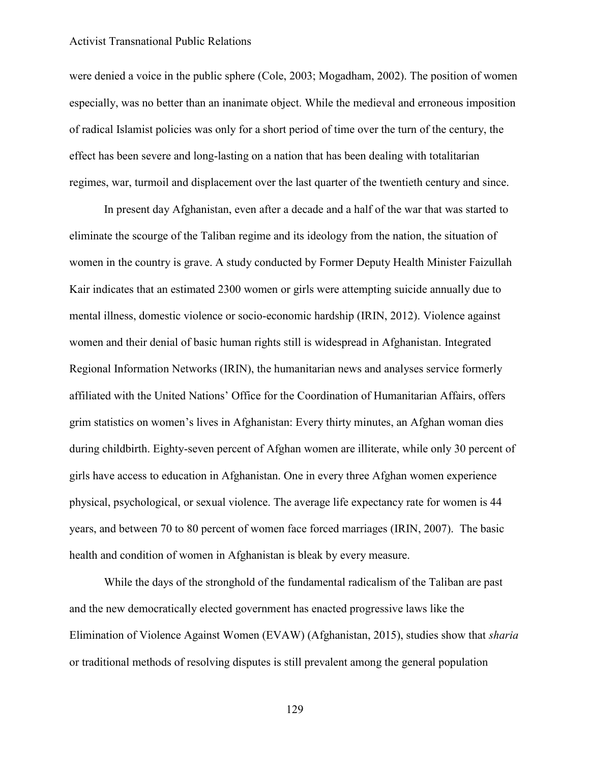were denied a voice in the public sphere (Cole, 2003; Mogadham, 2002). The position of women especially, was no better than an inanimate object. While the medieval and erroneous imposition of radical Islamist policies was only for a short period of time over the turn of the century, the effect has been severe and long-lasting on a nation that has been dealing with totalitarian regimes, war, turmoil and displacement over the last quarter of the twentieth century and since.

In present day Afghanistan, even after a decade and a half of the war that was started to eliminate the scourge of the Taliban regime and its ideology from the nation, the situation of women in the country is grave. A study conducted by Former Deputy Health Minister Faizullah Kair indicates that an estimated 2300 women or girls were attempting suicide annually due to mental illness, domestic violence or socio-economic hardship (IRIN, 2012). Violence against women and their denial of basic human rights still is widespread in Afghanistan. Integrated Regional Information Networks (IRIN), the humanitarian news and analyses service formerly affiliated with the United Nations' Office for the Coordination of Humanitarian Affairs, offers grim statistics on women's lives in Afghanistan: Every thirty minutes, an Afghan woman dies during childbirth. Eighty-seven percent of Afghan women are illiterate, while only 30 percent of girls have access to education in Afghanistan. One in every three Afghan women experience physical, psychological, or sexual violence. The average life expectancy rate for women is 44 years, and between 70 to 80 percent of women face forced marriages (IRIN, 2007). The basic health and condition of women in Afghanistan is bleak by every measure.

While the days of the stronghold of the fundamental radicalism of the Taliban are past and the new democratically elected government has enacted progressive laws like the Elimination of Violence Against Women (EVAW) (Afghanistan, 2015), studies show that *sharia* or traditional methods of resolving disputes is still prevalent among the general population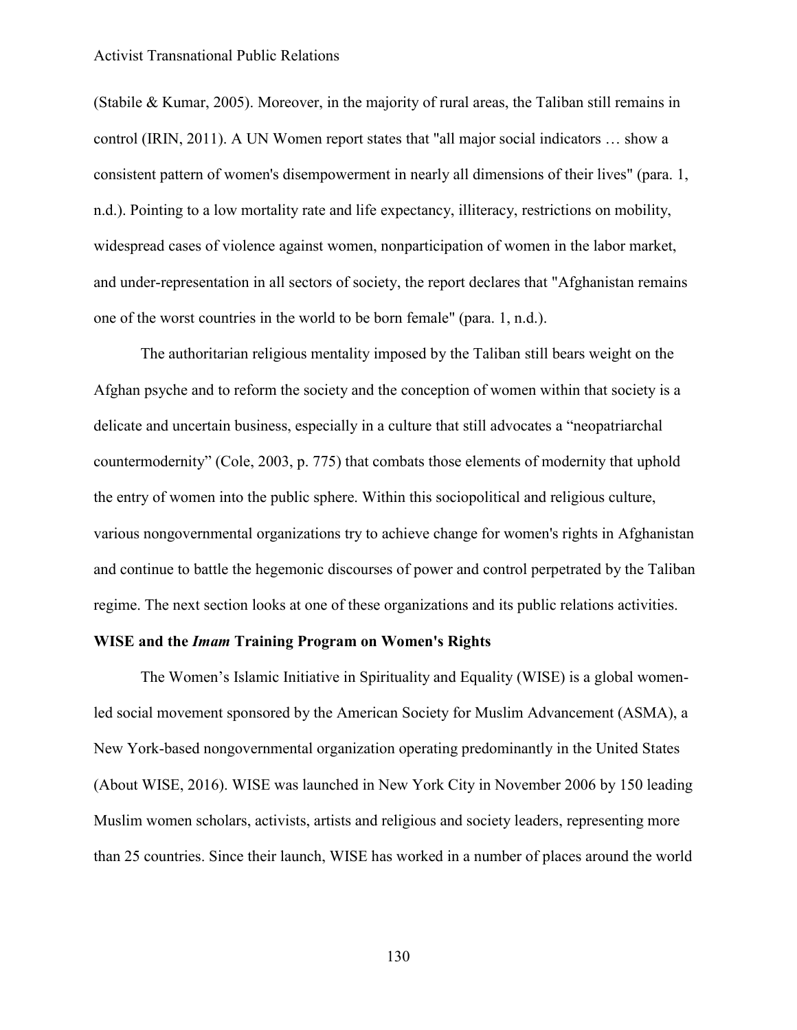(Stabile & Kumar, 2005). Moreover, in the majority of rural areas, the Taliban still remains in control (IRIN, 2011). A UN Women report states that "all major social indicators … show a consistent pattern of women's disempowerment in nearly all dimensions of their lives" (para. 1, n.d.). Pointing to a low mortality rate and life expectancy, illiteracy, restrictions on mobility, widespread cases of violence against women, nonparticipation of women in the labor market, and under-representation in all sectors of society, the report declares that "Afghanistan remains one of the worst countries in the world to be born female" (para. 1, n.d.).

The authoritarian religious mentality imposed by the Taliban still bears weight on the Afghan psyche and to reform the society and the conception of women within that society is a delicate and uncertain business, especially in a culture that still advocates a "neopatriarchal countermodernity" (Cole, 2003, p. 775) that combats those elements of modernity that uphold the entry of women into the public sphere. Within this sociopolitical and religious culture, various nongovernmental organizations try to achieve change for women's rights in Afghanistan and continue to battle the hegemonic discourses of power and control perpetrated by the Taliban regime. The next section looks at one of these organizations and its public relations activities.

### WISE and the *Imam* Training Program on Women's Rights

The Women's Islamic Initiative in Spirituality and Equality (WISE) is a global women-led social movement sponsored by the American Society for Muslim Advancement (ASMA), a New York-based nongovernmental organization operating predominantly in the United States (About WISE, 2016). WISE was launched in New York City in November 2006 by 150 leading Muslim women scholars, activists, artists and religious and society leaders, representing more than 25 countries. Since their launch, WISE has worked in a number of places around the world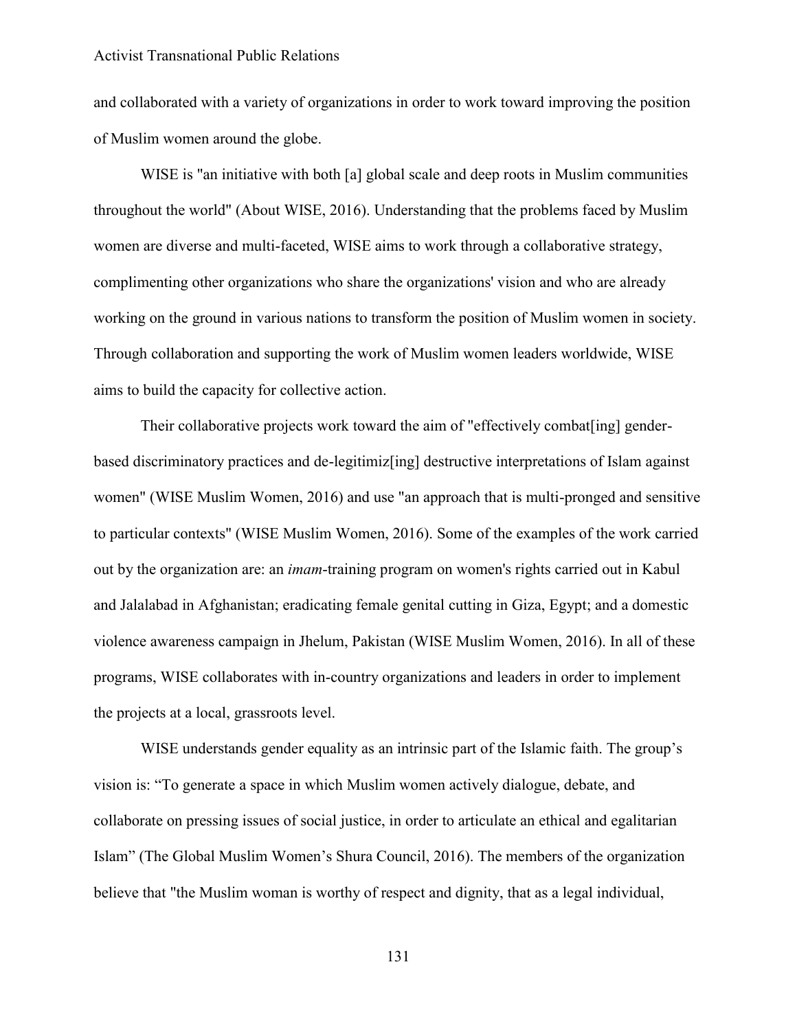and collaborated with a variety of organizations in order to work toward improving the position of Muslim women around the globe.

WISE is "an initiative with both [a] global scale and deep roots in Muslim communities throughout the world" (About WISE, 2016). Understanding that the problems faced by Muslim women are diverse and multi-faceted, WISE aims to work through a collaborative strategy, complimenting other organizations who share the organizations' vision and who are already working on the ground in various nations to transform the position of Muslim women in society. Through collaboration and supporting the work of Muslim women leaders worldwide, WISE aims to build the capacity for collective action.

Their collaborative projects work toward the aim of "effectively combat[ing] gender-based discriminatory practices and de-legitimiz[ing] destructive interpretations of Islam against women" (WISE Muslim Women, 2016) and use "an approach that is multi-pronged and sensitive to particular contexts" (WISE Muslim Women, 2016). Some of the examples of the work carried out by the organization are: an *imam*-training program on women's rights carried out in Kabul and Jalalabad in Afghanistan; eradicating female genital cutting in Giza, Egypt; and a domestic violence awareness campaign in Jhelum, Pakistan (WISE Muslim Women, 2016). In all of these programs, WISE collaborates with in-country organizations and leaders in order to implement the projects at a local, grassroots level.

WISE understands gender equality as an intrinsic part of the Islamic faith. The group's vision is: "To generate a space in which Muslim women actively dialogue, debate, and collaborate on pressing issues of social justice, in order to articulate an ethical and egalitarian Islam" (The Global Muslim Women's Shura Council, 2016). The members of the organization believe that "the Muslim woman is worthy of respect and dignity, that as a legal individual,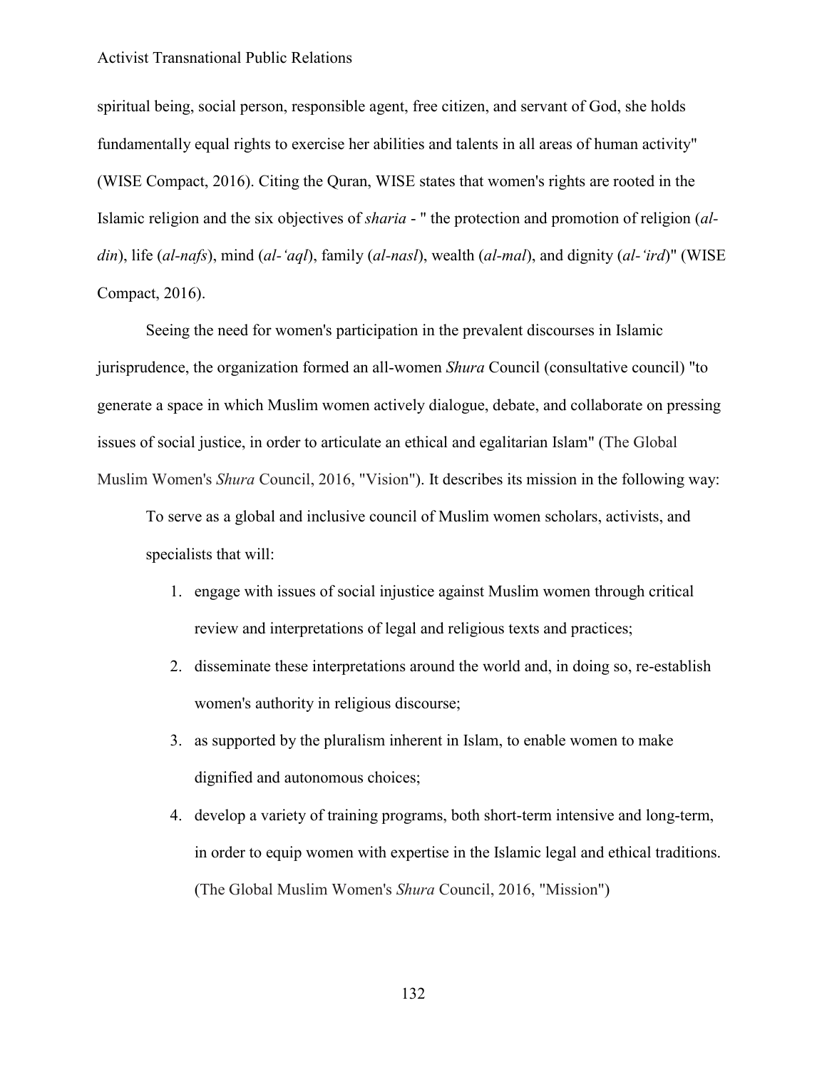spiritual being, social person, responsible agent, free citizen, and servant of God, she holds fundamentally equal rights to exercise her abilities and talents in all areas of human activity" (WISE Compact, 2016). Citing the Quran, WISE states that women's rights are rooted in the Islamic religion and the six objectives of *sharia* - " the protection and promotion of religion (*al-din*), life (*al-nafs*), mind (*al-ʻaql*), family (*al-nasl*), wealth (*al-mal*), and dignity (*al-ʻird*)" (WISE Compact, 2016).

Seeing the need for women's participation in the prevalent discourses in Islamic jurisprudence, the organization formed an all-women *Shura* Council (consultative council) "to generate a space in which Muslim women actively dialogue, debate, and collaborate on pressing issues of social justice, in order to articulate an ethical and egalitarian Islam" (The Global Muslim Women's *Shura* Council, 2016, "Vision"). It describes its mission in the following way:

> To serve as a global and inclusive council of Muslim women scholars, activists, and specialists that will:
>
> 1. engage with issues of social injustice against Muslim women through critical review and interpretations of legal and religious texts and practices;
> 2. disseminate these interpretations around the world and, in doing so, re-establish women's authority in religious discourse;
> 3. as supported by the pluralism inherent in Islam, to enable women to make dignified and autonomous choices;
> 4. develop a variety of training programs, both short-term intensive and long-term, in order to equip women with expertise in the Islamic legal and ethical traditions. (The Global Muslim Women's *Shura* Council, 2016, "Mission")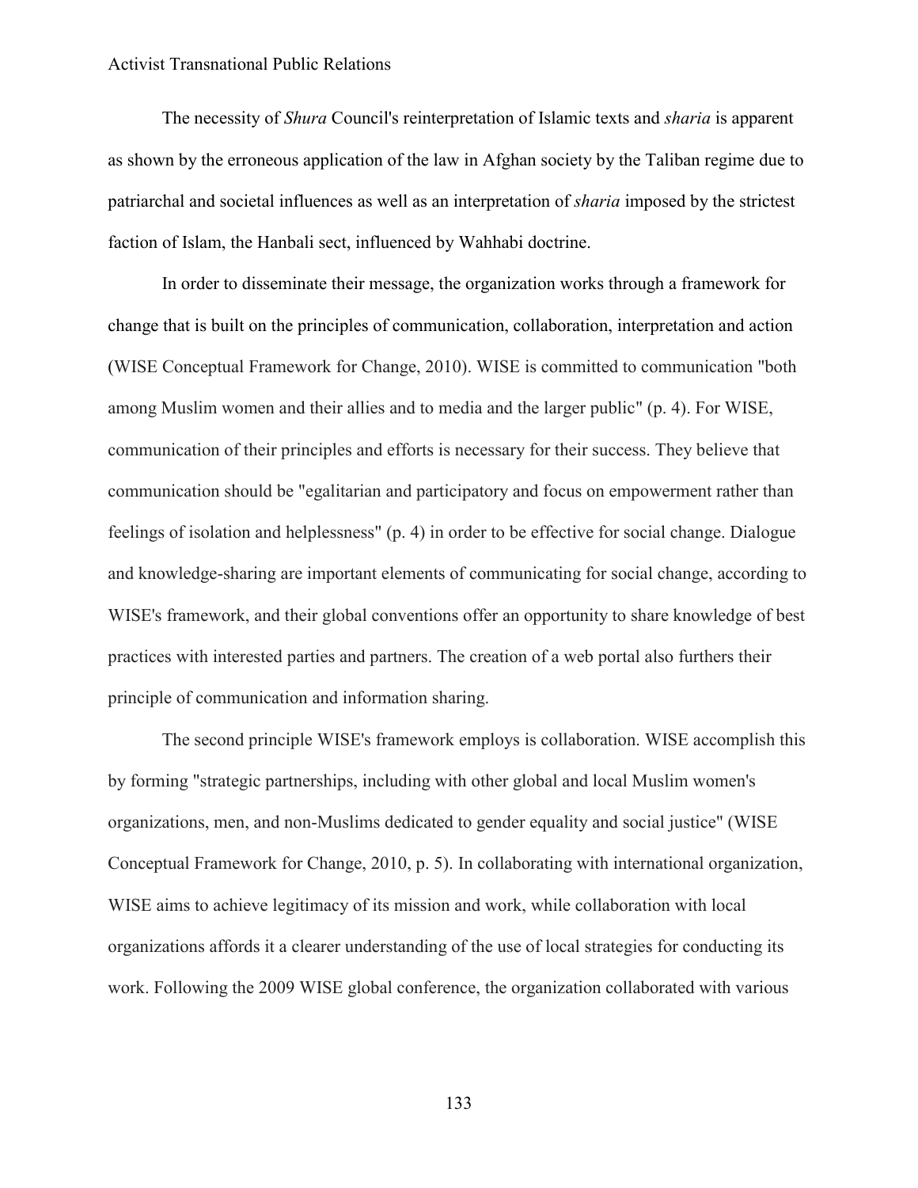The necessity of *Shura* Council's reinterpretation of Islamic texts and *sharia* is apparent as shown by the erroneous application of the law in Afghan society by the Taliban regime due to patriarchal and societal influences as well as an interpretation of *sharia* imposed by the strictest faction of Islam, the Hanbali sect, influenced by Wahhabi doctrine.

In order to disseminate their message, the organization works through a framework for change that is built on the principles of communication, collaboration, interpretation and action (WISE Conceptual Framework for Change, 2010). WISE is committed to communication "both among Muslim women and their allies and to media and the larger public" (p. 4). For WISE, communication of their principles and efforts is necessary for their success. They believe that communication should be "egalitarian and participatory and focus on empowerment rather than feelings of isolation and helplessness" (p. 4) in order to be effective for social change. Dialogue and knowledge-sharing are important elements of communicating for social change, according to WISE's framework, and their global conventions offer an opportunity to share knowledge of best practices with interested parties and partners. The creation of a web portal also furthers their principle of communication and information sharing.

The second principle WISE's framework employs is collaboration. WISE accomplish this by forming "strategic partnerships, including with other global and local Muslim women's organizations, men, and non-Muslims dedicated to gender equality and social justice" (WISE Conceptual Framework for Change, 2010, p. 5). In collaborating with international organization, WISE aims to achieve legitimacy of its mission and work, while collaboration with local organizations affords it a clearer understanding of the use of local strategies for conducting its work. Following the 2009 WISE global conference, the organization collaborated with various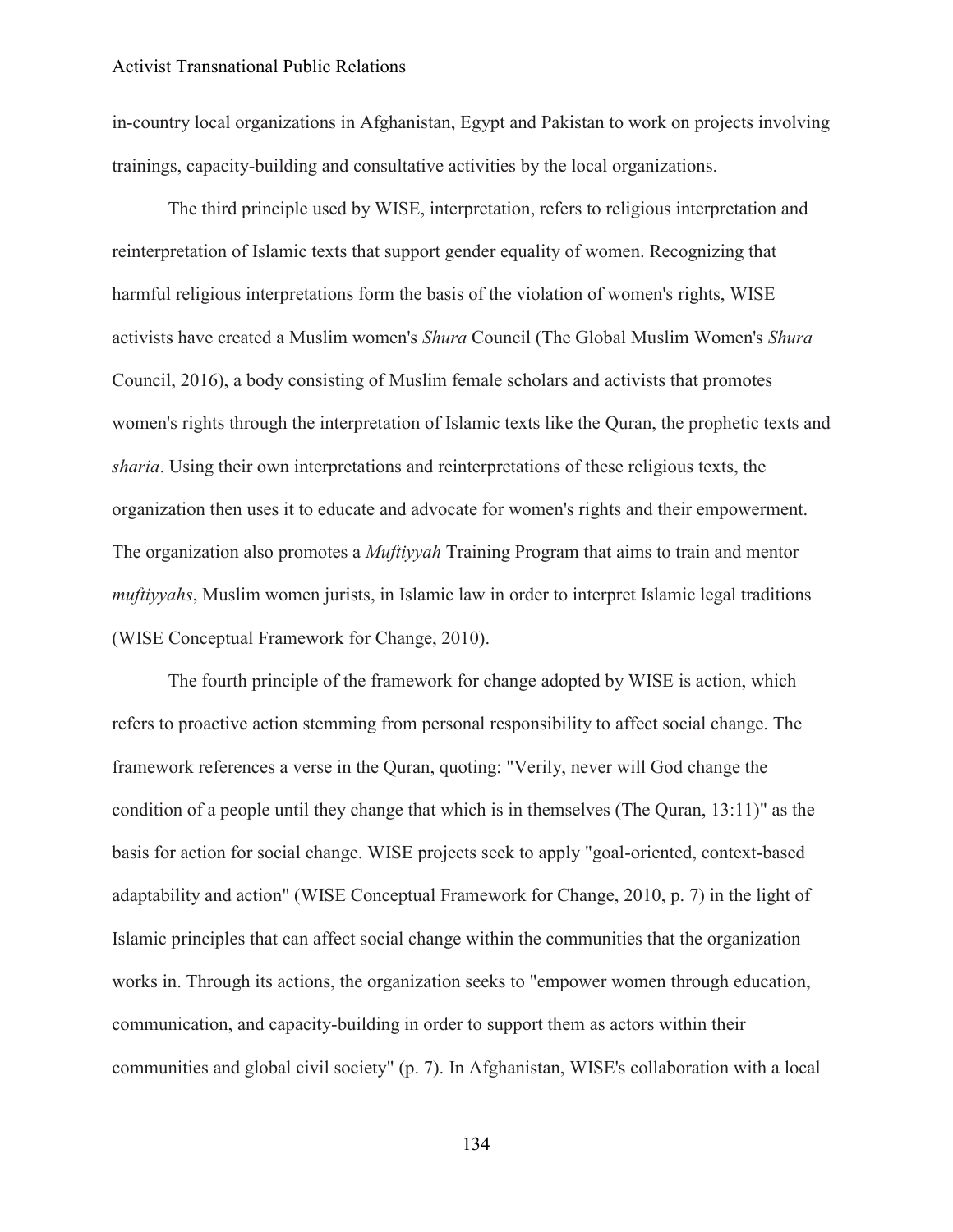in-country local organizations in Afghanistan, Egypt and Pakistan to work on projects involving trainings, capacity-building and consultative activities by the local organizations.

The third principle used by WISE, interpretation, refers to religious interpretation and reinterpretation of Islamic texts that support gender equality of women. Recognizing that harmful religious interpretations form the basis of the violation of women's rights, WISE activists have created a Muslim women's *Shura* Council (The Global Muslim Women's *Shura* Council, 2016), a body consisting of Muslim female scholars and activists that promotes women's rights through the interpretation of Islamic texts like the Quran, the prophetic texts and *sharia*. Using their own interpretations and reinterpretations of these religious texts, the organization then uses it to educate and advocate for women's rights and their empowerment. The organization also promotes a *Muftiyyah* Training Program that aims to train and mentor *muftiyyahs*, Muslim women jurists, in Islamic law in order to interpret Islamic legal traditions (WISE Conceptual Framework for Change, 2010).

The fourth principle of the framework for change adopted by WISE is action, which refers to proactive action stemming from personal responsibility to affect social change. The framework references a verse in the Quran, quoting: "Verily, never will God change the condition of a people until they change that which is in themselves (The Quran, 13:11)" as the basis for action for social change. WISE projects seek to apply "goal-oriented, context-based adaptability and action" (WISE Conceptual Framework for Change, 2010, p. 7) in the light of Islamic principles that can affect social change within the communities that the organization works in. Through its actions, the organization seeks to "empower women through education, communication, and capacity-building in order to support them as actors within their communities and global civil society" (p. 7). In Afghanistan, WISE's collaboration with a local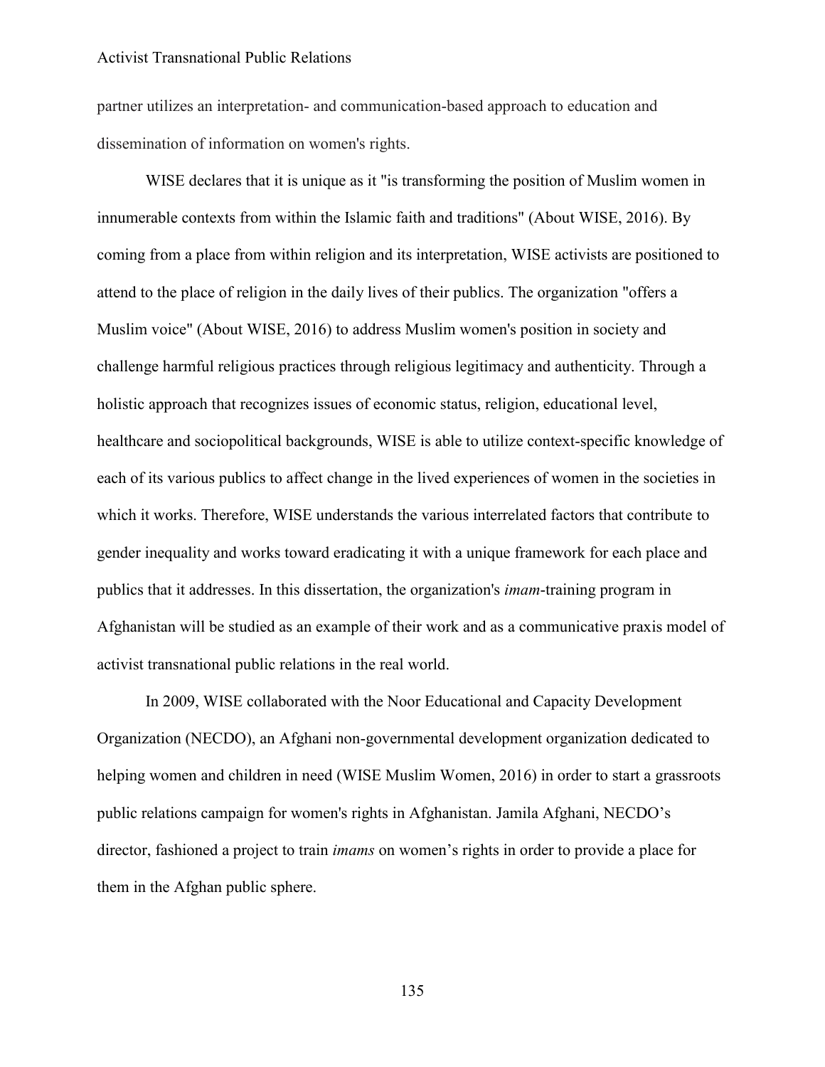partner utilizes an interpretation- and communication-based approach to education and dissemination of information on women's rights.

WISE declares that it is unique as it "is transforming the position of Muslim women in innumerable contexts from within the Islamic faith and traditions" (About WISE, 2016). By coming from a place from within religion and its interpretation, WISE activists are positioned to attend to the place of religion in the daily lives of their publics. The organization "offers a Muslim voice" (About WISE, 2016) to address Muslim women's position in society and challenge harmful religious practices through religious legitimacy and authenticity. Through a holistic approach that recognizes issues of economic status, religion, educational level, healthcare and sociopolitical backgrounds, WISE is able to utilize context-specific knowledge of each of its various publics to affect change in the lived experiences of women in the societies in which it works. Therefore, WISE understands the various interrelated factors that contribute to gender inequality and works toward eradicating it with a unique framework for each place and publics that it addresses. In this dissertation, the organization's *imam*-training program in Afghanistan will be studied as an example of their work and as a communicative praxis model of activist transnational public relations in the real world.

In 2009, WISE collaborated with the Noor Educational and Capacity Development Organization (NECDO), an Afghani non-governmental development organization dedicated to helping women and children in need (WISE Muslim Women, 2016) in order to start a grassroots public relations campaign for women's rights in Afghanistan. Jamila Afghani, NECDO's director, fashioned a project to train *imams* on women's rights in order to provide a place for them in the Afghan public sphere.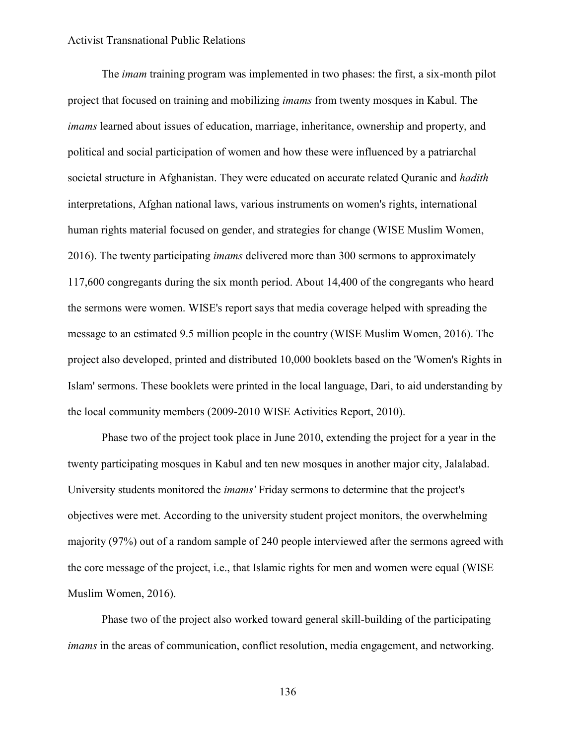The *imam* training program was implemented in two phases: the first, a six-month pilot project that focused on training and mobilizing *imams* from twenty mosques in Kabul. The *imams* learned about issues of education, marriage, inheritance, ownership and property, and political and social participation of women and how these were influenced by a patriarchal societal structure in Afghanistan. They were educated on accurate related Quranic and *hadith* interpretations, Afghan national laws, various instruments on women's rights, international human rights material focused on gender, and strategies for change (WISE Muslim Women, 2016). The twenty participating *imams* delivered more than 300 sermons to approximately 117,600 congregants during the six month period. About 14,400 of the congregants who heard the sermons were women. WISE's report says that media coverage helped with spreading the message to an estimated 9.5 million people in the country (WISE Muslim Women, 2016). The project also developed, printed and distributed 10,000 booklets based on the 'Women's Rights in Islam' sermons. These booklets were printed in the local language, Dari, to aid understanding by the local community members (2009-2010 WISE Activities Report, 2010).

Phase two of the project took place in June 2010, extending the project for a year in the twenty participating mosques in Kabul and ten new mosques in another major city, Jalalabad. University students monitored the *imams'* Friday sermons to determine that the project's objectives were met. According to the university student project monitors, the overwhelming majority (97%) out of a random sample of 240 people interviewed after the sermons agreed with the core message of the project, i.e., that Islamic rights for men and women were equal (WISE Muslim Women, 2016).

Phase two of the project also worked toward general skill-building of the participating *imams* in the areas of communication, conflict resolution, media engagement, and networking.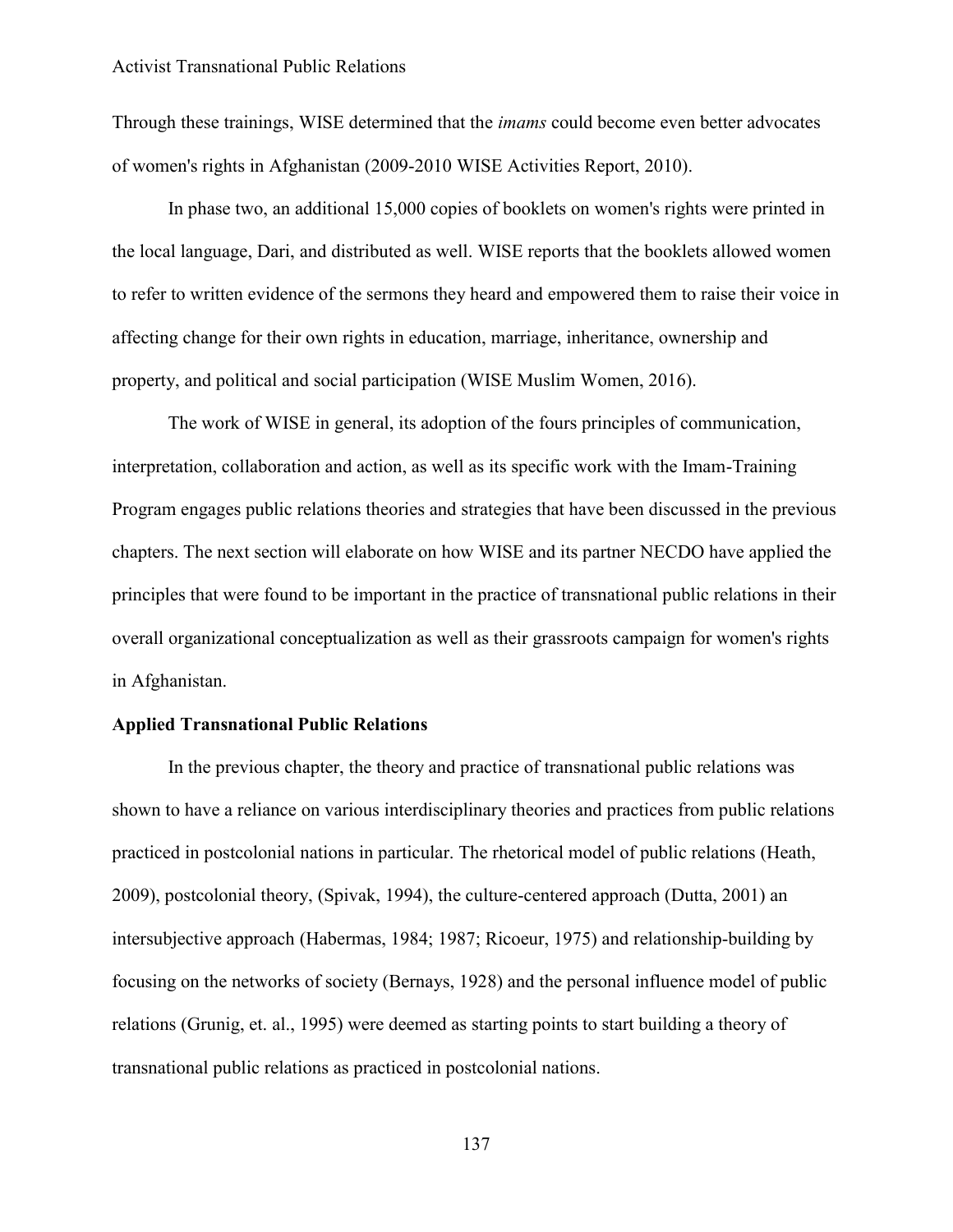Through these trainings, WISE determined that the *imams* could become even better advocates of women's rights in Afghanistan (2009-2010 WISE Activities Report, 2010).

In phase two, an additional 15,000 copies of booklets on women's rights were printed in the local language, Dari, and distributed as well. WISE reports that the booklets allowed women to refer to written evidence of the sermons they heard and empowered them to raise their voice in affecting change for their own rights in education, marriage, inheritance, ownership and property, and political and social participation (WISE Muslim Women, 2016).

The work of WISE in general, its adoption of the fours principles of communication, interpretation, collaboration and action, as well as its specific work with the Imam-Training Program engages public relations theories and strategies that have been discussed in the previous chapters. The next section will elaborate on how WISE and its partner NECDO have applied the principles that were found to be important in the practice of transnational public relations in their overall organizational conceptualization as well as their grassroots campaign for women's rights in Afghanistan.

**Applied Transnational Public Relations**

In the previous chapter, the theory and practice of transnational public relations was shown to have a reliance on various interdisciplinary theories and practices from public relations practiced in postcolonial nations in particular. The rhetorical model of public relations (Heath, 2009), postcolonial theory, (Spivak, 1994), the culture-centered approach (Dutta, 2001) an intersubjective approach (Habermas, 1984; 1987; Ricoeur, 1975) and relationship-building by focusing on the networks of society (Bernays, 1928) and the personal influence model of public relations (Grunig, et. al., 1995) were deemed as starting points to start building a theory of transnational public relations as practiced in postcolonial nations.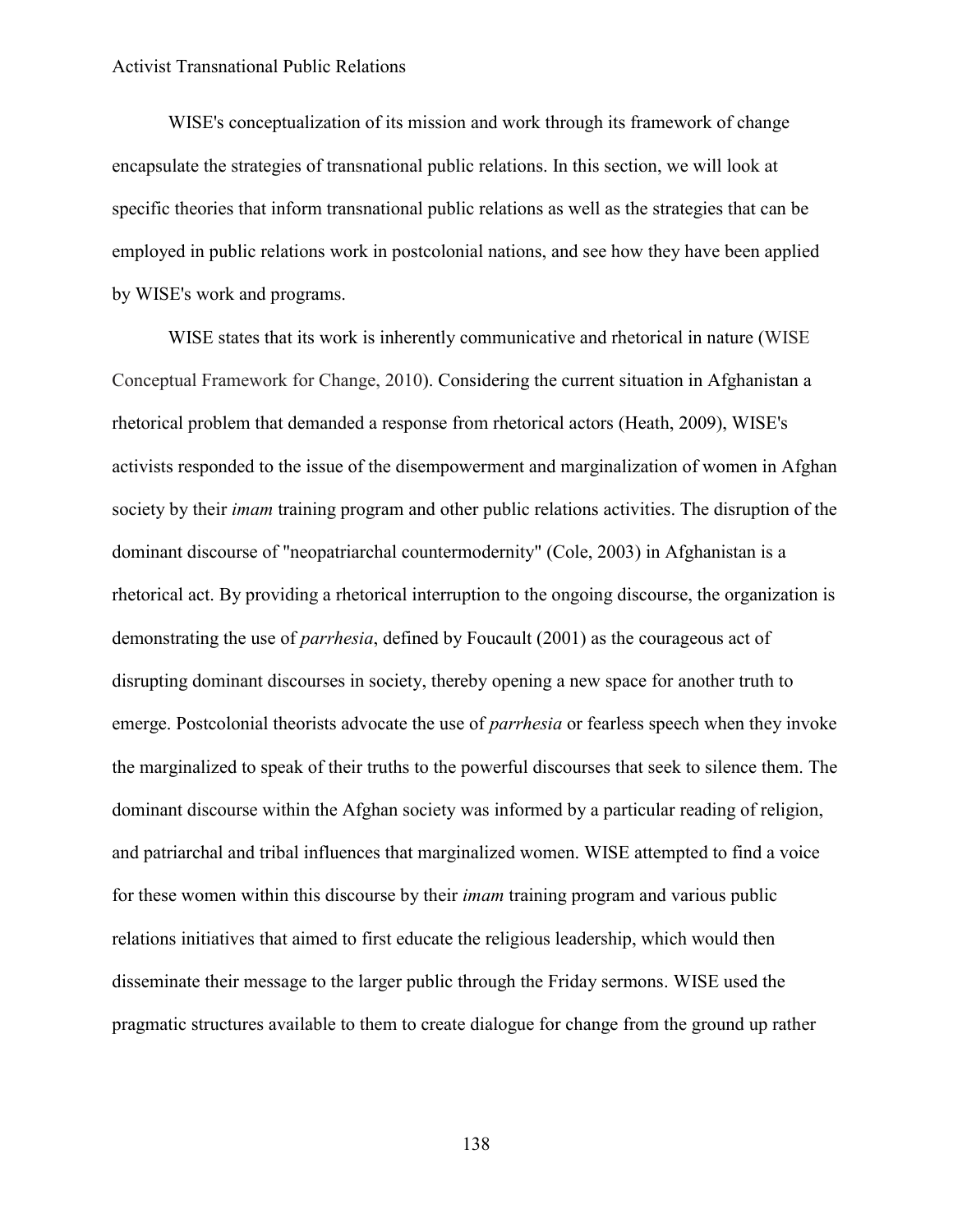WISE's conceptualization of its mission and work through its framework of change encapsulate the strategies of transnational public relations. In this section, we will look at specific theories that inform transnational public relations as well as the strategies that can be employed in public relations work in postcolonial nations, and see how they have been applied by WISE's work and programs.

WISE states that its work is inherently communicative and rhetorical in nature (WISE Conceptual Framework for Change, 2010). Considering the current situation in Afghanistan a rhetorical problem that demanded a response from rhetorical actors (Heath, 2009), WISE's activists responded to the issue of the disempowerment and marginalization of women in Afghan society by their *imam* training program and other public relations activities. The disruption of the dominant discourse of "neopatriarchal countermodernity" (Cole, 2003) in Afghanistan is a rhetorical act. By providing a rhetorical interruption to the ongoing discourse, the organization is demonstrating the use of *parrhesia*, defined by Foucault (2001) as the courageous act of disrupting dominant discourses in society, thereby opening a new space for another truth to emerge. Postcolonial theorists advocate the use of *parrhesia* or fearless speech when they invoke the marginalized to speak of their truths to the powerful discourses that seek to silence them. The dominant discourse within the Afghan society was informed by a particular reading of religion, and patriarchal and tribal influences that marginalized women. WISE attempted to find a voice for these women within this discourse by their *imam* training program and various public relations initiatives that aimed to first educate the religious leadership, which would then disseminate their message to the larger public through the Friday sermons. WISE used the pragmatic structures available to them to create dialogue for change from the ground up rather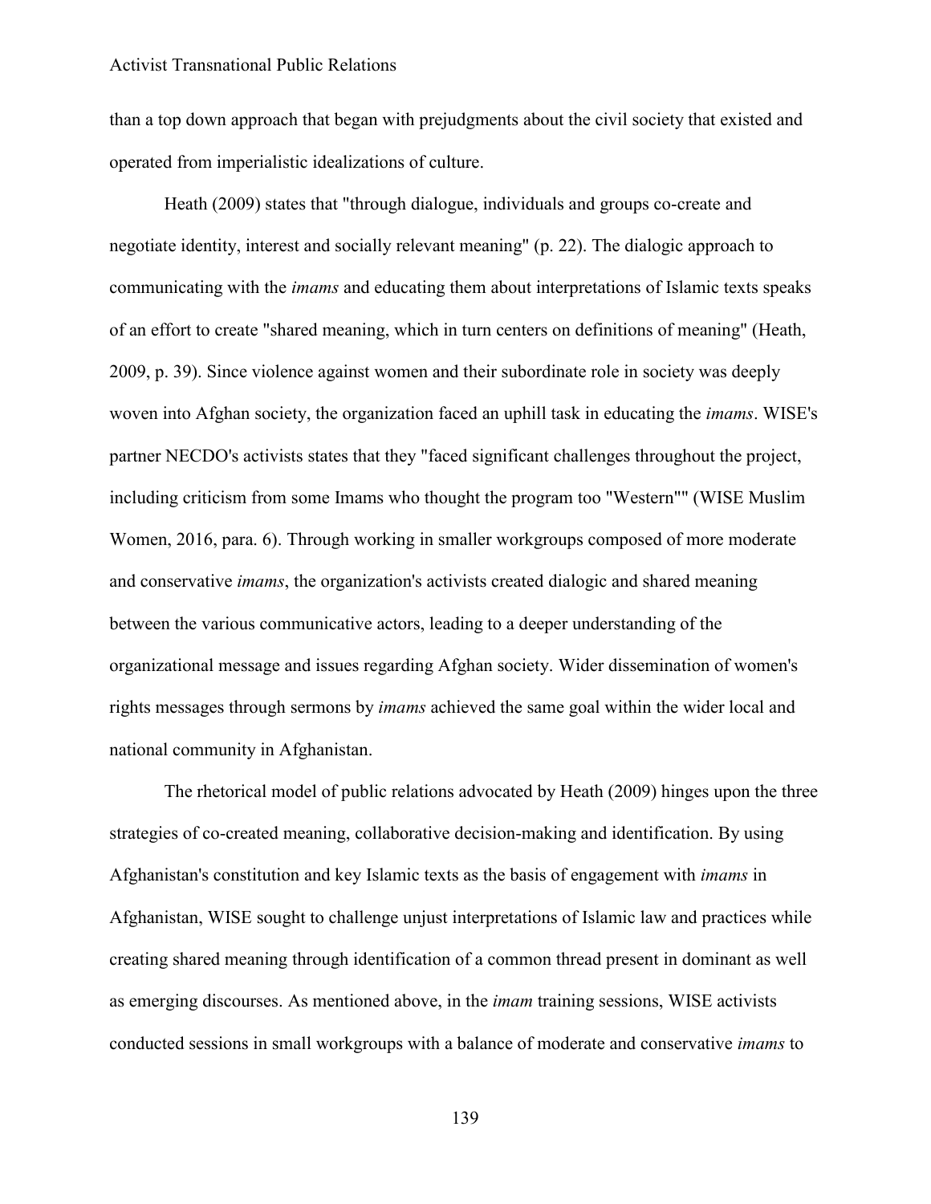than a top down approach that began with prejudgments about the civil society that existed and operated from imperialistic idealizations of culture.

Heath (2009) states that "through dialogue, individuals and groups co-create and negotiate identity, interest and socially relevant meaning" (p. 22). The dialogic approach to communicating with the *imams* and educating them about interpretations of Islamic texts speaks of an effort to create "shared meaning, which in turn centers on definitions of meaning" (Heath, 2009, p. 39). Since violence against women and their subordinate role in society was deeply woven into Afghan society, the organization faced an uphill task in educating the *imams*. WISE's partner NECDO's activists states that they "faced significant challenges throughout the project, including criticism from some Imams who thought the program too "Western"" (WISE Muslim Women, 2016, para. 6). Through working in smaller workgroups composed of more moderate and conservative *imams*, the organization's activists created dialogic and shared meaning between the various communicative actors, leading to a deeper understanding of the organizational message and issues regarding Afghan society. Wider dissemination of women's rights messages through sermons by *imams* achieved the same goal within the wider local and national community in Afghanistan.

The rhetorical model of public relations advocated by Heath (2009) hinges upon the three strategies of co-created meaning, collaborative decision-making and identification. By using Afghanistan's constitution and key Islamic texts as the basis of engagement with *imams* in Afghanistan, WISE sought to challenge unjust interpretations of Islamic law and practices while creating shared meaning through identification of a common thread present in dominant as well as emerging discourses. As mentioned above, in the *imam* training sessions, WISE activists conducted sessions in small workgroups with a balance of moderate and conservative *imams* to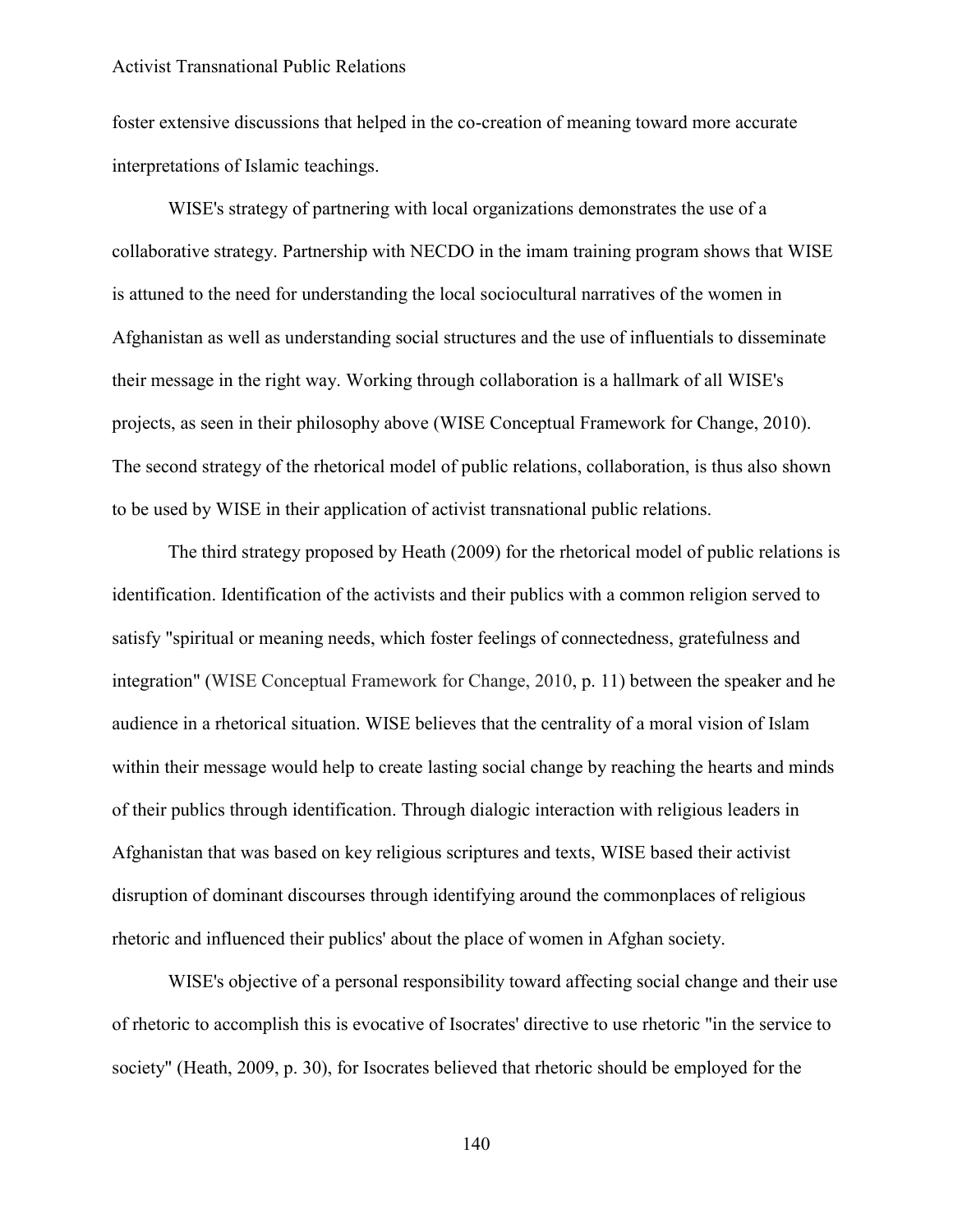foster extensive discussions that helped in the co-creation of meaning toward more accurate interpretations of Islamic teachings.

WISE's strategy of partnering with local organizations demonstrates the use of a collaborative strategy. Partnership with NECDO in the imam training program shows that WISE is attuned to the need for understanding the local sociocultural narratives of the women in Afghanistan as well as understanding social structures and the use of influentials to disseminate their message in the right way. Working through collaboration is a hallmark of all WISE's projects, as seen in their philosophy above (WISE Conceptual Framework for Change, 2010). The second strategy of the rhetorical model of public relations, collaboration, is thus also shown to be used by WISE in their application of activist transnational public relations.

The third strategy proposed by Heath (2009) for the rhetorical model of public relations is identification. Identification of the activists and their publics with a common religion served to satisfy "spiritual or meaning needs, which foster feelings of connectedness, gratefulness and integration" (WISE Conceptual Framework for Change, 2010, p. 11) between the speaker and he audience in a rhetorical situation. WISE believes that the centrality of a moral vision of Islam within their message would help to create lasting social change by reaching the hearts and minds of their publics through identification. Through dialogic interaction with religious leaders in Afghanistan that was based on key religious scriptures and texts, WISE based their activist disruption of dominant discourses through identifying around the commonplaces of religious rhetoric and influenced their publics' about the place of women in Afghan society.

WISE's objective of a personal responsibility toward affecting social change and their use of rhetoric to accomplish this is evocative of Isocrates' directive to use rhetoric "in the service to society" (Heath, 2009, p. 30), for Isocrates believed that rhetoric should be employed for the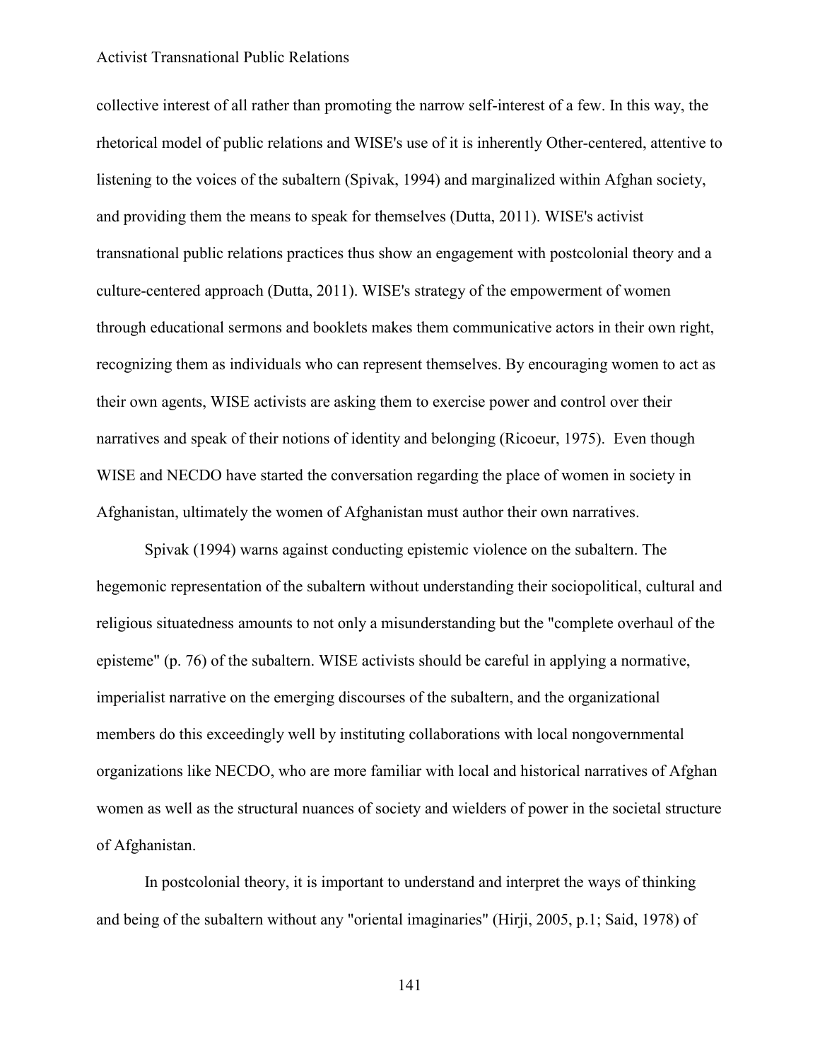collective interest of all rather than promoting the narrow self-interest of a few. In this way, the rhetorical model of public relations and WISE's use of it is inherently Other-centered, attentive to listening to the voices of the subaltern (Spivak, 1994) and marginalized within Afghan society, and providing them the means to speak for themselves (Dutta, 2011). WISE's activist transnational public relations practices thus show an engagement with postcolonial theory and a culture-centered approach (Dutta, 2011). WISE's strategy of the empowerment of women through educational sermons and booklets makes them communicative actors in their own right, recognizing them as individuals who can represent themselves. By encouraging women to act as their own agents, WISE activists are asking them to exercise power and control over their narratives and speak of their notions of identity and belonging (Ricoeur, 1975). Even though WISE and NECDO have started the conversation regarding the place of women in society in Afghanistan, ultimately the women of Afghanistan must author their own narratives.

Spivak (1994) warns against conducting epistemic violence on the subaltern. The hegemonic representation of the subaltern without understanding their sociopolitical, cultural and religious situatedness amounts to not only a misunderstanding but the "complete overhaul of the episteme" (p. 76) of the subaltern. WISE activists should be careful in applying a normative, imperialist narrative on the emerging discourses of the subaltern, and the organizational members do this exceedingly well by instituting collaborations with local nongovernmental organizations like NECDO, who are more familiar with local and historical narratives of Afghan women as well as the structural nuances of society and wielders of power in the societal structure of Afghanistan.

In postcolonial theory, it is important to understand and interpret the ways of thinking and being of the subaltern without any "oriental imaginaries" (Hirji, 2005, p.1; Said, 1978) of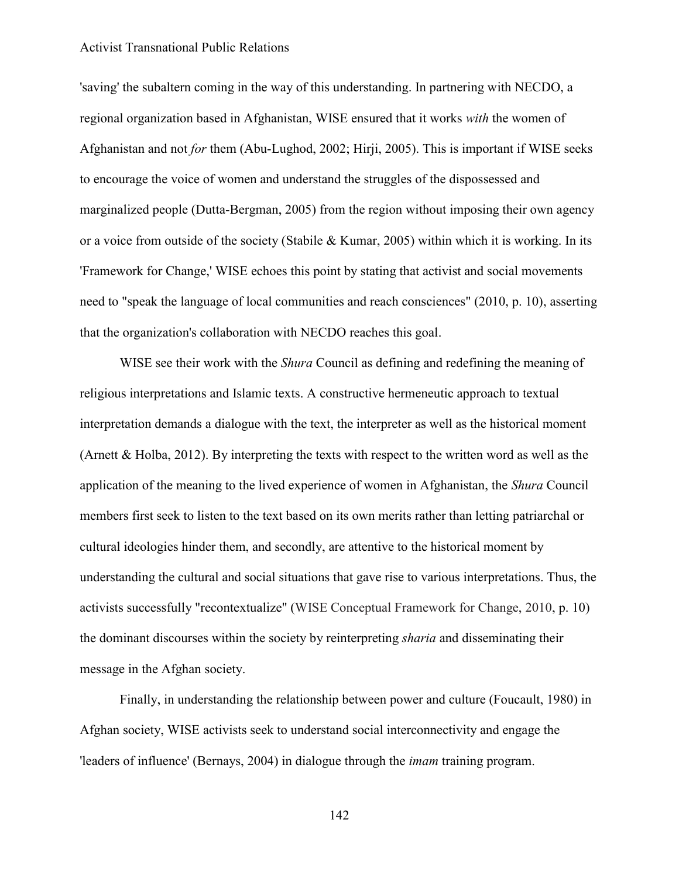'saving' the subaltern coming in the way of this understanding. In partnering with NECDO, a regional organization based in Afghanistan, WISE ensured that it works *with* the women of Afghanistan and not *for* them (Abu-Lughod, 2002; Hirji, 2005). This is important if WISE seeks to encourage the voice of women and understand the struggles of the dispossessed and marginalized people (Dutta-Bergman, 2005) from the region without imposing their own agency or a voice from outside of the society (Stabile & Kumar, 2005) within which it is working. In its 'Framework for Change,' WISE echoes this point by stating that activist and social movements need to "speak the language of local communities and reach consciences" (2010, p. 10), asserting that the organization's collaboration with NECDO reaches this goal.

WISE see their work with the *Shura* Council as defining and redefining the meaning of religious interpretations and Islamic texts. A constructive hermeneutic approach to textual interpretation demands a dialogue with the text, the interpreter as well as the historical moment (Arnett & Holba, 2012). By interpreting the texts with respect to the written word as well as the application of the meaning to the lived experience of women in Afghanistan, the *Shura* Council members first seek to listen to the text based on its own merits rather than letting patriarchal or cultural ideologies hinder them, and secondly, are attentive to the historical moment by understanding the cultural and social situations that gave rise to various interpretations. Thus, the activists successfully "recontextualize" (WISE Conceptual Framework for Change, 2010, p. 10) the dominant discourses within the society by reinterpreting *sharia* and disseminating their message in the Afghan society.

Finally, in understanding the relationship between power and culture (Foucault, 1980) in Afghan society, WISE activists seek to understand social interconnectivity and engage the 'leaders of influence' (Bernays, 2004) in dialogue through the *imam* training program.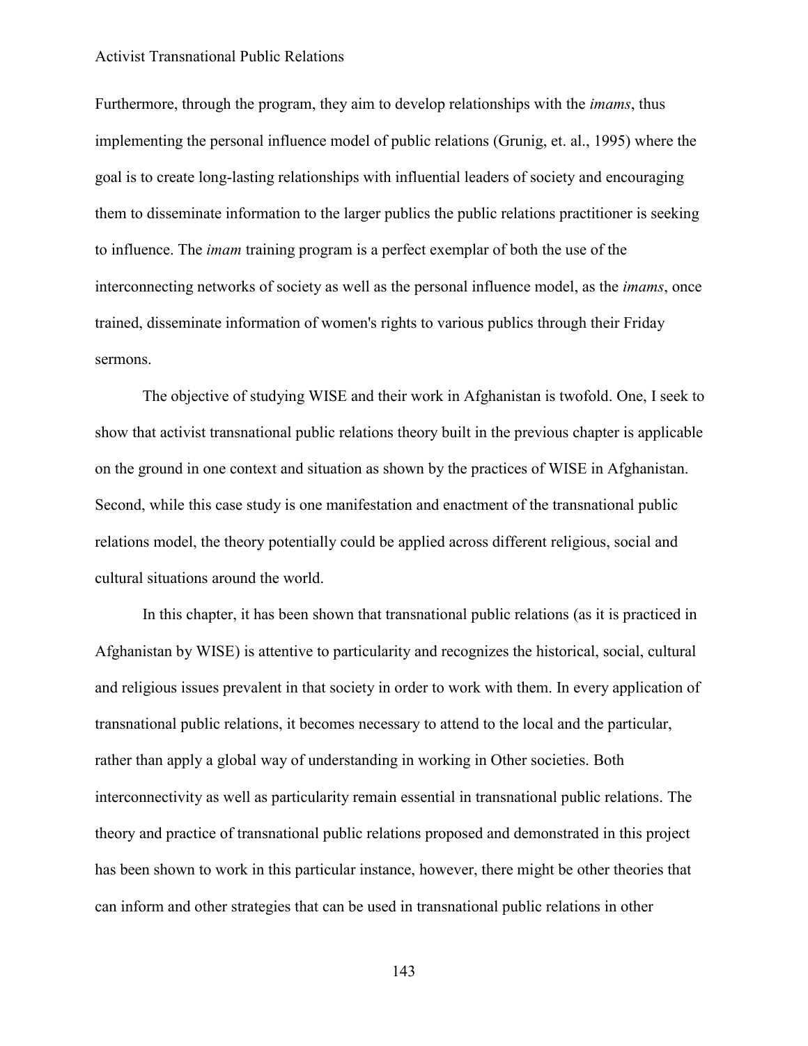Furthermore, through the program, they aim to develop relationships with the *imams*, thus implementing the personal influence model of public relations (Grunig, et. al., 1995) where the goal is to create long-lasting relationships with influential leaders of society and encouraging them to disseminate information to the larger publics the public relations practitioner is seeking to influence. The *imam* training program is a perfect exemplar of both the use of the interconnecting networks of society as well as the personal influence model, as the *imams*, once trained, disseminate information of women's rights to various publics through their Friday sermons.

The objective of studying WISE and their work in Afghanistan is twofold. One, I seek to show that activist transnational public relations theory built in the previous chapter is applicable on the ground in one context and situation as shown by the practices of WISE in Afghanistan. Second, while this case study is one manifestation and enactment of the transnational public relations model, the theory potentially could be applied across different religious, social and cultural situations around the world.

In this chapter, it has been shown that transnational public relations (as it is practiced in Afghanistan by WISE) is attentive to particularity and recognizes the historical, social, cultural and religious issues prevalent in that society in order to work with them. In every application of transnational public relations, it becomes necessary to attend to the local and the particular, rather than apply a global way of understanding in working in Other societies. Both interconnectivity as well as particularity remain essential in transnational public relations. The theory and practice of transnational public relations proposed and demonstrated in this project has been shown to work in this particular instance, however, there might be other theories that can inform and other strategies that can be used in transnational public relations in other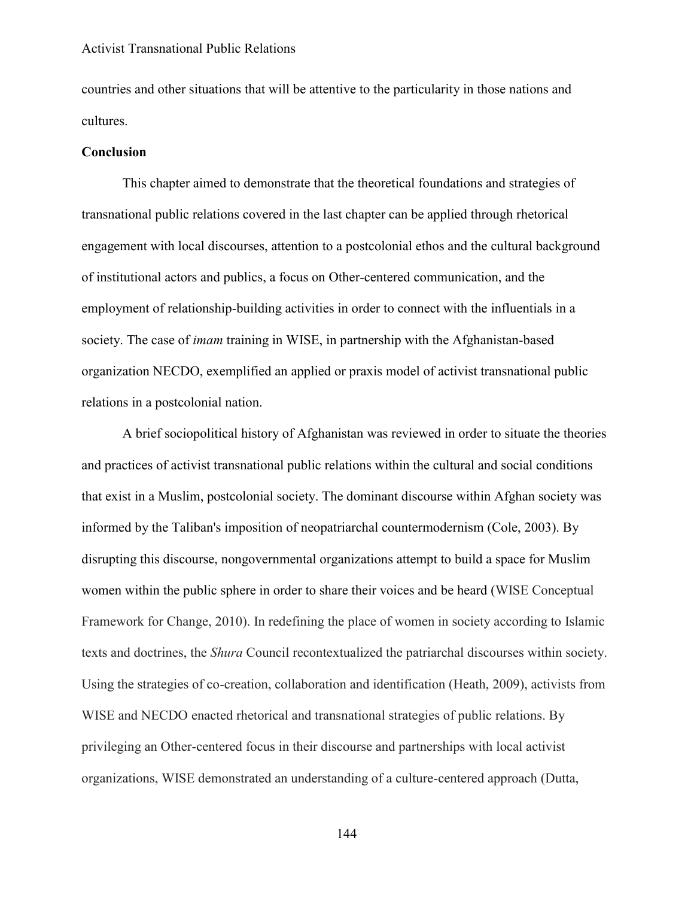countries and other situations that will be attentive to the particularity in those nations and cultures.

### Conclusion

This chapter aimed to demonstrate that the theoretical foundations and strategies of transnational public relations covered in the last chapter can be applied through rhetorical engagement with local discourses, attention to a postcolonial ethos and the cultural background of institutional actors and publics, a focus on Other-centered communication, and the employment of relationship-building activities in order to connect with the influentials in a society. The case of *imam* training in WISE, in partnership with the Afghanistan-based organization NECDO, exemplified an applied or praxis model of activist transnational public relations in a postcolonial nation.

A brief sociopolitical history of Afghanistan was reviewed in order to situate the theories and practices of activist transnational public relations within the cultural and social conditions that exist in a Muslim, postcolonial society. The dominant discourse within Afghan society was informed by the Taliban's imposition of neopatriarchal countermodernism (Cole, 2003). By disrupting this discourse, nongovernmental organizations attempt to build a space for Muslim women within the public sphere in order to share their voices and be heard (WISE Conceptual Framework for Change, 2010). In redefining the place of women in society according to Islamic texts and doctrines, the *Shura* Council recontextualized the patriarchal discourses within society. Using the strategies of co-creation, collaboration and identification (Heath, 2009), activists from WISE and NECDO enacted rhetorical and transnational strategies of public relations. By privileging an Other-centered focus in their discourse and partnerships with local activist organizations, WISE demonstrated an understanding of a culture-centered approach (Dutta,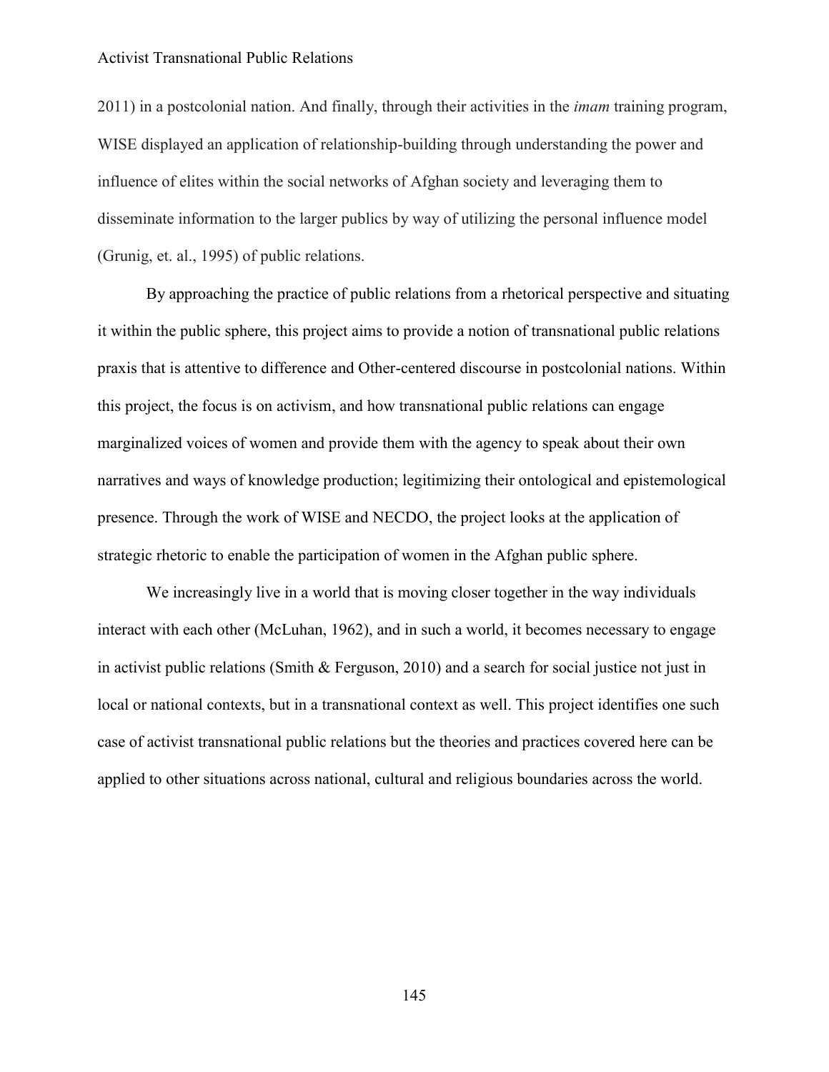2011) in a postcolonial nation. And finally, through their activities in the *imam* training program, WISE displayed an application of relationship-building through understanding the power and influence of elites within the social networks of Afghan society and leveraging them to disseminate information to the larger publics by way of utilizing the personal influence model (Grunig, et. al., 1995) of public relations.

By approaching the practice of public relations from a rhetorical perspective and situating it within the public sphere, this project aims to provide a notion of transnational public relations praxis that is attentive to difference and Other-centered discourse in postcolonial nations. Within this project, the focus is on activism, and how transnational public relations can engage marginalized voices of women and provide them with the agency to speak about their own narratives and ways of knowledge production; legitimizing their ontological and epistemological presence. Through the work of WISE and NECDO, the project looks at the application of strategic rhetoric to enable the participation of women in the Afghan public sphere.

We increasingly live in a world that is moving closer together in the way individuals interact with each other (McLuhan, 1962), and in such a world, it becomes necessary to engage in activist public relations (Smith & Ferguson, 2010) and a search for social justice not just in local or national contexts, but in a transnational context as well. This project identifies one such case of activist transnational public relations but the theories and practices covered here can be applied to other situations across national, cultural and religious boundaries across the world.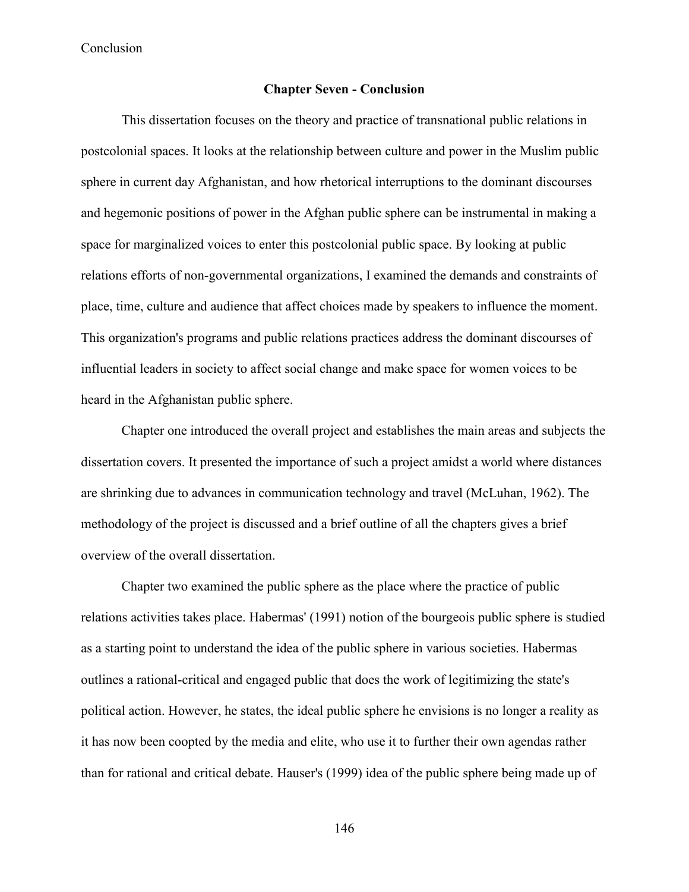## Chapter Seven - Conclusion

This dissertation focuses on the theory and practice of transnational public relations in postcolonial spaces. It looks at the relationship between culture and power in the Muslim public sphere in current day Afghanistan, and how rhetorical interruptions to the dominant discourses and hegemonic positions of power in the Afghan public sphere can be instrumental in making a space for marginalized voices to enter this postcolonial public space. By looking at public relations efforts of non-governmental organizations, I examined the demands and constraints of place, time, culture and audience that affect choices made by speakers to influence the moment. This organization's programs and public relations practices address the dominant discourses of influential leaders in society to affect social change and make space for women voices to be heard in the Afghanistan public sphere.

Chapter one introduced the overall project and establishes the main areas and subjects the dissertation covers. It presented the importance of such a project amidst a world where distances are shrinking due to advances in communication technology and travel (McLuhan, 1962). The methodology of the project is discussed and a brief outline of all the chapters gives a brief overview of the overall dissertation.

Chapter two examined the public sphere as the place where the practice of public relations activities takes place. Habermas' (1991) notion of the bourgeois public sphere is studied as a starting point to understand the idea of the public sphere in various societies. Habermas outlines a rational-critical and engaged public that does the work of legitimizing the state's political action. However, he states, the ideal public sphere he envisions is no longer a reality as it has now been coopted by the media and elite, who use it to further their own agendas rather than for rational and critical debate. Hauser's (1999) idea of the public sphere being made up of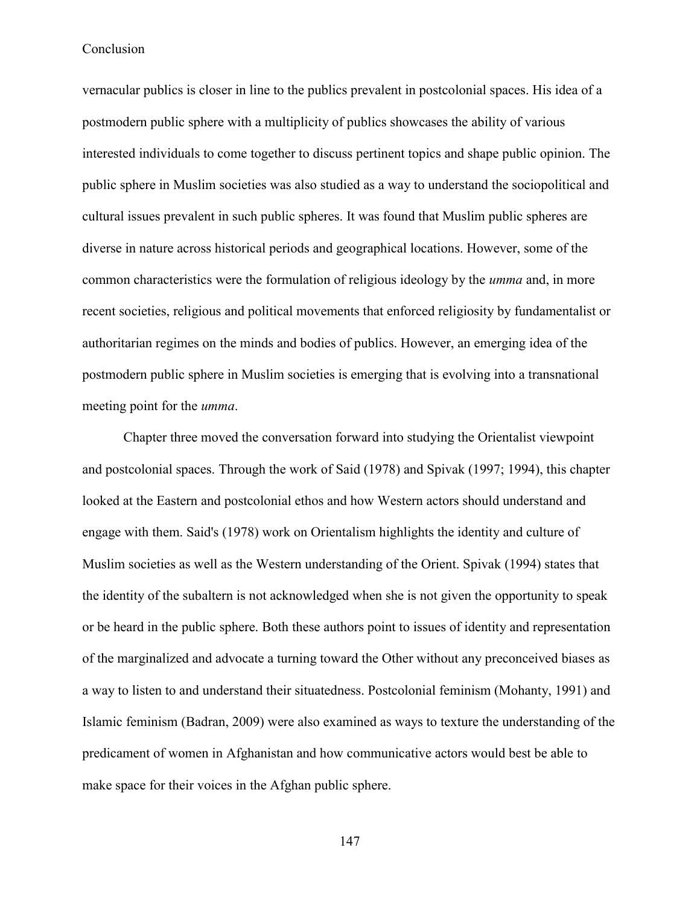vernacular publics is closer in line to the publics prevalent in postcolonial spaces. His idea of a postmodern public sphere with a multiplicity of publics showcases the ability of various interested individuals to come together to discuss pertinent topics and shape public opinion. The public sphere in Muslim societies was also studied as a way to understand the sociopolitical and cultural issues prevalent in such public spheres. It was found that Muslim public spheres are diverse in nature across historical periods and geographical locations. However, some of the common characteristics were the formulation of religious ideology by the *umma* and, in more recent societies, religious and political movements that enforced religiosity by fundamentalist or authoritarian regimes on the minds and bodies of publics. However, an emerging idea of the postmodern public sphere in Muslim societies is emerging that is evolving into a transnational meeting point for the *umma*.

Chapter three moved the conversation forward into studying the Orientalist viewpoint and postcolonial spaces. Through the work of Said (1978) and Spivak (1997; 1994), this chapter looked at the Eastern and postcolonial ethos and how Western actors should understand and engage with them. Said's (1978) work on Orientalism highlights the identity and culture of Muslim societies as well as the Western understanding of the Orient. Spivak (1994) states that the identity of the subaltern is not acknowledged when she is not given the opportunity to speak or be heard in the public sphere. Both these authors point to issues of identity and representation of the marginalized and advocate a turning toward the Other without any preconceived biases as a way to listen to and understand their situatedness. Postcolonial feminism (Mohanty, 1991) and Islamic feminism (Badran, 2009) were also examined as ways to texture the understanding of the predicament of women in Afghanistan and how communicative actors would best be able to make space for their voices in the Afghan public sphere.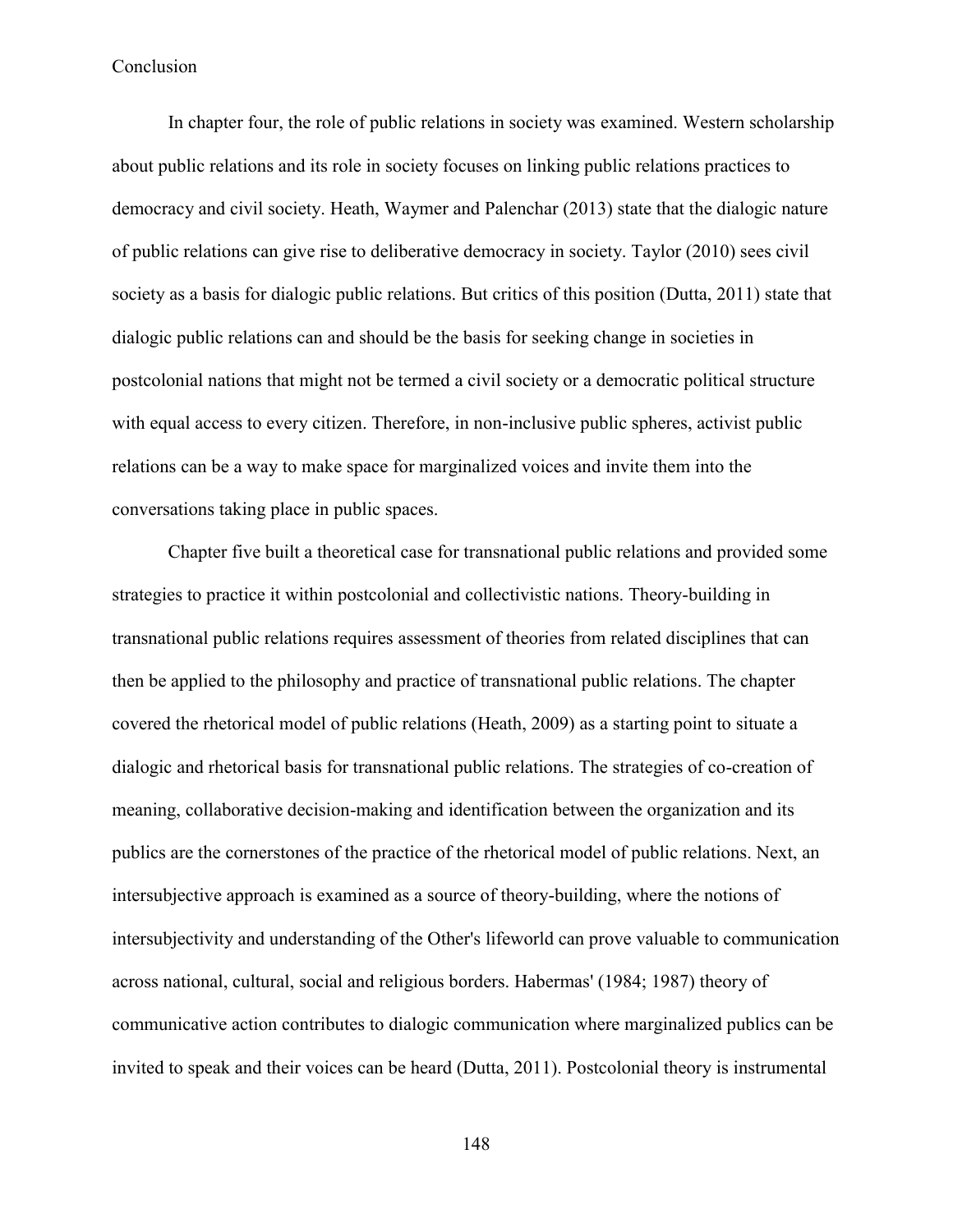# Conclusion

In chapter four, the role of public relations in society was examined. Western scholarship about public relations and its role in society focuses on linking public relations practices to democracy and civil society. Heath, Waymer and Palenchar (2013) state that the dialogic nature of public relations can give rise to deliberative democracy in society. Taylor (2010) sees civil society as a basis for dialogic public relations. But critics of this position (Dutta, 2011) state that dialogic public relations can and should be the basis for seeking change in societies in postcolonial nations that might not be termed a civil society or a democratic political structure with equal access to every citizen. Therefore, in non-inclusive public spheres, activist public relations can be a way to make space for marginalized voices and invite them into the conversations taking place in public spaces.

Chapter five built a theoretical case for transnational public relations and provided some strategies to practice it within postcolonial and collectivistic nations. Theory-building in transnational public relations requires assessment of theories from related disciplines that can then be applied to the philosophy and practice of transnational public relations. The chapter covered the rhetorical model of public relations (Heath, 2009) as a starting point to situate a dialogic and rhetorical basis for transnational public relations. The strategies of co-creation of meaning, collaborative decision-making and identification between the organization and its publics are the cornerstones of the practice of the rhetorical model of public relations. Next, an intersubjective approach is examined as a source of theory-building, where the notions of intersubjectivity and understanding of the Other's lifeworld can prove valuable to communication across national, cultural, social and religious borders. Habermas' (1984; 1987) theory of communicative action contributes to dialogic communication where marginalized publics can be invited to speak and their voices can be heard (Dutta, 2011). Postcolonial theory is instrumental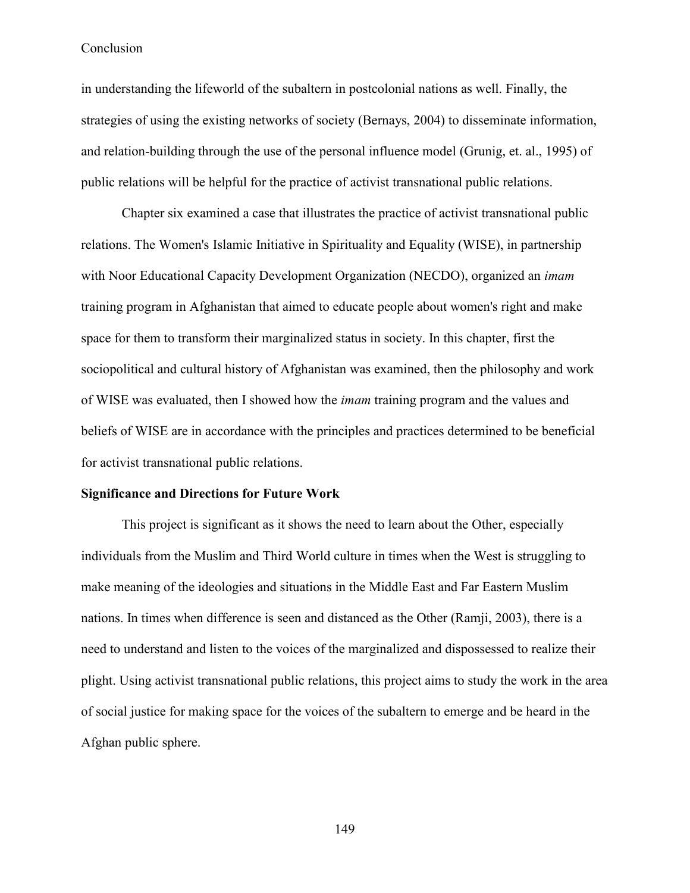in understanding the lifeworld of the subaltern in postcolonial nations as well. Finally, the strategies of using the existing networks of society (Bernays, 2004) to disseminate information, and relation-building through the use of the personal influence model (Grunig, et. al., 1995) of public relations will be helpful for the practice of activist transnational public relations.

Chapter six examined a case that illustrates the practice of activist transnational public relations. The Women's Islamic Initiative in Spirituality and Equality (WISE), in partnership with Noor Educational Capacity Development Organization (NECDO), organized an *imam* training program in Afghanistan that aimed to educate people about women's right and make space for them to transform their marginalized status in society. In this chapter, first the sociopolitical and cultural history of Afghanistan was examined, then the philosophy and work of WISE was evaluated, then I showed how the *imam* training program and the values and beliefs of WISE are in accordance with the principles and practices determined to be beneficial for activist transnational public relations.

**Significance and Directions for Future Work**

This project is significant as it shows the need to learn about the Other, especially individuals from the Muslim and Third World culture in times when the West is struggling to make meaning of the ideologies and situations in the Middle East and Far Eastern Muslim nations. In times when difference is seen and distanced as the Other (Ramji, 2003), there is a need to understand and listen to the voices of the marginalized and dispossessed to realize their plight. Using activist transnational public relations, this project aims to study the work in the area of social justice for making space for the voices of the subaltern to emerge and be heard in the Afghan public sphere.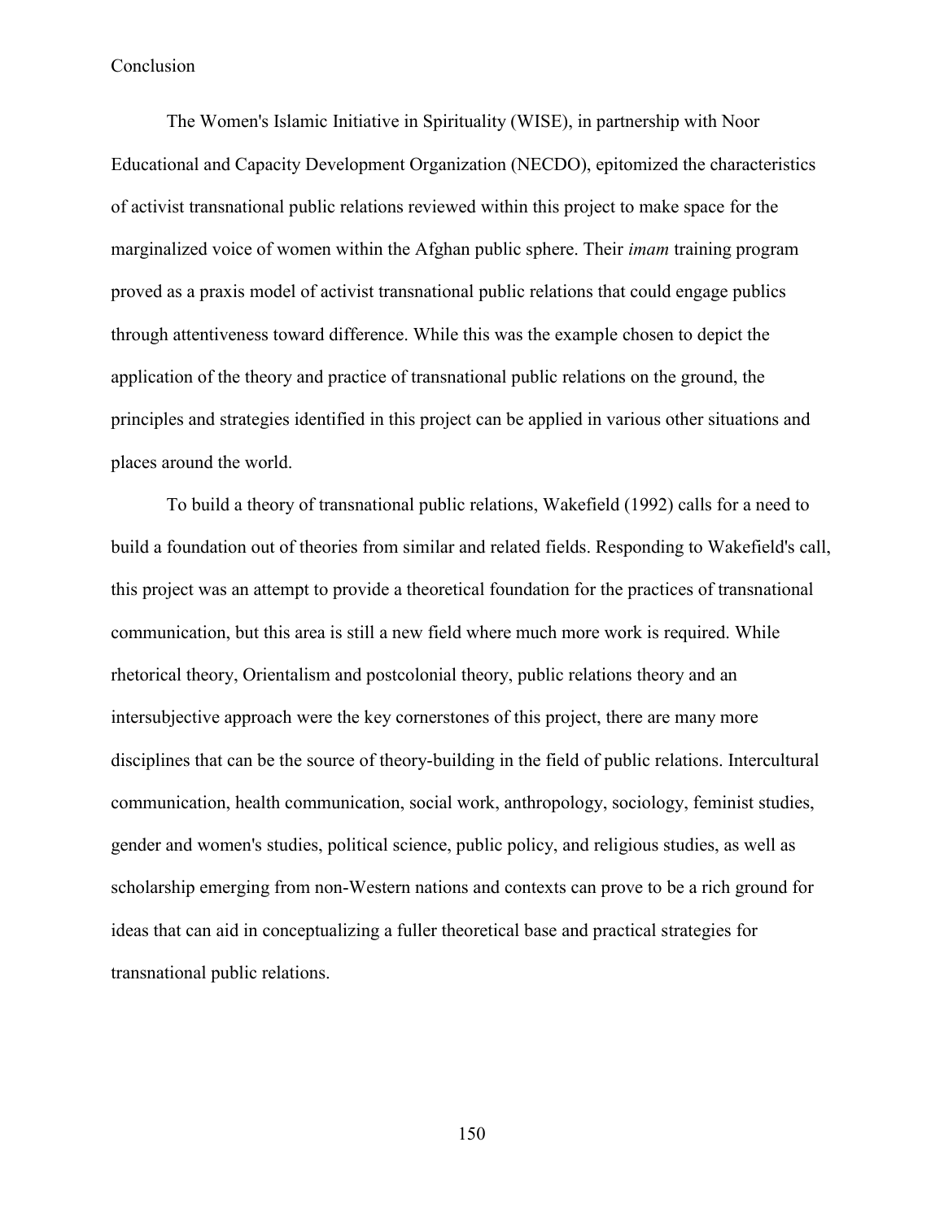# Conclusion

The Women's Islamic Initiative in Spirituality (WISE), in partnership with Noor Educational and Capacity Development Organization (NECDO), epitomized the characteristics of activist transnational public relations reviewed within this project to make space for the marginalized voice of women within the Afghan public sphere. Their *imam* training program proved as a praxis model of activist transnational public relations that could engage publics through attentiveness toward difference. While this was the example chosen to depict the application of the theory and practice of transnational public relations on the ground, the principles and strategies identified in this project can be applied in various other situations and places around the world.

To build a theory of transnational public relations, Wakefield (1992) calls for a need to build a foundation out of theories from similar and related fields. Responding to Wakefield's call, this project was an attempt to provide a theoretical foundation for the practices of transnational communication, but this area is still a new field where much more work is required. While rhetorical theory, Orientalism and postcolonial theory, public relations theory and an intersubjective approach were the key cornerstones of this project, there are many more disciplines that can be the source of theory-building in the field of public relations. Intercultural communication, health communication, social work, anthropology, sociology, feminist studies, gender and women's studies, political science, public policy, and religious studies, as well as scholarship emerging from non-Western nations and contexts can prove to be a rich ground for ideas that can aid in conceptualizing a fuller theoretical base and practical strategies for transnational public relations.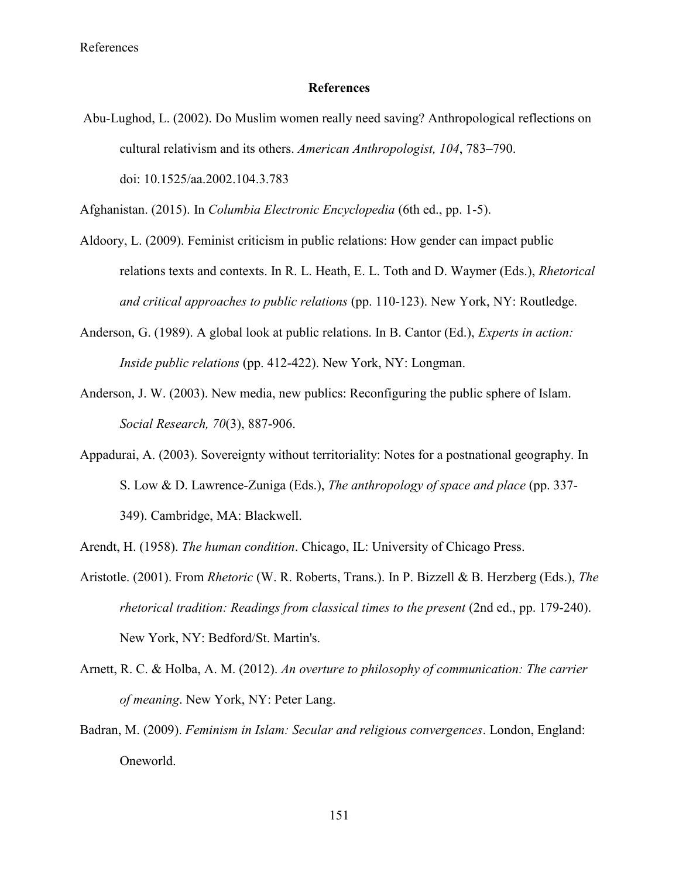## References

Abu-Lughod, L. (2002). Do Muslim women really need saving? Anthropological reflections on cultural relativism and its others. *American Anthropologist, 104*, 783–790. doi: 10.1525/aa.2002.104.3.783

Afghanistan. (2015). In *Columbia Electronic Encyclopedia* (6th ed., pp. 1-5).

Aldoory, L. (2009). Feminist criticism in public relations: How gender can impact public relations texts and contexts. In R. L. Heath, E. L. Toth and D. Waymer (Eds.), *Rhetorical and critical approaches to public relations* (pp. 110-123). New York, NY: Routledge.

Anderson, G. (1989). A global look at public relations. In B. Cantor (Ed.), *Experts in action: Inside public relations* (pp. 412-422). New York, NY: Longman.

Anderson, J. W. (2003). New media, new publics: Reconfiguring the public sphere of Islam. *Social Research, 70*(3), 887-906.

Appadurai, A. (2003). Sovereignty without territoriality: Notes for a postnational geography. In S. Low & D. Lawrence-Zuniga (Eds.), *The anthropology of space and place* (pp. 337-349). Cambridge, MA: Blackwell.

Arendt, H. (1958). *The human condition*. Chicago, IL: University of Chicago Press.

Aristotle. (2001). From *Rhetoric* (W. R. Roberts, Trans.). In P. Bizzell & B. Herzberg (Eds.), *The rhetorical tradition: Readings from classical times to the present* (2nd ed., pp. 179-240). New York, NY: Bedford/St. Martin's.

Arnett, R. C. & Holba, A. M. (2012). *An overture to philosophy of communication: The carrier of meaning*. New York, NY: Peter Lang.

Badran, M. (2009). *Feminism in Islam: Secular and religious convergences*. London, England: Oneworld.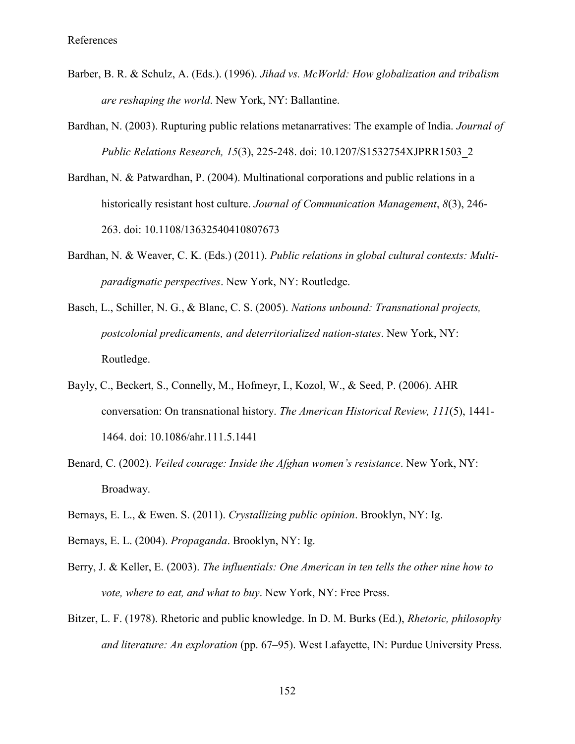References

Barber, B. R. & Schulz, A. (Eds.). (1996). *Jihad vs. McWorld: How globalization and tribalism are reshaping the world*. New York, NY: Ballantine.

Bardhan, N. (2003). Rupturing public relations metanarratives: The example of India. *Journal of Public Relations Research, 15*(3), 225-248. doi: 10.1207/S1532754XJPRR1503_2

Bardhan, N. & Patwardhan, P. (2004). Multinational corporations and public relations in a historically resistant host culture. *Journal of Communication Management*, *8*(3), 246-263. doi: 10.1108/13632540410807673

Bardhan, N. & Weaver, C. K. (Eds.) (2011). *Public relations in global cultural contexts: Multi-paradigmatic perspectives*. New York, NY: Routledge.

Basch, L., Schiller, N. G., & Blanc, C. S. (2005). *Nations unbound: Transnational projects, postcolonial predicaments, and deterritorialized nation-states*. New York, NY: Routledge.

Bayly, C., Beckert, S., Connelly, M., Hofmeyr, I., Kozol, W., & Seed, P. (2006). AHR conversation: On transnational history. *The American Historical Review, 111*(5), 1441-1464. doi: 10.1086/ahr.111.5.1441

Benard, C. (2002). *Veiled courage: Inside the Afghan women's resistance*. New York, NY: Broadway.

Bernays, E. L., & Ewen. S. (2011). *Crystallizing public opinion*. Brooklyn, NY: Ig.

Bernays, E. L. (2004). *Propaganda*. Brooklyn, NY: Ig.

Berry, J. & Keller, E. (2003). *The influentials: One American in ten tells the other nine how to vote, where to eat, and what to buy*. New York, NY: Free Press.

Bitzer, L. F. (1978). Rhetoric and public knowledge. In D. M. Burks (Ed.), *Rhetoric, philosophy and literature: An exploration* (pp. 67–95). West Lafayette, IN: Purdue University Press.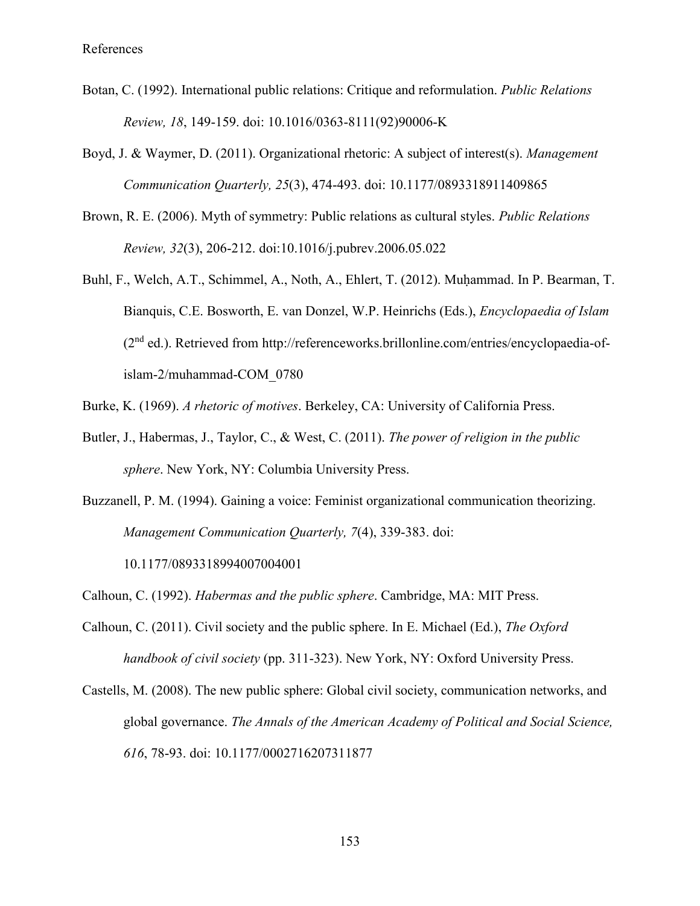References

Botan, C. (1992). International public relations: Critique and reformulation. *Public Relations Review, 18*, 149-159. doi: 10.1016/0363-8111(92)90006-K

Boyd, J. & Waymer, D. (2011). Organizational rhetoric: A subject of interest(s). *Management Communication Quarterly, 25*(3), 474-493. doi: 10.1177/0893318911409865

Brown, R. E. (2006). Myth of symmetry: Public relations as cultural styles. *Public Relations Review, 32*(3), 206-212. doi:10.1016/j.pubrev.2006.05.022

Buhl, F., Welch, A.T., Schimmel, A., Noth, A., Ehlert, T. (2012). Muḥammad. In P. Bearman, T. Bianquis, C.E. Bosworth, E. van Donzel, W.P. Heinrichs (Eds.), *Encyclopaedia of Islam* (2nd ed.). Retrieved from http://referenceworks.brillonline.com/entries/encyclopaedia-of-islam-2/muhammad-COM_0780

Burke, K. (1969). *A rhetoric of motives*. Berkeley, CA: University of California Press.

Butler, J., Habermas, J., Taylor, C., & West, C. (2011). *The power of religion in the public sphere*. New York, NY: Columbia University Press.

Buzzanell, P. M. (1994). Gaining a voice: Feminist organizational communication theorizing. *Management Communication Quarterly, 7*(4), 339-383. doi: 10.1177/0893318994007004001

Calhoun, C. (1992). *Habermas and the public sphere*. Cambridge, MA: MIT Press.

Calhoun, C. (2011). Civil society and the public sphere. In E. Michael (Ed.), *The Oxford handbook of civil society* (pp. 311-323). New York, NY: Oxford University Press.

Castells, M. (2008). The new public sphere: Global civil society, communication networks, and global governance. *The Annals of the American Academy of Political and Social Science, 616*, 78-93. doi: 10.1177/0002716207311877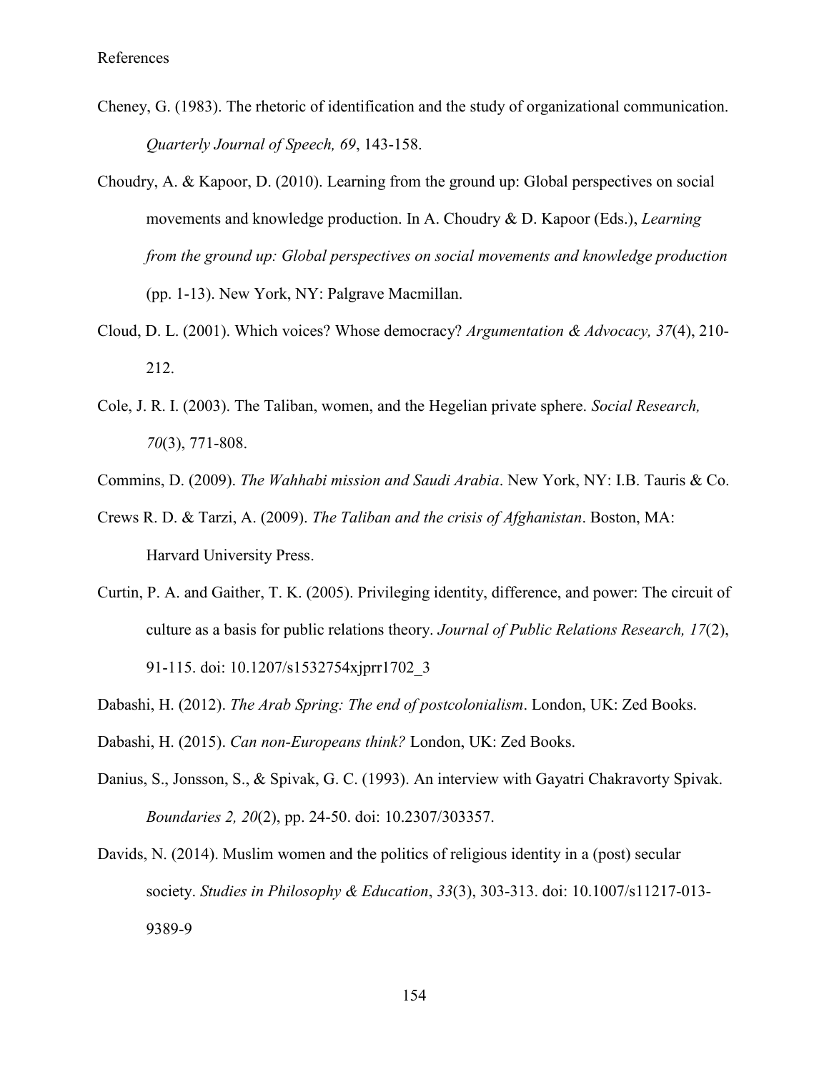References

Cheney, G. (1983). The rhetoric of identification and the study of organizational communication. *Quarterly Journal of Speech, 69*, 143-158.

Choudry, A. & Kapoor, D. (2010). Learning from the ground up: Global perspectives on social movements and knowledge production. In A. Choudry & D. Kapoor (Eds.), *Learning from the ground up: Global perspectives on social movements and knowledge production* (pp. 1-13). New York, NY: Palgrave Macmillan.

Cloud, D. L. (2001). Which voices? Whose democracy? *Argumentation & Advocacy, 37*(4), 210-212.

Cole, J. R. I. (2003). The Taliban, women, and the Hegelian private sphere. *Social Research, 70*(3), 771-808.

Commins, D. (2009). *The Wahhabi mission and Saudi Arabia*. New York, NY: I.B. Tauris & Co.

Crews R. D. & Tarzi, A. (2009). *The Taliban and the crisis of Afghanistan*. Boston, MA: Harvard University Press.

Curtin, P. A. and Gaither, T. K. (2005). Privileging identity, difference, and power: The circuit of culture as a basis for public relations theory. *Journal of Public Relations Research, 17*(2), 91-115. doi: 10.1207/s1532754xjprr1702_3

Dabashi, H. (2012). *The Arab Spring: The end of postcolonialism*. London, UK: Zed Books.

Dabashi, H. (2015). *Can non-Europeans think?* London, UK: Zed Books.

Danius, S., Jonsson, S., & Spivak, G. C. (1993). An interview with Gayatri Chakravorty Spivak. *Boundaries 2, 20*(2), pp. 24-50. doi: 10.2307/303357.

Davids, N. (2014). Muslim women and the politics of religious identity in a (post) secular society. *Studies in Philosophy & Education*, *33*(3), 303-313. doi: 10.1007/s11217-013-9389-9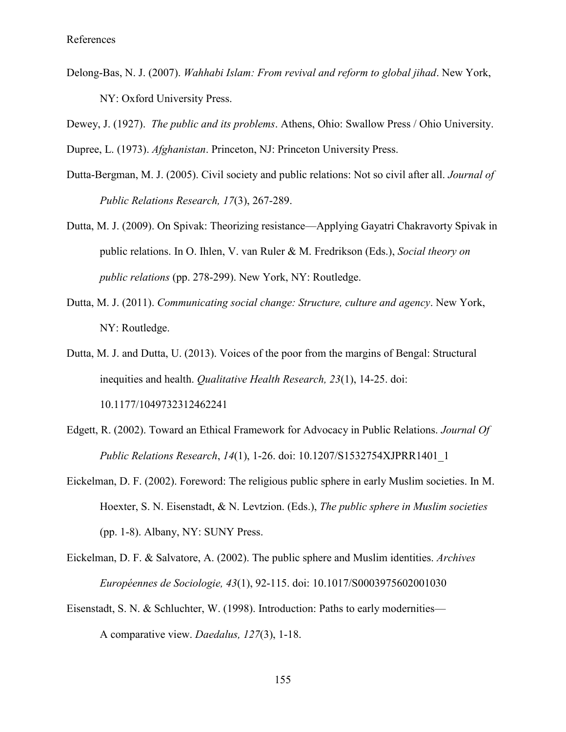References

Delong-Bas, N. J. (2007). *Wahhabi Islam: From revival and reform to global jihad*. New York, NY: Oxford University Press.

Dewey, J. (1927). *The public and its problems*. Athens, Ohio: Swallow Press / Ohio University.

Dupree, L. (1973). *Afghanistan*. Princeton, NJ: Princeton University Press.

Dutta-Bergman, M. J. (2005). Civil society and public relations: Not so civil after all. *Journal of Public Relations Research, 17*(3), 267-289.

Dutta, M. J. (2009). On Spivak: Theorizing resistance—Applying Gayatri Chakravorty Spivak in public relations. In O. Ihlen, V. van Ruler & M. Fredrikson (Eds.), *Social theory on public relations* (pp. 278-299). New York, NY: Routledge.

Dutta, M. J. (2011). *Communicating social change: Structure, culture and agency*. New York, NY: Routledge.

Dutta, M. J. and Dutta, U. (2013). Voices of the poor from the margins of Bengal: Structural inequities and health. *Qualitative Health Research, 23*(1), 14-25. doi: 10.1177/1049732312462241

Edgett, R. (2002). Toward an Ethical Framework for Advocacy in Public Relations. *Journal Of Public Relations Research*, *14*(1), 1-26. doi: 10.1207/S1532754XJPRR1401_1

Eickelman, D. F. (2002). Foreword: The religious public sphere in early Muslim societies. In M. Hoexter, S. N. Eisenstadt, & N. Levtzion. (Eds.), *The public sphere in Muslim societies* (pp. 1-8). Albany, NY: SUNY Press.

Eickelman, D. F. & Salvatore, A. (2002). The public sphere and Muslim identities. *Archives Européennes de Sociologie, 43*(1), 92-115. doi: 10.1017/S0003975602001030

Eisenstadt, S. N. & Schluchter, W. (1998). Introduction: Paths to early modernities—A comparative view. *Daedalus, 127*(3), 1-18.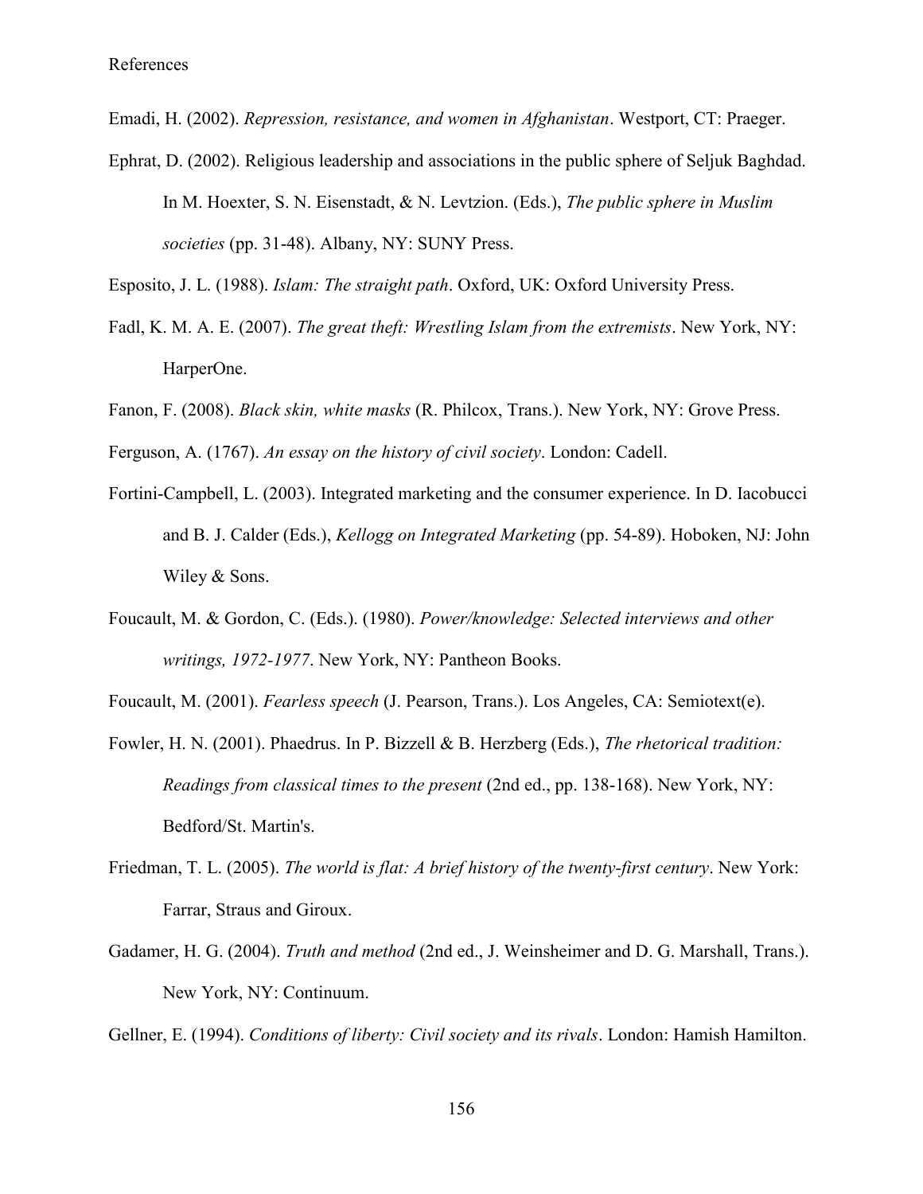Emadi, H. (2002). *Repression, resistance, and women in Afghanistan*. Westport, CT: Praeger.

Ephrat, D. (2002). Religious leadership and associations in the public sphere of Seljuk Baghdad. In M. Hoexter, S. N. Eisenstadt, & N. Levtzion. (Eds.), *The public sphere in Muslim societies* (pp. 31-48). Albany, NY: SUNY Press.

Esposito, J. L. (1988). *Islam: The straight path*. Oxford, UK: Oxford University Press.

Fadl, K. M. A. E. (2007). *The great theft: Wrestling Islam from the extremists*. New York, NY: HarperOne.

Fanon, F. (2008). *Black skin, white masks* (R. Philcox, Trans.). New York, NY: Grove Press.

Ferguson, A. (1767). *An essay on the history of civil society*. London: Cadell.

Fortini-Campbell, L. (2003). Integrated marketing and the consumer experience. In D. Iacobucci and B. J. Calder (Eds.), *Kellogg on Integrated Marketing* (pp. 54-89). Hoboken, NJ: John Wiley & Sons.

Foucault, M. & Gordon, C. (Eds.). (1980). *Power/knowledge: Selected interviews and other writings, 1972-1977*. New York, NY: Pantheon Books.

Foucault, M. (2001). *Fearless speech* (J. Pearson, Trans.). Los Angeles, CA: Semiotext(e).

Fowler, H. N. (2001). Phaedrus. In P. Bizzell & B. Herzberg (Eds.), *The rhetorical tradition: Readings from classical times to the present* (2nd ed., pp. 138-168). New York, NY: Bedford/St. Martin's.

Friedman, T. L. (2005). *The world is flat: A brief history of the twenty-first century*. New York: Farrar, Straus and Giroux.

Gadamer, H. G. (2004). *Truth and method* (2nd ed., J. Weinsheimer and D. G. Marshall, Trans.). New York, NY: Continuum.

Gellner, E. (1994). *Conditions of liberty: Civil society and its rivals*. London: Hamish Hamilton.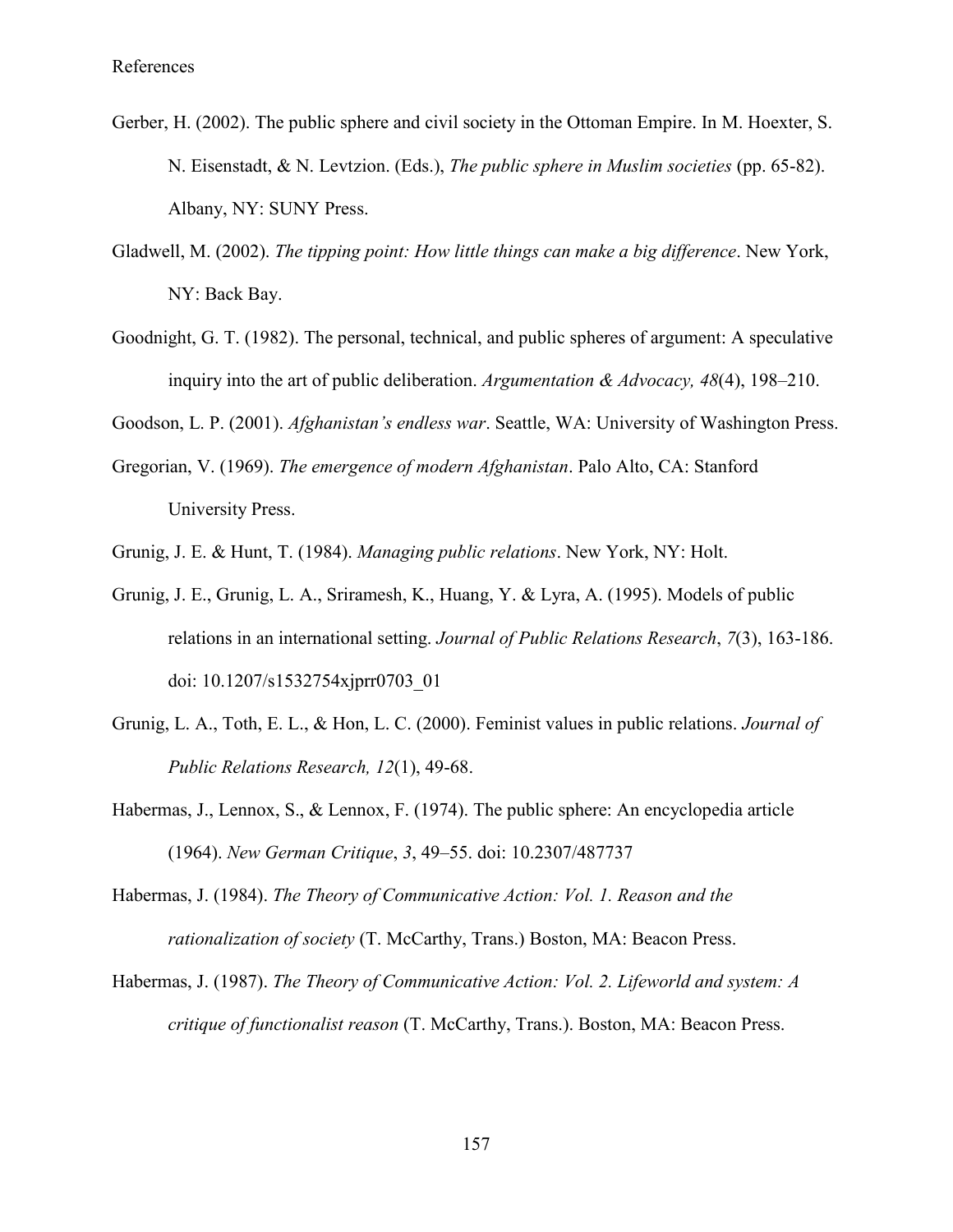Gerber, H. (2002). The public sphere and civil society in the Ottoman Empire. In M. Hoexter, S. N. Eisenstadt, & N. Levtzion. (Eds.), *The public sphere in Muslim societies* (pp. 65-82). Albany, NY: SUNY Press.

Gladwell, M. (2002). *The tipping point: How little things can make a big difference*. New York, NY: Back Bay.

Goodnight, G. T. (1982). The personal, technical, and public spheres of argument: A speculative inquiry into the art of public deliberation. *Argumentation & Advocacy, 48*(4), 198–210.

Goodson, L. P. (2001). *Afghanistan's endless war*. Seattle, WA: University of Washington Press.

Gregorian, V. (1969). *The emergence of modern Afghanistan*. Palo Alto, CA: Stanford University Press.

Grunig, J. E. & Hunt, T. (1984). *Managing public relations*. New York, NY: Holt.

Grunig, J. E., Grunig, L. A., Sriramesh, K., Huang, Y. & Lyra, A. (1995). Models of public relations in an international setting. *Journal of Public Relations Research*, *7*(3), 163-186. doi: 10.1207/s1532754xjprr0703_01

Grunig, L. A., Toth, E. L., & Hon, L. C. (2000). Feminist values in public relations. *Journal of Public Relations Research, 12*(1), 49-68.

Habermas, J., Lennox, S., & Lennox, F. (1974). The public sphere: An encyclopedia article (1964). *New German Critique*, *3*, 49–55. doi: 10.2307/487737

Habermas, J. (1984). *The Theory of Communicative Action: Vol. 1. Reason and the rationalization of society* (T. McCarthy, Trans.) Boston, MA: Beacon Press.

Habermas, J. (1987). *The Theory of Communicative Action: Vol. 2. Lifeworld and system: A critique of functionalist reason* (T. McCarthy, Trans.). Boston, MA: Beacon Press.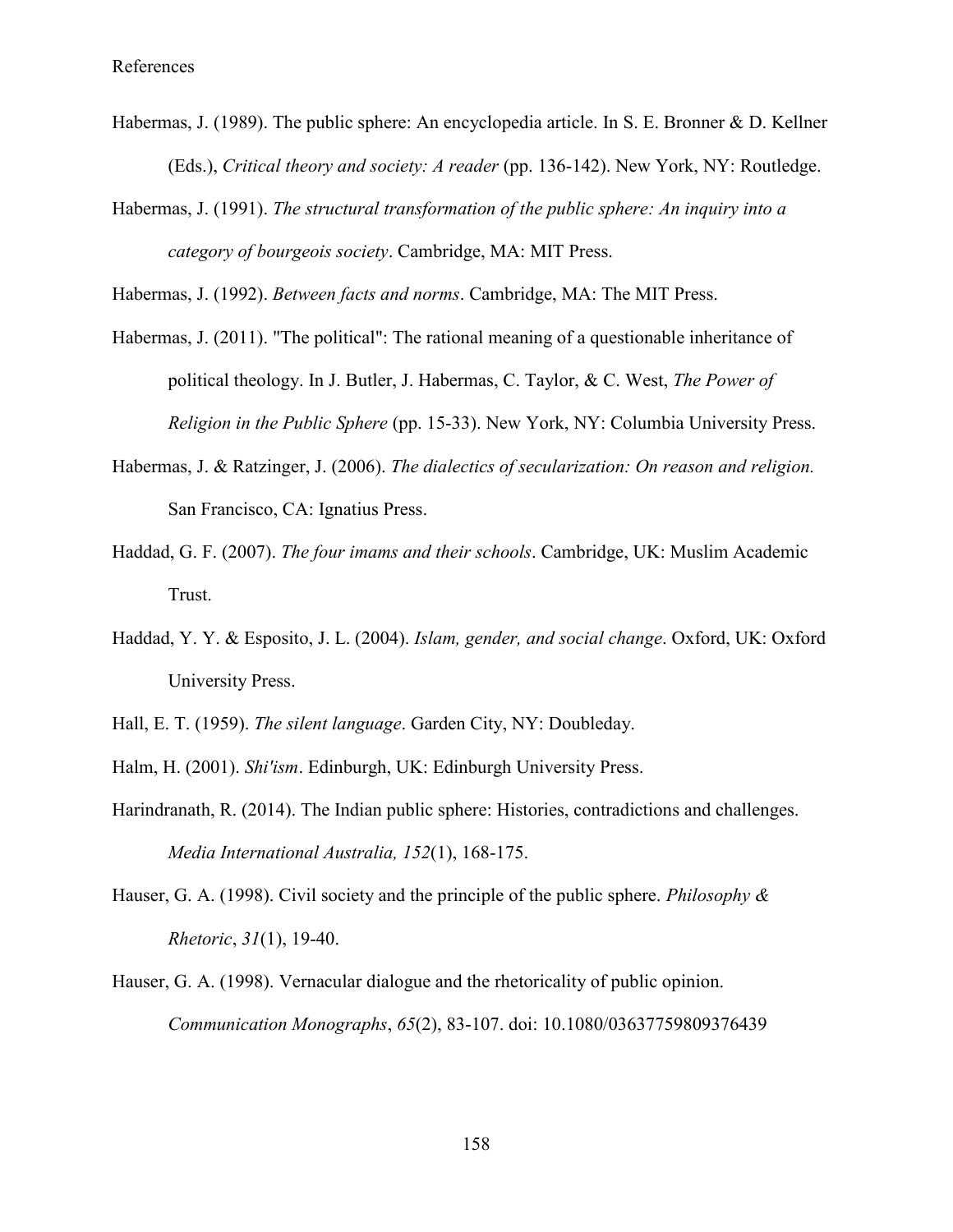References

Habermas, J. (1989). The public sphere: An encyclopedia article. In S. E. Bronner & D. Kellner (Eds.), *Critical theory and society: A reader* (pp. 136-142). New York, NY: Routledge.

Habermas, J. (1991). *The structural transformation of the public sphere: An inquiry into a category of bourgeois society*. Cambridge, MA: MIT Press.

Habermas, J. (1992). *Between facts and norms*. Cambridge, MA: The MIT Press.

Habermas, J. (2011). "The political": The rational meaning of a questionable inheritance of political theology. In J. Butler, J. Habermas, C. Taylor, & C. West, *The Power of Religion in the Public Sphere* (pp. 15-33). New York, NY: Columbia University Press.

Habermas, J. & Ratzinger, J. (2006). *The dialectics of secularization: On reason and religion.* San Francisco, CA: Ignatius Press.

Haddad, G. F. (2007). *The four imams and their schools*. Cambridge, UK: Muslim Academic Trust.

Haddad, Y. Y. & Esposito, J. L. (2004). *Islam, gender, and social change*. Oxford, UK: Oxford University Press.

Hall, E. T. (1959). *The silent language*. Garden City, NY: Doubleday.

Halm, H. (2001). *Shi'ism*. Edinburgh, UK: Edinburgh University Press.

Harindranath, R. (2014). The Indian public sphere: Histories, contradictions and challenges. *Media International Australia, 152*(1), 168-175.

Hauser, G. A. (1998). Civil society and the principle of the public sphere. *Philosophy & Rhetoric*, *31*(1), 19-40.

Hauser, G. A. (1998). Vernacular dialogue and the rhetoricality of public opinion. *Communication Monographs*, *65*(2), 83-107. doi: 10.1080/03637759809376439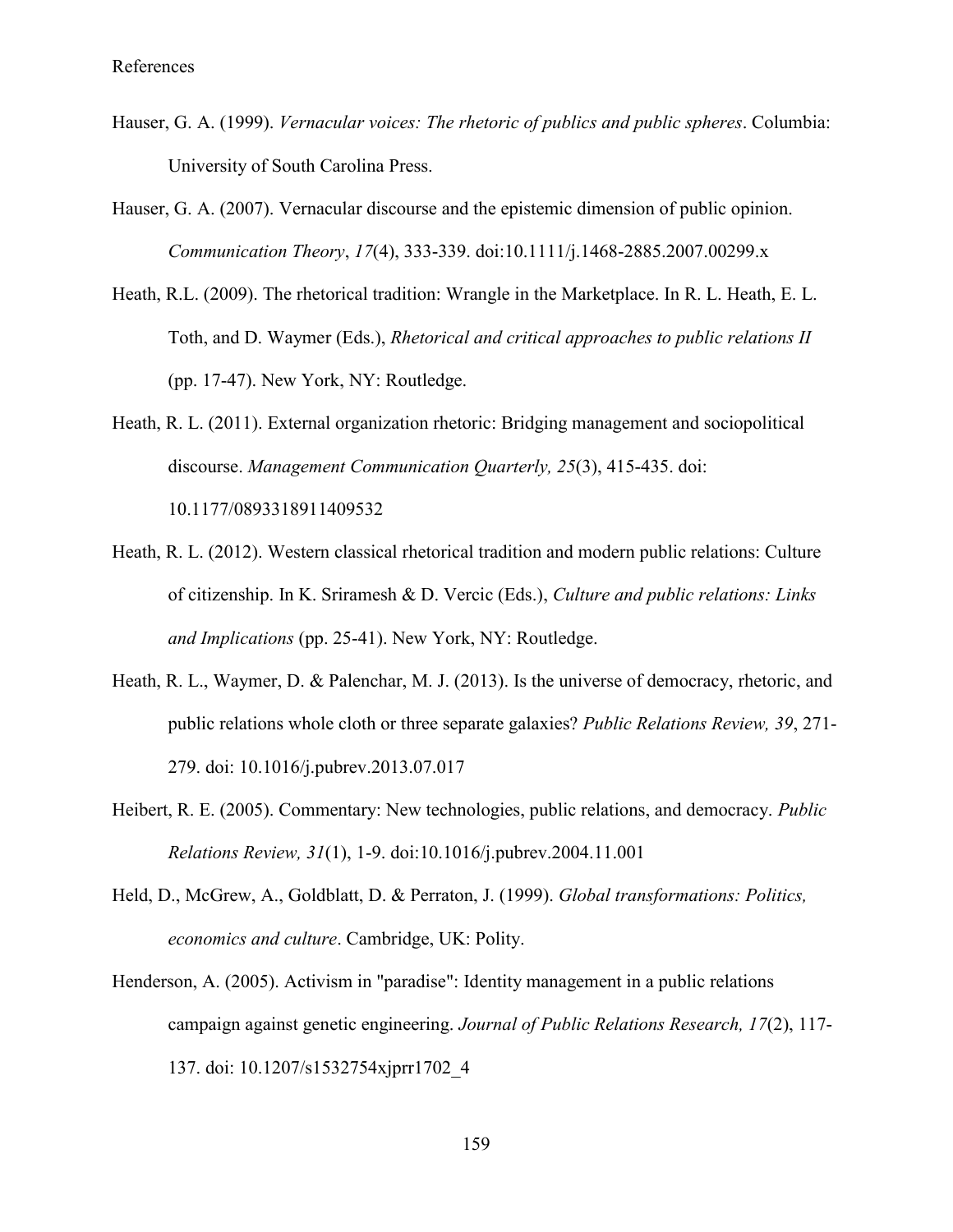References

Hauser, G. A. (1999). *Vernacular voices: The rhetoric of publics and public spheres*. Columbia: University of South Carolina Press.

Hauser, G. A. (2007). Vernacular discourse and the epistemic dimension of public opinion. *Communication Theory*, *17*(4), 333-339. doi:10.1111/j.1468-2885.2007.00299.x

Heath, R.L. (2009). The rhetorical tradition: Wrangle in the Marketplace. In R. L. Heath, E. L. Toth, and D. Waymer (Eds.), *Rhetorical and critical approaches to public relations II* (pp. 17-47). New York, NY: Routledge.

Heath, R. L. (2011). External organization rhetoric: Bridging management and sociopolitical discourse. *Management Communication Quarterly, 25*(3), 415-435. doi: 10.1177/0893318911409532

Heath, R. L. (2012). Western classical rhetorical tradition and modern public relations: Culture of citizenship. In K. Sriramesh & D. Vercic (Eds.), *Culture and public relations: Links and Implications* (pp. 25-41). New York, NY: Routledge.

Heath, R. L., Waymer, D. & Palenchar, M. J. (2013). Is the universe of democracy, rhetoric, and public relations whole cloth or three separate galaxies? *Public Relations Review, 39*, 271-279. doi: 10.1016/j.pubrev.2013.07.017

Heibert, R. E. (2005). Commentary: New technologies, public relations, and democracy. *Public Relations Review, 31*(1), 1-9. doi:10.1016/j.pubrev.2004.11.001

Held, D., McGrew, A., Goldblatt, D. & Perraton, J. (1999). *Global transformations: Politics, economics and culture*. Cambridge, UK: Polity.

Henderson, A. (2005). Activism in "paradise": Identity management in a public relations campaign against genetic engineering. *Journal of Public Relations Research, 17*(2), 117-137. doi: 10.1207/s1532754xjprr1702_4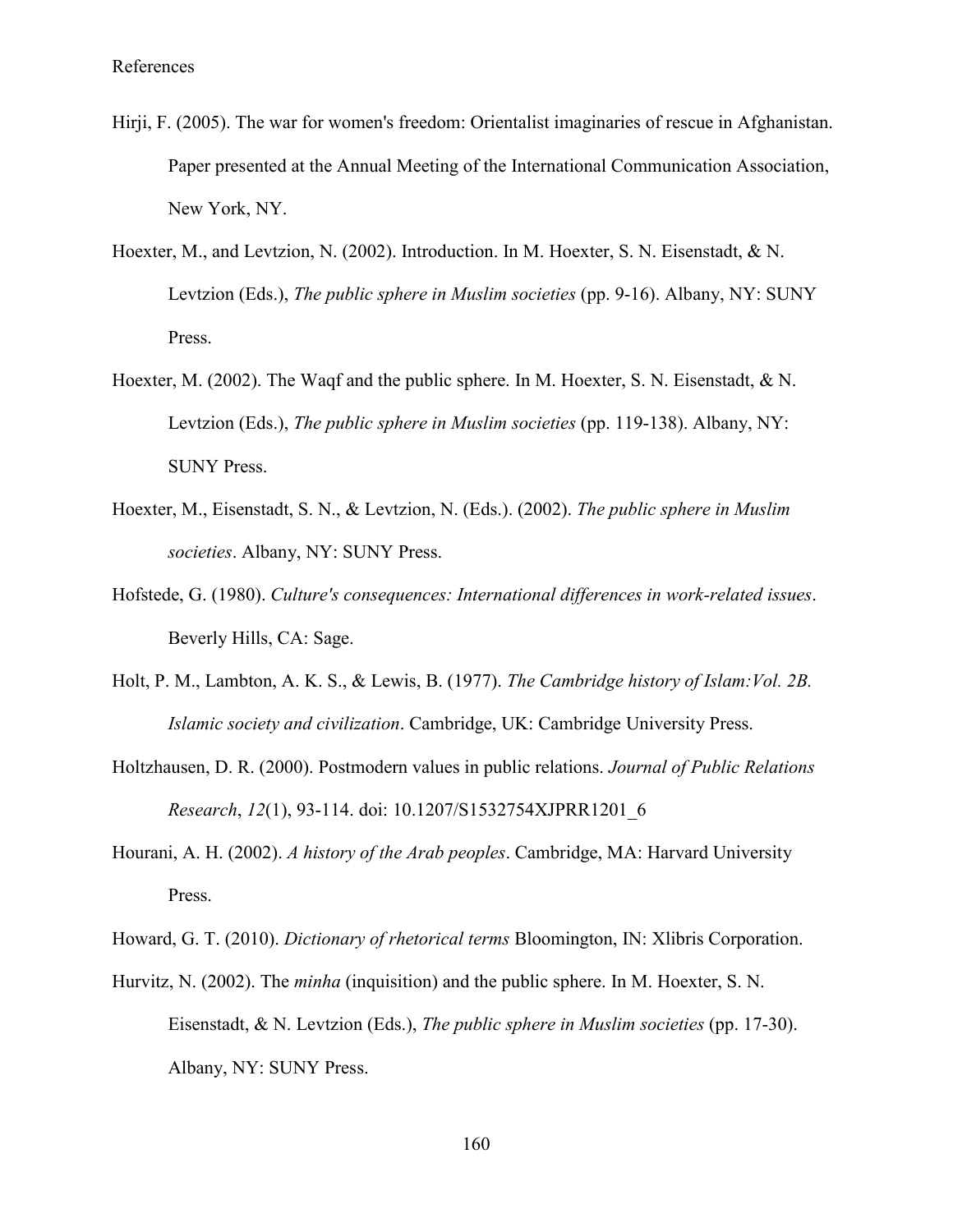Hirji, F. (2005). The war for women's freedom: Orientalist imaginaries of rescue in Afghanistan. Paper presented at the Annual Meeting of the International Communication Association, New York, NY.

Hoexter, M., and Levtzion, N. (2002). Introduction. In M. Hoexter, S. N. Eisenstadt, & N. Levtzion (Eds.), *The public sphere in Muslim societies* (pp. 9-16). Albany, NY: SUNY Press.

Hoexter, M. (2002). The Waqf and the public sphere. In M. Hoexter, S. N. Eisenstadt, & N. Levtzion (Eds.), *The public sphere in Muslim societies* (pp. 119-138). Albany, NY: SUNY Press.

Hoexter, M., Eisenstadt, S. N., & Levtzion, N. (Eds.). (2002). *The public sphere in Muslim societies*. Albany, NY: SUNY Press.

Hofstede, G. (1980). *Culture's consequences: International differences in work-related issues*. Beverly Hills, CA: Sage.

Holt, P. M., Lambton, A. K. S., & Lewis, B. (1977). *The Cambridge history of Islam:Vol. 2B. Islamic society and civilization*. Cambridge, UK: Cambridge University Press.

Holtzhausen, D. R. (2000). Postmodern values in public relations. *Journal of Public Relations Research*, *12*(1), 93-114. doi: 10.1207/S1532754XJPRR1201_6

Hourani, A. H. (2002). *A history of the Arab peoples*. Cambridge, MA: Harvard University Press.

Howard, G. T. (2010). *Dictionary of rhetorical terms* Bloomington, IN: Xlibris Corporation.

Hurvitz, N. (2002). The *minha* (inquisition) and the public sphere. In M. Hoexter, S. N. Eisenstadt, & N. Levtzion (Eds.), *The public sphere in Muslim societies* (pp. 17-30). Albany, NY: SUNY Press.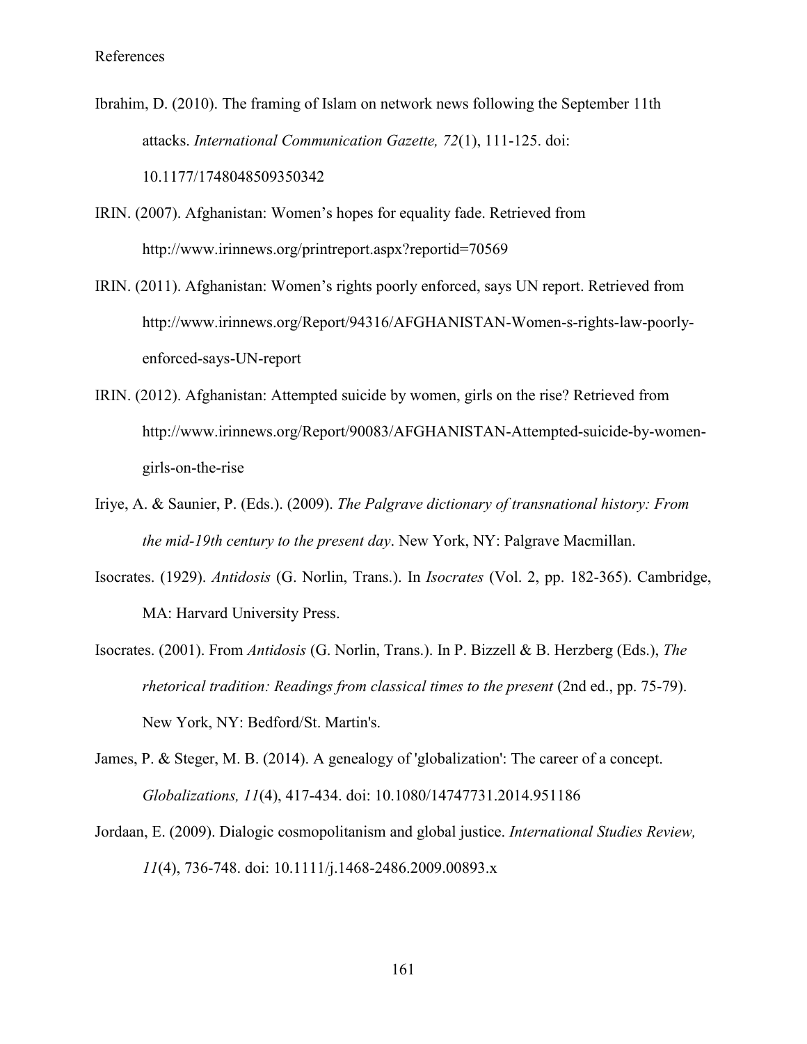References

Ibrahim, D. (2010). The framing of Islam on network news following the September 11th attacks. *International Communication Gazette, 72*(1), 111-125. doi: 10.1177/1748048509350342

IRIN. (2007). Afghanistan: Women's hopes for equality fade. Retrieved from http://www.irinnews.org/printreport.aspx?reportid=70569

IRIN. (2011). Afghanistan: Women's rights poorly enforced, says UN report. Retrieved from http://www.irinnews.org/Report/94316/AFGHANISTAN-Women-s-rights-law-poorly-enforced-says-UN-report

IRIN. (2012). Afghanistan: Attempted suicide by women, girls on the rise? Retrieved from http://www.irinnews.org/Report/90083/AFGHANISTAN-Attempted-suicide-by-women-girls-on-the-rise

Iriye, A. & Saunier, P. (Eds.). (2009). *The Palgrave dictionary of transnational history: From the mid-19th century to the present day*. New York, NY: Palgrave Macmillan.

Isocrates. (1929). *Antidosis* (G. Norlin, Trans.). In *Isocrates* (Vol. 2, pp. 182-365). Cambridge, MA: Harvard University Press.

Isocrates. (2001). From *Antidosis* (G. Norlin, Trans.). In P. Bizzell & B. Herzberg (Eds.), *The rhetorical tradition: Readings from classical times to the present* (2nd ed., pp. 75-79). New York, NY: Bedford/St. Martin's.

James, P. & Steger, M. B. (2014). A genealogy of 'globalization': The career of a concept. *Globalizations, 11*(4), 417-434. doi: 10.1080/14747731.2014.951186

Jordaan, E. (2009). Dialogic cosmopolitanism and global justice. *International Studies Review, 11*(4), 736-748. doi: 10.1111/j.1468-2486.2009.00893.x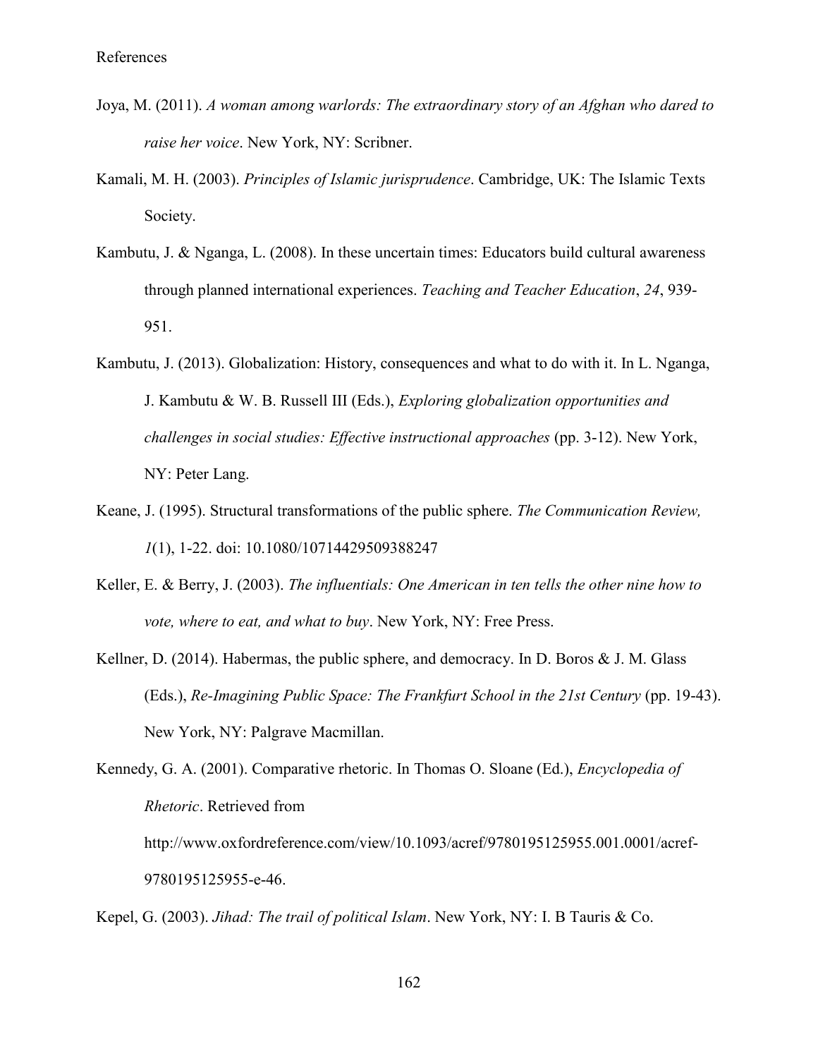References

Joya, M. (2011). *A woman among warlords: The extraordinary story of an Afghan who dared to raise her voice*. New York, NY: Scribner.

Kamali, M. H. (2003). *Principles of Islamic jurisprudence*. Cambridge, UK: The Islamic Texts Society.

Kambutu, J. & Nganga, L. (2008). In these uncertain times: Educators build cultural awareness through planned international experiences. *Teaching and Teacher Education*, *24*, 939-951.

Kambutu, J. (2013). Globalization: History, consequences and what to do with it. In L. Nganga, J. Kambutu & W. B. Russell III (Eds.), *Exploring globalization opportunities and challenges in social studies: Effective instructional approaches* (pp. 3-12). New York, NY: Peter Lang.

Keane, J. (1995). Structural transformations of the public sphere. *The Communication Review, 1*(1), 1-22. doi: 10.1080/10714429509388247

Keller, E. & Berry, J. (2003). *The influentials: One American in ten tells the other nine how to vote, where to eat, and what to buy*. New York, NY: Free Press.

Kellner, D. (2014). Habermas, the public sphere, and democracy. In D. Boros & J. M. Glass (Eds.), *Re-Imagining Public Space: The Frankfurt School in the 21st Century* (pp. 19-43). New York, NY: Palgrave Macmillan.

Kennedy, G. A. (2001). Comparative rhetoric. In Thomas O. Sloane (Ed.), *Encyclopedia of Rhetoric*. Retrieved from http://www.oxfordreference.com/view/10.1093/acref/9780195125955.001.0001/acref-9780195125955-e-46.

Kepel, G. (2003). *Jihad: The trail of political Islam*. New York, NY: I. B Tauris & Co.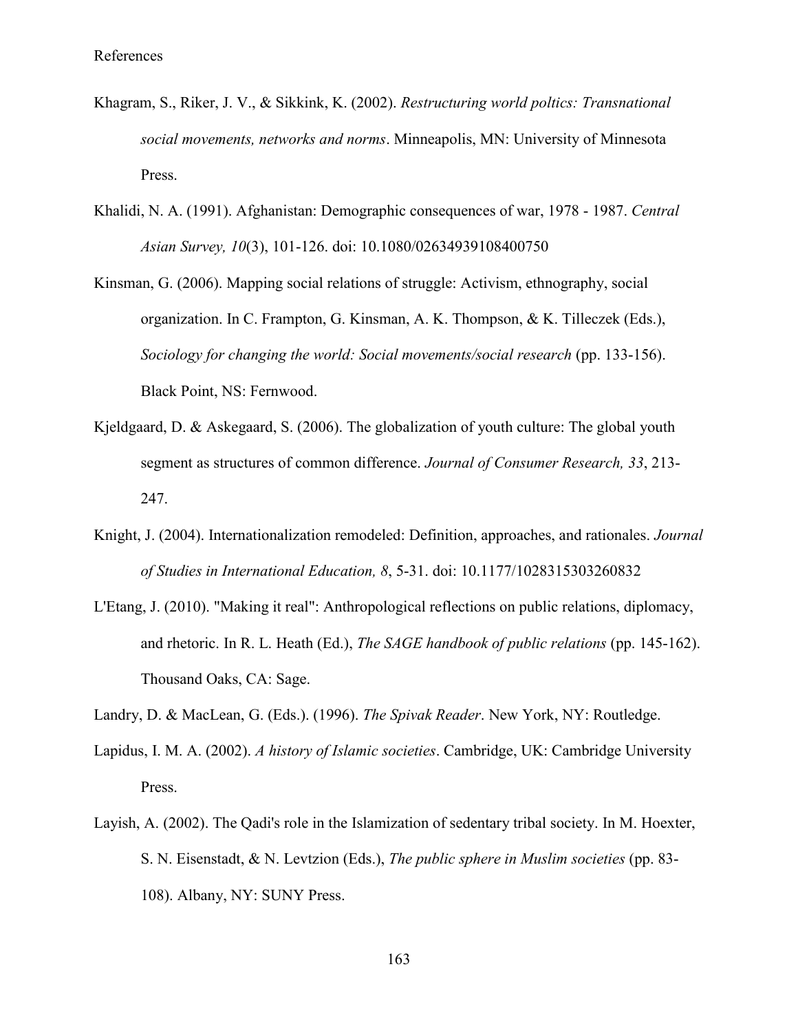Khagram, S., Riker, J. V., & Sikkink, K. (2002). *Restructuring world poltics: Transnational social movements, networks and norms*. Minneapolis, MN: University of Minnesota Press.

Khalidi, N. A. (1991). Afghanistan: Demographic consequences of war, 1978 - 1987. *Central Asian Survey, 10*(3), 101-126. doi: 10.1080/02634939108400750

Kinsman, G. (2006). Mapping social relations of struggle: Activism, ethnography, social organization. In C. Frampton, G. Kinsman, A. K. Thompson, & K. Tilleczek (Eds.), *Sociology for changing the world: Social movements/social research* (pp. 133-156). Black Point, NS: Fernwood.

Kjeldgaard, D. & Askegaard, S. (2006). The globalization of youth culture: The global youth segment as structures of common difference. *Journal of Consumer Research, 33*, 213-247.

Knight, J. (2004). Internationalization remodeled: Definition, approaches, and rationales. *Journal of Studies in International Education, 8*, 5-31. doi: 10.1177/1028315303260832

L'Etang, J. (2010). "Making it real": Anthropological reflections on public relations, diplomacy, and rhetoric. In R. L. Heath (Ed.), *The SAGE handbook of public relations* (pp. 145-162). Thousand Oaks, CA: Sage.

Landry, D. & MacLean, G. (Eds.). (1996). *The Spivak Reader*. New York, NY: Routledge.

Lapidus, I. M. A. (2002). *A history of Islamic societies*. Cambridge, UK: Cambridge University Press.

Layish, A. (2002). The Qadi's role in the Islamization of sedentary tribal society. In M. Hoexter, S. N. Eisenstadt, & N. Levtzion (Eds.), *The public sphere in Muslim societies* (pp. 83-108). Albany, NY: SUNY Press.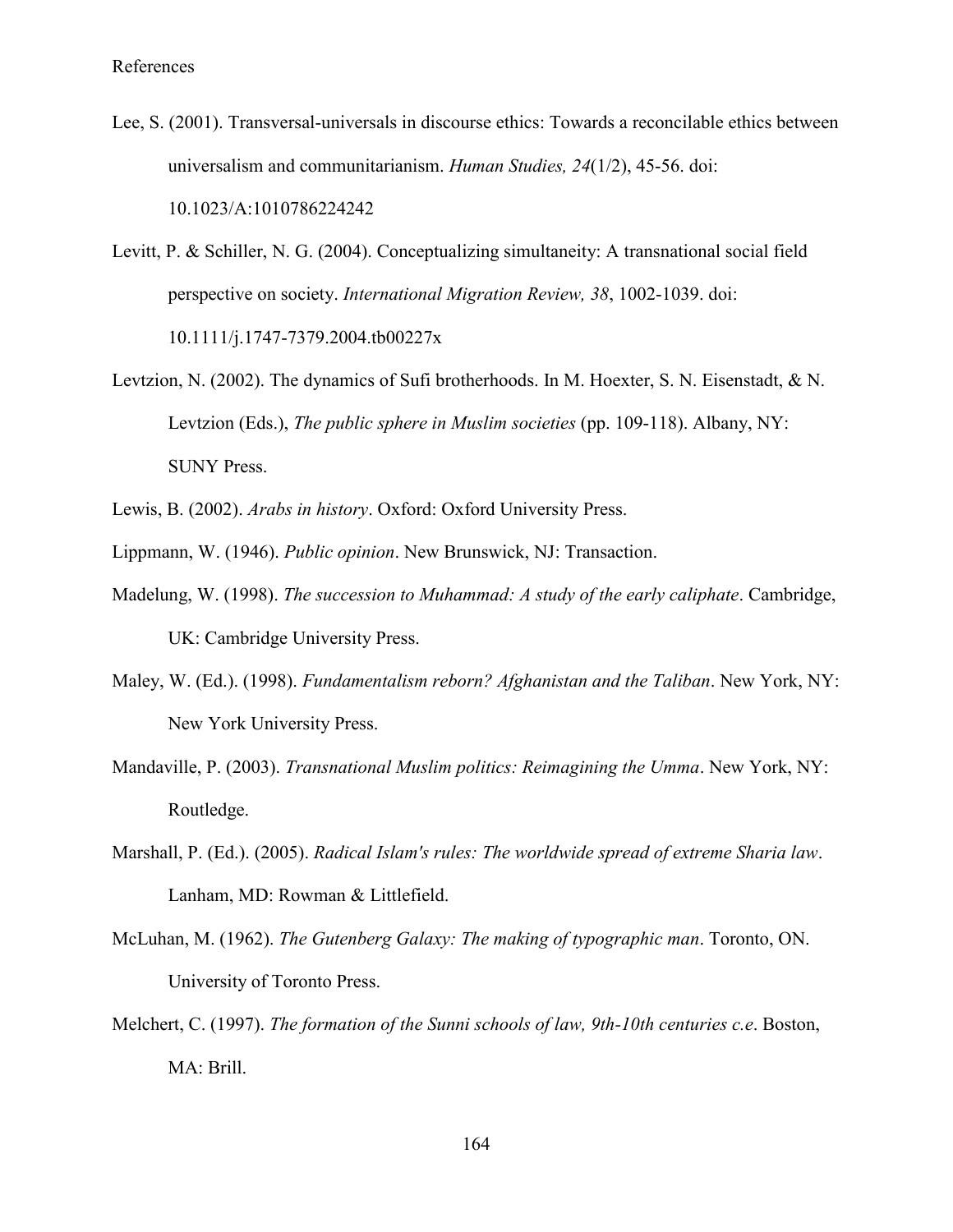Lee, S. (2001). Transversal-universals in discourse ethics: Towards a reconcilable ethics between universalism and communitarianism. *Human Studies, 24*(1/2), 45-56. doi: 10.1023/A:1010786224242

Levitt, P. & Schiller, N. G. (2004). Conceptualizing simultaneity: A transnational social field perspective on society. *International Migration Review, 38*, 1002-1039. doi: 10.1111/j.1747-7379.2004.tb00227x

Levtzion, N. (2002). The dynamics of Sufi brotherhoods. In M. Hoexter, S. N. Eisenstadt, & N. Levtzion (Eds.), *The public sphere in Muslim societies* (pp. 109-118). Albany, NY: SUNY Press.

Lewis, B. (2002). *Arabs in history*. Oxford: Oxford University Press.

Lippmann, W. (1946). *Public opinion*. New Brunswick, NJ: Transaction.

Madelung, W. (1998). *The succession to Muhammad: A study of the early caliphate*. Cambridge, UK: Cambridge University Press.

Maley, W. (Ed.). (1998). *Fundamentalism reborn? Afghanistan and the Taliban*. New York, NY: New York University Press.

Mandaville, P. (2003). *Transnational Muslim politics: Reimagining the Umma*. New York, NY: Routledge.

Marshall, P. (Ed.). (2005). *Radical Islam's rules: The worldwide spread of extreme Sharia law*. Lanham, MD: Rowman & Littlefield.

McLuhan, M. (1962). *The Gutenberg Galaxy: The making of typographic man*. Toronto, ON. University of Toronto Press.

Melchert, C. (1997). *The formation of the Sunni schools of law, 9th-10th centuries c.e*. Boston, MA: Brill.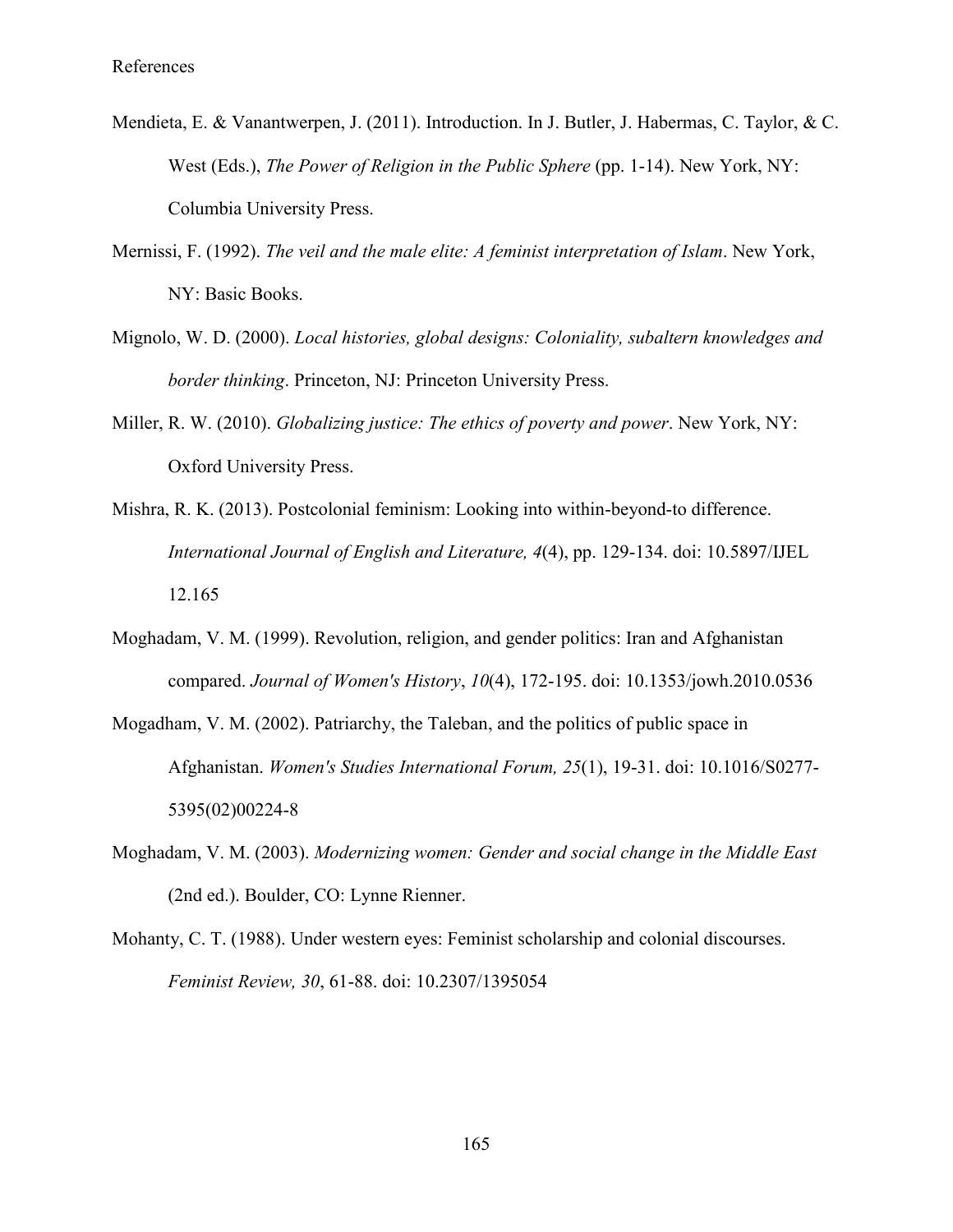# References

Mendieta, E. & Vanantwerpen, J. (2011). Introduction. In J. Butler, J. Habermas, C. Taylor, & C. West (Eds.), *The Power of Religion in the Public Sphere* (pp. 1-14). New York, NY: Columbia University Press.

Mernissi, F. (1992). *The veil and the male elite: A feminist interpretation of Islam*. New York, NY: Basic Books.

Mignolo, W. D. (2000). *Local histories, global designs: Coloniality, subaltern knowledges and border thinking*. Princeton, NJ: Princeton University Press.

Miller, R. W. (2010). *Globalizing justice: The ethics of poverty and power*. New York, NY: Oxford University Press.

Mishra, R. K. (2013). Postcolonial feminism: Looking into within-beyond-to difference. *International Journal of English and Literature, 4*(4), pp. 129-134. doi: 10.5897/IJEL 12.165

Moghadam, V. M. (1999). Revolution, religion, and gender politics: Iran and Afghanistan compared. *Journal of Women's History*, *10*(4), 172-195. doi: 10.1353/jowh.2010.0536

Mogadham, V. M. (2002). Patriarchy, the Taleban, and the politics of public space in Afghanistan. *Women's Studies International Forum, 25*(1), 19-31. doi: 10.1016/S0277-5395(02)00224-8

Moghadam, V. M. (2003). *Modernizing women: Gender and social change in the Middle East* (2nd ed.). Boulder, CO: Lynne Rienner.

Mohanty, C. T. (1988). Under western eyes: Feminist scholarship and colonial discourses. *Feminist Review, 30*, 61-88. doi: 10.2307/1395054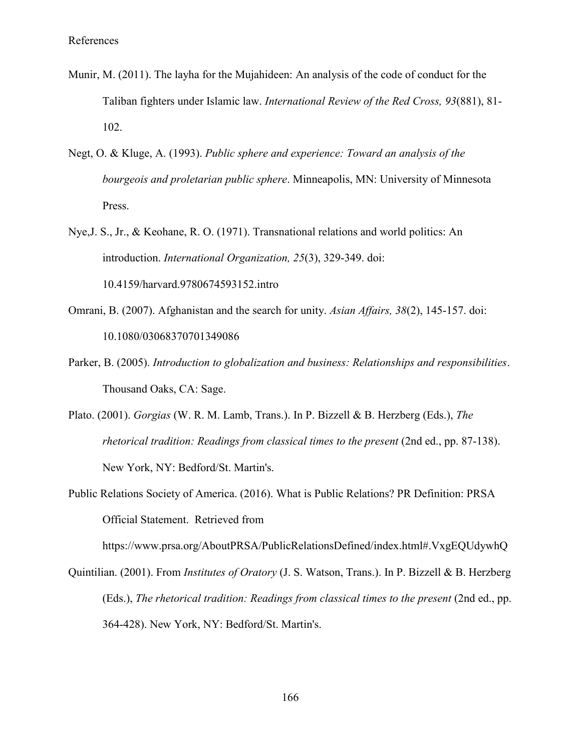References

Munir, M. (2011). The layha for the Mujahideen: An analysis of the code of conduct for the Taliban fighters under Islamic law. *International Review of the Red Cross, 93*(881), 81-102.

Negt, O. & Kluge, A. (1993). *Public sphere and experience: Toward an analysis of the bourgeois and proletarian public sphere*. Minneapolis, MN: University of Minnesota Press.

Nye,J. S., Jr., & Keohane, R. O. (1971). Transnational relations and world politics: An introduction. *International Organization, 25*(3), 329-349. doi: 10.4159/harvard.9780674593152.intro

Omrani, B. (2007). Afghanistan and the search for unity. *Asian Affairs, 38*(2), 145-157. doi: 10.1080/03068370701349086

Parker, B. (2005). *Introduction to globalization and business: Relationships and responsibilities*. Thousand Oaks, CA: Sage.

Plato. (2001). *Gorgias* (W. R. M. Lamb, Trans.). In P. Bizzell & B. Herzberg (Eds.), *The rhetorical tradition: Readings from classical times to the present* (2nd ed., pp. 87-138). New York, NY: Bedford/St. Martin's.

Public Relations Society of America. (2016). What is Public Relations? PR Definition: PRSA Official Statement. Retrieved from https://www.prsa.org/AboutPRSA/PublicRelationsDefined/index.html#.VxgEQUdywhQ

Quintilian. (2001). From *Institutes of Oratory* (J. S. Watson, Trans.). In P. Bizzell & B. Herzberg (Eds.), *The rhetorical tradition: Readings from classical times to the present* (2nd ed., pp. 364-428). New York, NY: Bedford/St. Martin's.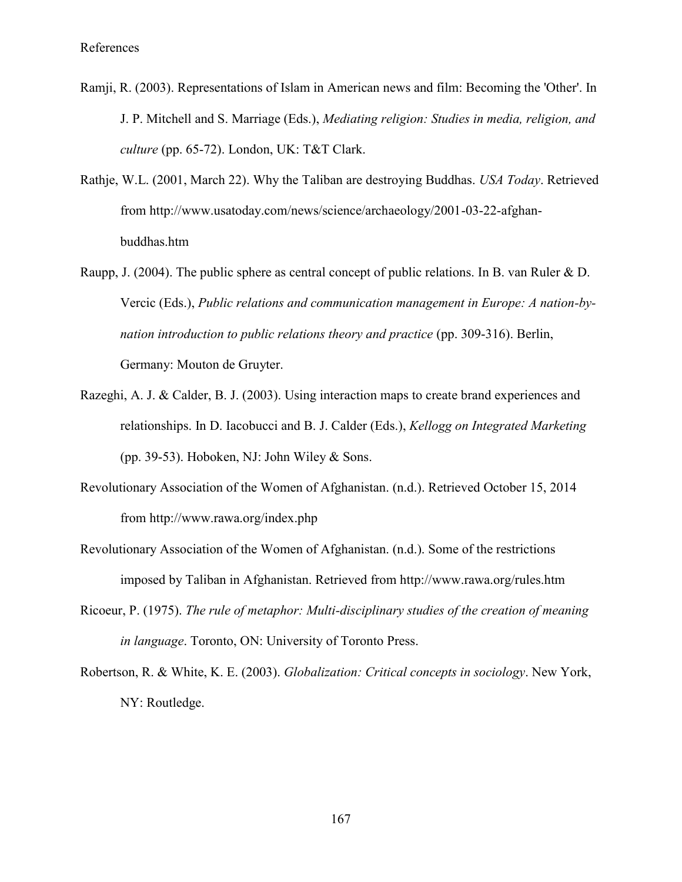References

Ramji, R. (2003). Representations of Islam in American news and film: Becoming the 'Other'. In J. P. Mitchell and S. Marriage (Eds.), *Mediating religion: Studies in media, religion, and culture* (pp. 65-72). London, UK: T&T Clark.

Rathje, W.L. (2001, March 22). Why the Taliban are destroying Buddhas. *USA Today*. Retrieved from http://www.usatoday.com/news/science/archaeology/2001-03-22-afghan-buddhas.htm

Raupp, J. (2004). The public sphere as central concept of public relations. In B. van Ruler & D. Vercic (Eds.), *Public relations and communication management in Europe: A nation-by-nation introduction to public relations theory and practice* (pp. 309-316). Berlin, Germany: Mouton de Gruyter.

Razeghi, A. J. & Calder, B. J. (2003). Using interaction maps to create brand experiences and relationships. In D. Iacobucci and B. J. Calder (Eds.), *Kellogg on Integrated Marketing* (pp. 39-53). Hoboken, NJ: John Wiley & Sons.

Revolutionary Association of the Women of Afghanistan. (n.d.). Retrieved October 15, 2014 from http://www.rawa.org/index.php

Revolutionary Association of the Women of Afghanistan. (n.d.). Some of the restrictions imposed by Taliban in Afghanistan. Retrieved from http://www.rawa.org/rules.htm

Ricoeur, P. (1975). *The rule of metaphor: Multi-disciplinary studies of the creation of meaning in language*. Toronto, ON: University of Toronto Press.

Robertson, R. & White, K. E. (2003). *Globalization: Critical concepts in sociology*. New York, NY: Routledge.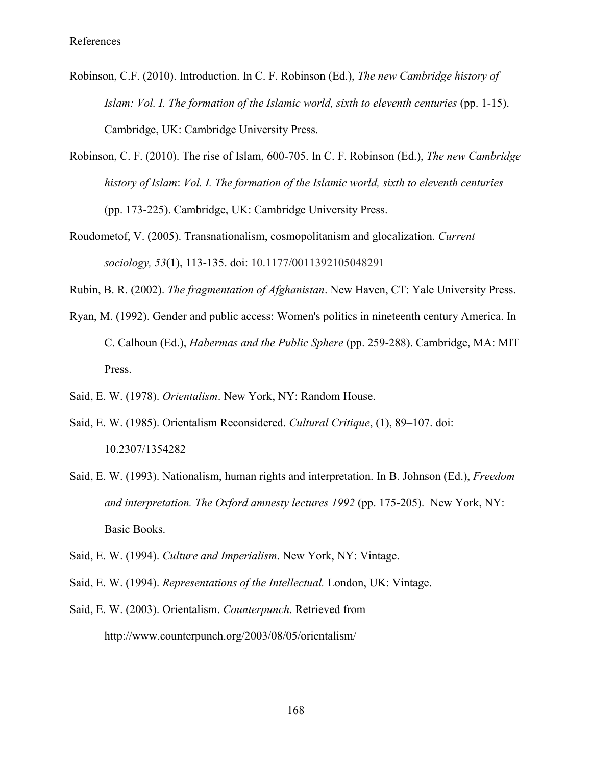References

Robinson, C.F. (2010). Introduction. In C. F. Robinson (Ed.), *The new Cambridge history of Islam: Vol. I. The formation of the Islamic world, sixth to eleventh centuries* (pp. 1-15). Cambridge, UK: Cambridge University Press.

Robinson, C. F. (2010). The rise of Islam, 600-705. In C. F. Robinson (Ed.), *The new Cambridge history of Islam*: *Vol. I. The formation of the Islamic world, sixth to eleventh centuries* (pp. 173-225). Cambridge, UK: Cambridge University Press.

Roudometof, V. (2005). Transnationalism, cosmopolitanism and glocalization. *Current sociology, 53*(1), 113-135. doi: 10.1177/0011392105048291

Rubin, B. R. (2002). *The fragmentation of Afghanistan*. New Haven, CT: Yale University Press.

Ryan, M. (1992). Gender and public access: Women's politics in nineteenth century America. In C. Calhoun (Ed.), *Habermas and the Public Sphere* (pp. 259-288). Cambridge, MA: MIT Press.

Said, E. W. (1978). *Orientalism*. New York, NY: Random House.

Said, E. W. (1985). Orientalism Reconsidered. *Cultural Critique*, (1), 89–107. doi: 10.2307/1354282

Said, E. W. (1993). Nationalism, human rights and interpretation. In B. Johnson (Ed.), *Freedom and interpretation. The Oxford amnesty lectures 1992* (pp. 175-205). New York, NY: Basic Books.

Said, E. W. (1994). *Culture and Imperialism*. New York, NY: Vintage.

Said, E. W. (1994). *Representations of the Intellectual.* London, UK: Vintage.

Said, E. W. (2003). Orientalism. *Counterpunch*. Retrieved from http://www.counterpunch.org/2003/08/05/orientalism/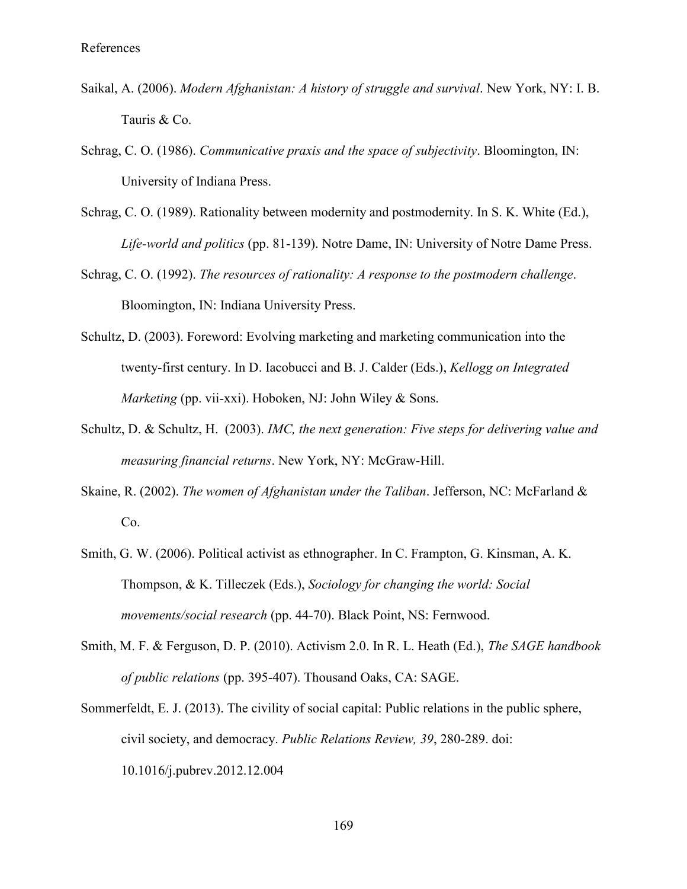References

Saikal, A. (2006). *Modern Afghanistan: A history of struggle and survival*. New York, NY: I. B. Tauris & Co.

Schrag, C. O. (1986). *Communicative praxis and the space of subjectivity*. Bloomington, IN: University of Indiana Press.

Schrag, C. O. (1989). Rationality between modernity and postmodernity. In S. K. White (Ed.), *Life-world and politics* (pp. 81-139). Notre Dame, IN: University of Notre Dame Press.

Schrag, C. O. (1992). *The resources of rationality: A response to the postmodern challenge*. Bloomington, IN: Indiana University Press.

Schultz, D. (2003). Foreword: Evolving marketing and marketing communication into the twenty-first century. In D. Iacobucci and B. J. Calder (Eds.), *Kellogg on Integrated Marketing* (pp. vii-xxi). Hoboken, NJ: John Wiley & Sons.

Schultz, D. & Schultz, H. (2003). *IMC, the next generation: Five steps for delivering value and measuring financial returns*. New York, NY: McGraw-Hill.

Skaine, R. (2002). *The women of Afghanistan under the Taliban*. Jefferson, NC: McFarland & Co.

Smith, G. W. (2006). Political activist as ethnographer. In C. Frampton, G. Kinsman, A. K. Thompson, & K. Tilleczek (Eds.), *Sociology for changing the world: Social movements/social research* (pp. 44-70). Black Point, NS: Fernwood.

Smith, M. F. & Ferguson, D. P. (2010). Activism 2.0. In R. L. Heath (Ed.), *The SAGE handbook of public relations* (pp. 395-407). Thousand Oaks, CA: SAGE.

Sommerfeldt, E. J. (2013). The civility of social capital: Public relations in the public sphere, civil society, and democracy. *Public Relations Review, 39*, 280-289. doi: 10.1016/j.pubrev.2012.12.004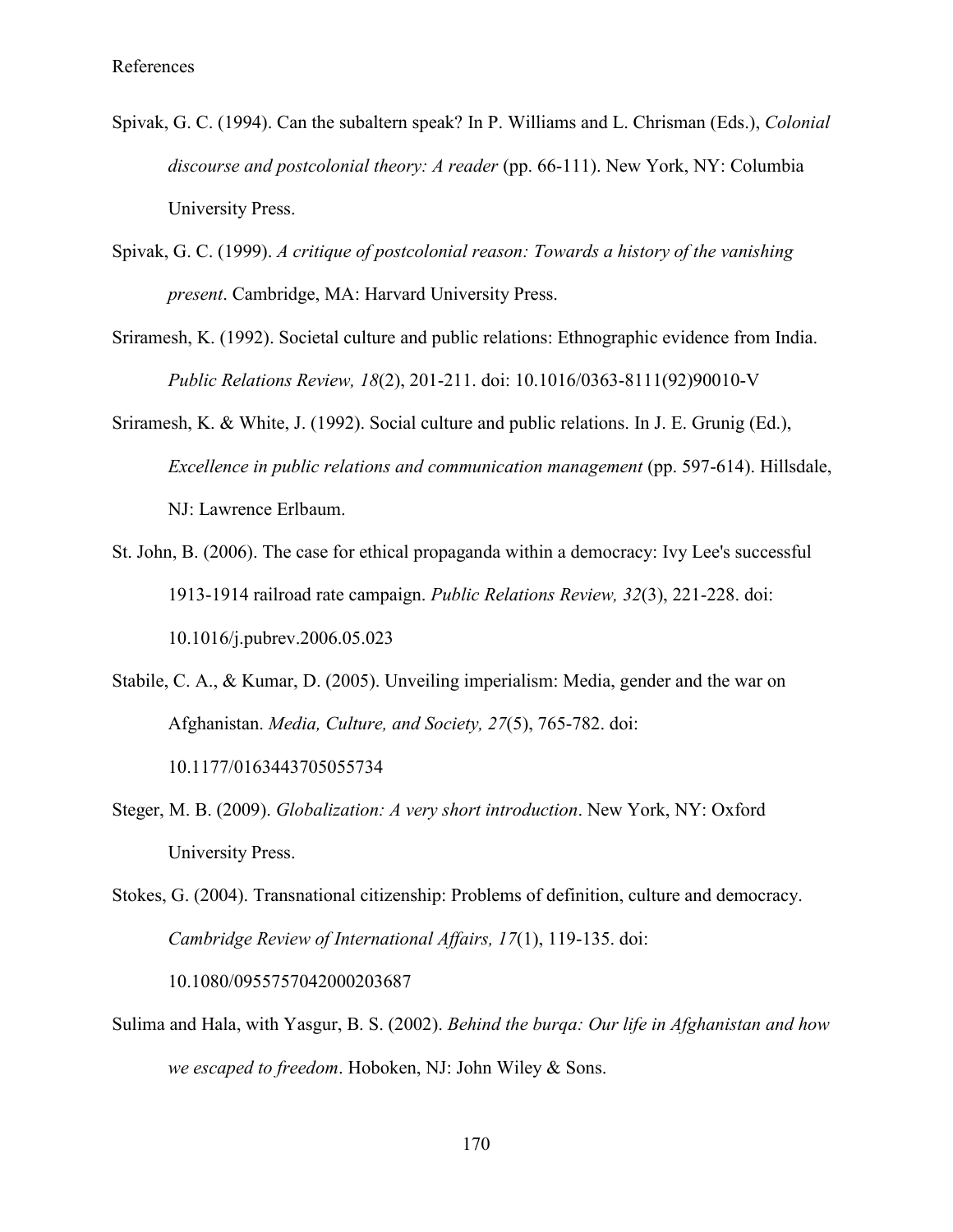Spivak, G. C. (1994). Can the subaltern speak? In P. Williams and L. Chrisman (Eds.), *Colonial discourse and postcolonial theory: A reader* (pp. 66-111). New York, NY: Columbia University Press.

Spivak, G. C. (1999). *A critique of postcolonial reason: Towards a history of the vanishing present*. Cambridge, MA: Harvard University Press.

Sriramesh, K. (1992). Societal culture and public relations: Ethnographic evidence from India. *Public Relations Review, 18*(2), 201-211. doi: 10.1016/0363-8111(92)90010-V

Sriramesh, K. & White, J. (1992). Social culture and public relations. In J. E. Grunig (Ed.), *Excellence in public relations and communication management* (pp. 597-614). Hillsdale, NJ: Lawrence Erlbaum.

St. John, B. (2006). The case for ethical propaganda within a democracy: Ivy Lee's successful 1913-1914 railroad rate campaign. *Public Relations Review, 32*(3), 221-228. doi: 10.1016/j.pubrev.2006.05.023

Stabile, C. A., & Kumar, D. (2005). Unveiling imperialism: Media, gender and the war on Afghanistan. *Media, Culture, and Society, 27*(5), 765-782. doi: 10.1177/0163443705055734

Steger, M. B. (2009). *Globalization: A very short introduction*. New York, NY: Oxford University Press.

Stokes, G. (2004). Transnational citizenship: Problems of definition, culture and democracy. *Cambridge Review of International Affairs, 17*(1), 119-135. doi: 10.1080/0955757042000203687

Sulima and Hala, with Yasgur, B. S. (2002). *Behind the burqa: Our life in Afghanistan and how we escaped to freedom*. Hoboken, NJ: John Wiley & Sons.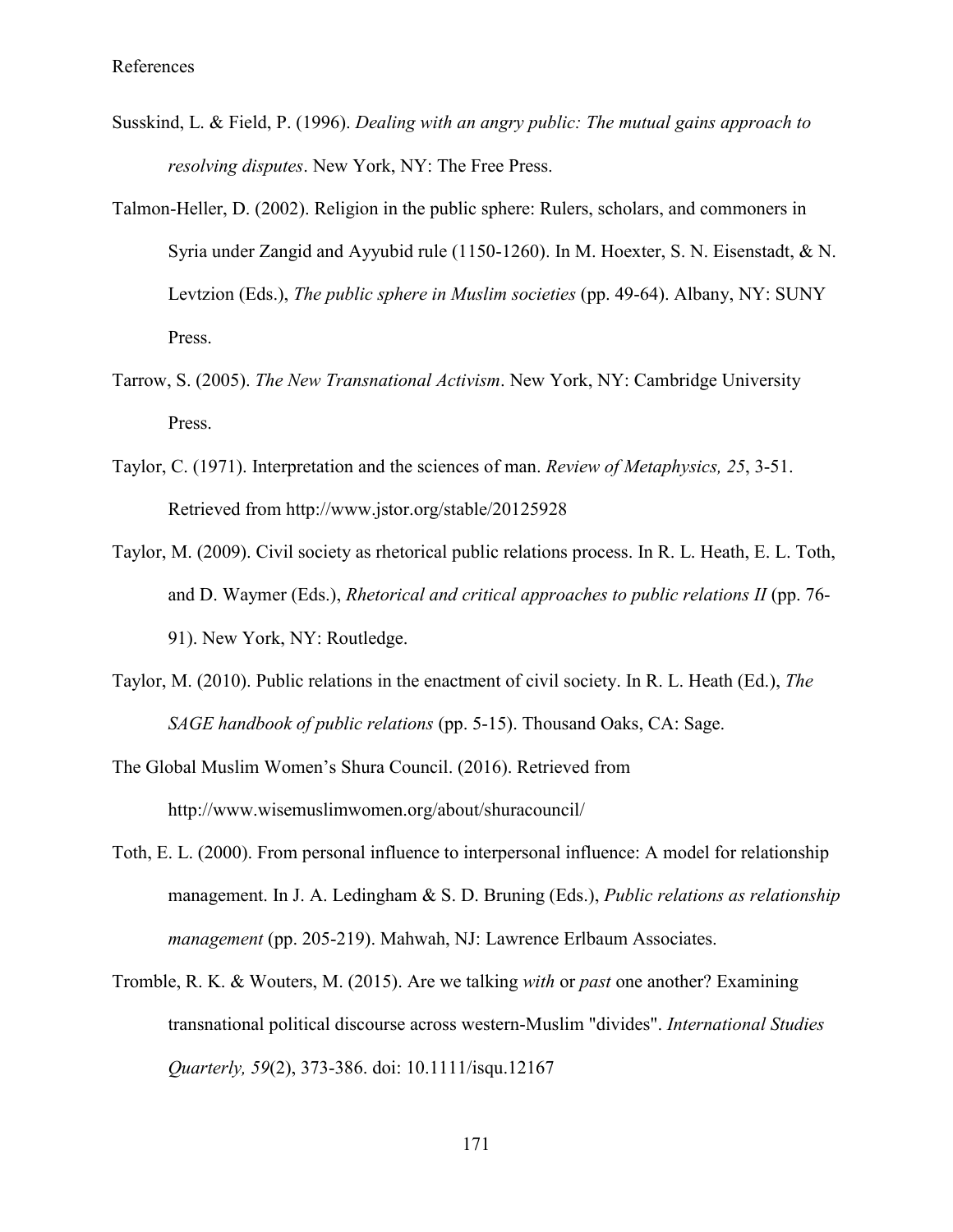References

Susskind, L. & Field, P. (1996). *Dealing with an angry public: The mutual gains approach to resolving disputes*. New York, NY: The Free Press.

Talmon-Heller, D. (2002). Religion in the public sphere: Rulers, scholars, and commoners in Syria under Zangid and Ayyubid rule (1150-1260). In M. Hoexter, S. N. Eisenstadt, & N. Levtzion (Eds.), *The public sphere in Muslim societies* (pp. 49-64). Albany, NY: SUNY Press.

Tarrow, S. (2005). *The New Transnational Activism*. New York, NY: Cambridge University Press.

Taylor, C. (1971). Interpretation and the sciences of man. *Review of Metaphysics, 25*, 3-51. Retrieved from http://www.jstor.org/stable/20125928

Taylor, M. (2009). Civil society as rhetorical public relations process. In R. L. Heath, E. L. Toth, and D. Waymer (Eds.), *Rhetorical and critical approaches to public relations II* (pp. 76-91). New York, NY: Routledge.

Taylor, M. (2010). Public relations in the enactment of civil society. In R. L. Heath (Ed.), *The SAGE handbook of public relations* (pp. 5-15). Thousand Oaks, CA: Sage.

The Global Muslim Women's Shura Council. (2016). Retrieved from http://www.wisemuslimwomen.org/about/shuracouncil/

Toth, E. L. (2000). From personal influence to interpersonal influence: A model for relationship management. In J. A. Ledingham & S. D. Bruning (Eds.), *Public relations as relationship management* (pp. 205-219). Mahwah, NJ: Lawrence Erlbaum Associates.

Tromble, R. K. & Wouters, M. (2015). Are we talking *with* or *past* one another? Examining transnational political discourse across western-Muslim "divides". *International Studies Quarterly, 59*(2), 373-386. doi: 10.1111/isqu.12167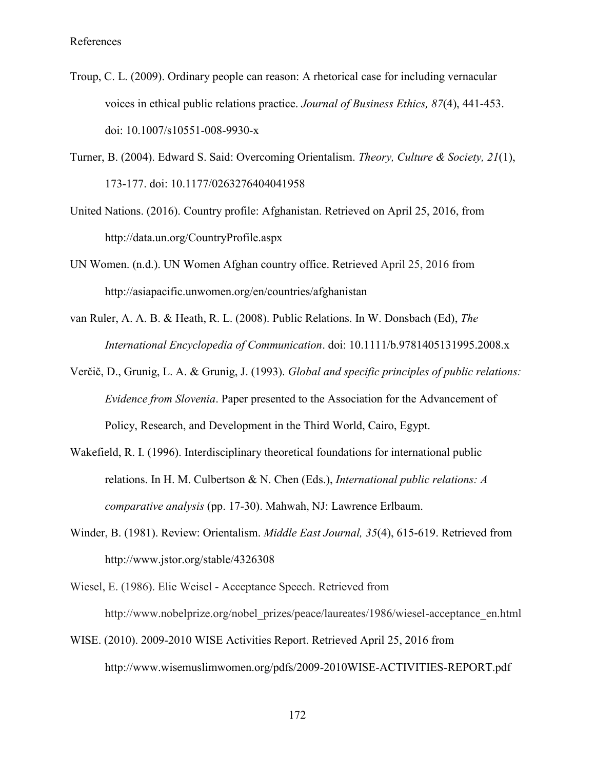References

Troup, C. L. (2009). Ordinary people can reason: A rhetorical case for including vernacular voices in ethical public relations practice. *Journal of Business Ethics, 87*(4), 441-453. doi: 10.1007/s10551-008-9930-x

Turner, B. (2004). Edward S. Said: Overcoming Orientalism. *Theory, Culture & Society, 21*(1), 173-177. doi: 10.1177/0263276404041958

United Nations. (2016). Country profile: Afghanistan. Retrieved on April 25, 2016, from http://data.un.org/CountryProfile.aspx

UN Women. (n.d.). UN Women Afghan country office. Retrieved April 25, 2016 from http://asiapacific.unwomen.org/en/countries/afghanistan

van Ruler, A. A. B. & Heath, R. L. (2008). Public Relations. In W. Donsbach (Ed), *The International Encyclopedia of Communication*. doi: 10.1111/b.9781405131995.2008.x

Verčič, D., Grunig, L. A. & Grunig, J. (1993). *Global and specific principles of public relations: Evidence from Slovenia*. Paper presented to the Association for the Advancement of Policy, Research, and Development in the Third World, Cairo, Egypt.

Wakefield, R. I. (1996). Interdisciplinary theoretical foundations for international public relations. In H. M. Culbertson & N. Chen (Eds.), *International public relations: A comparative analysis* (pp. 17-30). Mahwah, NJ: Lawrence Erlbaum.

Winder, B. (1981). Review: Orientalism. *Middle East Journal, 35*(4), 615-619. Retrieved from http://www.jstor.org/stable/4326308

Wiesel, E. (1986). Elie Weisel - Acceptance Speech. Retrieved from http://www.nobelprize.org/nobel_prizes/peace/laureates/1986/wiesel-acceptance_en.html

WISE. (2010). 2009-2010 WISE Activities Report. Retrieved April 25, 2016 from http://www.wisemuslimwomen.org/pdfs/2009-2010WISE-ACTIVITIES-REPORT.pdf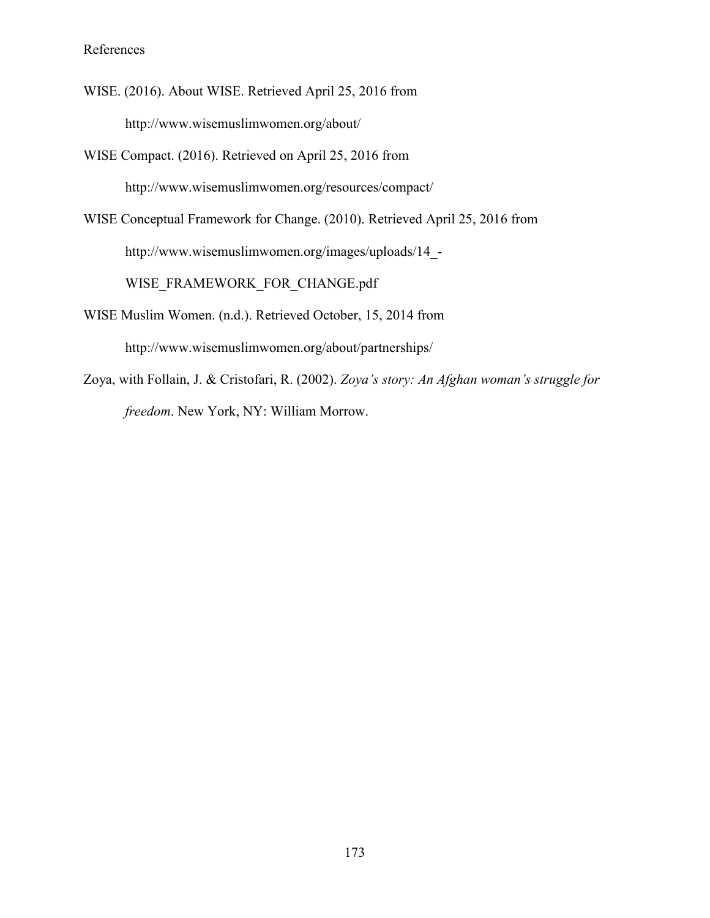References

WISE. (2016). About WISE. Retrieved April 25, 2016 from http://www.wisemuslimwomen.org/about/

WISE Compact. (2016). Retrieved on April 25, 2016 from http://www.wisemuslimwomen.org/resources/compact/

WISE Conceptual Framework for Change. (2010). Retrieved April 25, 2016 from http://www.wisemuslimwomen.org/images/uploads/14_-WISE_FRAMEWORK_FOR_CHANGE.pdf

WISE Muslim Women. (n.d.). Retrieved October, 15, 2014 from http://www.wisemuslimwomen.org/about/partnerships/

Zoya, with Follain, J. & Cristofari, R. (2002). *Zoya's story: An Afghan woman's struggle for freedom*. New York, NY: William Morrow.